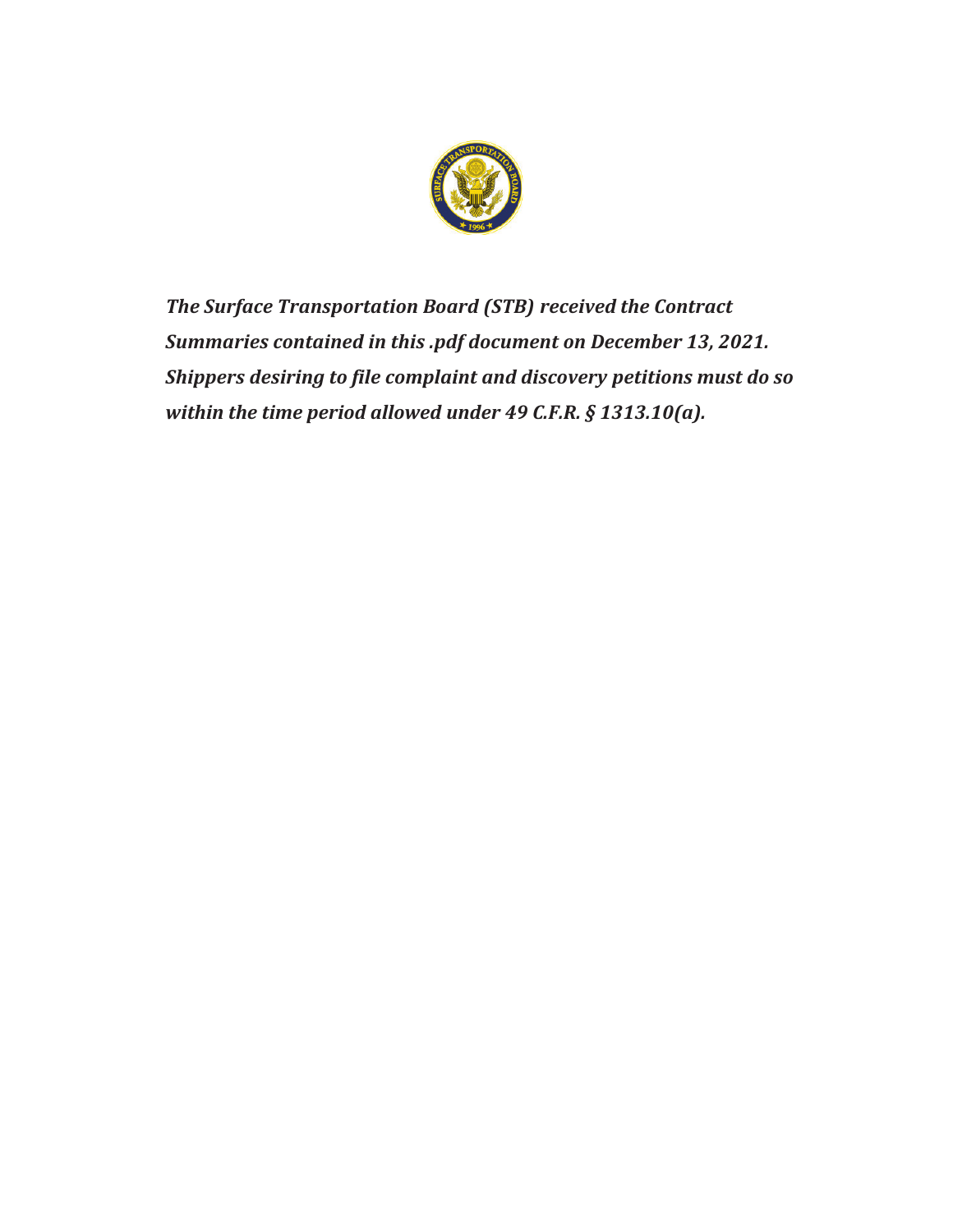***The Surface Transportation Board (STB) received the Contract Summaries contained in this .pdf document on December 13, 2021. Shippers desiring to file complaint and discovery petitions must do so within the time period allowed under 49 C.F.R. § 1313.10(a).***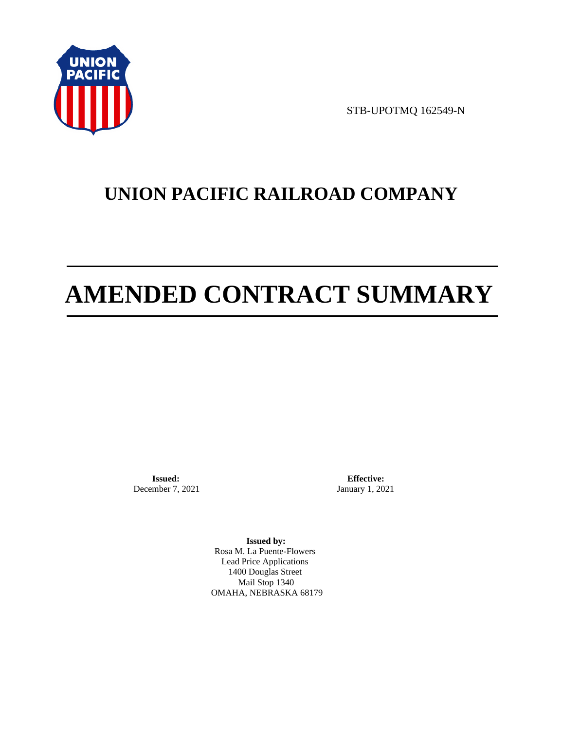STB-UPOTMQ 162549-N

# UNION PACIFIC RAILROAD COMPANY

# AMENDED CONTRACT SUMMARY

**Issued:**
December 7, 2021

**Effective:**
January 1, 2021

**Issued by:**
Rosa M. La Puente-Flowers
Lead Price Applications
1400 Douglas Street
Mail Stop 1340
OMAHA, NEBRASKA 68179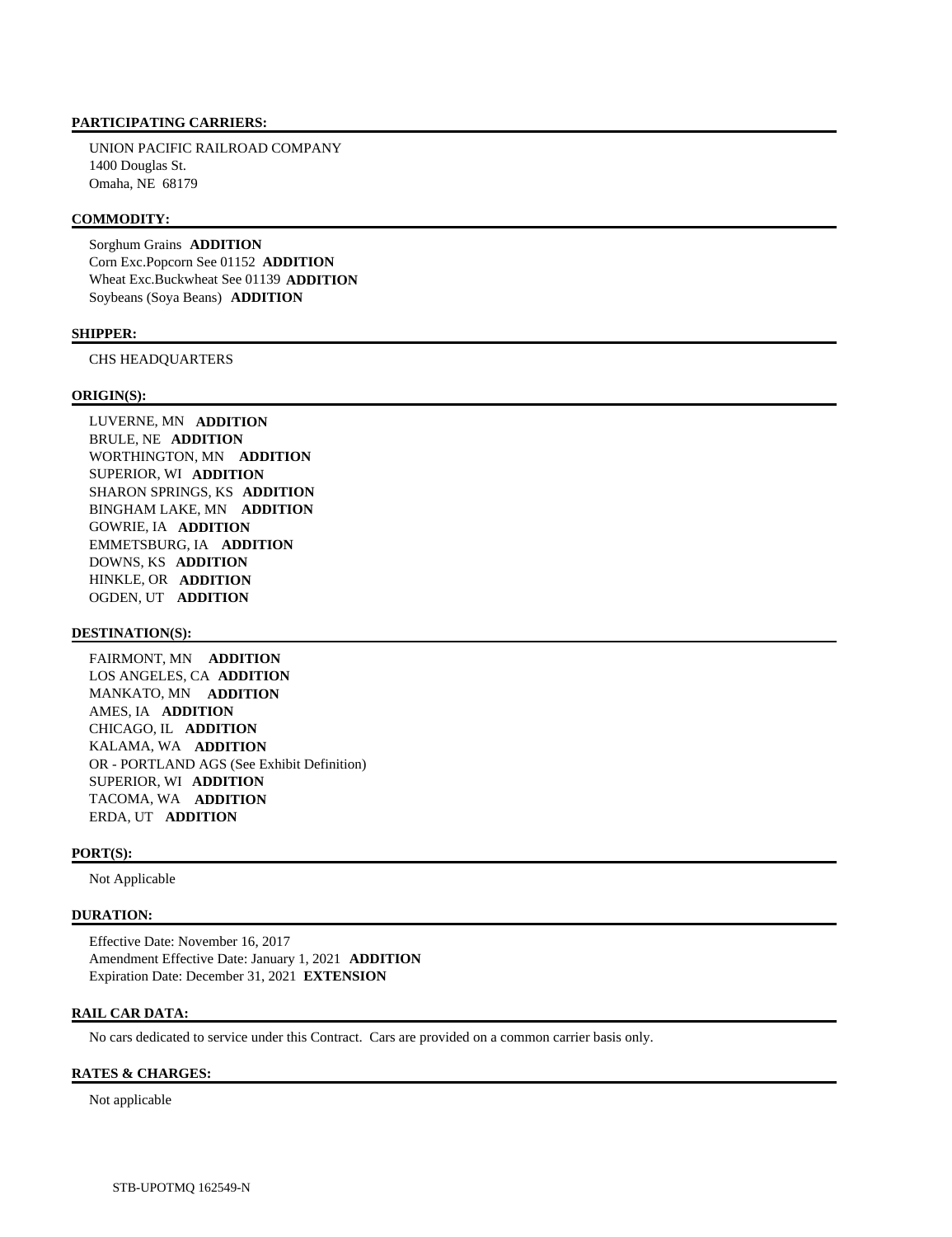**PARTICIPATING CARRIERS:**

UNION PACIFIC RAILROAD COMPANY
1400 Douglas St.
Omaha, NE 68179

**COMMODITY:**

Sorghum Grains **ADDITION**
Corn Exc.Popcorn See 01152 **ADDITION**
Wheat Exc.Buckwheat See 01139 **ADDITION**
Soybeans (Soya Beans) **ADDITION**

**SHIPPER:**

CHS HEADQUARTERS

**ORIGIN(S):**

LUVERNE, MN **ADDITION**
BRULE, NE **ADDITION**
WORTHINGTON, MN **ADDITION**
SUPERIOR, WI **ADDITION**
SHARON SPRINGS, KS **ADDITION**
BINGHAM LAKE, MN **ADDITION**
GOWRIE, IA **ADDITION**
EMMETSBURG, IA **ADDITION**
DOWNS, KS **ADDITION**
HINKLE, OR **ADDITION**
OGDEN, UT **ADDITION**

**DESTINATION(S):**

FAIRMONT, MN **ADDITION**
LOS ANGELES, CA **ADDITION**
MANKATO, MN **ADDITION**
AMES, IA **ADDITION**
CHICAGO, IL **ADDITION**
KALAMA, WA **ADDITION**
OR - PORTLAND AGS (See Exhibit Definition)
SUPERIOR, WI **ADDITION**
TACOMA, WA **ADDITION**
ERDA, UT **ADDITION**

**PORT(S):**

Not Applicable

**DURATION:**

Effective Date: November 16, 2017
Amendment Effective Date: January 1, 2021 **ADDITION**
Expiration Date: December 31, 2021 **EXTENSION**

**RAIL CAR DATA:**

No cars dedicated to service under this Contract. Cars are provided on a common carrier basis only.

**RATES & CHARGES:**

Not applicable

STB-UPOTMQ 162549-N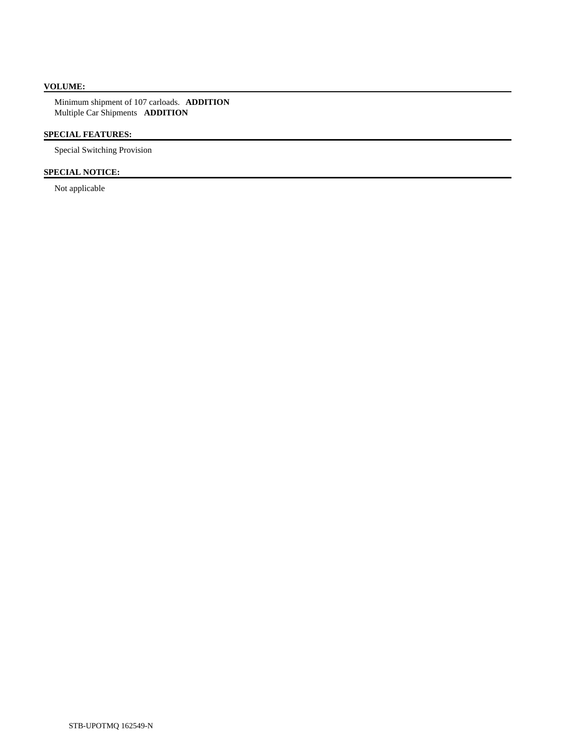**VOLUME:**

Minimum shipment of 107 carloads. **ADDITION**
Multiple Car Shipments **ADDITION**

**SPECIAL FEATURES:**

Special Switching Provision

**SPECIAL NOTICE:**

Not applicable

STB-UPOTMQ 162549-N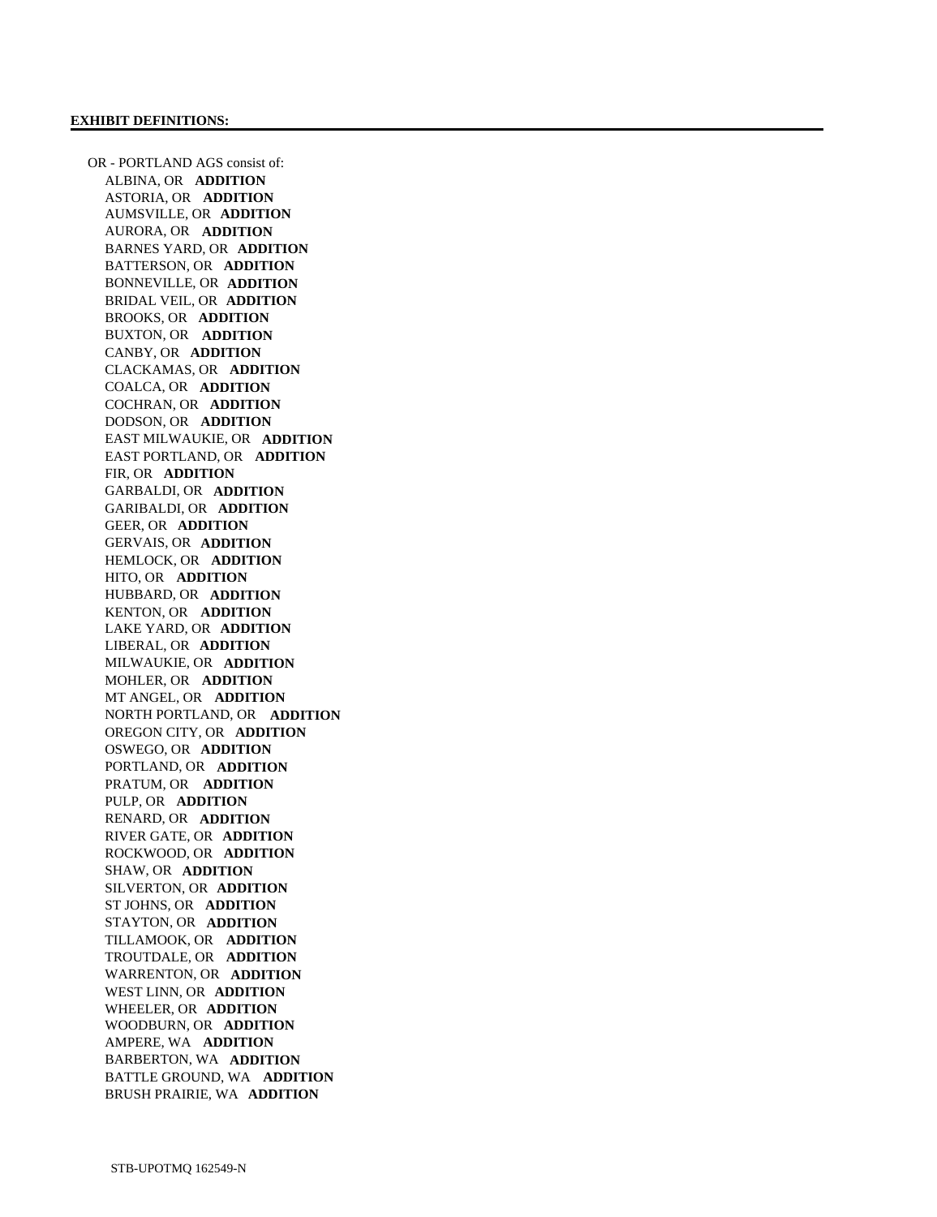**EXHIBIT DEFINITIONS:**

OR - PORTLAND AGS consist of:

- ALBINA, OR **ADDITION**
- ASTORIA, OR **ADDITION**
- AUMSVILLE, OR **ADDITION**
- AURORA, OR **ADDITION**
- BARNES YARD, OR **ADDITION**
- BATTERSON, OR **ADDITION**
- BONNEVILLE, OR **ADDITION**
- BRIDAL VEIL, OR **ADDITION**
- BROOKS, OR **ADDITION**
- BUXTON, OR **ADDITION**
- CANBY, OR **ADDITION**
- CLACKAMAS, OR **ADDITION**
- COALCA, OR **ADDITION**
- COCHRAN, OR **ADDITION**
- DODSON, OR **ADDITION**
- EAST MILWAUKIE, OR **ADDITION**
- EAST PORTLAND, OR **ADDITION**
- FIR, OR **ADDITION**
- GARBALDI, OR **ADDITION**
- GARIBALDI, OR **ADDITION**
- GEER, OR **ADDITION**
- GERVAIS, OR **ADDITION**
- HEMLOCK, OR **ADDITION**
- HITO, OR **ADDITION**
- HUBBARD, OR **ADDITION**
- KENTON, OR **ADDITION**
- LAKE YARD, OR **ADDITION**
- LIBERAL, OR **ADDITION**
- MILWAUKIE, OR **ADDITION**
- MOHLER, OR **ADDITION**
- MT ANGEL, OR **ADDITION**
- NORTH PORTLAND, OR **ADDITION**
- OREGON CITY, OR **ADDITION**
- OSWEGO, OR **ADDITION**
- PORTLAND, OR **ADDITION**
- PRATUM, OR **ADDITION**
- PULP, OR **ADDITION**
- RENARD, OR **ADDITION**
- RIVER GATE, OR **ADDITION**
- ROCKWOOD, OR **ADDITION**
- SHAW, OR **ADDITION**
- SILVERTON, OR **ADDITION**
- ST JOHNS, OR **ADDITION**
- STAYTON, OR **ADDITION**
- TILLAMOOK, OR **ADDITION**
- TROUTDALE, OR **ADDITION**
- WARRENTON, OR **ADDITION**
- WEST LINN, OR **ADDITION**
- WHEELER, OR **ADDITION**
- WOODBURN, OR **ADDITION**
- AMPERE, WA **ADDITION**
- BARBERTON, WA **ADDITION**
- BATTLE GROUND, WA **ADDITION**
- BRUSH PRAIRIE, WA **ADDITION**

STB-UPOTMQ 162549-N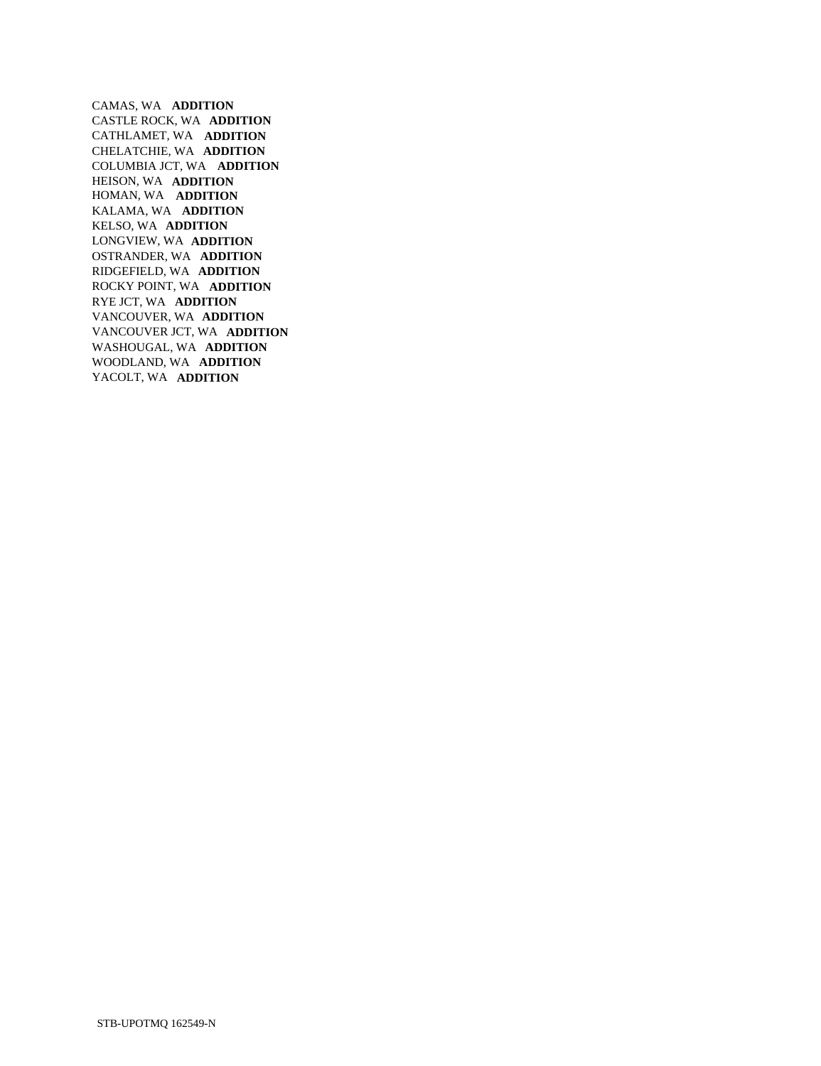CAMAS, WA **ADDITION**
CASTLE ROCK, WA **ADDITION**
CATHLAMET, WA **ADDITION**
CHELATCHIE, WA **ADDITION**
COLUMBIA JCT, WA **ADDITION**
HEISON, WA **ADDITION**
HOMAN, WA **ADDITION**
KALAMA, WA **ADDITION**
KELSO, WA **ADDITION**
LONGVIEW, WA **ADDITION**
OSTRANDER, WA **ADDITION**
RIDGEFIELD, WA **ADDITION**
ROCKY POINT, WA **ADDITION**
RYE JCT, WA **ADDITION**
VANCOUVER, WA **ADDITION**
VANCOUVER JCT, WA **ADDITION**
WASHOUGAL, WA **ADDITION**
WOODLAND, WA **ADDITION**
YACOLT, WA **ADDITION**

STB-UPOTMQ 162549-N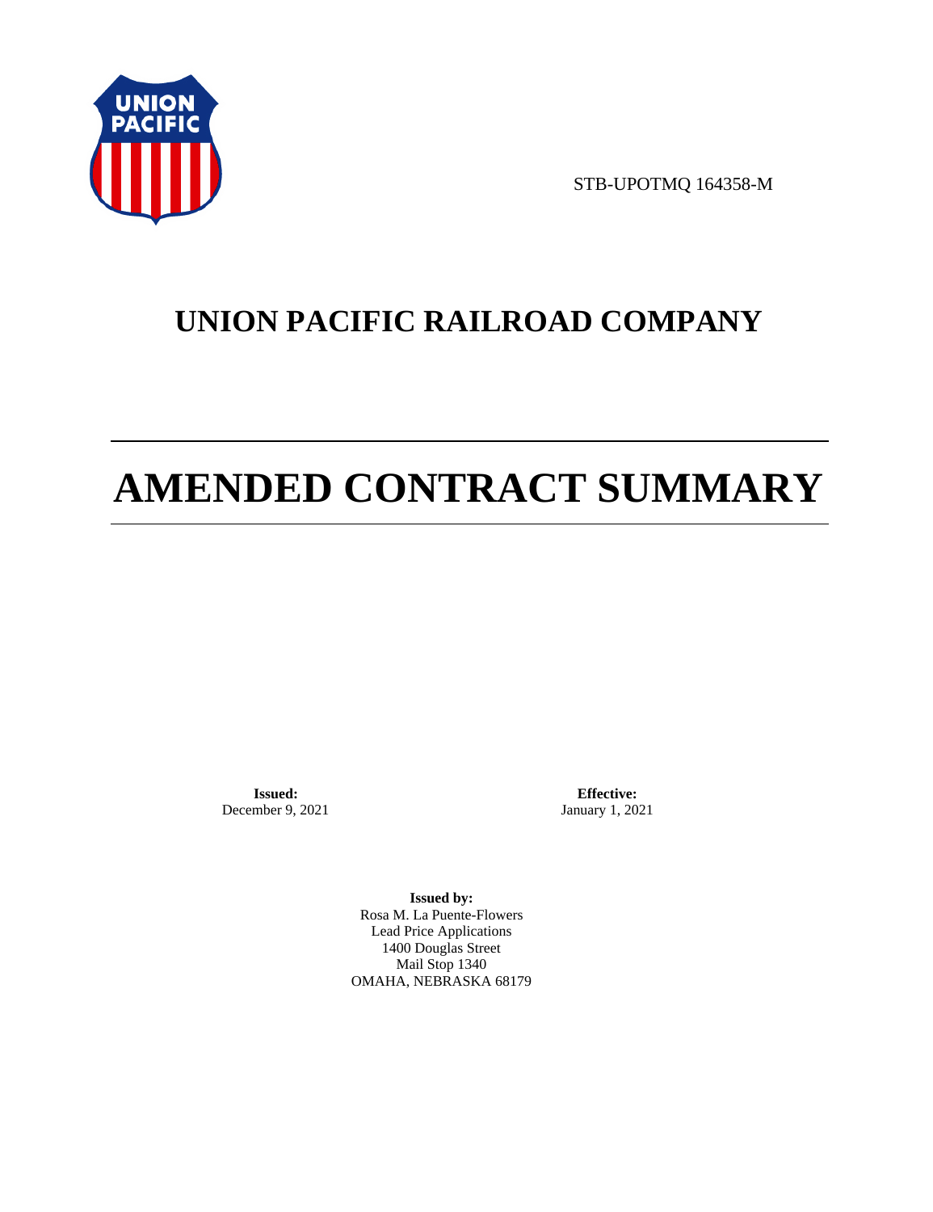STB-UPOTMQ 164358-M

# UNION PACIFIC RAILROAD COMPANY

# AMENDED CONTRACT SUMMARY

**Issued:**
December 9, 2021

**Effective:**
January 1, 2021

**Issued by:**
Rosa M. La Puente-Flowers
Lead Price Applications
1400 Douglas Street
Mail Stop 1340
OMAHA, NEBRASKA 68179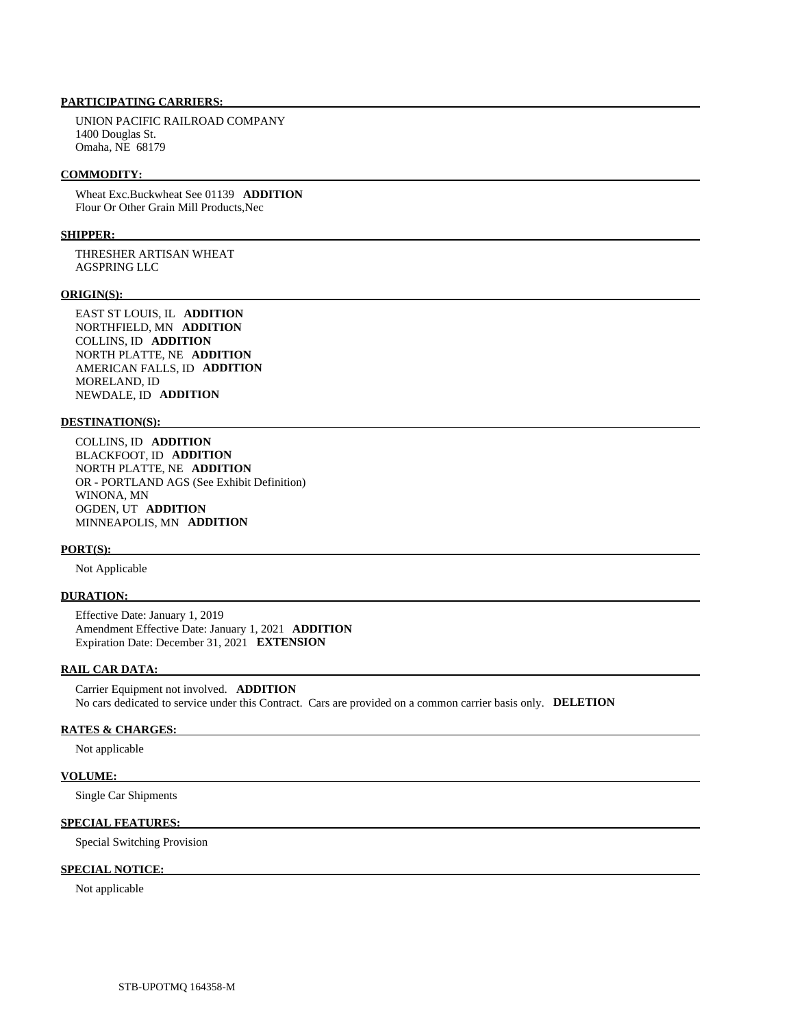**PARTICIPATING CARRIERS:**

UNION PACIFIC RAILROAD COMPANY
1400 Douglas St.
Omaha, NE 68179

**COMMODITY:**

Wheat Exc.Buckwheat See 01139 **ADDITION**
Flour Or Other Grain Mill Products,Nec

**SHIPPER:**

THRESHER ARTISAN WHEAT
AGSPRING LLC

**ORIGIN(S):**

EAST ST LOUIS, IL **ADDITION**
NORTHFIELD, MN **ADDITION**
COLLINS, ID **ADDITION**
NORTH PLATTE, NE **ADDITION**
AMERICAN FALLS, ID **ADDITION**
MORELAND, ID
NEWDALE, ID **ADDITION**

**DESTINATION(S):**

COLLINS, ID **ADDITION**
BLACKFOOT, ID **ADDITION**
NORTH PLATTE, NE **ADDITION**
OR - PORTLAND AGS (See Exhibit Definition)
WINONA, MN
OGDEN, UT **ADDITION**
MINNEAPOLIS, MN **ADDITION**

**PORT(S):**

Not Applicable

**DURATION:**

Effective Date: January 1, 2019
Amendment Effective Date: January 1, 2021 **ADDITION**
Expiration Date: December 31, 2021 **EXTENSION**

**RAIL CAR DATA:**

Carrier Equipment not involved. **ADDITION**
No cars dedicated to service under this Contract. Cars are provided on a common carrier basis only. **DELETION**

**RATES & CHARGES:**

Not applicable

**VOLUME:**

Single Car Shipments

**SPECIAL FEATURES:**

Special Switching Provision

**SPECIAL NOTICE:**

Not applicable

STB-UPOTMQ 164358-M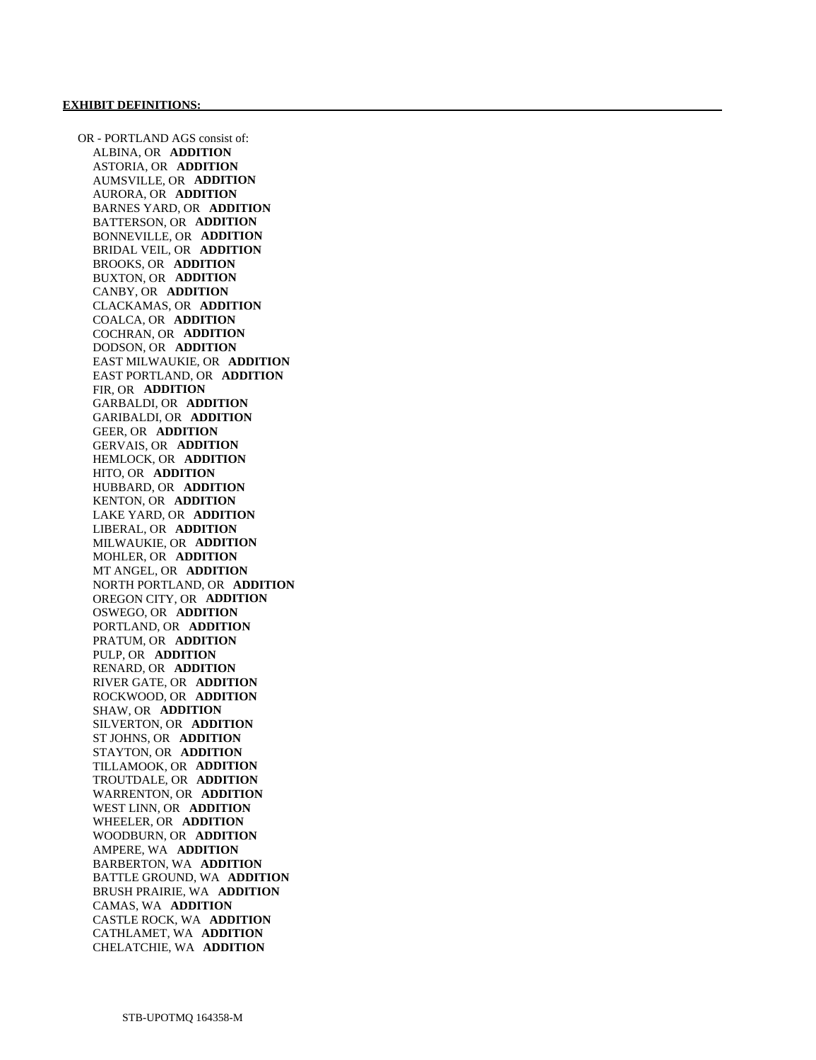**EXHIBIT DEFINITIONS:**

OR - PORTLAND AGS consist of:

- ALBINA, OR **ADDITION**
- ASTORIA, OR **ADDITION**
- AUMSVILLE, OR **ADDITION**
- AURORA, OR **ADDITION**
- BARNES YARD, OR **ADDITION**
- BATTERSON, OR **ADDITION**
- BONNEVILLE, OR **ADDITION**
- BRIDAL VEIL, OR **ADDITION**
- BROOKS, OR **ADDITION**
- BUXTON, OR **ADDITION**
- CANBY, OR **ADDITION**
- CLACKAMAS, OR **ADDITION**
- COALCA, OR **ADDITION**
- COCHRAN, OR **ADDITION**
- DODSON, OR **ADDITION**
- EAST MILWAUKIE, OR **ADDITION**
- EAST PORTLAND, OR **ADDITION**
- FIR, OR **ADDITION**
- GARBALDI, OR **ADDITION**
- GARIBALDI, OR **ADDITION**
- GEER, OR **ADDITION**
- GERVAIS, OR **ADDITION**
- HEMLOCK, OR **ADDITION**
- HITO, OR **ADDITION**
- HUBBARD, OR **ADDITION**
- KENTON, OR **ADDITION**
- LAKE YARD, OR **ADDITION**
- LIBERAL, OR **ADDITION**
- MILWAUKIE, OR **ADDITION**
- MOHLER, OR **ADDITION**
- MT ANGEL, OR **ADDITION**
- NORTH PORTLAND, OR **ADDITION**
- OREGON CITY, OR **ADDITION**
- OSWEGO, OR **ADDITION**
- PORTLAND, OR **ADDITION**
- PRATUM, OR **ADDITION**
- PULP, OR **ADDITION**
- RENARD, OR **ADDITION**
- RIVER GATE, OR **ADDITION**
- ROCKWOOD, OR **ADDITION**
- SHAW, OR **ADDITION**
- SILVERTON, OR **ADDITION**
- ST JOHNS, OR **ADDITION**
- STAYTON, OR **ADDITION**
- TILLAMOOK, OR **ADDITION**
- TROUTDALE, OR **ADDITION**
- WARRENTON, OR **ADDITION**
- WEST LINN, OR **ADDITION**
- WHEELER, OR **ADDITION**
- WOODBURN, OR **ADDITION**
- AMPERE, WA **ADDITION**
- BARBERTON, WA **ADDITION**
- BATTLE GROUND, WA **ADDITION**
- BRUSH PRAIRIE, WA **ADDITION**
- CAMAS, WA **ADDITION**
- CASTLE ROCK, WA **ADDITION**
- CATHLAMET, WA **ADDITION**
- CHELATCHIE, WA **ADDITION**

STB-UPOTMQ 164358-M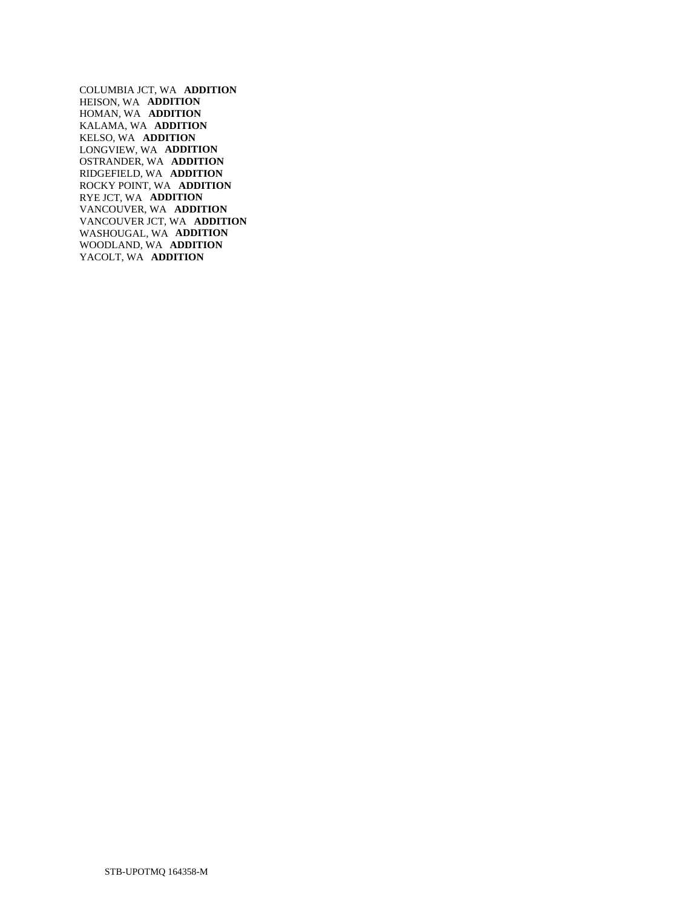COLUMBIA JCT, WA **ADDITION**
HEISON, WA **ADDITION**
HOMAN, WA **ADDITION**
KALAMA, WA **ADDITION**
KELSO, WA **ADDITION**
LONGVIEW, WA **ADDITION**
OSTRANDER, WA **ADDITION**
RIDGEFIELD, WA **ADDITION**
ROCKY POINT, WA **ADDITION**
RYE JCT, WA **ADDITION**
VANCOUVER, WA **ADDITION**
VANCOUVER JCT, WA **ADDITION**
WASHOUGAL, WA **ADDITION**
WOODLAND, WA **ADDITION**
YACOLT, WA **ADDITION**

STB-UPOTMQ 164358-M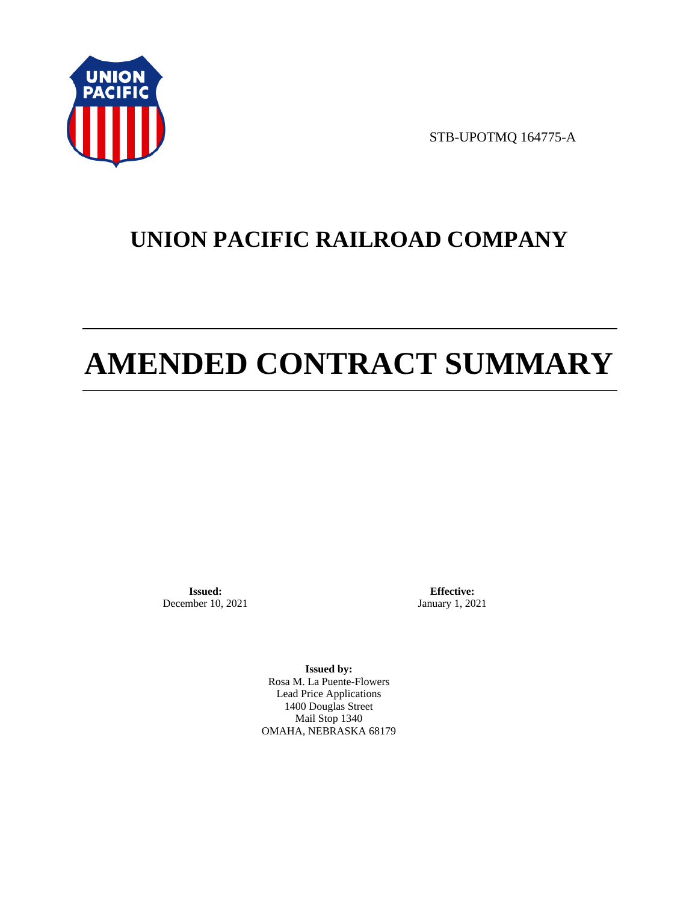STB-UPOTMQ 164775-A

# UNION PACIFIC RAILROAD COMPANY

# AMENDED CONTRACT SUMMARY

**Issued:**
December 10, 2021

**Effective:**
January 1, 2021

**Issued by:**
Rosa M. La Puente-Flowers
Lead Price Applications
1400 Douglas Street
Mail Stop 1340
OMAHA, NEBRASKA 68179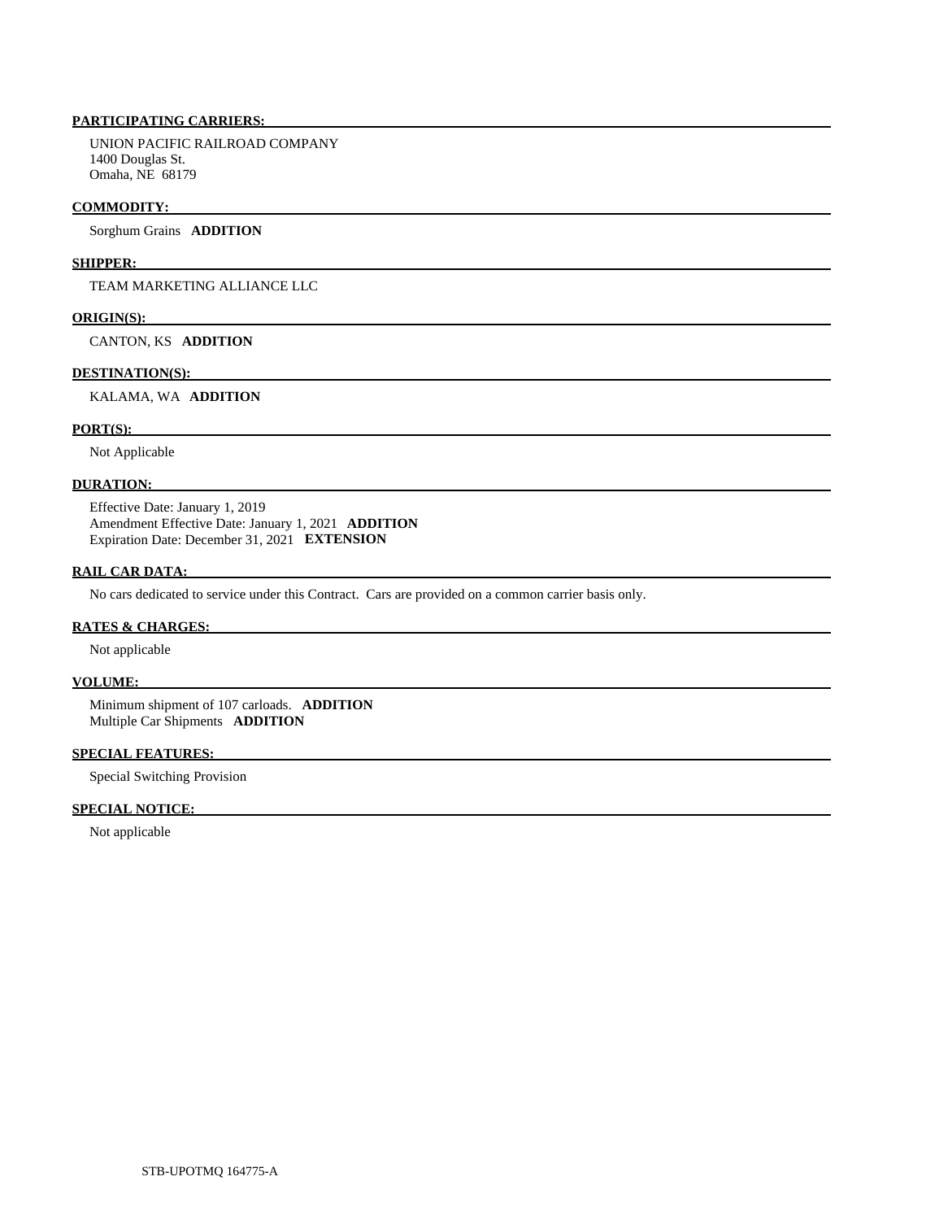**PARTICIPATING CARRIERS:**

UNION PACIFIC RAILROAD COMPANY
1400 Douglas St.
Omaha, NE 68179

**COMMODITY:**

Sorghum Grains **ADDITION**

**SHIPPER:**

TEAM MARKETING ALLIANCE LLC

**ORIGIN(S):**

CANTON, KS **ADDITION**

**DESTINATION(S):**

KALAMA, WA **ADDITION**

**PORT(S):**

Not Applicable

**DURATION:**

Effective Date: January 1, 2019
Amendment Effective Date: January 1, 2021 **ADDITION**
Expiration Date: December 31, 2021 **EXTENSION**

**RAIL CAR DATA:**

No cars dedicated to service under this Contract. Cars are provided on a common carrier basis only.

**RATES & CHARGES:**

Not applicable

**VOLUME:**

Minimum shipment of 107 carloads. **ADDITION**
Multiple Car Shipments **ADDITION**

**SPECIAL FEATURES:**

Special Switching Provision

**SPECIAL NOTICE:**

Not applicable

STB-UPOTMQ 164775-A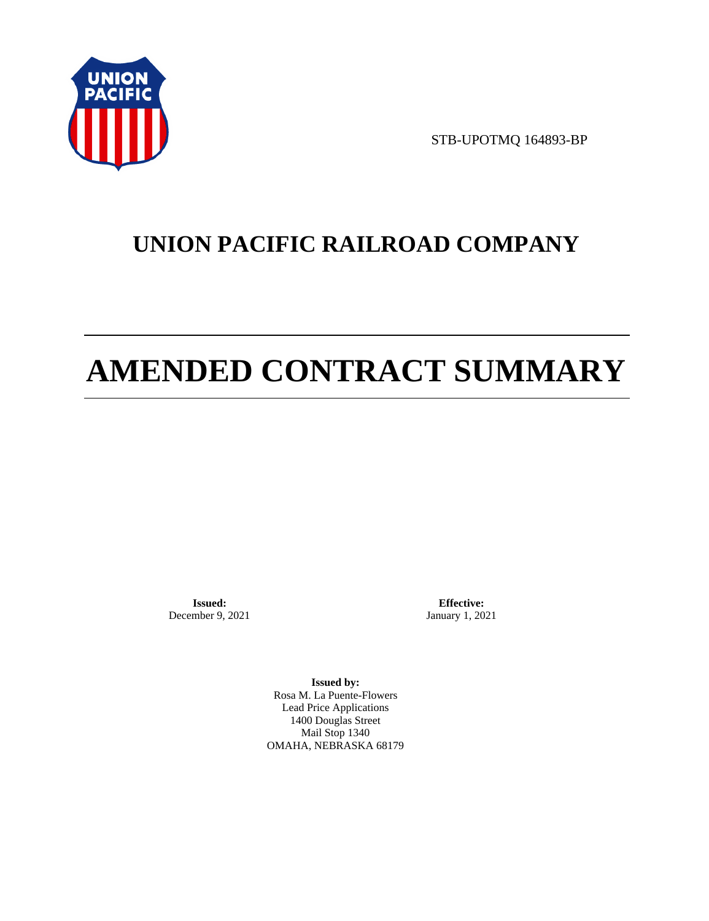STB-UPOTMQ 164893-BP

# UNION PACIFIC RAILROAD COMPANY

# AMENDED CONTRACT SUMMARY

**Issued:**
December 9, 2021

**Effective:**
January 1, 2021

**Issued by:**
Rosa M. La Puente-Flowers
Lead Price Applications
1400 Douglas Street
Mail Stop 1340
OMAHA, NEBRASKA 68179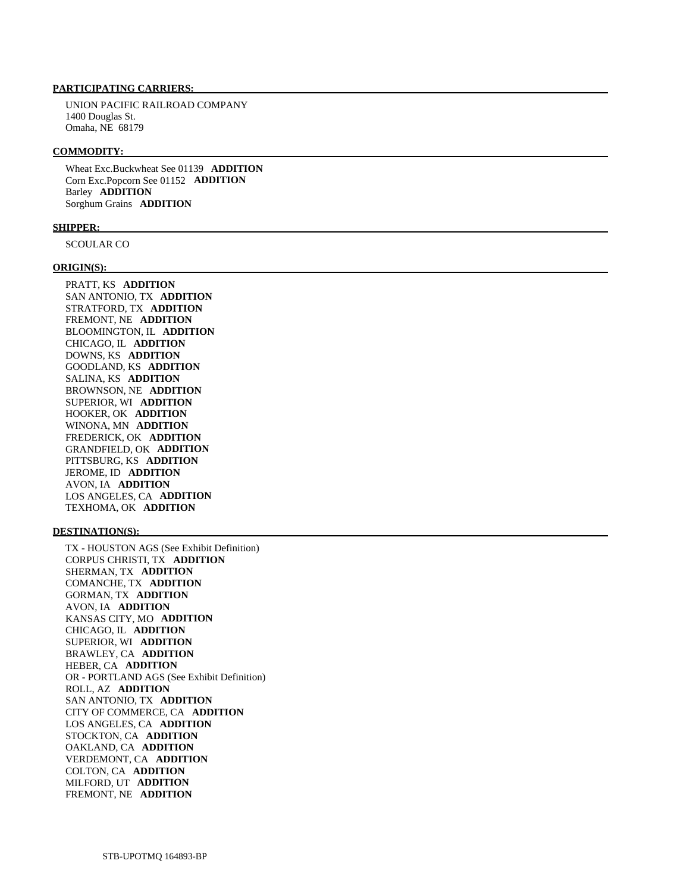**PARTICIPATING CARRIERS:**

UNION PACIFIC RAILROAD COMPANY
1400 Douglas St.
Omaha, NE 68179

**COMMODITY:**

Wheat Exc.Buckwheat See 01139 **ADDITION**
Corn Exc.Popcorn See 01152 **ADDITION**
Barley **ADDITION**
Sorghum Grains **ADDITION**

**SHIPPER:**

SCOULAR CO

**ORIGIN(S):**

PRATT, KS **ADDITION**
SAN ANTONIO, TX **ADDITION**
STRATFORD, TX **ADDITION**
FREMONT, NE **ADDITION**
BLOOMINGTON, IL **ADDITION**
CHICAGO, IL **ADDITION**
DOWNS, KS **ADDITION**
GOODLAND, KS **ADDITION**
SALINA, KS **ADDITION**
BROWNSON, NE **ADDITION**
SUPERIOR, WI **ADDITION**
HOOKER, OK **ADDITION**
WINONA, MN **ADDITION**
FREDERICK, OK **ADDITION**
GRANDFIELD, OK **ADDITION**
PITTSBURG, KS **ADDITION**
JEROME, ID **ADDITION**
AVON, IA **ADDITION**
LOS ANGELES, CA **ADDITION**
TEXHOMA, OK **ADDITION**

**DESTINATION(S):**

TX - HOUSTON AGS (See Exhibit Definition)
CORPUS CHRISTI, TX **ADDITION**
SHERMAN, TX **ADDITION**
COMANCHE, TX **ADDITION**
GORMAN, TX **ADDITION**
AVON, IA **ADDITION**
KANSAS CITY, MO **ADDITION**
CHICAGO, IL **ADDITION**
SUPERIOR, WI **ADDITION**
BRAWLEY, CA **ADDITION**
HEBER, CA **ADDITION**
OR - PORTLAND AGS (See Exhibit Definition)
ROLL, AZ **ADDITION**
SAN ANTONIO, TX **ADDITION**
CITY OF COMMERCE, CA **ADDITION**
LOS ANGELES, CA **ADDITION**
STOCKTON, CA **ADDITION**
OAKLAND, CA **ADDITION**
VERDEMONT, CA **ADDITION**
COLTON, CA **ADDITION**
MILFORD, UT **ADDITION**
FREMONT, NE **ADDITION**

STB-UPOTMQ 164893-BP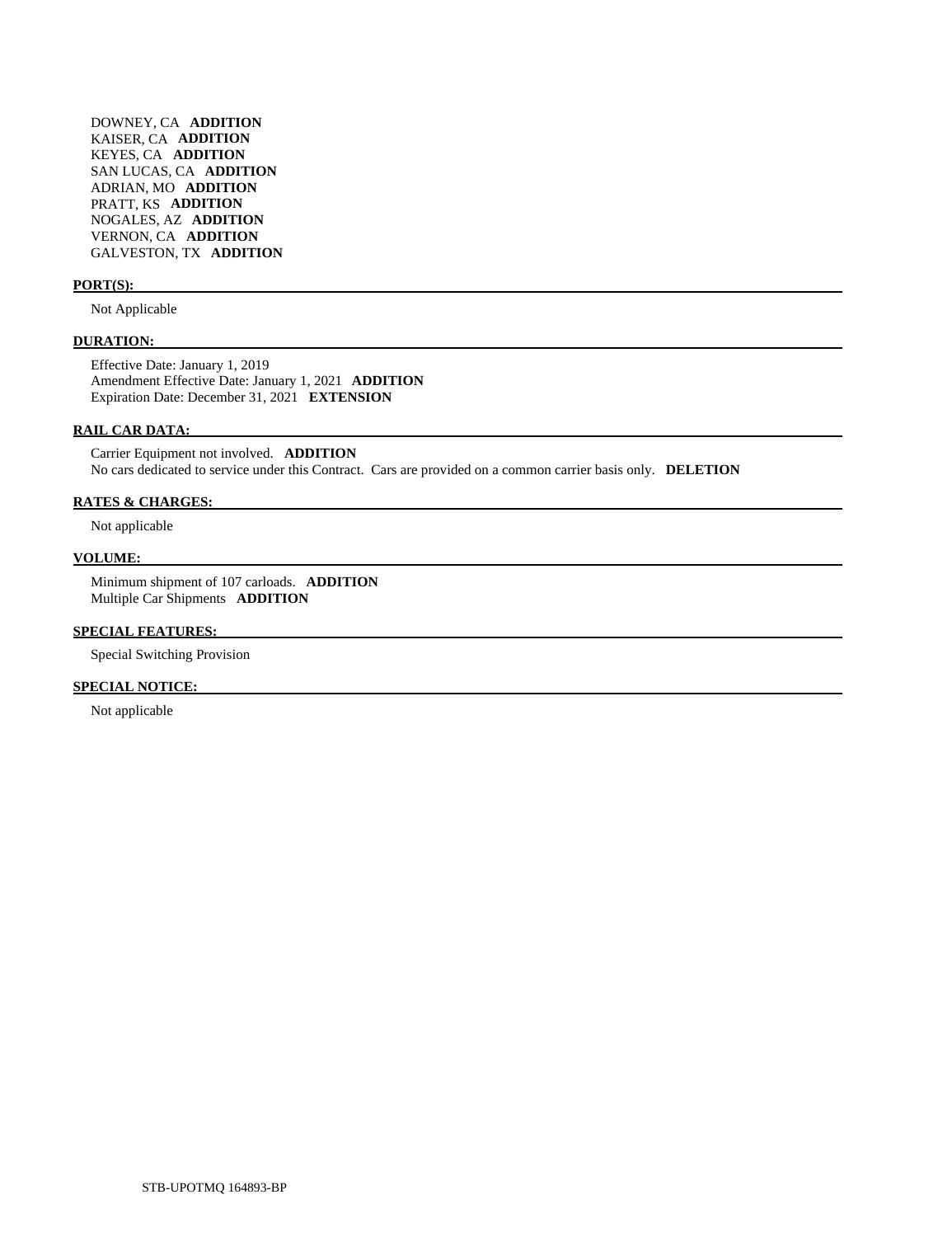DOWNEY, CA **ADDITION**
KAISER, CA **ADDITION**
KEYES, CA **ADDITION**
SAN LUCAS, CA **ADDITION**
ADRIAN, MO **ADDITION**
PRATT, KS **ADDITION**
NOGALES, AZ **ADDITION**
VERNON, CA **ADDITION**
GALVESTON, TX **ADDITION**

**PORT(S):**

Not Applicable

**DURATION:**

Effective Date: January 1, 2019
Amendment Effective Date: January 1, 2021 **ADDITION**
Expiration Date: December 31, 2021 **EXTENSION**

**RAIL CAR DATA:**

Carrier Equipment not involved. **ADDITION**
No cars dedicated to service under this Contract. Cars are provided on a common carrier basis only. **DELETION**

**RATES & CHARGES:**

Not applicable

**VOLUME:**

Minimum shipment of 107 carloads. **ADDITION**
Multiple Car Shipments **ADDITION**

**SPECIAL FEATURES:**

Special Switching Provision

**SPECIAL NOTICE:**

Not applicable

STB-UPOTMQ 164893-BP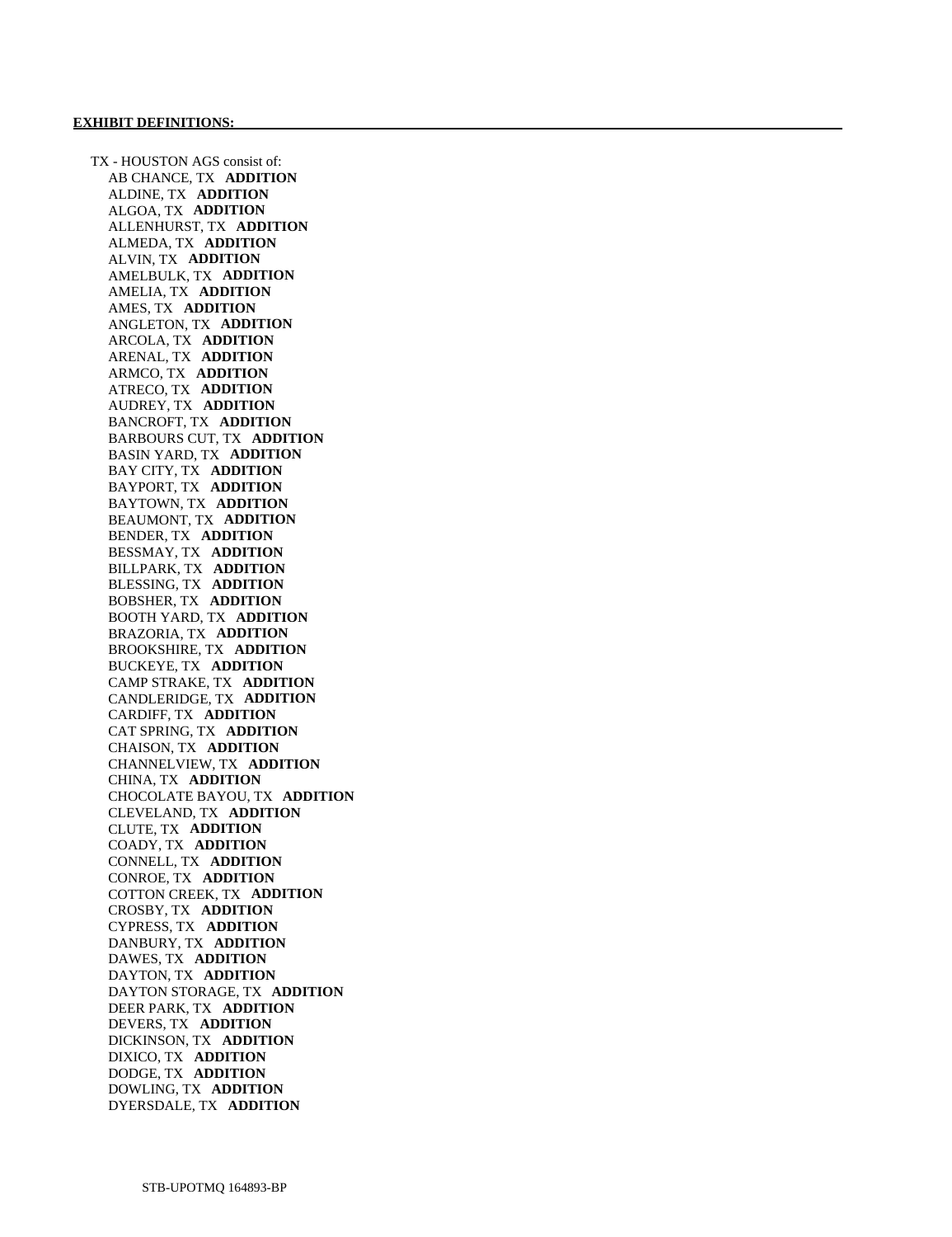**EXHIBIT DEFINITIONS:**

TX - HOUSTON AGS consist of:

AB CHANCE, TX **ADDITION**
ALDINE, TX **ADDITION**
ALGOA, TX **ADDITION**
ALLENHURST, TX **ADDITION**
ALMEDA, TX **ADDITION**
ALVIN, TX **ADDITION**
AMELBULK, TX **ADDITION**
AMELIA, TX **ADDITION**
AMES, TX **ADDITION**
ANGLETON, TX **ADDITION**
ARCOLA, TX **ADDITION**
ARENAL, TX **ADDITION**
ARMCO, TX **ADDITION**
ATRECO, TX **ADDITION**
AUDREY, TX **ADDITION**
BANCROFT, TX **ADDITION**
BARBOURS CUT, TX **ADDITION**
BASIN YARD, TX **ADDITION**
BAY CITY, TX **ADDITION**
BAYPORT, TX **ADDITION**
BAYTOWN, TX **ADDITION**
BEAUMONT, TX **ADDITION**
BENDER, TX **ADDITION**
BESSMAY, TX **ADDITION**
BILLPARK, TX **ADDITION**
BLESSING, TX **ADDITION**
BOBSHER, TX **ADDITION**
BOOTH YARD, TX **ADDITION**
BRAZORIA, TX **ADDITION**
BROOKSHIRE, TX **ADDITION**
BUCKEYE, TX **ADDITION**
CAMP STRAKE, TX **ADDITION**
CANDLERIDGE, TX **ADDITION**
CARDIFF, TX **ADDITION**
CAT SPRING, TX **ADDITION**
CHAISON, TX **ADDITION**
CHANNELVIEW, TX **ADDITION**
CHINA, TX **ADDITION**
CHOCOLATE BAYOU, TX **ADDITION**
CLEVELAND, TX **ADDITION**
CLUTE, TX **ADDITION**
COADY, TX **ADDITION**
CONNELL, TX **ADDITION**
CONROE, TX **ADDITION**
COTTON CREEK, TX **ADDITION**
CROSBY, TX **ADDITION**
CYPRESS, TX **ADDITION**
DANBURY, TX **ADDITION**
DAWES, TX **ADDITION**
DAYTON, TX **ADDITION**
DAYTON STORAGE, TX **ADDITION**
DEER PARK, TX **ADDITION**
DEVERS, TX **ADDITION**
DICKINSON, TX **ADDITION**
DIXICO, TX **ADDITION**
DODGE, TX **ADDITION**
DOWLING, TX **ADDITION**
DYERSDALE, TX **ADDITION**

STB-UPOTMQ 164893-BP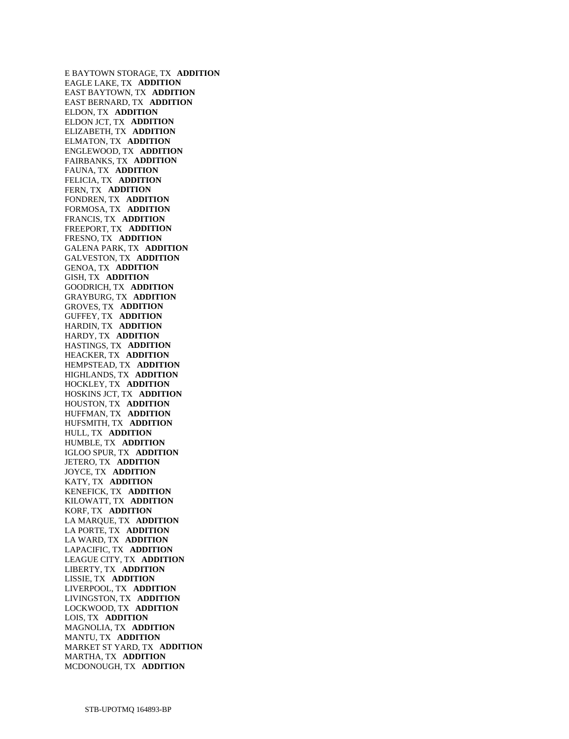E BAYTOWN STORAGE, TX **ADDITION**
EAGLE LAKE, TX **ADDITION**
EAST BAYTOWN, TX **ADDITION**
EAST BERNARD, TX **ADDITION**
ELDON, TX **ADDITION**
ELDON JCT, TX **ADDITION**
ELIZABETH, TX **ADDITION**
ELMATON, TX **ADDITION**
ENGLEWOOD, TX **ADDITION**
FAIRBANKS, TX **ADDITION**
FAUNA, TX **ADDITION**
FELICIA, TX **ADDITION**
FERN, TX **ADDITION**
FONDREN, TX **ADDITION**
FORMOSA, TX **ADDITION**
FRANCIS, TX **ADDITION**
FREEPORT, TX **ADDITION**
FRESNO, TX **ADDITION**
GALENA PARK, TX **ADDITION**
GALVESTON, TX **ADDITION**
GENOA, TX **ADDITION**
GISH, TX **ADDITION**
GOODRICH, TX **ADDITION**
GRAYBURG, TX **ADDITION**
GROVES, TX **ADDITION**
GUFFEY, TX **ADDITION**
HARDIN, TX **ADDITION**
HARDY, TX **ADDITION**
HASTINGS, TX **ADDITION**
HEACKER, TX **ADDITION**
HEMPSTEAD, TX **ADDITION**
HIGHLANDS, TX **ADDITION**
HOCKLEY, TX **ADDITION**
HOSKINS JCT, TX **ADDITION**
HOUSTON, TX **ADDITION**
HUFFMAN, TX **ADDITION**
HUFSMITH, TX **ADDITION**
HULL, TX **ADDITION**
HUMBLE, TX **ADDITION**
IGLOO SPUR, TX **ADDITION**
JETERO, TX **ADDITION**
JOYCE, TX **ADDITION**
KATY, TX **ADDITION**
KENEFICK, TX **ADDITION**
KILOWATT, TX **ADDITION**
KORF, TX **ADDITION**
LA MARQUE, TX **ADDITION**
LA PORTE, TX **ADDITION**
LA WARD, TX **ADDITION**
LAPACIFIC, TX **ADDITION**
LEAGUE CITY, TX **ADDITION**
LIBERTY, TX **ADDITION**
LISSIE, TX **ADDITION**
LIVERPOOL, TX **ADDITION**
LIVINGSTON, TX **ADDITION**
LOCKWOOD, TX **ADDITION**
LOIS, TX **ADDITION**
MAGNOLIA, TX **ADDITION**
MANTU, TX **ADDITION**
MARKET ST YARD, TX **ADDITION**
MARTHA, TX **ADDITION**
MCDONOUGH, TX **ADDITION**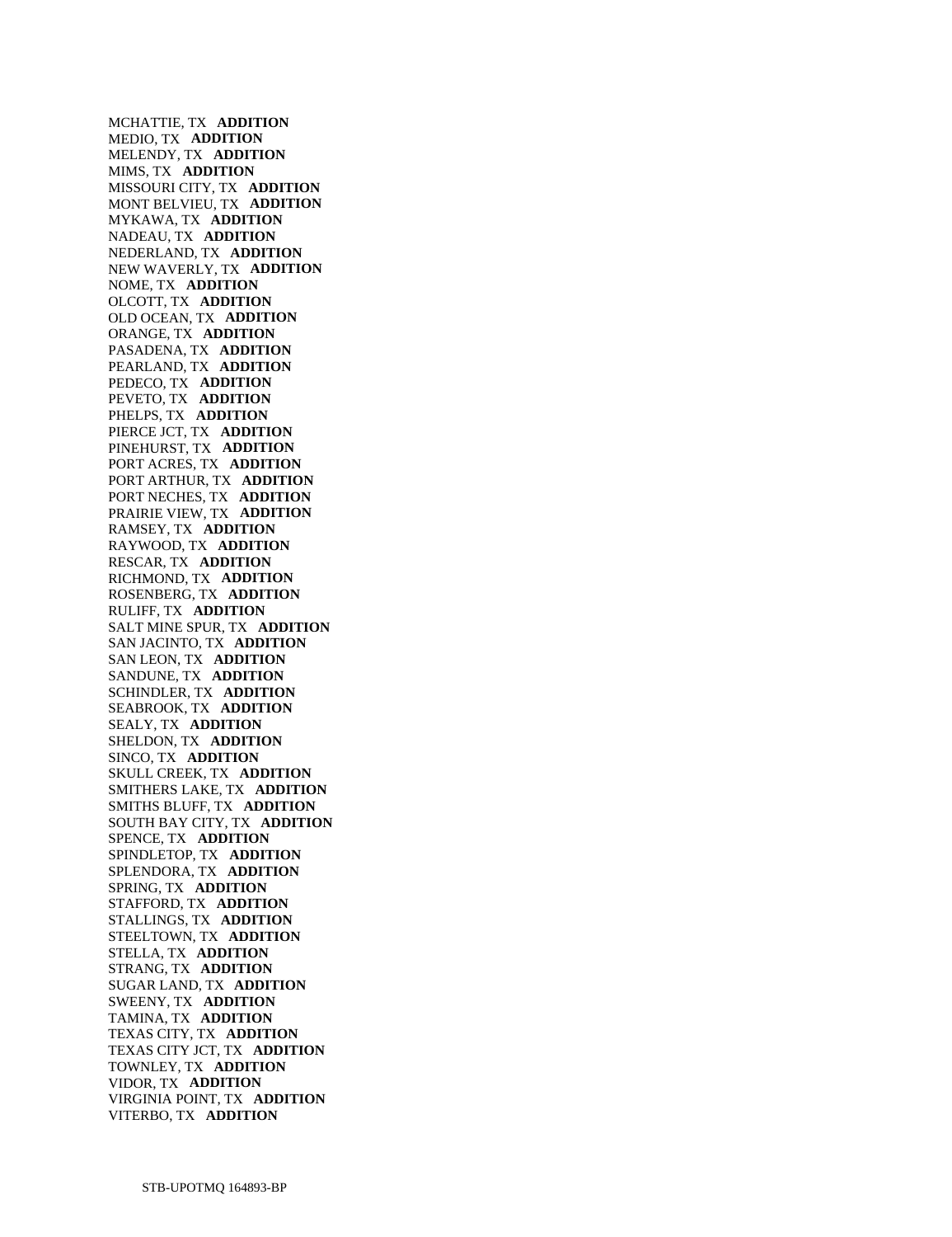MCHATTIE, TX **ADDITION**
MEDIO, TX **ADDITION**
MELENDY, TX **ADDITION**
MIMS, TX **ADDITION**
MISSOURI CITY, TX **ADDITION**
MONT BELVIEU, TX **ADDITION**
MYKAWA, TX **ADDITION**
NADEAU, TX **ADDITION**
NEDERLAND, TX **ADDITION**
NEW WAVERLY, TX **ADDITION**
NOME, TX **ADDITION**
OLCOTT, TX **ADDITION**
OLD OCEAN, TX **ADDITION**
ORANGE, TX **ADDITION**
PASADENA, TX **ADDITION**
PEARLAND, TX **ADDITION**
PEDECO, TX **ADDITION**
PEVETO, TX **ADDITION**
PHELPS, TX **ADDITION**
PIERCE JCT, TX **ADDITION**
PINEHURST, TX **ADDITION**
PORT ACRES, TX **ADDITION**
PORT ARTHUR, TX **ADDITION**
PORT NECHES, TX **ADDITION**
PRAIRIE VIEW, TX **ADDITION**
RAMSEY, TX **ADDITION**
RAYWOOD, TX **ADDITION**
RESCAR, TX **ADDITION**
RICHMOND, TX **ADDITION**
ROSENBERG, TX **ADDITION**
RULIFF, TX **ADDITION**
SALT MINE SPUR, TX **ADDITION**
SAN JACINTO, TX **ADDITION**
SAN LEON, TX **ADDITION**
SANDUNE, TX **ADDITION**
SCHINDLER, TX **ADDITION**
SEABROOK, TX **ADDITION**
SEALY, TX **ADDITION**
SHELDON, TX **ADDITION**
SINCO, TX **ADDITION**
SKULL CREEK, TX **ADDITION**
SMITHERS LAKE, TX **ADDITION**
SMITHS BLUFF, TX **ADDITION**
SOUTH BAY CITY, TX **ADDITION**
SPENCE, TX **ADDITION**
SPINDLETOP, TX **ADDITION**
SPLENDORA, TX **ADDITION**
SPRING, TX **ADDITION**
STAFFORD, TX **ADDITION**
STALLINGS, TX **ADDITION**
STEELTOWN, TX **ADDITION**
STELLA, TX **ADDITION**
STRANG, TX **ADDITION**
SUGAR LAND, TX **ADDITION**
SWEENY, TX **ADDITION**
TAMINA, TX **ADDITION**
TEXAS CITY, TX **ADDITION**
TEXAS CITY JCT, TX **ADDITION**
TOWNLEY, TX **ADDITION**
VIDOR, TX **ADDITION**
VIRGINIA POINT, TX **ADDITION**
VITERBO, TX **ADDITION**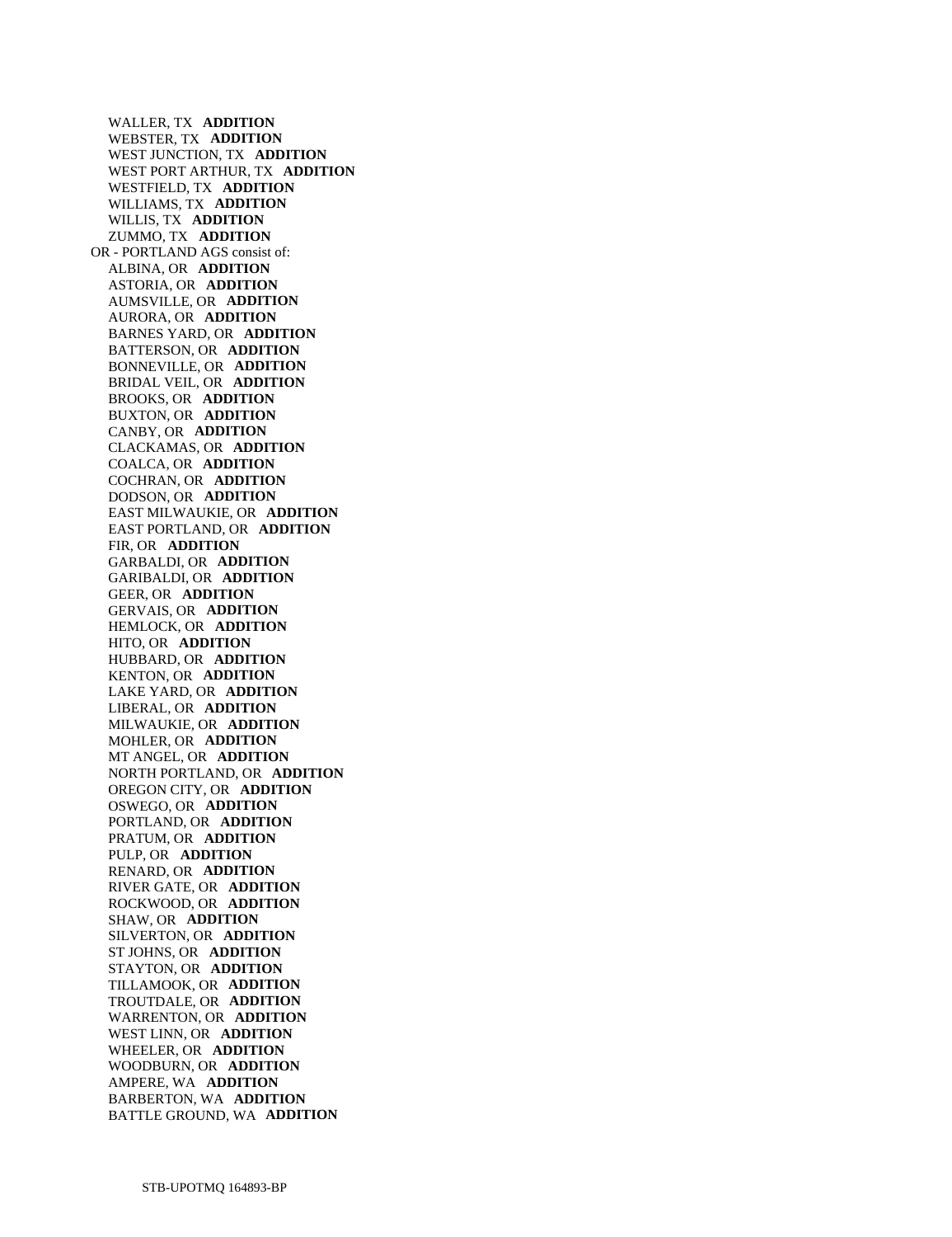WALLER, TX **ADDITION**
WEBSTER, TX **ADDITION**
WEST JUNCTION, TX **ADDITION**
WEST PORT ARTHUR, TX **ADDITION**
WESTFIELD, TX **ADDITION**
WILLIAMS, TX **ADDITION**
WILLIS, TX **ADDITION**
ZUMMO, TX **ADDITION**

OR - PORTLAND AGS consist of:

ALBINA, OR **ADDITION**
ASTORIA, OR **ADDITION**
AUMSVILLE, OR **ADDITION**
AURORA, OR **ADDITION**
BARNES YARD, OR **ADDITION**
BATTERSON, OR **ADDITION**
BONNEVILLE, OR **ADDITION**
BRIDAL VEIL, OR **ADDITION**
BROOKS, OR **ADDITION**
BUXTON, OR **ADDITION**
CANBY, OR **ADDITION**
CLACKAMAS, OR **ADDITION**
COALCA, OR **ADDITION**
COCHRAN, OR **ADDITION**
DODSON, OR **ADDITION**
EAST MILWAUKIE, OR **ADDITION**
EAST PORTLAND, OR **ADDITION**
FIR, OR **ADDITION**
GARBALDI, OR **ADDITION**
GARIBALDI, OR **ADDITION**
GEER, OR **ADDITION**
GERVAIS, OR **ADDITION**
HEMLOCK, OR **ADDITION**
HITO, OR **ADDITION**
HUBBARD, OR **ADDITION**
KENTON, OR **ADDITION**
LAKE YARD, OR **ADDITION**
LIBERAL, OR **ADDITION**
MILWAUKIE, OR **ADDITION**
MOHLER, OR **ADDITION**
MT ANGEL, OR **ADDITION**
NORTH PORTLAND, OR **ADDITION**
OREGON CITY, OR **ADDITION**
OSWEGO, OR **ADDITION**
PORTLAND, OR **ADDITION**
PRATUM, OR **ADDITION**
PULP, OR **ADDITION**
RENARD, OR **ADDITION**
RIVER GATE, OR **ADDITION**
ROCKWOOD, OR **ADDITION**
SHAW, OR **ADDITION**
SILVERTON, OR **ADDITION**
ST JOHNS, OR **ADDITION**
STAYTON, OR **ADDITION**
TILLAMOOK, OR **ADDITION**
TROUTDALE, OR **ADDITION**
WARRENTON, OR **ADDITION**
WEST LINN, OR **ADDITION**
WHEELER, OR **ADDITION**
WOODBURN, OR **ADDITION**
AMPERE, WA **ADDITION**
BARBERTON, WA **ADDITION**
BATTLE GROUND, WA **ADDITION**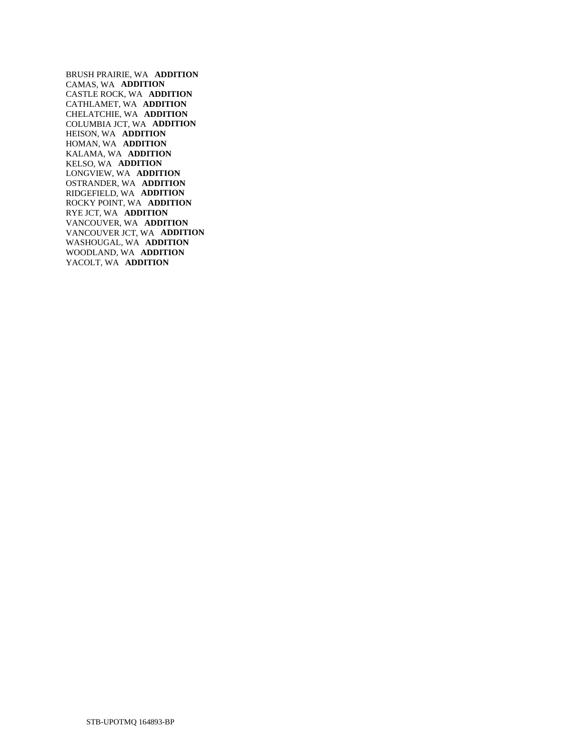BRUSH PRAIRIE, WA **ADDITION**
CAMAS, WA **ADDITION**
CASTLE ROCK, WA **ADDITION**
CATHLAMET, WA **ADDITION**
CHELATCHIE, WA **ADDITION**
COLUMBIA JCT, WA **ADDITION**
HEISON, WA **ADDITION**
HOMAN, WA **ADDITION**
KALAMA, WA **ADDITION**
KELSO, WA **ADDITION**
LONGVIEW, WA **ADDITION**
OSTRANDER, WA **ADDITION**
RIDGEFIELD, WA **ADDITION**
ROCKY POINT, WA **ADDITION**
RYE JCT, WA **ADDITION**
VANCOUVER, WA **ADDITION**
VANCOUVER JCT, WA **ADDITION**
WASHOUGAL, WA **ADDITION**
WOODLAND, WA **ADDITION**
YACOLT, WA **ADDITION**

STB-UPOTMQ 164893-BP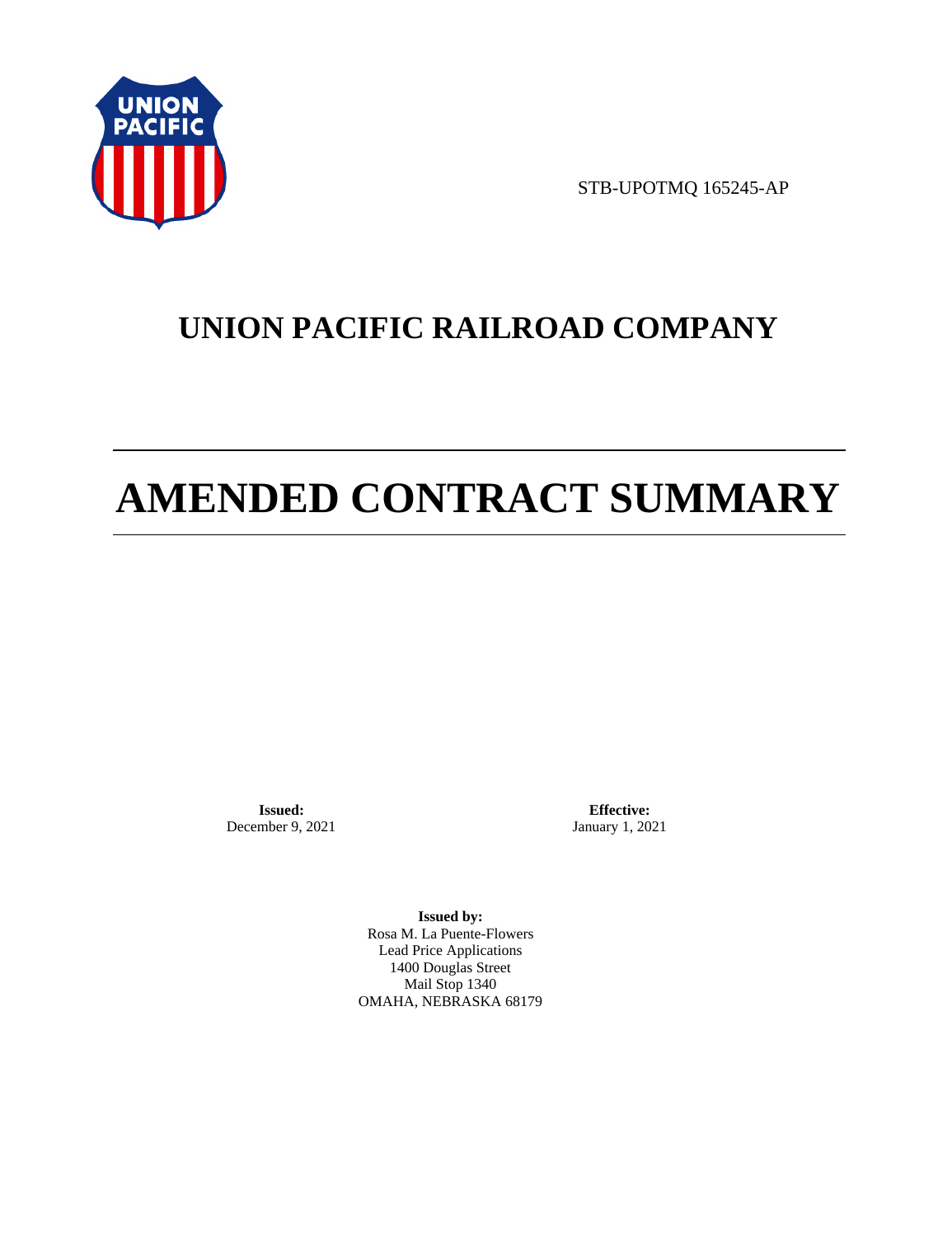STB-UPOTMQ 165245-AP

# UNION PACIFIC RAILROAD COMPANY

# AMENDED CONTRACT SUMMARY

**Issued:**
December 9, 2021

**Effective:**
January 1, 2021

**Issued by:**
Rosa M. La Puente-Flowers
Lead Price Applications
1400 Douglas Street
Mail Stop 1340
OMAHA, NEBRASKA 68179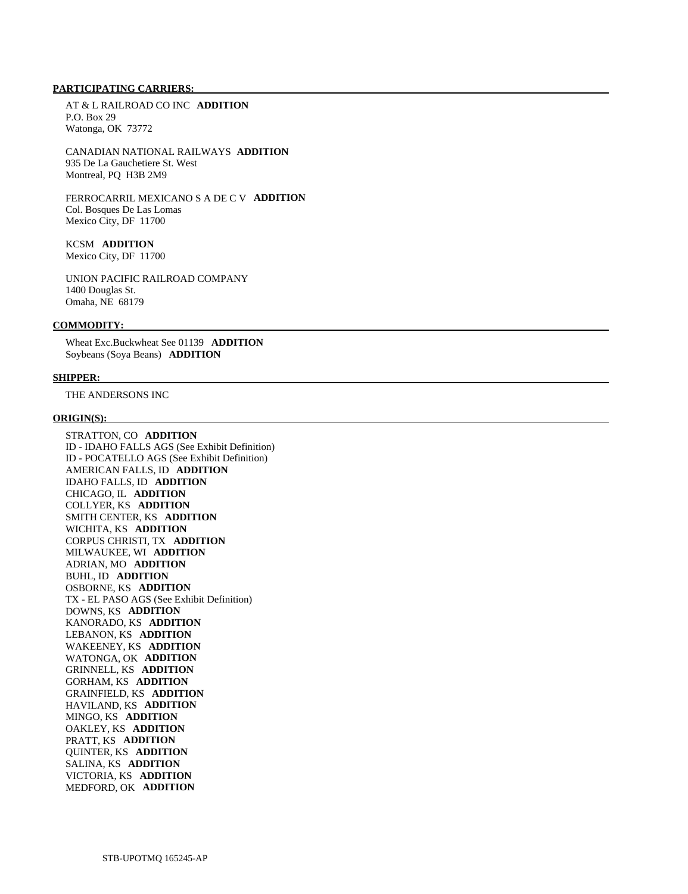**PARTICIPATING CARRIERS:**

AT & L RAILROAD CO INC **ADDITION**
P.O. Box 29
Watonga, OK 73772

CANADIAN NATIONAL RAILWAYS **ADDITION**
935 De La Gauchetiere St. West
Montreal, PQ H3B 2M9

FERROCARRIL MEXICANO S A DE C V **ADDITION**
Col. Bosques De Las Lomas
Mexico City, DF 11700

KCSM **ADDITION**
Mexico City, DF 11700

UNION PACIFIC RAILROAD COMPANY
1400 Douglas St.
Omaha, NE 68179

**COMMODITY:**

Wheat Exc.Buckwheat See 01139 **ADDITION**
Soybeans (Soya Beans) **ADDITION**

**SHIPPER:**

THE ANDERSONS INC

**ORIGIN(S):**

STRATTON, CO **ADDITION**
ID - IDAHO FALLS AGS (See Exhibit Definition)
ID - POCATELLO AGS (See Exhibit Definition)
AMERICAN FALLS, ID **ADDITION**
IDAHO FALLS, ID **ADDITION**
CHICAGO, IL **ADDITION**
COLLYER, KS **ADDITION**
SMITH CENTER, KS **ADDITION**
WICHITA, KS **ADDITION**
CORPUS CHRISTI, TX **ADDITION**
MILWAUKEE, WI **ADDITION**
ADRIAN, MO **ADDITION**
BUHL, ID **ADDITION**
OSBORNE, KS **ADDITION**
TX - EL PASO AGS (See Exhibit Definition)
DOWNS, KS **ADDITION**
KANORADO, KS **ADDITION**
LEBANON, KS **ADDITION**
WAKEENEY, KS **ADDITION**
WATONGA, OK **ADDITION**
GRINNELL, KS **ADDITION**
GORHAM, KS **ADDITION**
GRAINFIELD, KS **ADDITION**
HAVILAND, KS **ADDITION**
MINGO, KS **ADDITION**
OAKLEY, KS **ADDITION**
PRATT, KS **ADDITION**
QUINTER, KS **ADDITION**
SALINA, KS **ADDITION**
VICTORIA, KS **ADDITION**
MEDFORD, OK **ADDITION**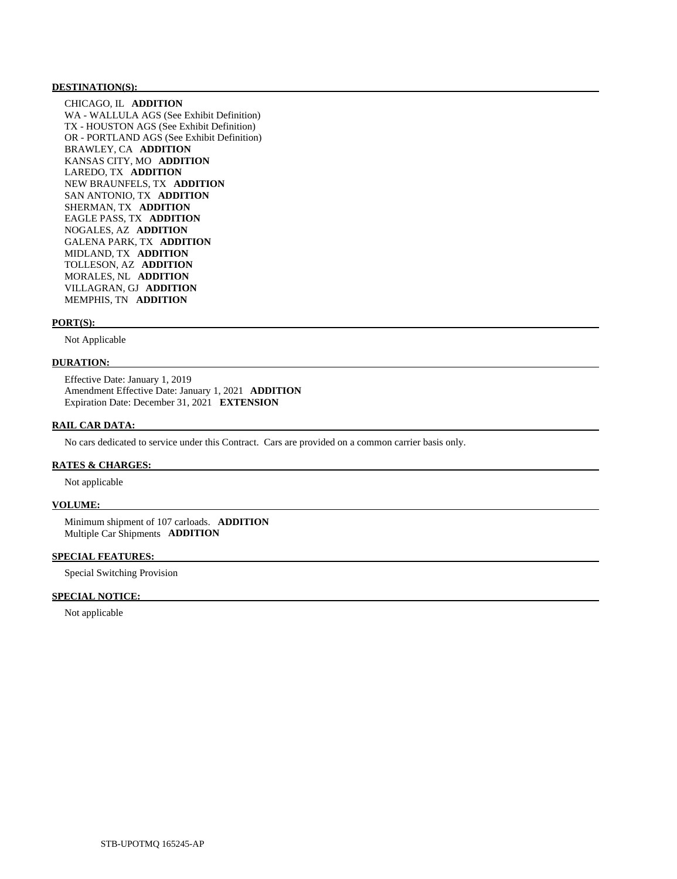**DESTINATION(S):**

CHICAGO, IL **ADDITION**
WA - WALLULA AGS (See Exhibit Definition)
TX - HOUSTON AGS (See Exhibit Definition)
OR - PORTLAND AGS (See Exhibit Definition)
BRAWLEY, CA **ADDITION**
KANSAS CITY, MO **ADDITION**
LAREDO, TX **ADDITION**
NEW BRAUNFELS, TX **ADDITION**
SAN ANTONIO, TX **ADDITION**
SHERMAN, TX **ADDITION**
EAGLE PASS, TX **ADDITION**
NOGALES, AZ **ADDITION**
GALENA PARK, TX **ADDITION**
MIDLAND, TX **ADDITION**
TOLLESON, AZ **ADDITION**
MORALES, NL **ADDITION**
VILLAGRAN, GJ **ADDITION**
MEMPHIS, TN **ADDITION**

**PORT(S):**

Not Applicable

**DURATION:**

Effective Date: January 1, 2019
Amendment Effective Date: January 1, 2021 **ADDITION**
Expiration Date: December 31, 2021 **EXTENSION**

**RAIL CAR DATA:**

No cars dedicated to service under this Contract. Cars are provided on a common carrier basis only.

**RATES & CHARGES:**

Not applicable

**VOLUME:**

Minimum shipment of 107 carloads. **ADDITION**
Multiple Car Shipments **ADDITION**

**SPECIAL FEATURES:**

Special Switching Provision

**SPECIAL NOTICE:**

Not applicable

STB-UPOTMQ 165245-AP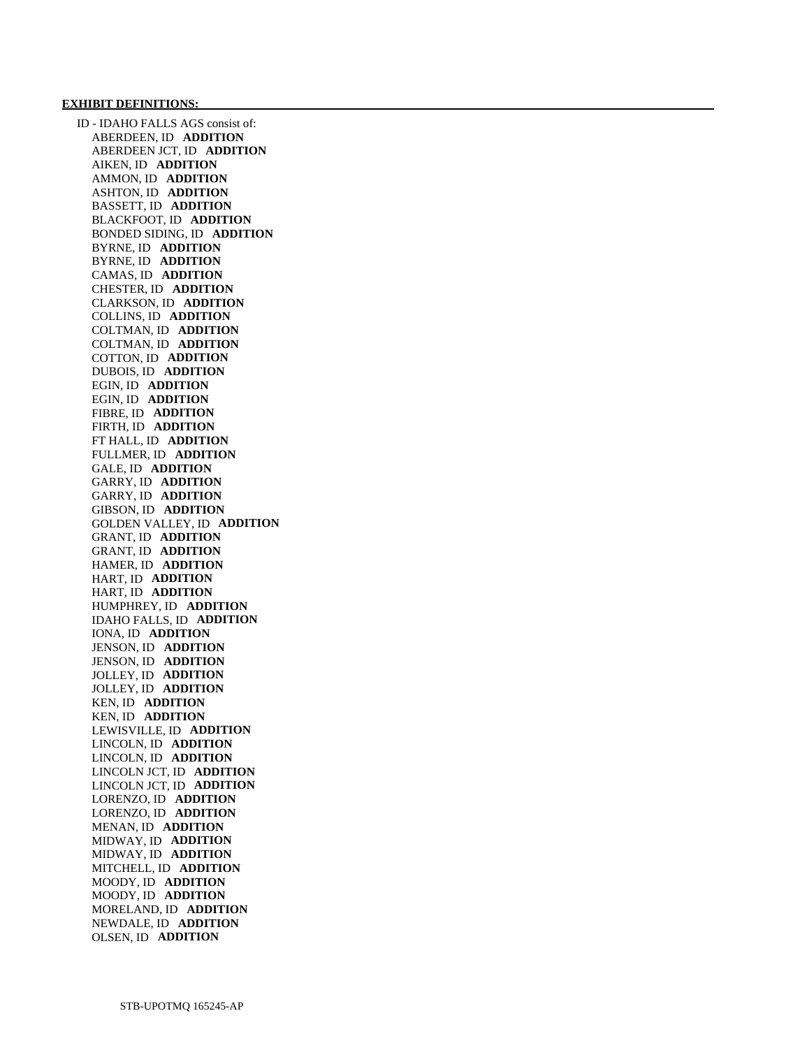**EXHIBIT DEFINITIONS:**

ID - IDAHO FALLS AGS consist of:

- ABERDEEN, ID **ADDITION**
- ABERDEEN JCT, ID **ADDITION**
- AIKEN, ID **ADDITION**
- AMMON, ID **ADDITION**
- ASHTON, ID **ADDITION**
- BASSETT, ID **ADDITION**
- BLACKFOOT, ID **ADDITION**
- BONDED SIDING, ID **ADDITION**
- BYRNE, ID **ADDITION**
- BYRNE, ID **ADDITION**
- CAMAS, ID **ADDITION**
- CHESTER, ID **ADDITION**
- CLARKSON, ID **ADDITION**
- COLLINS, ID **ADDITION**
- COLTMAN, ID **ADDITION**
- COLTMAN, ID **ADDITION**
- COTTON, ID **ADDITION**
- DUBOIS, ID **ADDITION**
- EGIN, ID **ADDITION**
- EGIN, ID **ADDITION**
- FIBRE, ID **ADDITION**
- FIRTH, ID **ADDITION**
- FT HALL, ID **ADDITION**
- FULLMER, ID **ADDITION**
- GALE, ID **ADDITION**
- GARRY, ID **ADDITION**
- GARRY, ID **ADDITION**
- GIBSON, ID **ADDITION**
- GOLDEN VALLEY, ID **ADDITION**
- GRANT, ID **ADDITION**
- GRANT, ID **ADDITION**
- HAMER, ID **ADDITION**
- HART, ID **ADDITION**
- HART, ID **ADDITION**
- HUMPHREY, ID **ADDITION**
- IDAHO FALLS, ID **ADDITION**
- IONA, ID **ADDITION**
- JENSON, ID **ADDITION**
- JENSON, ID **ADDITION**
- JOLLEY, ID **ADDITION**
- JOLLEY, ID **ADDITION**
- KEN, ID **ADDITION**
- KEN, ID **ADDITION**
- LEWISVILLE, ID **ADDITION**
- LINCOLN, ID **ADDITION**
- LINCOLN, ID **ADDITION**
- LINCOLN JCT, ID **ADDITION**
- LINCOLN JCT, ID **ADDITION**
- LORENZO, ID **ADDITION**
- LORENZO, ID **ADDITION**
- MENAN, ID **ADDITION**
- MIDWAY, ID **ADDITION**
- MIDWAY, ID **ADDITION**
- MITCHELL, ID **ADDITION**
- MOODY, ID **ADDITION**
- MOODY, ID **ADDITION**
- MORELAND, ID **ADDITION**
- NEWDALE, ID **ADDITION**
- OLSEN, ID **ADDITION**

STB-UPOTMQ 165245-AP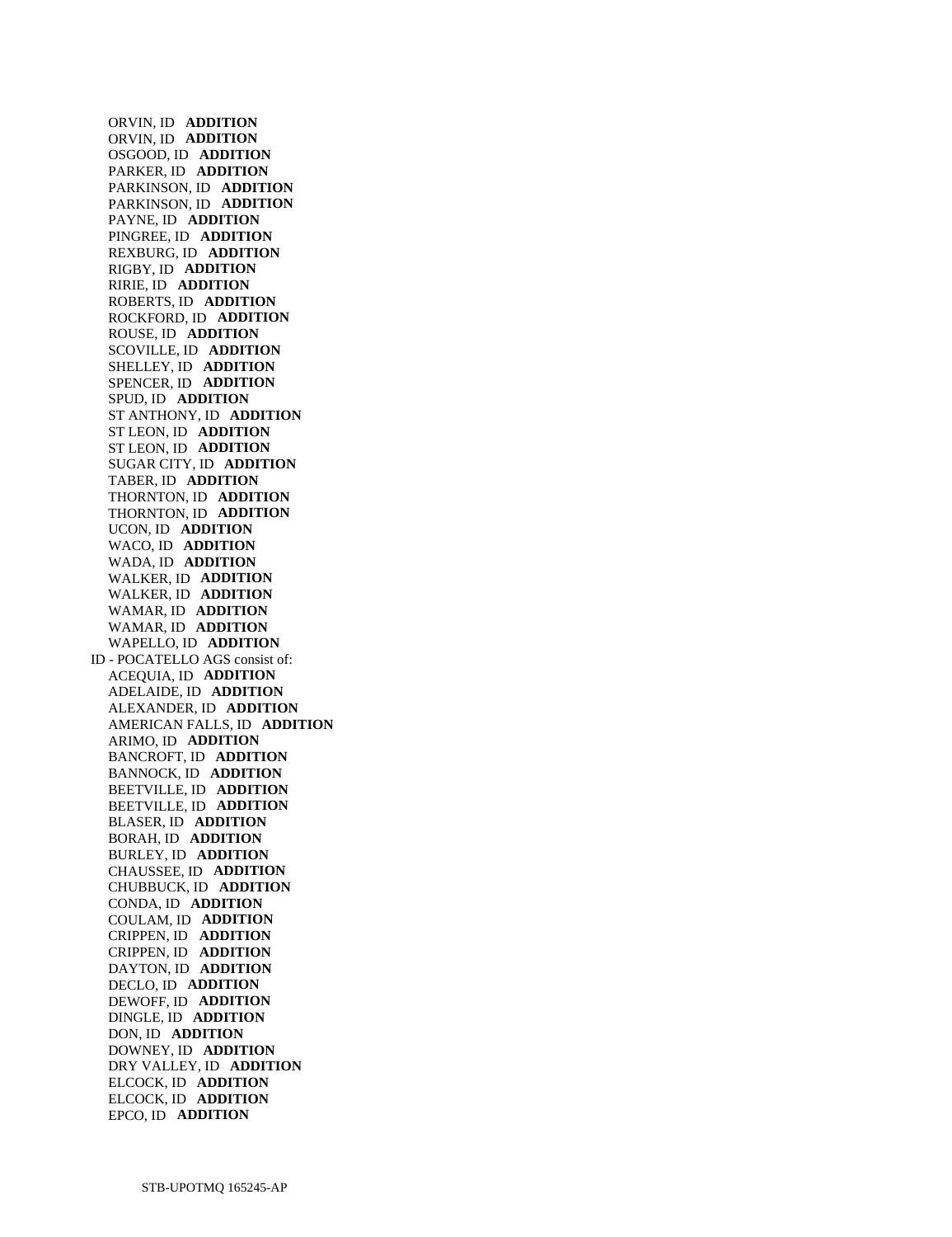ORVIN, ID **ADDITION**
ORVIN, ID **ADDITION**
OSGOOD, ID **ADDITION**
PARKER, ID **ADDITION**
PARKINSON, ID **ADDITION**
PARKINSON, ID **ADDITION**
PAYNE, ID **ADDITION**
PINGREE, ID **ADDITION**
REXBURG, ID **ADDITION**
RIGBY, ID **ADDITION**
RIRIE, ID **ADDITION**
ROBERTS, ID **ADDITION**
ROCKFORD, ID **ADDITION**
ROUSE, ID **ADDITION**
SCOVILLE, ID **ADDITION**
SHELLEY, ID **ADDITION**
SPENCER, ID **ADDITION**
SPUD, ID **ADDITION**
ST ANTHONY, ID **ADDITION**
ST LEON, ID **ADDITION**
ST LEON, ID **ADDITION**
SUGAR CITY, ID **ADDITION**
TABER, ID **ADDITION**
THORNTON, ID **ADDITION**
THORNTON, ID **ADDITION**
UCON, ID **ADDITION**
WACO, ID **ADDITION**
WADA, ID **ADDITION**
WALKER, ID **ADDITION**
WALKER, ID **ADDITION**
WAMAR, ID **ADDITION**
WAMAR, ID **ADDITION**
WAPELLO, ID **ADDITION**

ID - POCATELLO AGS consist of:
ACEQUIA, ID **ADDITION**
ADELAIDE, ID **ADDITION**
ALEXANDER, ID **ADDITION**
AMERICAN FALLS, ID **ADDITION**
ARIMO, ID **ADDITION**
BANCROFT, ID **ADDITION**
BANNOCK, ID **ADDITION**
BEETVILLE, ID **ADDITION**
BEETVILLE, ID **ADDITION**
BLASER, ID **ADDITION**
BORAH, ID **ADDITION**
BURLEY, ID **ADDITION**
CHAUSSEE, ID **ADDITION**
CHUBBUCK, ID **ADDITION**
CONDA, ID **ADDITION**
COULAM, ID **ADDITION**
CRIPPEN, ID **ADDITION**
CRIPPEN, ID **ADDITION**
DAYTON, ID **ADDITION**
DECLO, ID **ADDITION**
DEWOFF, ID **ADDITION**
DINGLE, ID **ADDITION**
DON, ID **ADDITION**
DOWNEY, ID **ADDITION**
DRY VALLEY, ID **ADDITION**
ELCOCK, ID **ADDITION**
ELCOCK, ID **ADDITION**
EPCO, ID **ADDITION**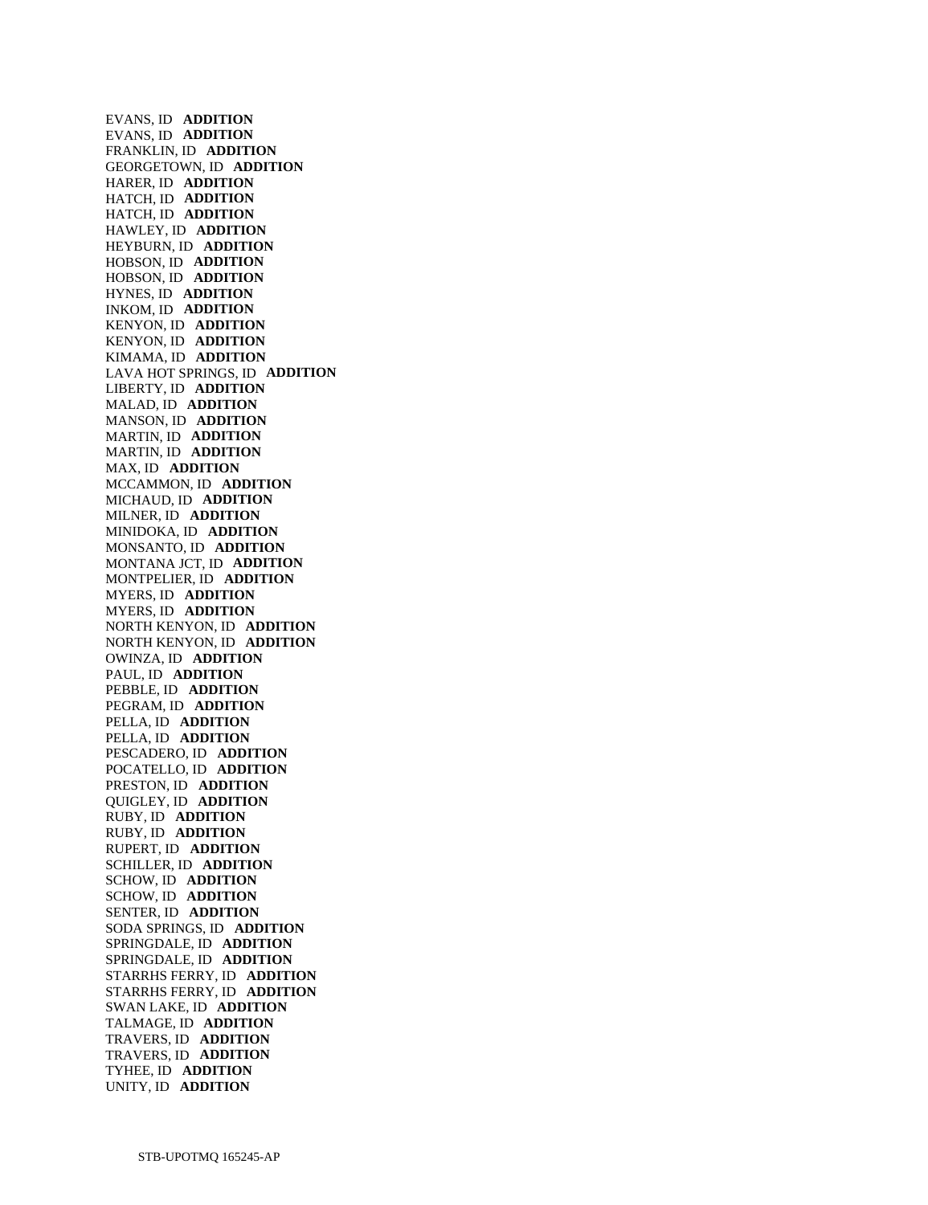EVANS, ID **ADDITION**
EVANS, ID **ADDITION**
FRANKLIN, ID **ADDITION**
GEORGETOWN, ID **ADDITION**
HARER, ID **ADDITION**
HATCH, ID **ADDITION**
HATCH, ID **ADDITION**
HAWLEY, ID **ADDITION**
HEYBURN, ID **ADDITION**
HOBSON, ID **ADDITION**
HOBSON, ID **ADDITION**
HYNES, ID **ADDITION**
INKOM, ID **ADDITION**
KENYON, ID **ADDITION**
KENYON, ID **ADDITION**
KIMAMA, ID **ADDITION**
LAVA HOT SPRINGS, ID **ADDITION**
LIBERTY, ID **ADDITION**
MALAD, ID **ADDITION**
MANSON, ID **ADDITION**
MARTIN, ID **ADDITION**
MARTIN, ID **ADDITION**
MAX, ID **ADDITION**
MCCAMMON, ID **ADDITION**
MICHAUD, ID **ADDITION**
MILNER, ID **ADDITION**
MINIDOKA, ID **ADDITION**
MONSANTO, ID **ADDITION**
MONTANA JCT, ID **ADDITION**
MONTPELIER, ID **ADDITION**
MYERS, ID **ADDITION**
MYERS, ID **ADDITION**
NORTH KENYON, ID **ADDITION**
NORTH KENYON, ID **ADDITION**
OWINZA, ID **ADDITION**
PAUL, ID **ADDITION**
PEBBLE, ID **ADDITION**
PEGRAM, ID **ADDITION**
PELLA, ID **ADDITION**
PELLA, ID **ADDITION**
PESCADERO, ID **ADDITION**
POCATELLO, ID **ADDITION**
PRESTON, ID **ADDITION**
QUIGLEY, ID **ADDITION**
RUBY, ID **ADDITION**
RUBY, ID **ADDITION**
RUPERT, ID **ADDITION**
SCHILLER, ID **ADDITION**
SCHOW, ID **ADDITION**
SCHOW, ID **ADDITION**
SENTER, ID **ADDITION**
SODA SPRINGS, ID **ADDITION**
SPRINGDALE, ID **ADDITION**
SPRINGDALE, ID **ADDITION**
STARRHS FERRY, ID **ADDITION**
STARRHS FERRY, ID **ADDITION**
SWAN LAKE, ID **ADDITION**
TALMAGE, ID **ADDITION**
TRAVERS, ID **ADDITION**
TRAVERS, ID **ADDITION**
TYHEE, ID **ADDITION**
UNITY, ID **ADDITION**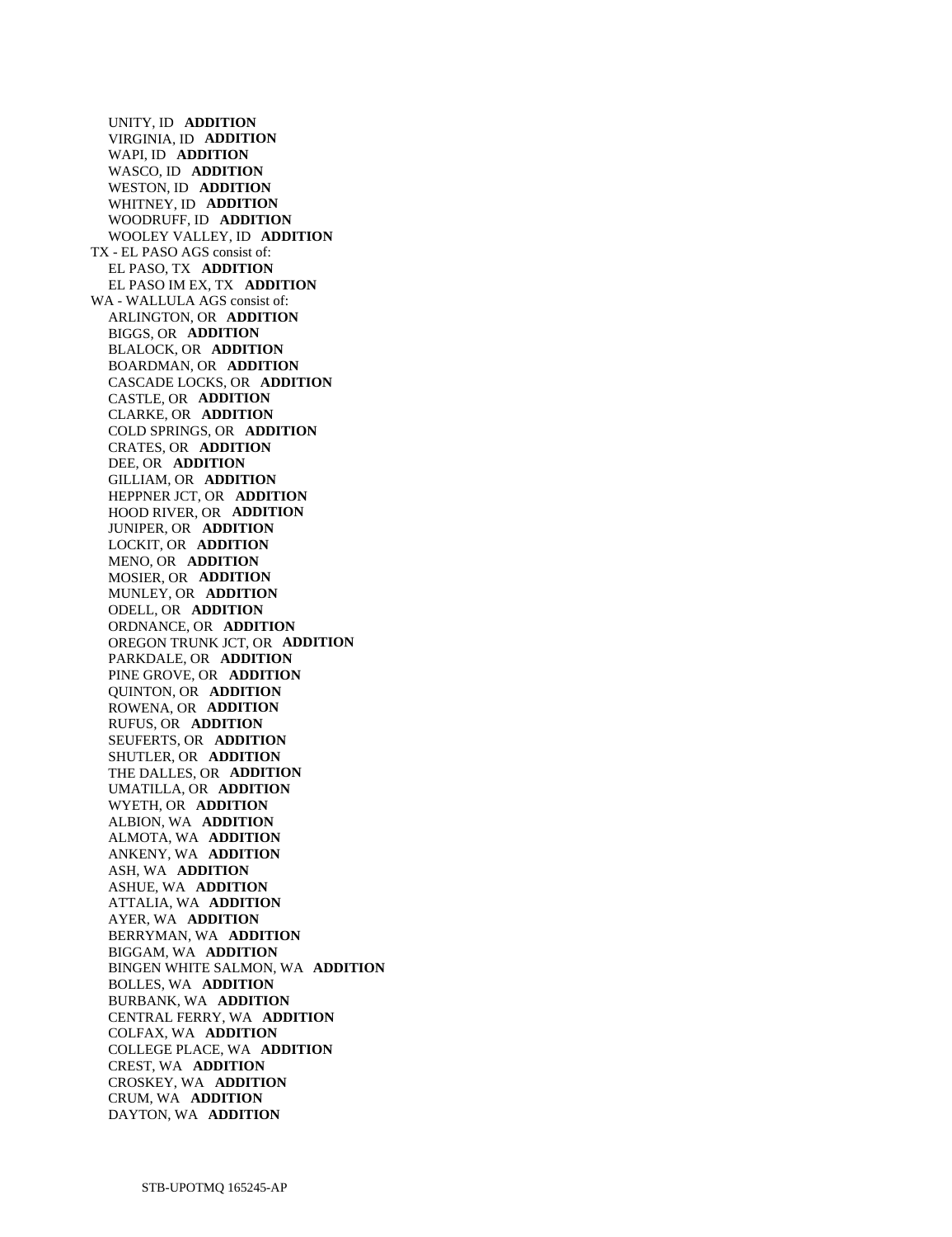UNITY, ID **ADDITION**
VIRGINIA, ID **ADDITION**
WAPI, ID **ADDITION**
WASCO, ID **ADDITION**
WESTON, ID **ADDITION**
WHITNEY, ID **ADDITION**
WOODRUFF, ID **ADDITION**
WOOLEY VALLEY, ID **ADDITION**

TX - EL PASO AGS consist of:
EL PASO, TX **ADDITION**
EL PASO IM EX, TX **ADDITION**

WA - WALLULA AGS consist of:
ARLINGTON, OR **ADDITION**
BIGGS, OR **ADDITION**
BLALOCK, OR **ADDITION**
BOARDMAN, OR **ADDITION**
CASCADE LOCKS, OR **ADDITION**
CASTLE, OR **ADDITION**
CLARKE, OR **ADDITION**
COLD SPRINGS, OR **ADDITION**
CRATES, OR **ADDITION**
DEE, OR **ADDITION**
GILLIAM, OR **ADDITION**
HEPPNER JCT, OR **ADDITION**
HOOD RIVER, OR **ADDITION**
JUNIPER, OR **ADDITION**
LOCKIT, OR **ADDITION**
MENO, OR **ADDITION**
MOSIER, OR **ADDITION**
MUNLEY, OR **ADDITION**
ODELL, OR **ADDITION**
ORDNANCE, OR **ADDITION**
OREGON TRUNK JCT, OR **ADDITION**
PARKDALE, OR **ADDITION**
PINE GROVE, OR **ADDITION**
QUINTON, OR **ADDITION**
ROWENA, OR **ADDITION**
RUFUS, OR **ADDITION**
SEUFERTS, OR **ADDITION**
SHUTLER, OR **ADDITION**
THE DALLES, OR **ADDITION**
UMATILLA, OR **ADDITION**
WYETH, OR **ADDITION**
ALBION, WA **ADDITION**
ALMOTA, WA **ADDITION**
ANKENY, WA **ADDITION**
ASH, WA **ADDITION**
ASHUE, WA **ADDITION**
ATTALIA, WA **ADDITION**
AYER, WA **ADDITION**
BERRYMAN, WA **ADDITION**
BIGGAM, WA **ADDITION**
BINGEN WHITE SALMON, WA **ADDITION**
BOLLES, WA **ADDITION**
BURBANK, WA **ADDITION**
CENTRAL FERRY, WA **ADDITION**
COLFAX, WA **ADDITION**
COLLEGE PLACE, WA **ADDITION**
CREST, WA **ADDITION**
CROSKEY, WA **ADDITION**
CRUM, WA **ADDITION**
DAYTON, WA **ADDITION**

STB-UPOTMQ 165245-AP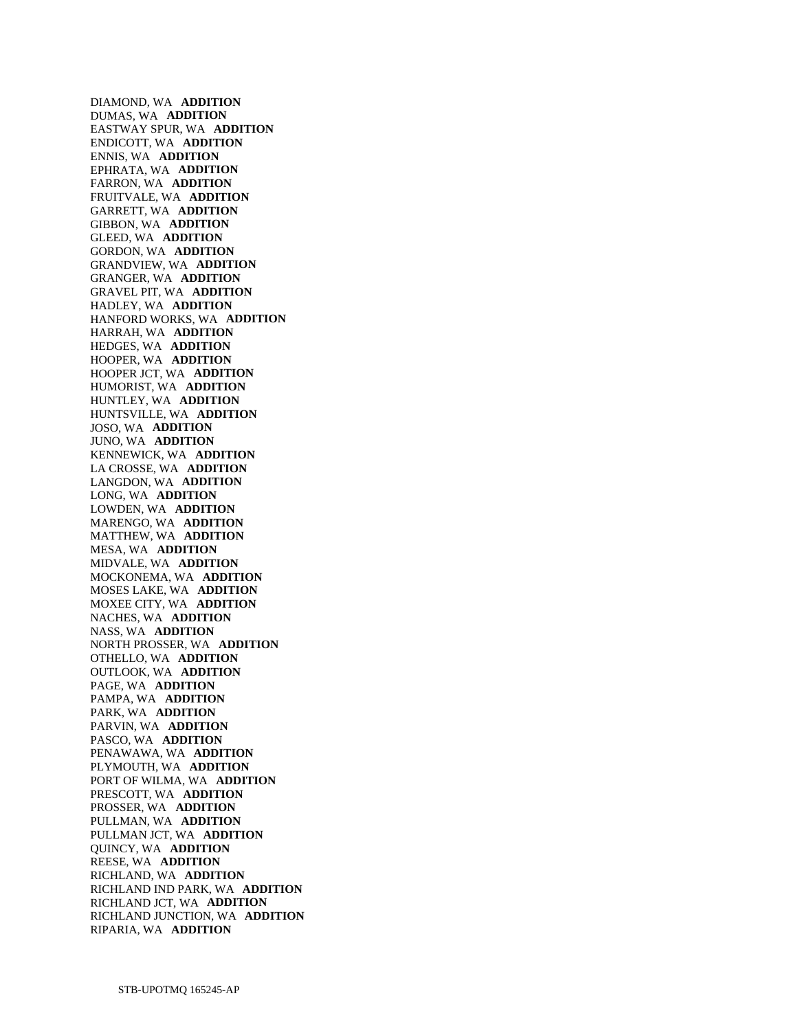DIAMOND, WA **ADDITION**
DUMAS, WA **ADDITION**
EASTWAY SPUR, WA **ADDITION**
ENDICOTT, WA **ADDITION**
ENNIS, WA **ADDITION**
EPHRATA, WA **ADDITION**
FARRON, WA **ADDITION**
FRUITVALE, WA **ADDITION**
GARRETT, WA **ADDITION**
GIBBON, WA **ADDITION**
GLEED, WA **ADDITION**
GORDON, WA **ADDITION**
GRANDVIEW, WA **ADDITION**
GRANGER, WA **ADDITION**
GRAVEL PIT, WA **ADDITION**
HADLEY, WA **ADDITION**
HANFORD WORKS, WA **ADDITION**
HARRAH, WA **ADDITION**
HEDGES, WA **ADDITION**
HOOPER, WA **ADDITION**
HOOPER JCT, WA **ADDITION**
HUMORIST, WA **ADDITION**
HUNTLEY, WA **ADDITION**
HUNTSVILLE, WA **ADDITION**
JOSO, WA **ADDITION**
JUNO, WA **ADDITION**
KENNEWICK, WA **ADDITION**
LA CROSSE, WA **ADDITION**
LANGDON, WA **ADDITION**
LONG, WA **ADDITION**
LOWDEN, WA **ADDITION**
MARENGO, WA **ADDITION**
MATTHEW, WA **ADDITION**
MESA, WA **ADDITION**
MIDVALE, WA **ADDITION**
MOCKONEMA, WA **ADDITION**
MOSES LAKE, WA **ADDITION**
MOXEE CITY, WA **ADDITION**
NACHES, WA **ADDITION**
NASS, WA **ADDITION**
NORTH PROSSER, WA **ADDITION**
OTHELLO, WA **ADDITION**
OUTLOOK, WA **ADDITION**
PAGE, WA **ADDITION**
PAMPA, WA **ADDITION**
PARK, WA **ADDITION**
PARVIN, WA **ADDITION**
PASCO, WA **ADDITION**
PENAWAWA, WA **ADDITION**
PLYMOUTH, WA **ADDITION**
PORT OF WILMA, WA **ADDITION**
PRESCOTT, WA **ADDITION**
PROSSER, WA **ADDITION**
PULLMAN, WA **ADDITION**
PULLMAN JCT, WA **ADDITION**
QUINCY, WA **ADDITION**
REESE, WA **ADDITION**
RICHLAND, WA **ADDITION**
RICHLAND IND PARK, WA **ADDITION**
RICHLAND JCT, WA **ADDITION**
RICHLAND JUNCTION, WA **ADDITION**
RIPARIA, WA **ADDITION**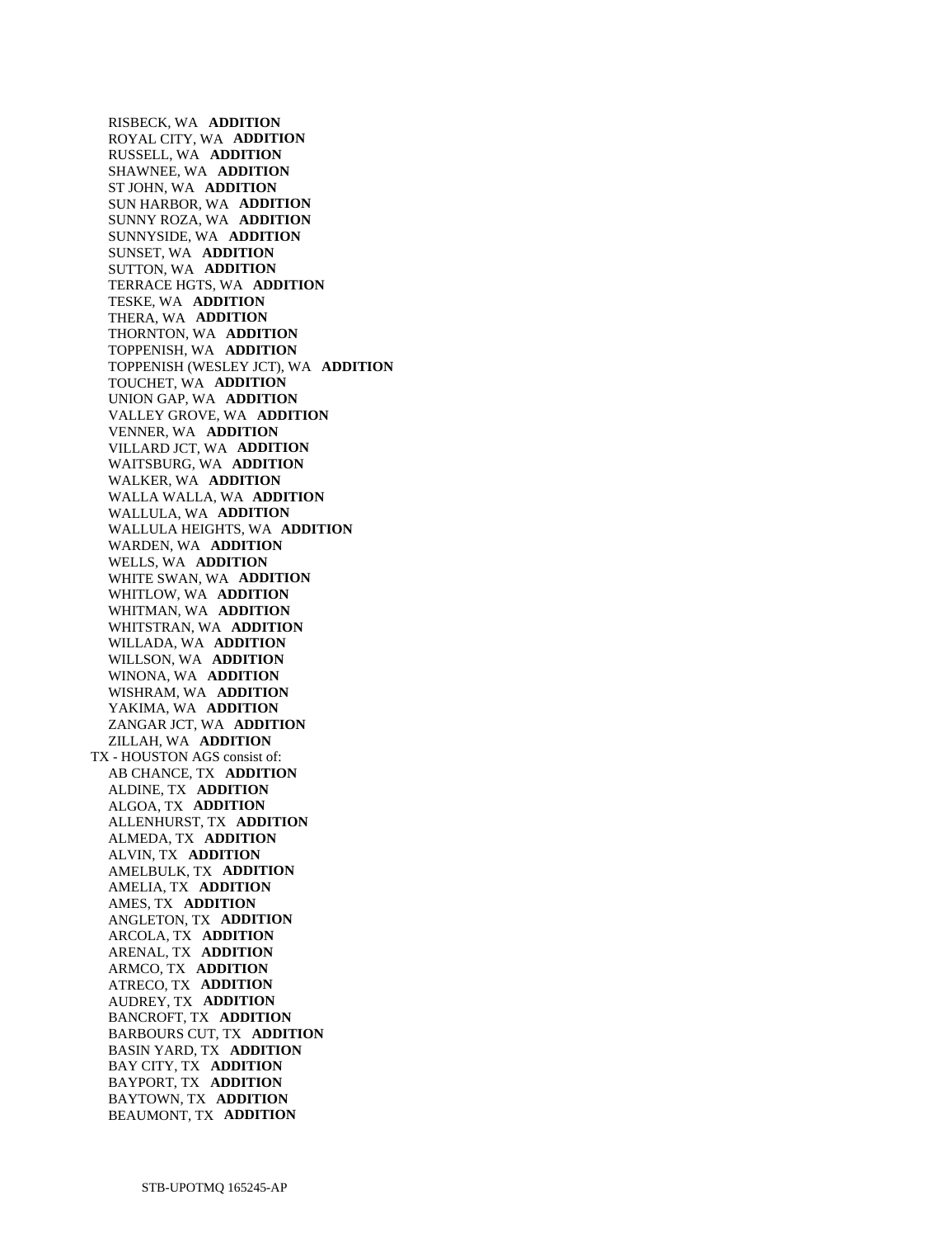RISBECK, WA **ADDITION**
ROYAL CITY, WA **ADDITION**
RUSSELL, WA **ADDITION**
SHAWNEE, WA **ADDITION**
ST JOHN, WA **ADDITION**
SUN HARBOR, WA **ADDITION**
SUNNY ROZA, WA **ADDITION**
SUNNYSIDE, WA **ADDITION**
SUNSET, WA **ADDITION**
SUTTON, WA **ADDITION**
TERRACE HGTS, WA **ADDITION**
TESKE, WA **ADDITION**
THERA, WA **ADDITION**
THORNTON, WA **ADDITION**
TOPPENISH, WA **ADDITION**
TOPPENISH (WESLEY JCT), WA **ADDITION**
TOUCHET, WA **ADDITION**
UNION GAP, WA **ADDITION**
VALLEY GROVE, WA **ADDITION**
VENNER, WA **ADDITION**
VILLARD JCT, WA **ADDITION**
WAITSBURG, WA **ADDITION**
WALKER, WA **ADDITION**
WALLA WALLA, WA **ADDITION**
WALLULA, WA **ADDITION**
WALLULA HEIGHTS, WA **ADDITION**
WARDEN, WA **ADDITION**
WELLS, WA **ADDITION**
WHITE SWAN, WA **ADDITION**
WHITLOW, WA **ADDITION**
WHITMAN, WA **ADDITION**
WHITSTRAN, WA **ADDITION**
WILLADA, WA **ADDITION**
WILLSON, WA **ADDITION**
WINONA, WA **ADDITION**
WISHRAM, WA **ADDITION**
YAKIMA, WA **ADDITION**
ZANGAR JCT, WA **ADDITION**
ZILLAH, WA **ADDITION**

TX - HOUSTON AGS consist of:

AB CHANCE, TX **ADDITION**
ALDINE, TX **ADDITION**
ALGOA, TX **ADDITION**
ALLENHURST, TX **ADDITION**
ALMEDA, TX **ADDITION**
ALVIN, TX **ADDITION**
AMELBULK, TX **ADDITION**
AMELIA, TX **ADDITION**
AMES, TX **ADDITION**
ANGLETON, TX **ADDITION**
ARCOLA, TX **ADDITION**
ARENAL, TX **ADDITION**
ARMCO, TX **ADDITION**
ATRECO, TX **ADDITION**
AUDREY, TX **ADDITION**
BANCROFT, TX **ADDITION**
BARBOURS CUT, TX **ADDITION**
BASIN YARD, TX **ADDITION**
BAY CITY, TX **ADDITION**
BAYPORT, TX **ADDITION**
BAYTOWN, TX **ADDITION**
BEAUMONT, TX **ADDITION**

STB-UPOTMQ 165245-AP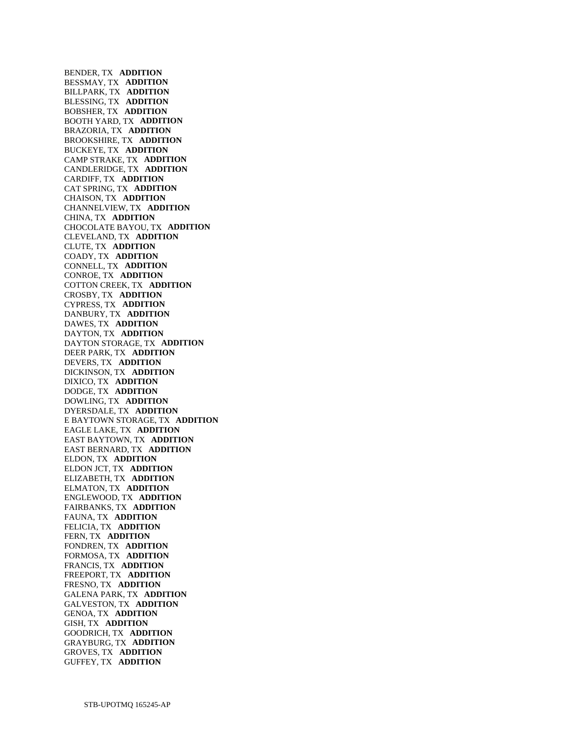BENDER, TX **ADDITION**
BESSMAY, TX **ADDITION**
BILLPARK, TX **ADDITION**
BLESSING, TX **ADDITION**
BOBSHER, TX **ADDITION**
BOOTH YARD, TX **ADDITION**
BRAZORIA, TX **ADDITION**
BROOKSHIRE, TX **ADDITION**
BUCKEYE, TX **ADDITION**
CAMP STRAKE, TX **ADDITION**
CANDLERIDGE, TX **ADDITION**
CARDIFF, TX **ADDITION**
CAT SPRING, TX **ADDITION**
CHAISON, TX **ADDITION**
CHANNELVIEW, TX **ADDITION**
CHINA, TX **ADDITION**
CHOCOLATE BAYOU, TX **ADDITION**
CLEVELAND, TX **ADDITION**
CLUTE, TX **ADDITION**
COADY, TX **ADDITION**
CONNELL, TX **ADDITION**
CONROE, TX **ADDITION**
COTTON CREEK, TX **ADDITION**
CROSBY, TX **ADDITION**
CYPRESS, TX **ADDITION**
DANBURY, TX **ADDITION**
DAWES, TX **ADDITION**
DAYTON, TX **ADDITION**
DAYTON STORAGE, TX **ADDITION**
DEER PARK, TX **ADDITION**
DEVERS, TX **ADDITION**
DICKINSON, TX **ADDITION**
DIXICO, TX **ADDITION**
DODGE, TX **ADDITION**
DOWLING, TX **ADDITION**
DYERSDALE, TX **ADDITION**
E BAYTOWN STORAGE, TX **ADDITION**
EAGLE LAKE, TX **ADDITION**
EAST BAYTOWN, TX **ADDITION**
EAST BERNARD, TX **ADDITION**
ELDON, TX **ADDITION**
ELDON JCT, TX **ADDITION**
ELIZABETH, TX **ADDITION**
ELMATON, TX **ADDITION**
ENGLEWOOD, TX **ADDITION**
FAIRBANKS, TX **ADDITION**
FAUNA, TX **ADDITION**
FELICIA, TX **ADDITION**
FERN, TX **ADDITION**
FONDREN, TX **ADDITION**
FORMOSA, TX **ADDITION**
FRANCIS, TX **ADDITION**
FREEPORT, TX **ADDITION**
FRESNO, TX **ADDITION**
GALENA PARK, TX **ADDITION**
GALVESTON, TX **ADDITION**
GENOA, TX **ADDITION**
GISH, TX **ADDITION**
GOODRICH, TX **ADDITION**
GRAYBURG, TX **ADDITION**
GROVES, TX **ADDITION**
GUFFEY, TX **ADDITION**

STB-UPOTMQ 165245-AP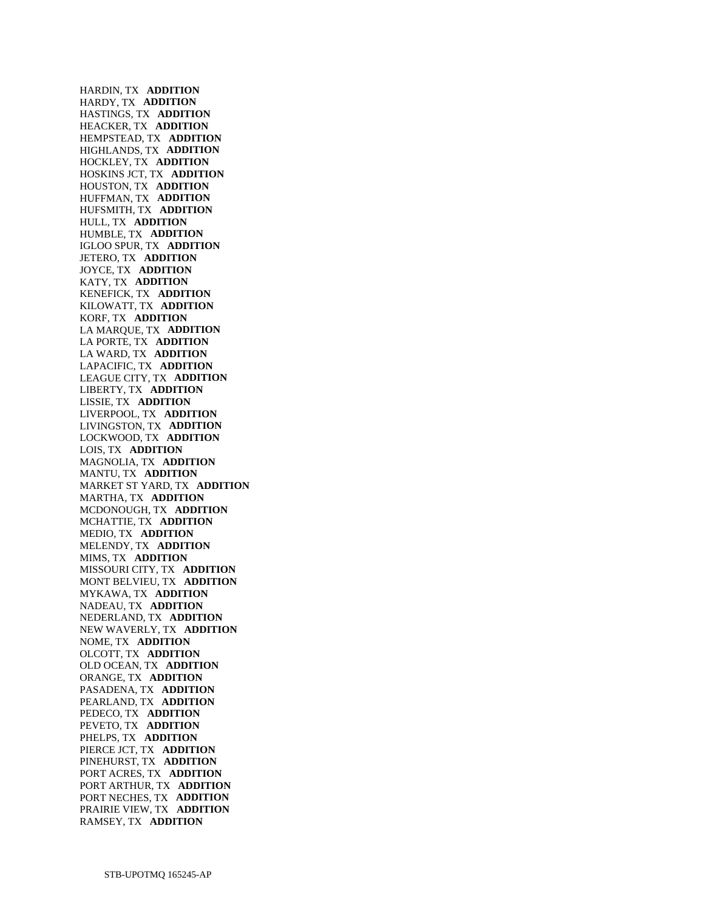HARDIN, TX **ADDITION**
HARDY, TX **ADDITION**
HASTINGS, TX **ADDITION**
HEACKER, TX **ADDITION**
HEMPSTEAD, TX **ADDITION**
HIGHLANDS, TX **ADDITION**
HOCKLEY, TX **ADDITION**
HOSKINS JCT, TX **ADDITION**
HOUSTON, TX **ADDITION**
HUFFMAN, TX **ADDITION**
HUFSMITH, TX **ADDITION**
HULL, TX **ADDITION**
HUMBLE, TX **ADDITION**
IGLOO SPUR, TX **ADDITION**
JETERO, TX **ADDITION**
JOYCE, TX **ADDITION**
KATY, TX **ADDITION**
KENEFICK, TX **ADDITION**
KILOWATT, TX **ADDITION**
KORF, TX **ADDITION**
LA MARQUE, TX **ADDITION**
LA PORTE, TX **ADDITION**
LA WARD, TX **ADDITION**
LAPACIFIC, TX **ADDITION**
LEAGUE CITY, TX **ADDITION**
LIBERTY, TX **ADDITION**
LISSIE, TX **ADDITION**
LIVERPOOL, TX **ADDITION**
LIVINGSTON, TX **ADDITION**
LOCKWOOD, TX **ADDITION**
LOIS, TX **ADDITION**
MAGNOLIA, TX **ADDITION**
MANTU, TX **ADDITION**
MARKET ST YARD, TX **ADDITION**
MARTHA, TX **ADDITION**
MCDONOUGH, TX **ADDITION**
MCHATTIE, TX **ADDITION**
MEDIO, TX **ADDITION**
MELENDY, TX **ADDITION**
MIMS, TX **ADDITION**
MISSOURI CITY, TX **ADDITION**
MONT BELVIEU, TX **ADDITION**
MYKAWA, TX **ADDITION**
NADEAU, TX **ADDITION**
NEDERLAND, TX **ADDITION**
NEW WAVERLY, TX **ADDITION**
NOME, TX **ADDITION**
OLCOTT, TX **ADDITION**
OLD OCEAN, TX **ADDITION**
ORANGE, TX **ADDITION**
PASADENA, TX **ADDITION**
PEARLAND, TX **ADDITION**
PEDECO, TX **ADDITION**
PEVETO, TX **ADDITION**
PHELPS, TX **ADDITION**
PIERCE JCT, TX **ADDITION**
PINEHURST, TX **ADDITION**
PORT ACRES, TX **ADDITION**
PORT ARTHUR, TX **ADDITION**
PORT NECHES, TX **ADDITION**
PRAIRIE VIEW, TX **ADDITION**
RAMSEY, TX **ADDITION**

STB-UPOTMQ 165245-AP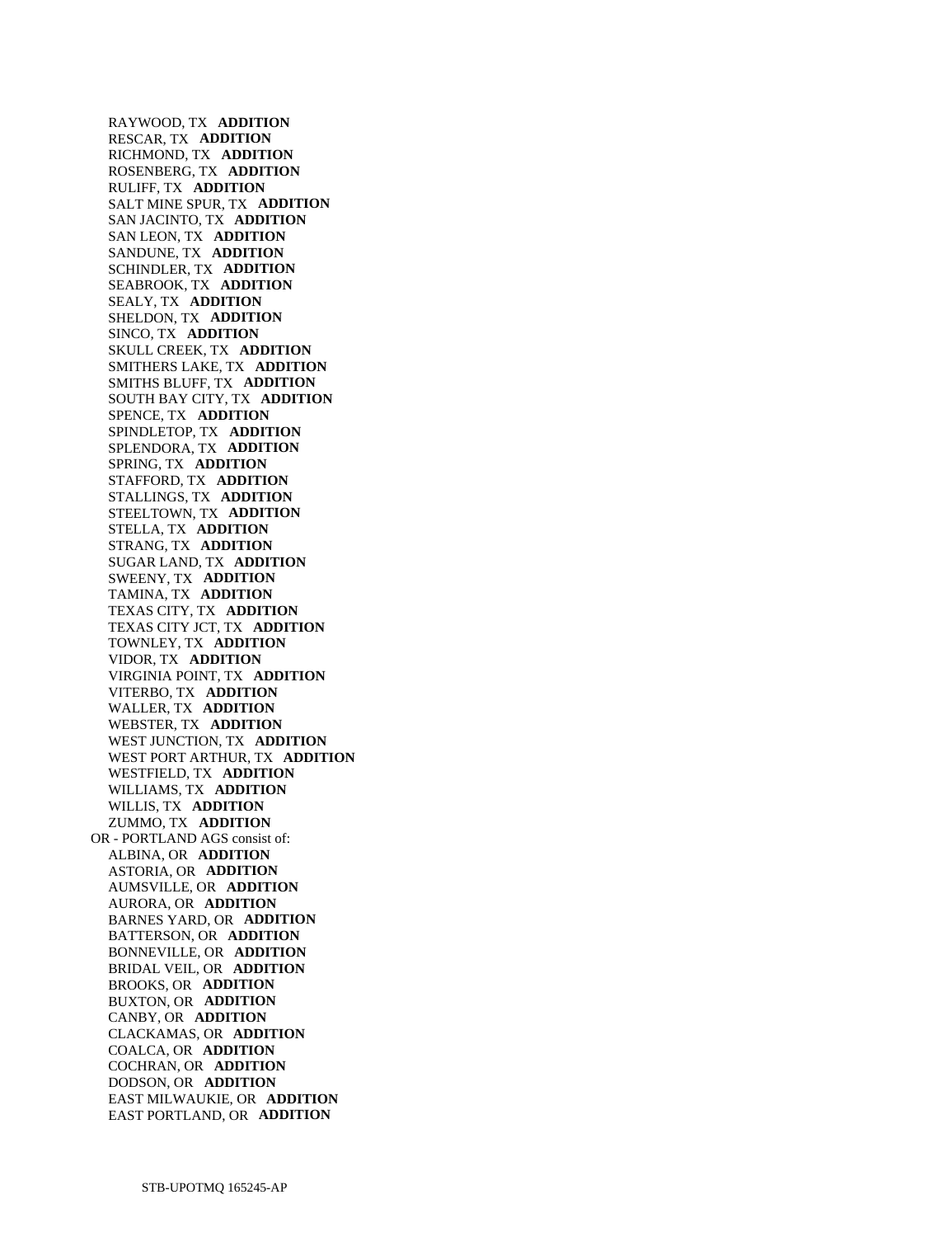RAYWOOD, TX **ADDITION**
RESCAR, TX **ADDITION**
RICHMOND, TX **ADDITION**
ROSENBERG, TX **ADDITION**
RULIFF, TX **ADDITION**
SALT MINE SPUR, TX **ADDITION**
SAN JACINTO, TX **ADDITION**
SAN LEON, TX **ADDITION**
SANDUNE, TX **ADDITION**
SCHINDLER, TX **ADDITION**
SEABROOK, TX **ADDITION**
SEALY, TX **ADDITION**
SHELDON, TX **ADDITION**
SINCO, TX **ADDITION**
SKULL CREEK, TX **ADDITION**
SMITHERS LAKE, TX **ADDITION**
SMITHS BLUFF, TX **ADDITION**
SOUTH BAY CITY, TX **ADDITION**
SPENCE, TX **ADDITION**
SPINDLETOP, TX **ADDITION**
SPLENDORA, TX **ADDITION**
SPRING, TX **ADDITION**
STAFFORD, TX **ADDITION**
STALLINGS, TX **ADDITION**
STEELTOWN, TX **ADDITION**
STELLA, TX **ADDITION**
STRANG, TX **ADDITION**
SUGAR LAND, TX **ADDITION**
SWEENY, TX **ADDITION**
TAMINA, TX **ADDITION**
TEXAS CITY, TX **ADDITION**
TEXAS CITY JCT, TX **ADDITION**
TOWNLEY, TX **ADDITION**
VIDOR, TX **ADDITION**
VIRGINIA POINT, TX **ADDITION**
VITERBO, TX **ADDITION**
WALLER, TX **ADDITION**
WEBSTER, TX **ADDITION**
WEST JUNCTION, TX **ADDITION**
WEST PORT ARTHUR, TX **ADDITION**
WESTFIELD, TX **ADDITION**
WILLIAMS, TX **ADDITION**
WILLIS, TX **ADDITION**
ZUMMO, TX **ADDITION**

OR - PORTLAND AGS consist of:
ALBINA, OR **ADDITION**
ASTORIA, OR **ADDITION**
AUMSVILLE, OR **ADDITION**
AURORA, OR **ADDITION**
BARNES YARD, OR **ADDITION**
BATTERSON, OR **ADDITION**
BONNEVILLE, OR **ADDITION**
BRIDAL VEIL, OR **ADDITION**
BROOKS, OR **ADDITION**
BUXTON, OR **ADDITION**
CANBY, OR **ADDITION**
CLACKAMAS, OR **ADDITION**
COALCA, OR **ADDITION**
COCHRAN, OR **ADDITION**
DODSON, OR **ADDITION**
EAST MILWAUKIE, OR **ADDITION**
EAST PORTLAND, OR **ADDITION**

STB-UPOTMQ 165245-AP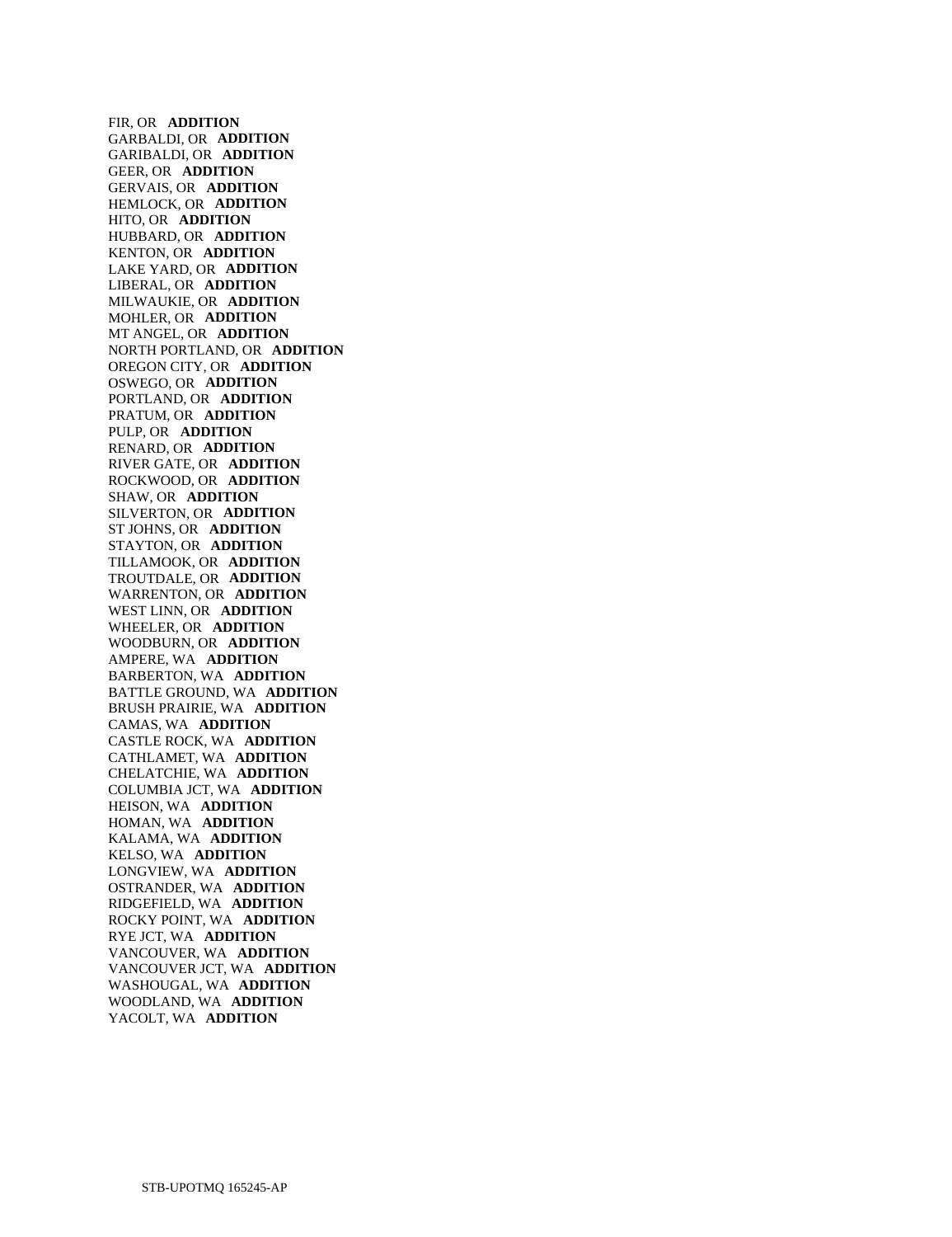FIR, OR **ADDITION**
GARBALDI, OR **ADDITION**
GARIBALDI, OR **ADDITION**
GEER, OR **ADDITION**
GERVAIS, OR **ADDITION**
HEMLOCK, OR **ADDITION**
HITO, OR **ADDITION**
HUBBARD, OR **ADDITION**
KENTON, OR **ADDITION**
LAKE YARD, OR **ADDITION**
LIBERAL, OR **ADDITION**
MILWAUKIE, OR **ADDITION**
MOHLER, OR **ADDITION**
MT ANGEL, OR **ADDITION**
NORTH PORTLAND, OR **ADDITION**
OREGON CITY, OR **ADDITION**
OSWEGO, OR **ADDITION**
PORTLAND, OR **ADDITION**
PRATUM, OR **ADDITION**
PULP, OR **ADDITION**
RENARD, OR **ADDITION**
RIVER GATE, OR **ADDITION**
ROCKWOOD, OR **ADDITION**
SHAW, OR **ADDITION**
SILVERTON, OR **ADDITION**
ST JOHNS, OR **ADDITION**
STAYTON, OR **ADDITION**
TILLAMOOK, OR **ADDITION**
TROUTDALE, OR **ADDITION**
WARRENTON, OR **ADDITION**
WEST LINN, OR **ADDITION**
WHEELER, OR **ADDITION**
WOODBURN, OR **ADDITION**
AMPERE, WA **ADDITION**
BARBERTON, WA **ADDITION**
BATTLE GROUND, WA **ADDITION**
BRUSH PRAIRIE, WA **ADDITION**
CAMAS, WA **ADDITION**
CASTLE ROCK, WA **ADDITION**
CATHLAMET, WA **ADDITION**
CHELATCHIE, WA **ADDITION**
COLUMBIA JCT, WA **ADDITION**
HEISON, WA **ADDITION**
HOMAN, WA **ADDITION**
KALAMA, WA **ADDITION**
KELSO, WA **ADDITION**
LONGVIEW, WA **ADDITION**
OSTRANDER, WA **ADDITION**
RIDGEFIELD, WA **ADDITION**
ROCKY POINT, WA **ADDITION**
RYE JCT, WA **ADDITION**
VANCOUVER, WA **ADDITION**
VANCOUVER JCT, WA **ADDITION**
WASHOUGAL, WA **ADDITION**
WOODLAND, WA **ADDITION**
YACOLT, WA **ADDITION**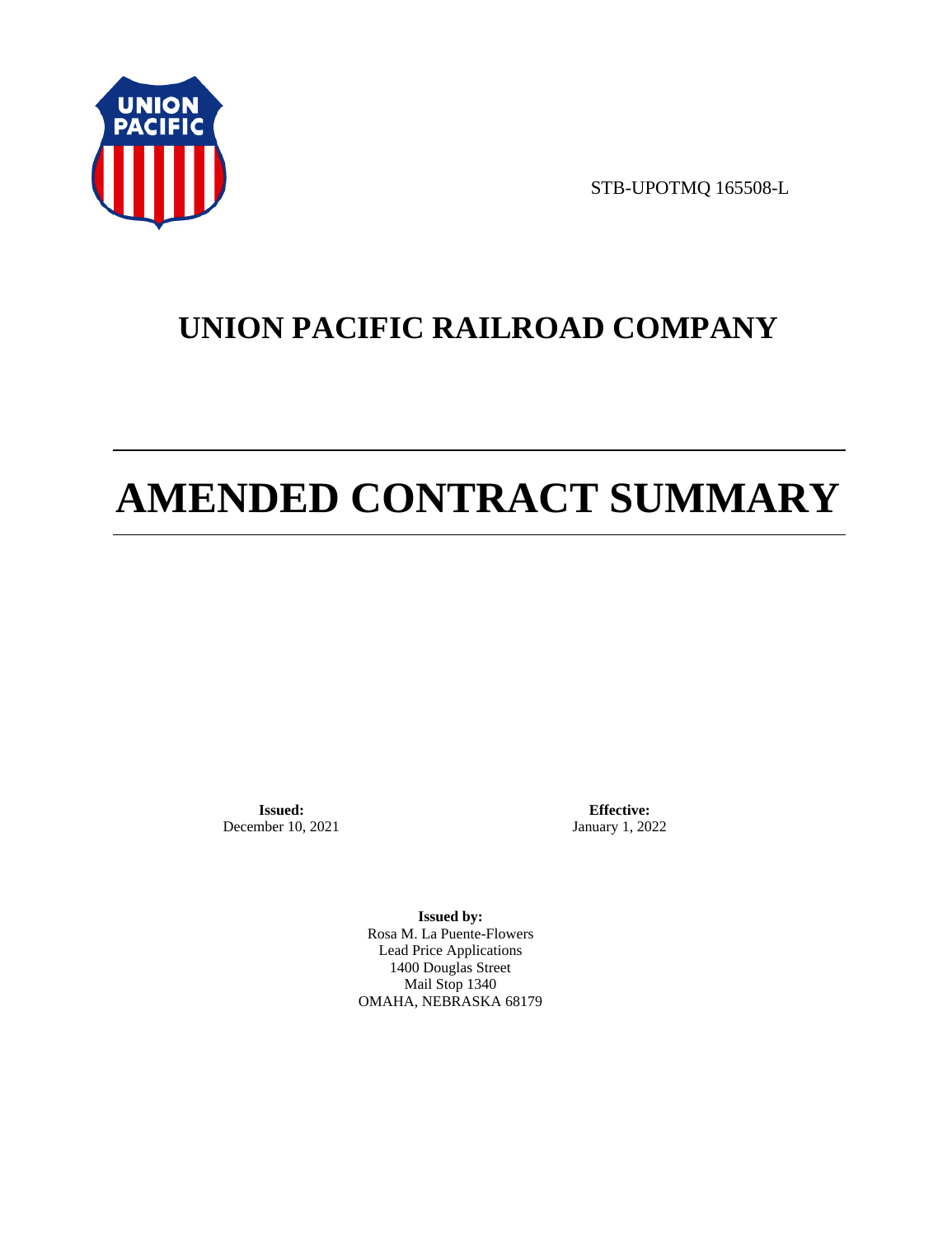STB-UPOTMQ 165508-L

# UNION PACIFIC RAILROAD COMPANY

# AMENDED CONTRACT SUMMARY

**Issued:**
December 10, 2021

**Effective:**
January 1, 2022

**Issued by:**
Rosa M. La Puente-Flowers
Lead Price Applications
1400 Douglas Street
Mail Stop 1340
OMAHA, NEBRASKA 68179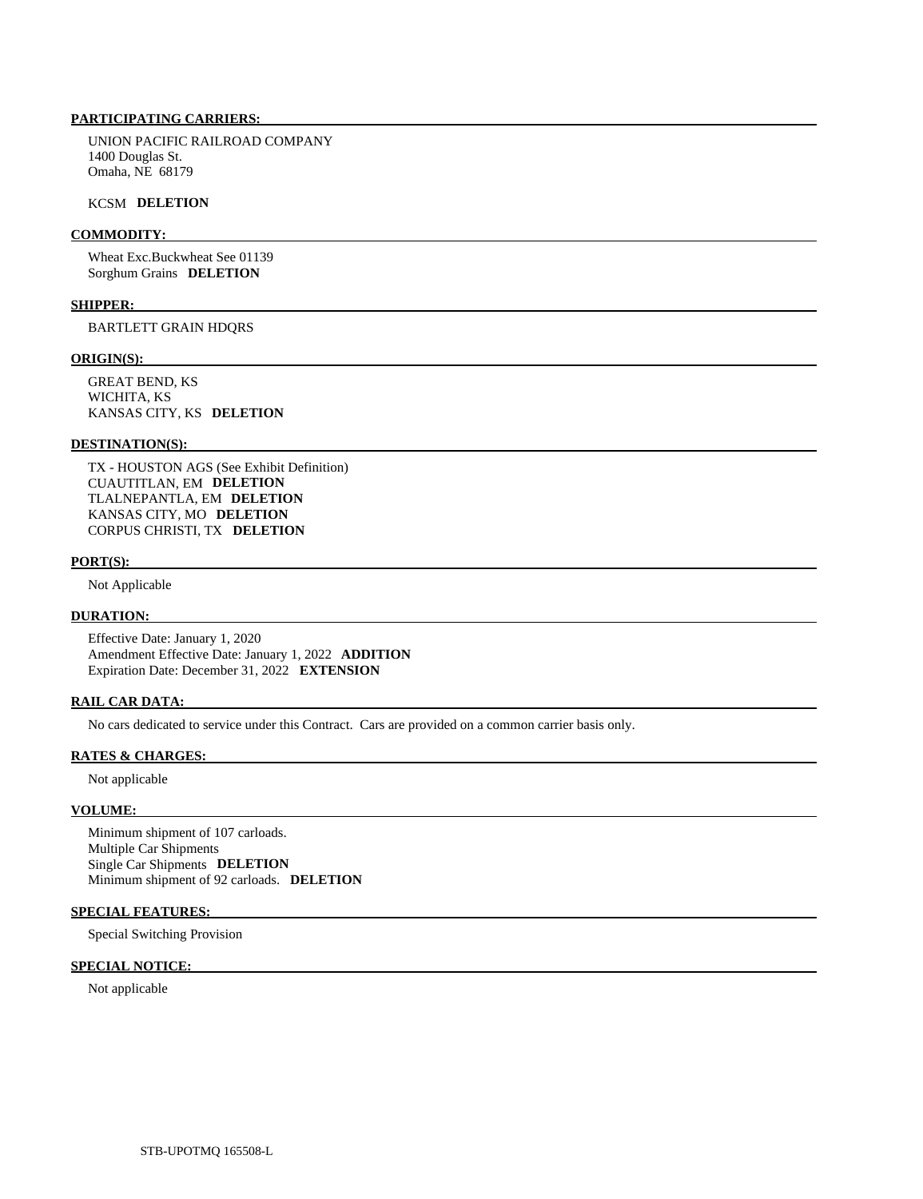## PARTICIPATING CARRIERS:

UNION PACIFIC RAILROAD COMPANY
1400 Douglas St.
Omaha, NE 68179

KCSM **DELETION**

## COMMODITY:

Wheat Exc.Buckwheat See 01139
Sorghum Grains **DELETION**

## SHIPPER:

BARTLETT GRAIN HDQRS

## ORIGIN(S):

GREAT BEND, KS
WICHITA, KS
KANSAS CITY, KS **DELETION**

## DESTINATION(S):

TX - HOUSTON AGS (See Exhibit Definition)
CUAUTITLAN, EM **DELETION**
TLALNEPANTLA, EM **DELETION**
KANSAS CITY, MO **DELETION**
CORPUS CHRISTI, TX **DELETION**

## PORT(S):

Not Applicable

## DURATION:

Effective Date: January 1, 2020
Amendment Effective Date: January 1, 2022 **ADDITION**
Expiration Date: December 31, 2022 **EXTENSION**

## RAIL CAR DATA:

No cars dedicated to service under this Contract. Cars are provided on a common carrier basis only.

## RATES & CHARGES:

Not applicable

## VOLUME:

Minimum shipment of 107 carloads.
Multiple Car Shipments
Single Car Shipments **DELETION**
Minimum shipment of 92 carloads. **DELETION**

## SPECIAL FEATURES:

Special Switching Provision

## SPECIAL NOTICE:

Not applicable

STB-UPOTMQ 165508-L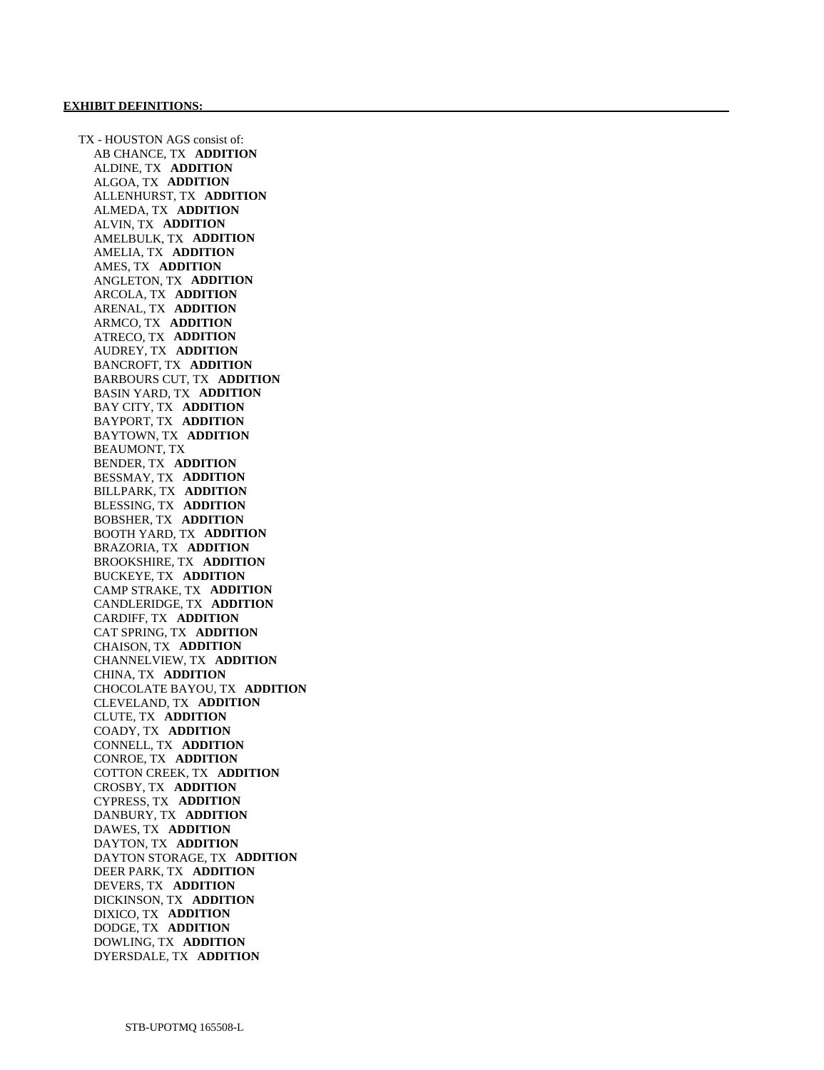**EXHIBIT DEFINITIONS:**

TX - HOUSTON AGS consist of:

- AB CHANCE, TX **ADDITION**
- ALDINE, TX **ADDITION**
- ALGOA, TX **ADDITION**
- ALLENHURST, TX **ADDITION**
- ALMEDA, TX **ADDITION**
- ALVIN, TX **ADDITION**
- AMELBULK, TX **ADDITION**
- AMELIA, TX **ADDITION**
- AMES, TX **ADDITION**
- ANGLETON, TX **ADDITION**
- ARCOLA, TX **ADDITION**
- ARENAL, TX **ADDITION**
- ARMCO, TX **ADDITION**
- ATRECO, TX **ADDITION**
- AUDREY, TX **ADDITION**
- BANCROFT, TX **ADDITION**
- BARBOURS CUT, TX **ADDITION**
- BASIN YARD, TX **ADDITION**
- BAY CITY, TX **ADDITION**
- BAYPORT, TX **ADDITION**
- BAYTOWN, TX **ADDITION**
- BEAUMONT, TX
- BENDER, TX **ADDITION**
- BESSMAY, TX **ADDITION**
- BILLPARK, TX **ADDITION**
- BLESSING, TX **ADDITION**
- BOBSHER, TX **ADDITION**
- BOOTH YARD, TX **ADDITION**
- BRAZORIA, TX **ADDITION**
- BROOKSHIRE, TX **ADDITION**
- BUCKEYE, TX **ADDITION**
- CAMP STRAKE, TX **ADDITION**
- CANDLERIDGE, TX **ADDITION**
- CARDIFF, TX **ADDITION**
- CAT SPRING, TX **ADDITION**
- CHAISON, TX **ADDITION**
- CHANNELVIEW, TX **ADDITION**
- CHINA, TX **ADDITION**
- CHOCOLATE BAYOU, TX **ADDITION**
- CLEVELAND, TX **ADDITION**
- CLUTE, TX **ADDITION**
- COADY, TX **ADDITION**
- CONNELL, TX **ADDITION**
- CONROE, TX **ADDITION**
- COTTON CREEK, TX **ADDITION**
- CROSBY, TX **ADDITION**
- CYPRESS, TX **ADDITION**
- DANBURY, TX **ADDITION**
- DAWES, TX **ADDITION**
- DAYTON, TX **ADDITION**
- DAYTON STORAGE, TX **ADDITION**
- DEER PARK, TX **ADDITION**
- DEVERS, TX **ADDITION**
- DICKINSON, TX **ADDITION**
- DIXICO, TX **ADDITION**
- DODGE, TX **ADDITION**
- DOWLING, TX **ADDITION**
- DYERSDALE, TX **ADDITION**

STB-UPOTMQ 165508-L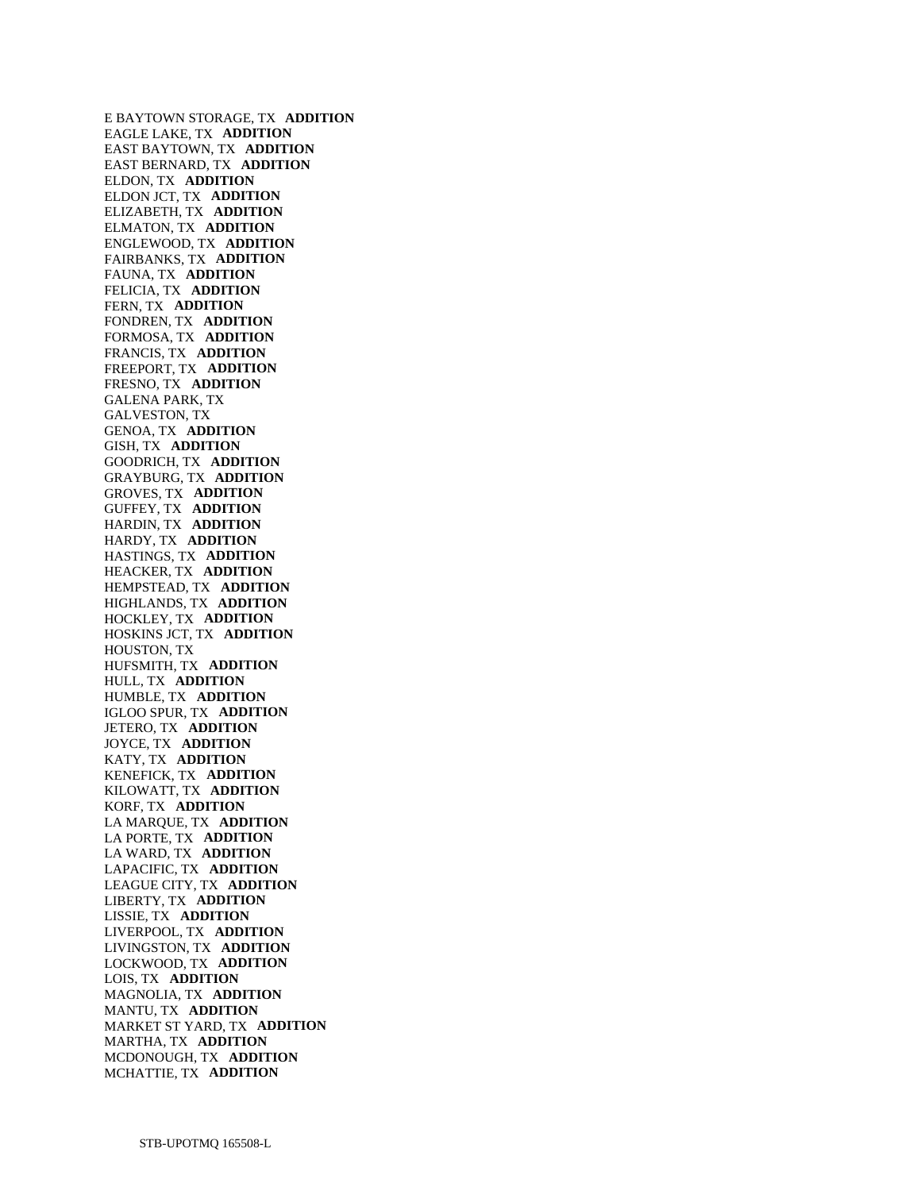E BAYTOWN STORAGE, TX **ADDITION**
EAGLE LAKE, TX **ADDITION**
EAST BAYTOWN, TX **ADDITION**
EAST BERNARD, TX **ADDITION**
ELDON, TX **ADDITION**
ELDON JCT, TX **ADDITION**
ELIZABETH, TX **ADDITION**
ELMATON, TX **ADDITION**
ENGLEWOOD, TX **ADDITION**
FAIRBANKS, TX **ADDITION**
FAUNA, TX **ADDITION**
FELICIA, TX **ADDITION**
FERN, TX **ADDITION**
FONDREN, TX **ADDITION**
FORMOSA, TX **ADDITION**
FRANCIS, TX **ADDITION**
FREEPORT, TX **ADDITION**
FRESNO, TX **ADDITION**
GALENA PARK, TX
GALVESTON, TX
GENOA, TX **ADDITION**
GISH, TX **ADDITION**
GOODRICH, TX **ADDITION**
GRAYBURG, TX **ADDITION**
GROVES, TX **ADDITION**
GUFFEY, TX **ADDITION**
HARDIN, TX **ADDITION**
HARDY, TX **ADDITION**
HASTINGS, TX **ADDITION**
HEACKER, TX **ADDITION**
HEMPSTEAD, TX **ADDITION**
HIGHLANDS, TX **ADDITION**
HOCKLEY, TX **ADDITION**
HOSKINS JCT, TX **ADDITION**
HOUSTON, TX
HUFSMITH, TX **ADDITION**
HULL, TX **ADDITION**
HUMBLE, TX **ADDITION**
IGLOO SPUR, TX **ADDITION**
JETERO, TX **ADDITION**
JOYCE, TX **ADDITION**
KATY, TX **ADDITION**
KENEFICK, TX **ADDITION**
KILOWATT, TX **ADDITION**
KORF, TX **ADDITION**
LA MARQUE, TX **ADDITION**
LA PORTE, TX **ADDITION**
LA WARD, TX **ADDITION**
LAPACIFIC, TX **ADDITION**
LEAGUE CITY, TX **ADDITION**
LIBERTY, TX **ADDITION**
LISSIE, TX **ADDITION**
LIVERPOOL, TX **ADDITION**
LIVINGSTON, TX **ADDITION**
LOCKWOOD, TX **ADDITION**
LOIS, TX **ADDITION**
MAGNOLIA, TX **ADDITION**
MANTU, TX **ADDITION**
MARKET ST YARD, TX **ADDITION**
MARTHA, TX **ADDITION**
MCDONOUGH, TX **ADDITION**
MCHATTIE, TX **ADDITION**

STB-UPOTMQ 165508-L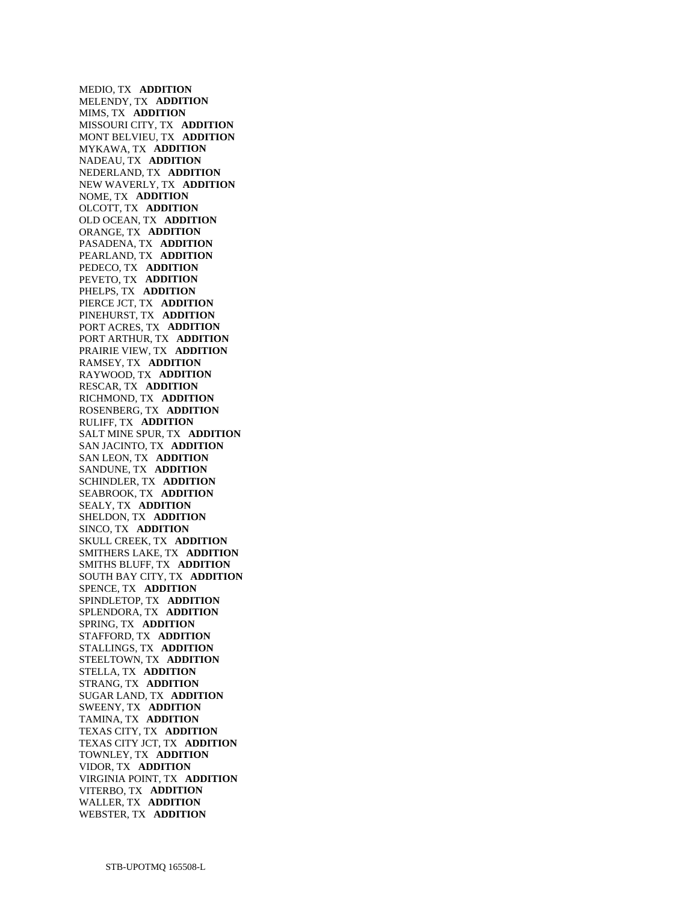MEDIO, TX **ADDITION**
MELENDY, TX **ADDITION**
MIMS, TX **ADDITION**
MISSOURI CITY, TX **ADDITION**
MONT BELVIEU, TX **ADDITION**
MYKAWA, TX **ADDITION**
NADEAU, TX **ADDITION**
NEDERLAND, TX **ADDITION**
NEW WAVERLY, TX **ADDITION**
NOME, TX **ADDITION**
OLCOTT, TX **ADDITION**
OLD OCEAN, TX **ADDITION**
ORANGE, TX **ADDITION**
PASADENA, TX **ADDITION**
PEARLAND, TX **ADDITION**
PEDECO, TX **ADDITION**
PEVETO, TX **ADDITION**
PHELPS, TX **ADDITION**
PIERCE JCT, TX **ADDITION**
PINEHURST, TX **ADDITION**
PORT ACRES, TX **ADDITION**
PORT ARTHUR, TX **ADDITION**
PRAIRIE VIEW, TX **ADDITION**
RAMSEY, TX **ADDITION**
RAYWOOD, TX **ADDITION**
RESCAR, TX **ADDITION**
RICHMOND, TX **ADDITION**
ROSENBERG, TX **ADDITION**
RULIFF, TX **ADDITION**
SALT MINE SPUR, TX **ADDITION**
SAN JACINTO, TX **ADDITION**
SAN LEON, TX **ADDITION**
SANDUNE, TX **ADDITION**
SCHINDLER, TX **ADDITION**
SEABROOK, TX **ADDITION**
SEALY, TX **ADDITION**
SHELDON, TX **ADDITION**
SINCO, TX **ADDITION**
SKULL CREEK, TX **ADDITION**
SMITHERS LAKE, TX **ADDITION**
SMITHS BLUFF, TX **ADDITION**
SOUTH BAY CITY, TX **ADDITION**
SPENCE, TX **ADDITION**
SPINDLETOP, TX **ADDITION**
SPLENDORA, TX **ADDITION**
SPRING, TX **ADDITION**
STAFFORD, TX **ADDITION**
STALLINGS, TX **ADDITION**
STEELTOWN, TX **ADDITION**
STELLA, TX **ADDITION**
STRANG, TX **ADDITION**
SUGAR LAND, TX **ADDITION**
SWEENY, TX **ADDITION**
TAMINA, TX **ADDITION**
TEXAS CITY, TX **ADDITION**
TEXAS CITY JCT, TX **ADDITION**
TOWNLEY, TX **ADDITION**
VIDOR, TX **ADDITION**
VIRGINIA POINT, TX **ADDITION**
VITERBO, TX **ADDITION**
WALLER, TX **ADDITION**
WEBSTER, TX **ADDITION**

STB-UPOTMQ 165508-L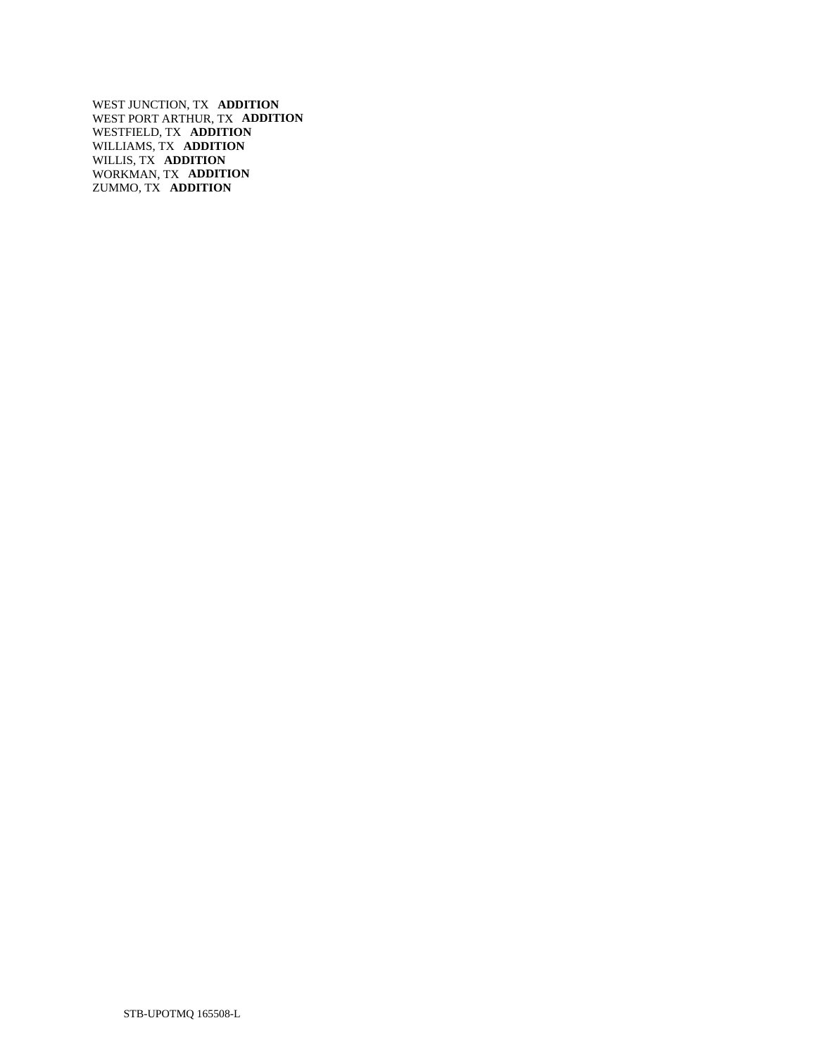WEST JUNCTION, TX **ADDITION**  
WEST PORT ARTHUR, TX **ADDITION**  
WESTFIELD, TX **ADDITION**  
WILLIAMS, TX **ADDITION**  
WILLIS, TX **ADDITION**  
WORKMAN, TX **ADDITION**  
ZUMMO, TX **ADDITION**

STB-UPOTMQ 165508-L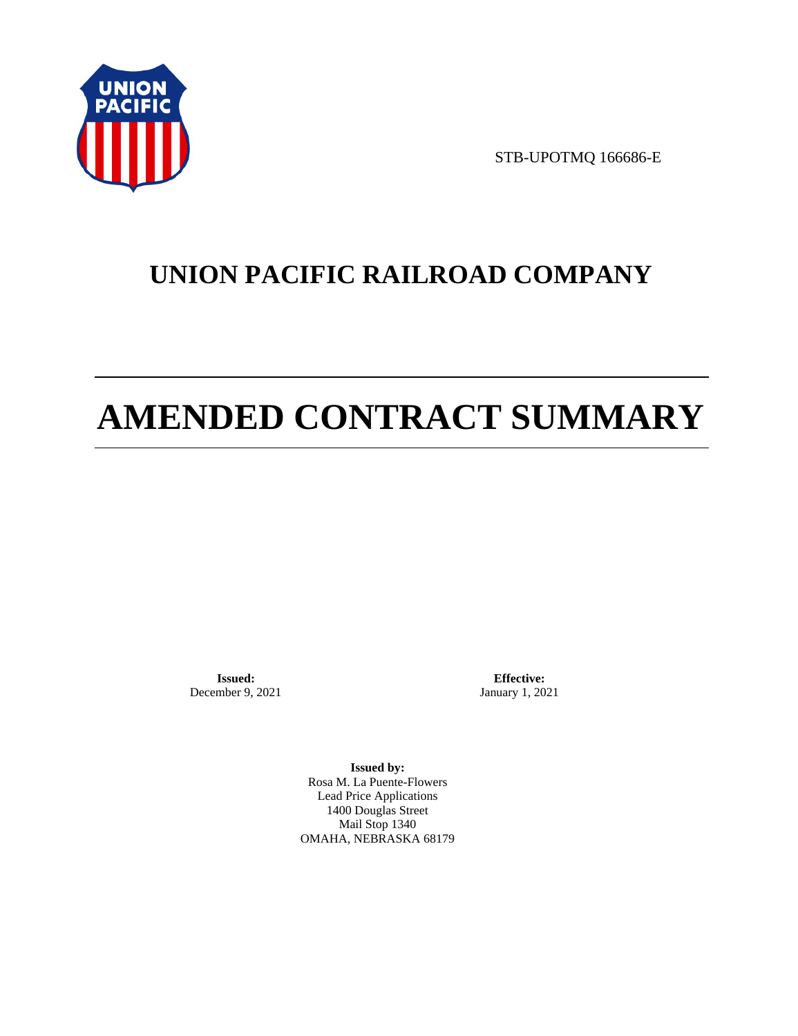STB-UPOTMQ 166686-E

# UNION PACIFIC RAILROAD COMPANY

# AMENDED CONTRACT SUMMARY

**Issued:**
December 9, 2021

**Effective:**
January 1, 2021

**Issued by:**
Rosa M. La Puente-Flowers
Lead Price Applications
1400 Douglas Street
Mail Stop 1340
OMAHA, NEBRASKA 68179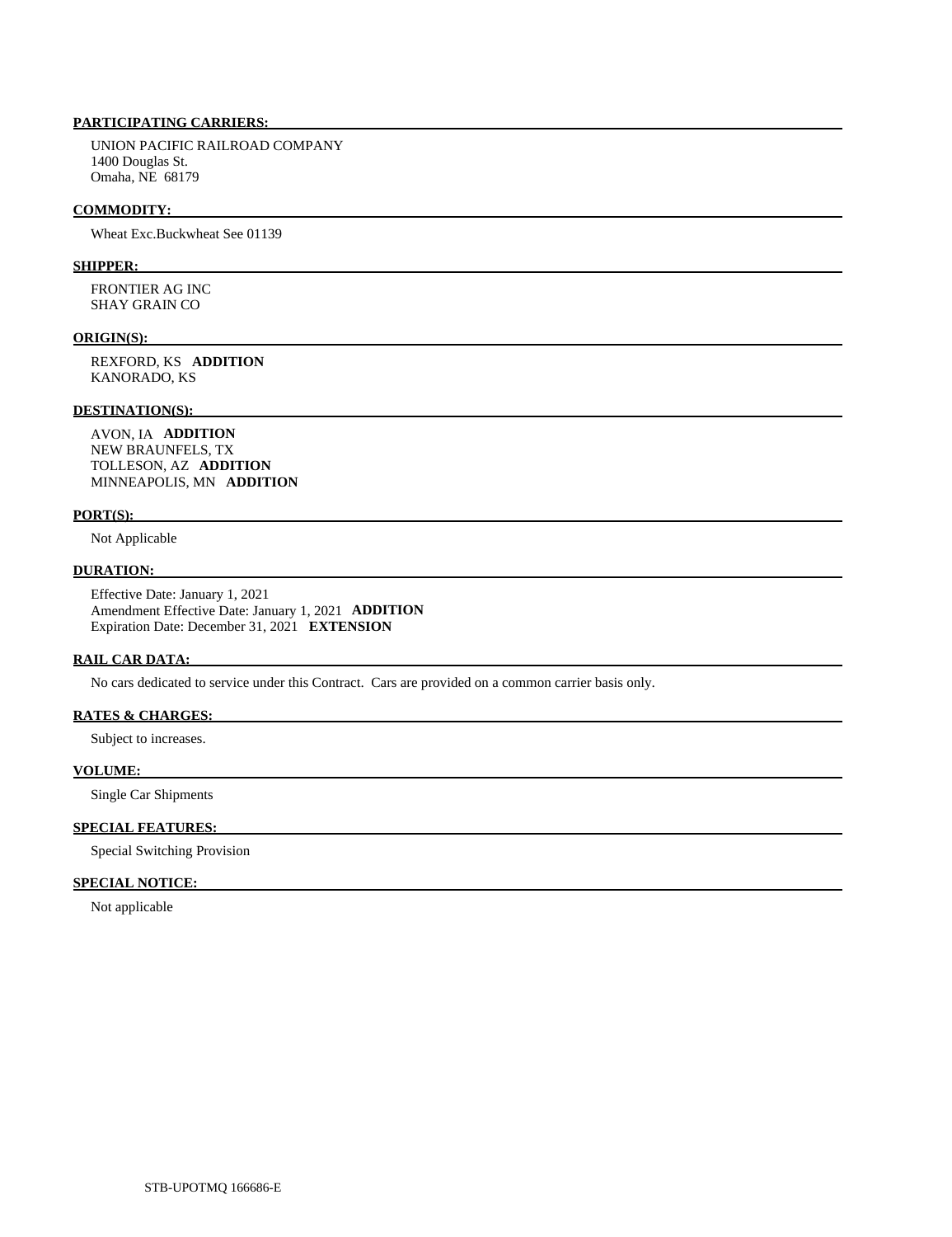**PARTICIPATING CARRIERS:**

UNION PACIFIC RAILROAD COMPANY
1400 Douglas St.
Omaha, NE 68179

**COMMODITY:**

Wheat Exc.Buckwheat See 01139

**SHIPPER:**

FRONTIER AG INC
SHAY GRAIN CO

**ORIGIN(S):**

REXFORD, KS **ADDITION**
KANORADO, KS

**DESTINATION(S):**

AVON, IA **ADDITION**
NEW BRAUNFELS, TX
TOLLESON, AZ **ADDITION**
MINNEAPOLIS, MN **ADDITION**

**PORT(S):**

Not Applicable

**DURATION:**

Effective Date: January 1, 2021
Amendment Effective Date: January 1, 2021 **ADDITION**
Expiration Date: December 31, 2021 **EXTENSION**

**RAIL CAR DATA:**

No cars dedicated to service under this Contract. Cars are provided on a common carrier basis only.

**RATES & CHARGES:**

Subject to increases.

**VOLUME:**

Single Car Shipments

**SPECIAL FEATURES:**

Special Switching Provision

**SPECIAL NOTICE:**

Not applicable

STB-UPOTMQ 166686-E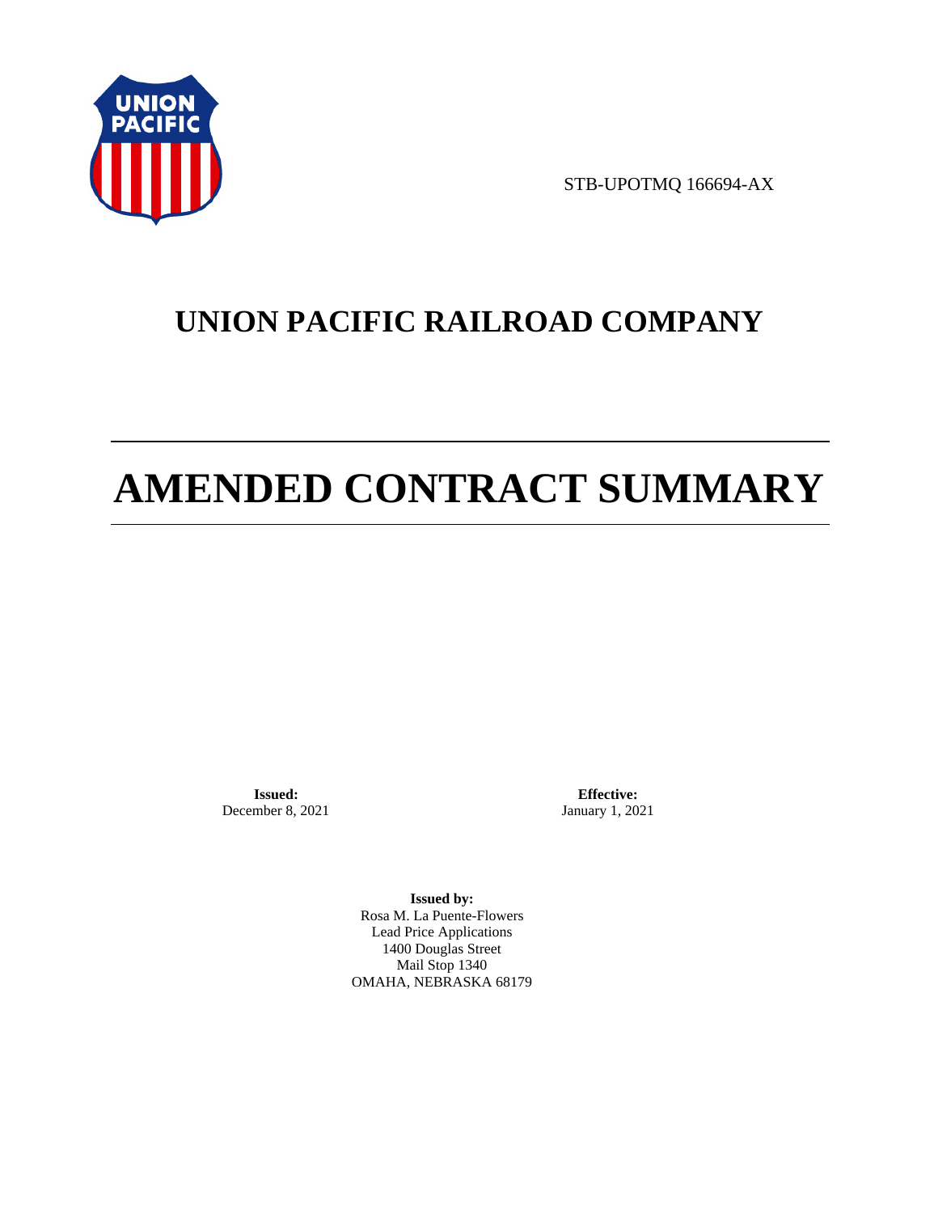STB-UPOTMQ 166694-AX

# UNION PACIFIC RAILROAD COMPANY

# AMENDED CONTRACT SUMMARY

**Issued:**
December 8, 2021

**Effective:**
January 1, 2021

**Issued by:**
Rosa M. La Puente-Flowers
Lead Price Applications
1400 Douglas Street
Mail Stop 1340
OMAHA, NEBRASKA 68179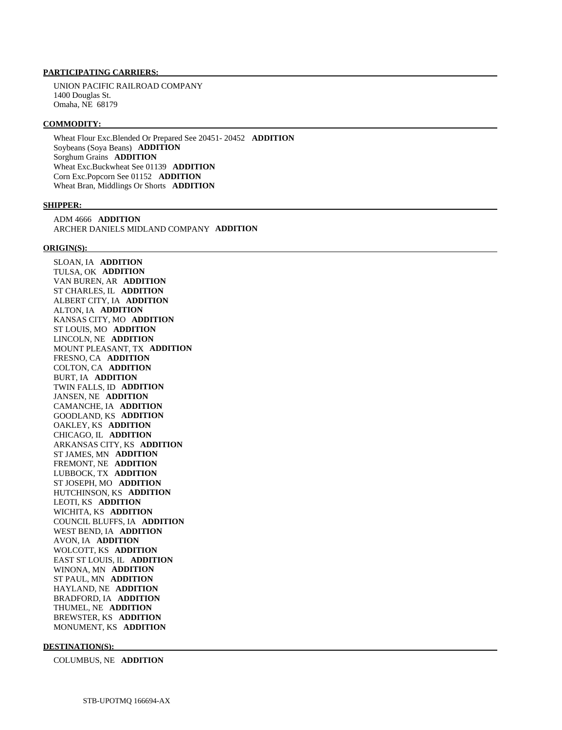**PARTICIPATING CARRIERS:**

UNION PACIFIC RAILROAD COMPANY
1400 Douglas St.
Omaha, NE 68179

**COMMODITY:**

Wheat Flour Exc.Blended Or Prepared See 20451- 20452 **ADDITION**
Soybeans (Soya Beans) **ADDITION**
Sorghum Grains **ADDITION**
Wheat Exc.Buckwheat See 01139 **ADDITION**
Corn Exc.Popcorn See 01152 **ADDITION**
Wheat Bran, Middlings Or Shorts **ADDITION**

**SHIPPER:**

ADM 4666 **ADDITION**
ARCHER DANIELS MIDLAND COMPANY **ADDITION**

**ORIGIN(S):**

SLOAN, IA **ADDITION**
TULSA, OK **ADDITION**
VAN BUREN, AR **ADDITION**
ST CHARLES, IL **ADDITION**
ALBERT CITY, IA **ADDITION**
ALTON, IA **ADDITION**
KANSAS CITY, MO **ADDITION**
ST LOUIS, MO **ADDITION**
LINCOLN, NE **ADDITION**
MOUNT PLEASANT, TX **ADDITION**
FRESNO, CA **ADDITION**
COLTON, CA **ADDITION**
BURT, IA **ADDITION**
TWIN FALLS, ID **ADDITION**
JANSEN, NE **ADDITION**
CAMANCHE, IA **ADDITION**
GOODLAND, KS **ADDITION**
OAKLEY, KS **ADDITION**
CHICAGO, IL **ADDITION**
ARKANSAS CITY, KS **ADDITION**
ST JAMES, MN **ADDITION**
FREMONT, NE **ADDITION**
LUBBOCK, TX **ADDITION**
ST JOSEPH, MO **ADDITION**
HUTCHINSON, KS **ADDITION**
LEOTI, KS **ADDITION**
WICHITA, KS **ADDITION**
COUNCIL BLUFFS, IA **ADDITION**
WEST BEND, IA **ADDITION**
AVON, IA **ADDITION**
WOLCOTT, KS **ADDITION**
EAST ST LOUIS, IL **ADDITION**
WINONA, MN **ADDITION**
ST PAUL, MN **ADDITION**
HAYLAND, NE **ADDITION**
BRADFORD, IA **ADDITION**
THUMEL, NE **ADDITION**
BREWSTER, KS **ADDITION**
MONUMENT, KS **ADDITION**

**DESTINATION(S):**

COLUMBUS, NE **ADDITION**

STB-UPOTMQ 166694-AX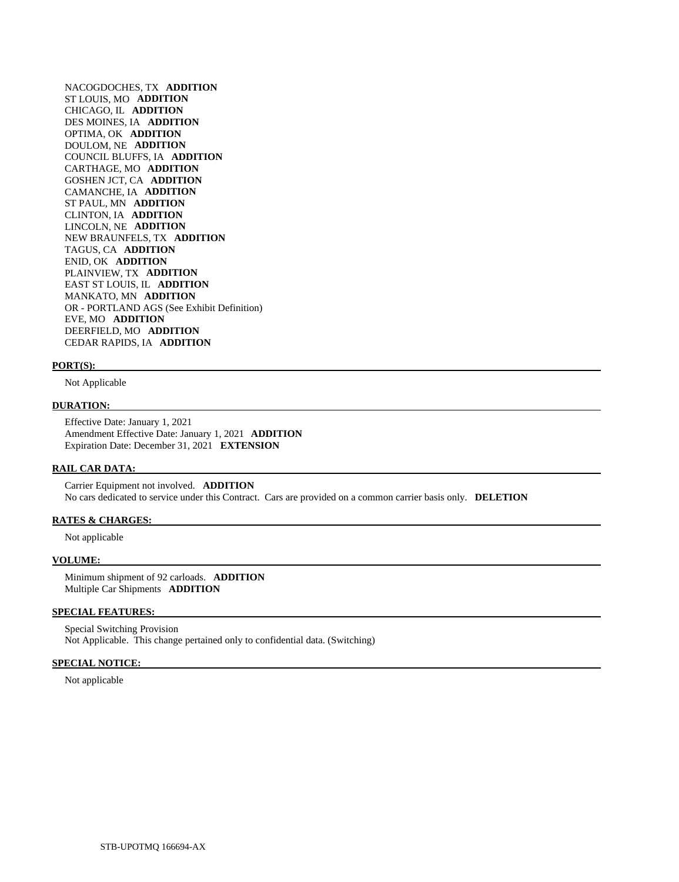NACOGDOCHES, TX **ADDITION**
ST LOUIS, MO **ADDITION**
CHICAGO, IL **ADDITION**
DES MOINES, IA **ADDITION**
OPTIMA, OK **ADDITION**
DOULOM, NE **ADDITION**
COUNCIL BLUFFS, IA **ADDITION**
CARTHAGE, MO **ADDITION**
GOSHEN JCT, CA **ADDITION**
CAMANCHE, IA **ADDITION**
ST PAUL, MN **ADDITION**
CLINTON, IA **ADDITION**
LINCOLN, NE **ADDITION**
NEW BRAUNFELS, TX **ADDITION**
TAGUS, CA **ADDITION**
ENID, OK **ADDITION**
PLAINVIEW, TX **ADDITION**
EAST ST LOUIS, IL **ADDITION**
MANKATO, MN **ADDITION**
OR - PORTLAND AGS (See Exhibit Definition)
EVE, MO **ADDITION**
DEERFIELD, MO **ADDITION**
CEDAR RAPIDS, IA **ADDITION**

**PORT(S):**

Not Applicable

**DURATION:**

Effective Date: January 1, 2021
Amendment Effective Date: January 1, 2021 **ADDITION**
Expiration Date: December 31, 2021 **EXTENSION**

**RAIL CAR DATA:**

Carrier Equipment not involved. **ADDITION**
No cars dedicated to service under this Contract. Cars are provided on a common carrier basis only. **DELETION**

**RATES & CHARGES:**

Not applicable

**VOLUME:**

Minimum shipment of 92 carloads. **ADDITION**
Multiple Car Shipments **ADDITION**

**SPECIAL FEATURES:**

Special Switching Provision
Not Applicable. This change pertained only to confidential data. (Switching)

**SPECIAL NOTICE:**

Not applicable

STB-UPOTMQ 166694-AX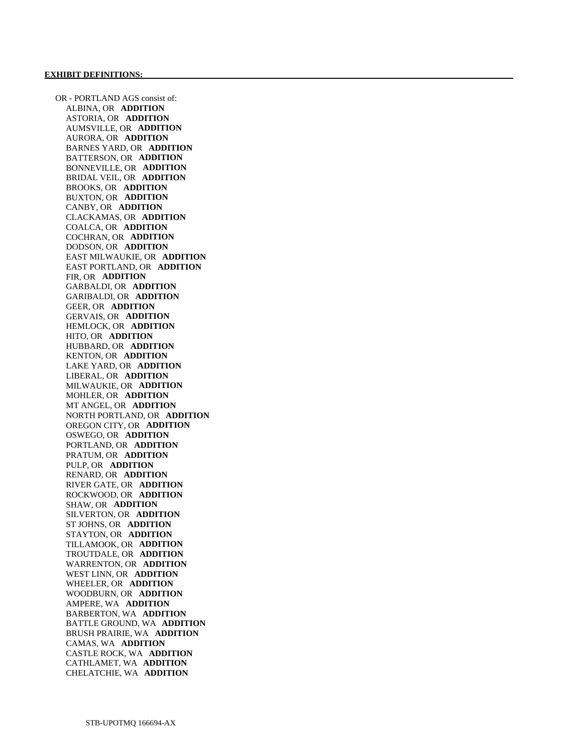**EXHIBIT DEFINITIONS:**

OR - PORTLAND AGS consist of:

- ALBINA, OR **ADDITION**
- ASTORIA, OR **ADDITION**
- AUMSVILLE, OR **ADDITION**
- AURORA, OR **ADDITION**
- BARNES YARD, OR **ADDITION**
- BATTERSON, OR **ADDITION**
- BONNEVILLE, OR **ADDITION**
- BRIDAL VEIL, OR **ADDITION**
- BROOKS, OR **ADDITION**
- BUXTON, OR **ADDITION**
- CANBY, OR **ADDITION**
- CLACKAMAS, OR **ADDITION**
- COALCA, OR **ADDITION**
- COCHRAN, OR **ADDITION**
- DODSON, OR **ADDITION**
- EAST MILWAUKIE, OR **ADDITION**
- EAST PORTLAND, OR **ADDITION**
- FIR, OR **ADDITION**
- GARBALDI, OR **ADDITION**
- GARIBALDI, OR **ADDITION**
- GEER, OR **ADDITION**
- GERVAIS, OR **ADDITION**
- HEMLOCK, OR **ADDITION**
- HITO, OR **ADDITION**
- HUBBARD, OR **ADDITION**
- KENTON, OR **ADDITION**
- LAKE YARD, OR **ADDITION**
- LIBERAL, OR **ADDITION**
- MILWAUKIE, OR **ADDITION**
- MOHLER, OR **ADDITION**
- MT ANGEL, OR **ADDITION**
- NORTH PORTLAND, OR **ADDITION**
- OREGON CITY, OR **ADDITION**
- OSWEGO, OR **ADDITION**
- PORTLAND, OR **ADDITION**
- PRATUM, OR **ADDITION**
- PULP, OR **ADDITION**
- RENARD, OR **ADDITION**
- RIVER GATE, OR **ADDITION**
- ROCKWOOD, OR **ADDITION**
- SHAW, OR **ADDITION**
- SILVERTON, OR **ADDITION**
- ST JOHNS, OR **ADDITION**
- STAYTON, OR **ADDITION**
- TILLAMOOK, OR **ADDITION**
- TROUTDALE, OR **ADDITION**
- WARRENTON, OR **ADDITION**
- WEST LINN, OR **ADDITION**
- WHEELER, OR **ADDITION**
- WOODBURN, OR **ADDITION**
- AMPERE, WA **ADDITION**
- BARBERTON, WA **ADDITION**
- BATTLE GROUND, WA **ADDITION**
- BRUSH PRAIRIE, WA **ADDITION**
- CAMAS, WA **ADDITION**
- CASTLE ROCK, WA **ADDITION**
- CATHLAMET, WA **ADDITION**
- CHELATCHIE, WA **ADDITION**

STB-UPOTMQ 166694-AX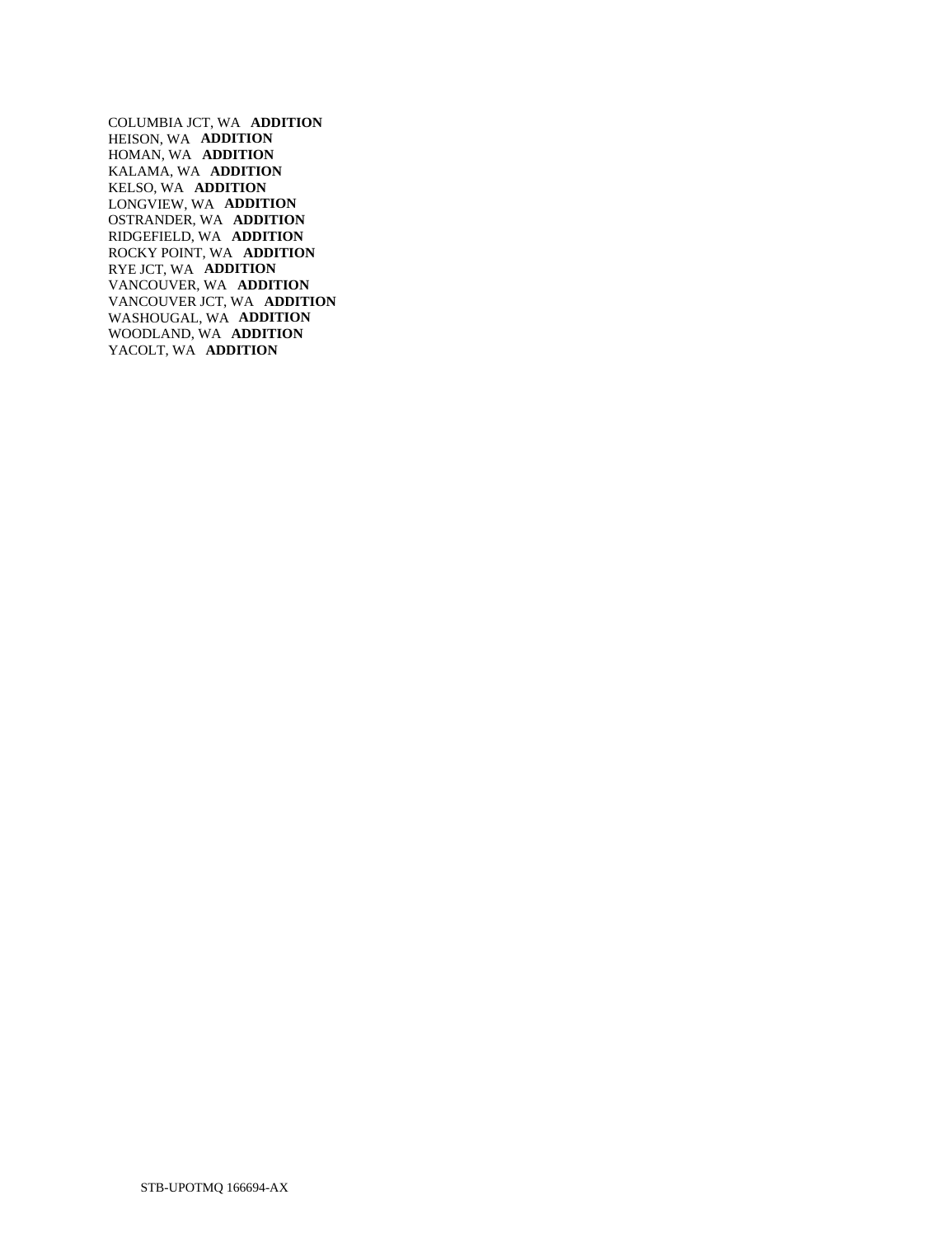COLUMBIA JCT, WA **ADDITION**
HEISON, WA **ADDITION**
HOMAN, WA **ADDITION**
KALAMA, WA **ADDITION**
KELSO, WA **ADDITION**
LONGVIEW, WA **ADDITION**
OSTRANDER, WA **ADDITION**
RIDGEFIELD, WA **ADDITION**
ROCKY POINT, WA **ADDITION**
RYE JCT, WA **ADDITION**
VANCOUVER, WA **ADDITION**
VANCOUVER JCT, WA **ADDITION**
WASHOUGAL, WA **ADDITION**
WOODLAND, WA **ADDITION**
YACOLT, WA **ADDITION**

STB-UPOTMQ 166694-AX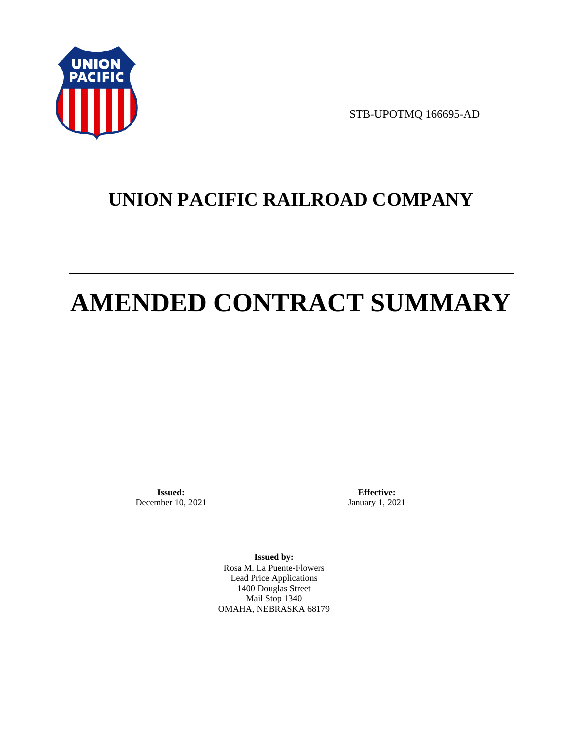STB-UPOTMQ 166695-AD

# UNION PACIFIC RAILROAD COMPANY

# AMENDED CONTRACT SUMMARY

**Issued:**
December 10, 2021

**Effective:**
January 1, 2021

**Issued by:**
Rosa M. La Puente-Flowers
Lead Price Applications
1400 Douglas Street
Mail Stop 1340
OMAHA, NEBRASKA 68179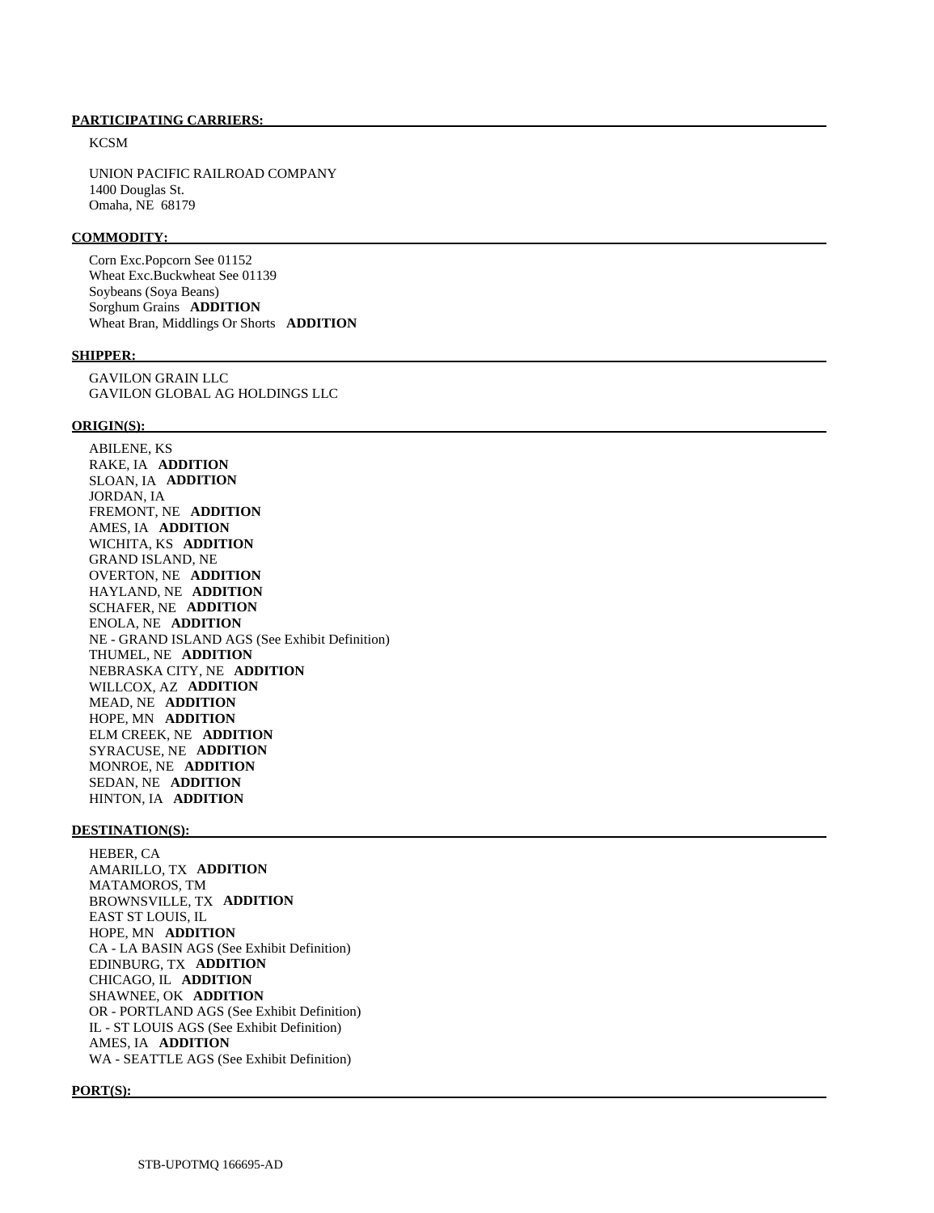**PARTICIPATING CARRIERS:**

KCSM

UNION PACIFIC RAILROAD COMPANY
1400 Douglas St.
Omaha, NE 68179

**COMMODITY:**

Corn Exc.Popcorn See 01152
Wheat Exc.Buckwheat See 01139
Soybeans (Soya Beans)
Sorghum Grains **ADDITION**
Wheat Bran, Middlings Or Shorts **ADDITION**

**SHIPPER:**

GAVILON GRAIN LLC
GAVILON GLOBAL AG HOLDINGS LLC

**ORIGIN(S):**

ABILENE, KS
RAKE, IA **ADDITION**
SLOAN, IA **ADDITION**
JORDAN, IA
FREMONT, NE **ADDITION**
AMES, IA **ADDITION**
WICHITA, KS **ADDITION**
GRAND ISLAND, NE
OVERTON, NE **ADDITION**
HAYLAND, NE **ADDITION**
SCHAFER, NE **ADDITION**
ENOLA, NE **ADDITION**
NE - GRAND ISLAND AGS (See Exhibit Definition)
THUMEL, NE **ADDITION**
NEBRASKA CITY, NE **ADDITION**
WILLCOX, AZ **ADDITION**
MEAD, NE **ADDITION**
HOPE, MN **ADDITION**
ELM CREEK, NE **ADDITION**
SYRACUSE, NE **ADDITION**
MONROE, NE **ADDITION**
SEDAN, NE **ADDITION**
HINTON, IA **ADDITION**

**DESTINATION(S):**

HEBER, CA
AMARILLO, TX **ADDITION**
MATAMOROS, TM
BROWNSVILLE, TX **ADDITION**
EAST ST LOUIS, IL
HOPE, MN **ADDITION**
CA - LA BASIN AGS (See Exhibit Definition)
EDINBURG, TX **ADDITION**
CHICAGO, IL **ADDITION**
SHAWNEE, OK **ADDITION**
OR - PORTLAND AGS (See Exhibit Definition)
IL - ST LOUIS AGS (See Exhibit Definition)
AMES, IA **ADDITION**
WA - SEATTLE AGS (See Exhibit Definition)

**PORT(S):**

STB-UPOTMQ 166695-AD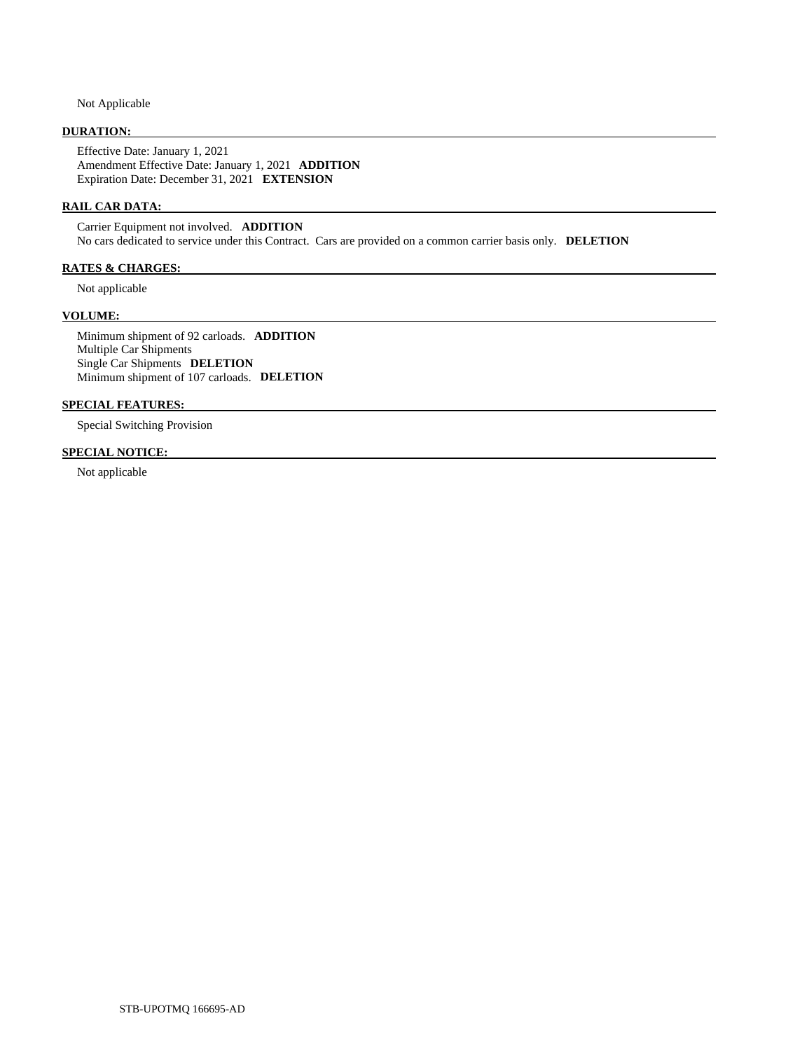Not Applicable

**DURATION:**

Effective Date: January 1, 2021
Amendment Effective Date: January 1, 2021 **ADDITION**
Expiration Date: December 31, 2021 **EXTENSION**

**RAIL CAR DATA:**

Carrier Equipment not involved. **ADDITION**
No cars dedicated to service under this Contract. Cars are provided on a common carrier basis only. **DELETION**

**RATES & CHARGES:**

Not applicable

**VOLUME:**

Minimum shipment of 92 carloads. **ADDITION**
Multiple Car Shipments
Single Car Shipments **DELETION**
Minimum shipment of 107 carloads. **DELETION**

**SPECIAL FEATURES:**

Special Switching Provision

**SPECIAL NOTICE:**

Not applicable

STB-UPOTMQ 166695-AD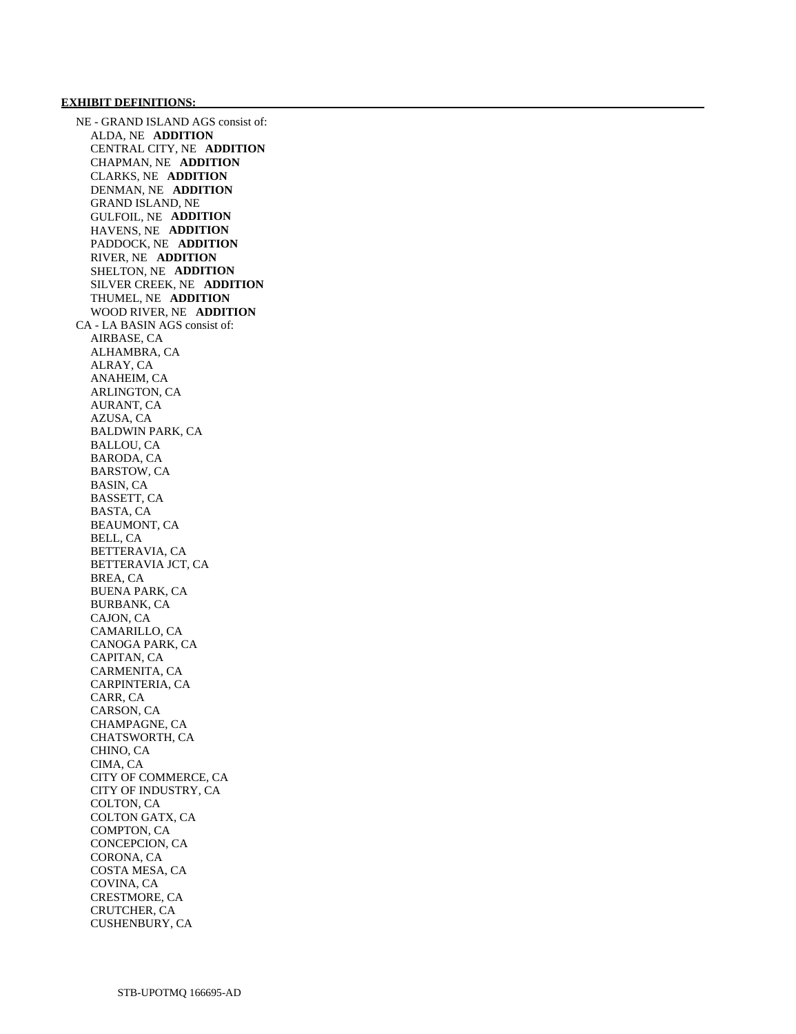**EXHIBIT DEFINITIONS:**

NE - GRAND ISLAND AGS consist of:

- ALDA, NE **ADDITION**
- CENTRAL CITY, NE **ADDITION**
- CHAPMAN, NE **ADDITION**
- CLARKS, NE **ADDITION**
- DENMAN, NE **ADDITION**
- GRAND ISLAND, NE
- GULFOIL, NE **ADDITION**
- HAVENS, NE **ADDITION**
- PADDOCK, NE **ADDITION**
- RIVER, NE **ADDITION**
- SHELTON, NE **ADDITION**
- SILVER CREEK, NE **ADDITION**
- THUMEL, NE **ADDITION**
- WOOD RIVER, NE **ADDITION**

CA - LA BASIN AGS consist of:

- AIRBASE, CA
- ALHAMBRA, CA
- ALRAY, CA
- ANAHEIM, CA
- ARLINGTON, CA
- AURANT, CA
- AZUSA, CA
- BALDWIN PARK, CA
- BALLOU, CA
- BARODA, CA
- BARSTOW, CA
- BASIN, CA
- BASSETT, CA
- BASTA, CA
- BEAUMONT, CA
- BELL, CA
- BETTERAVIA, CA
- BETTERAVIA JCT, CA
- BREA, CA
- BUENA PARK, CA
- BURBANK, CA
- CAJON, CA
- CAMARILLO, CA
- CANOGA PARK, CA
- CAPITAN, CA
- CARMENITA, CA
- CARPINTERIA, CA
- CARR, CA
- CARSON, CA
- CHAMPAGNE, CA
- CHATSWORTH, CA
- CHINO, CA
- CIMA, CA
- CITY OF COMMERCE, CA
- CITY OF INDUSTRY, CA
- COLTON, CA
- COLTON GATX, CA
- COMPTON, CA
- CONCEPCION, CA
- CORONA, CA
- COSTA MESA, CA
- COVINA, CA
- CRESTMORE, CA
- CRUTCHER, CA
- CUSHENBURY, CA

STB-UPOTMQ 166695-AD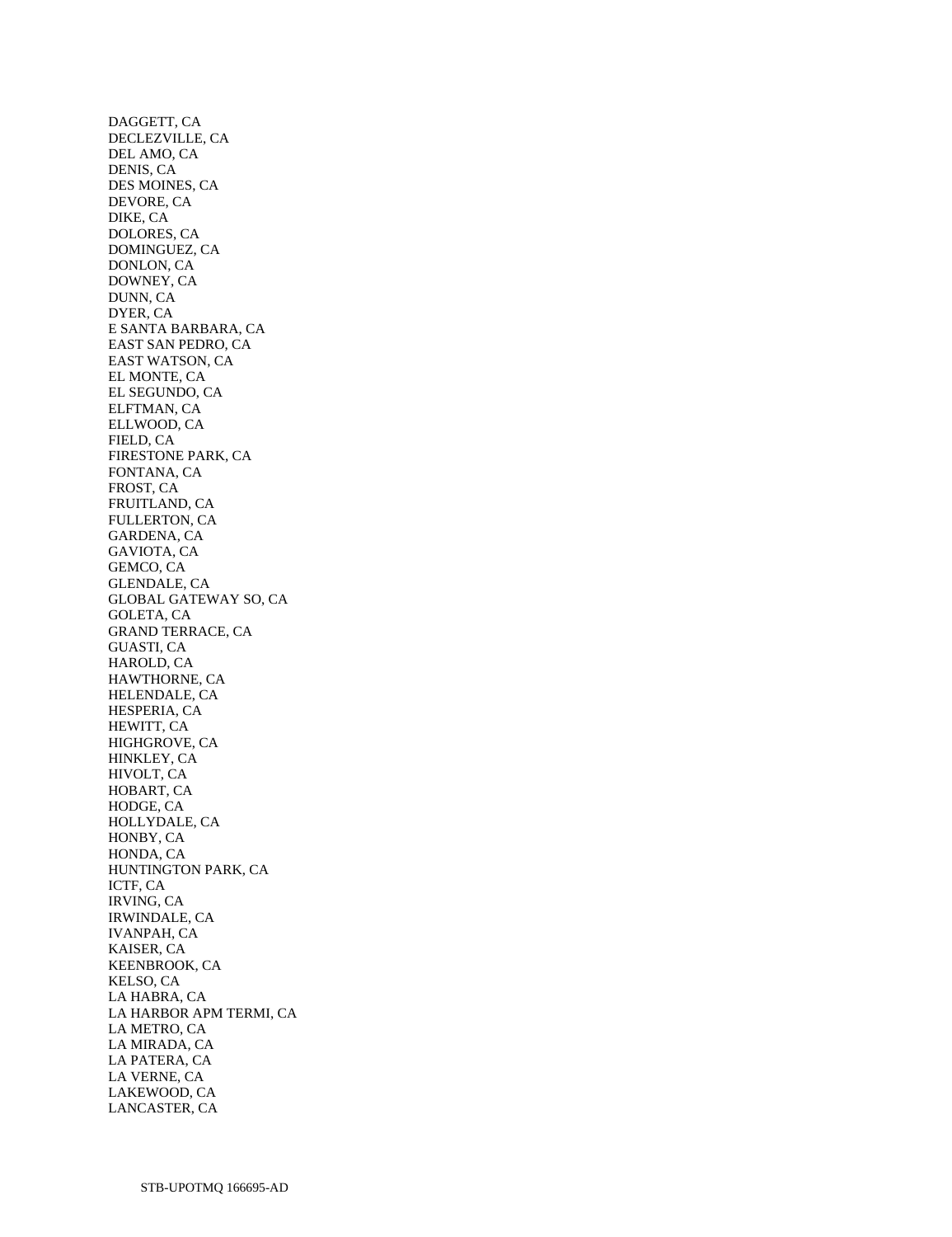DAGGETT, CA
DECLEZVILLE, CA
DEL AMO, CA
DENIS, CA
DES MOINES, CA
DEVORE, CA
DIKE, CA
DOLORES, CA
DOMINGUEZ, CA
DONLON, CA
DOWNEY, CA
DUNN, CA
DYER, CA
E SANTA BARBARA, CA
EAST SAN PEDRO, CA
EAST WATSON, CA
EL MONTE, CA
EL SEGUNDO, CA
ELFTMAN, CA
ELLWOOD, CA
FIELD, CA
FIRESTONE PARK, CA
FONTANA, CA
FROST, CA
FRUITLAND, CA
FULLERTON, CA
GARDENA, CA
GAVIOTA, CA
GEMCO, CA
GLENDALE, CA
GLOBAL GATEWAY SO, CA
GOLETA, CA
GRAND TERRACE, CA
GUASTI, CA
HAROLD, CA
HAWTHORNE, CA
HELENDALE, CA
HESPERIA, CA
HEWITT, CA
HIGHGROVE, CA
HINKLEY, CA
HIVOLT, CA
HOBART, CA
HODGE, CA
HOLLYDALE, CA
HONBY, CA
HONDA, CA
HUNTINGTON PARK, CA
ICTF, CA
IRVING, CA
IRWINDALE, CA
IVANPAH, CA
KAISER, CA
KEENBROOK, CA
KELSO, CA
LA HABRA, CA
LA HARBOR APM TERMI, CA
LA METRO, CA
LA MIRADA, CA
LA PATERA, CA
LA VERNE, CA
LAKEWOOD, CA
LANCASTER, CA

STB-UPOTMQ 166695-AD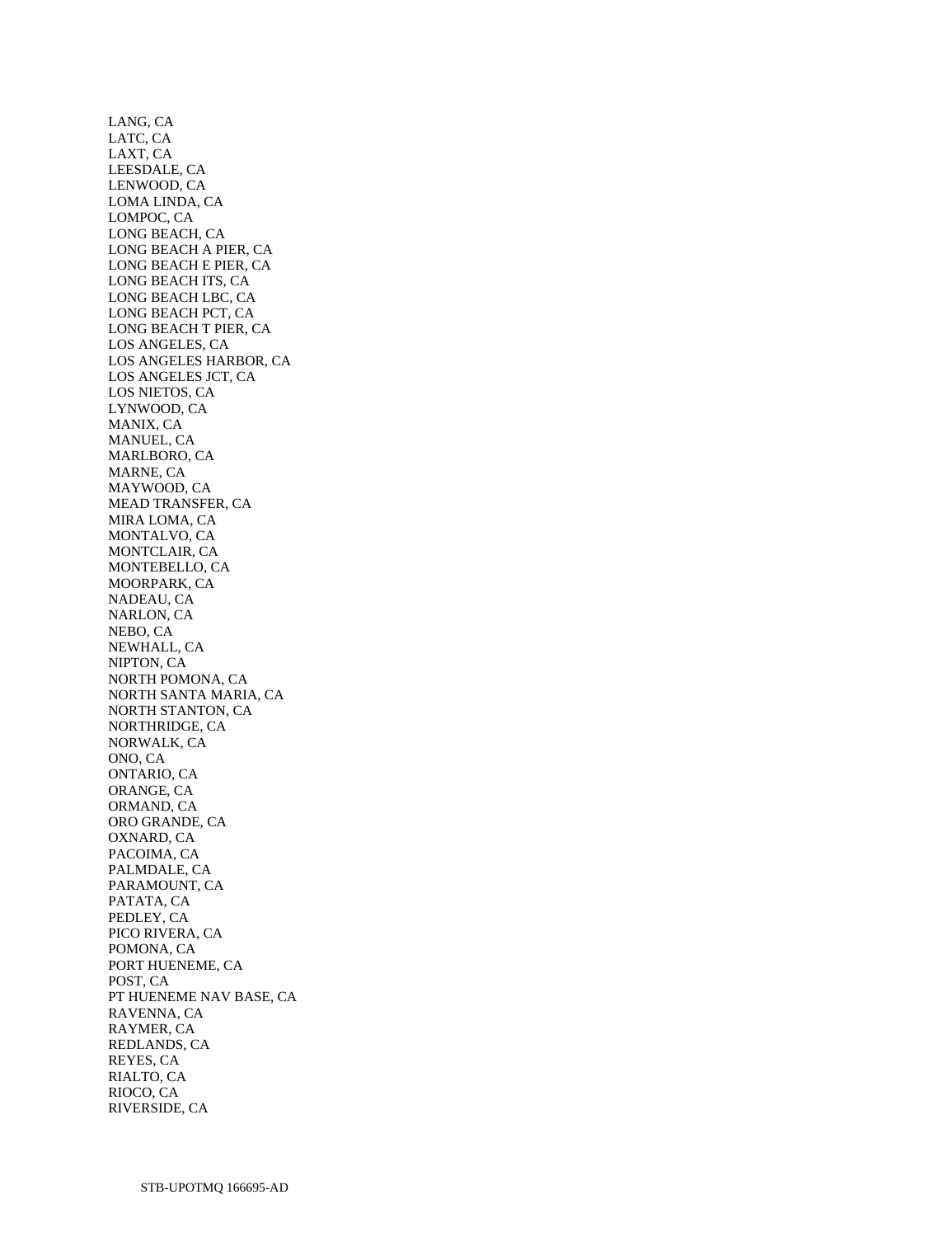LANG, CA
LATC, CA
LAXT, CA
LEESDALE, CA
LENWOOD, CA
LOMA LINDA, CA
LOMPOC, CA
LONG BEACH, CA
LONG BEACH A PIER, CA
LONG BEACH E PIER, CA
LONG BEACH ITS, CA
LONG BEACH LBC, CA
LONG BEACH PCT, CA
LONG BEACH T PIER, CA
LOS ANGELES, CA
LOS ANGELES HARBOR, CA
LOS ANGELES JCT, CA
LOS NIETOS, CA
LYNWOOD, CA
MANIX, CA
MANUEL, CA
MARLBORO, CA
MARNE, CA
MAYWOOD, CA
MEAD TRANSFER, CA
MIRA LOMA, CA
MONTALVO, CA
MONTCLAIR, CA
MONTEBELLO, CA
MOORPARK, CA
NADEAU, CA
NARLON, CA
NEBO, CA
NEWHALL, CA
NIPTON, CA
NORTH POMONA, CA
NORTH SANTA MARIA, CA
NORTH STANTON, CA
NORTHRIDGE, CA
NORWALK, CA
ONO, CA
ONTARIO, CA
ORANGE, CA
ORMAND, CA
ORO GRANDE, CA
OXNARD, CA
PACOIMA, CA
PALMDALE, CA
PARAMOUNT, CA
PATATA, CA
PEDLEY, CA
PICO RIVERA, CA
POMONA, CA
PORT HUENEME, CA
POST, CA
PT HUENEME NAV BASE, CA
RAVENNA, CA
RAYMER, CA
REDLANDS, CA
REYES, CA
RIALTO, CA
RIOCO, CA
RIVERSIDE, CA

STB-UPOTMQ 166695-AD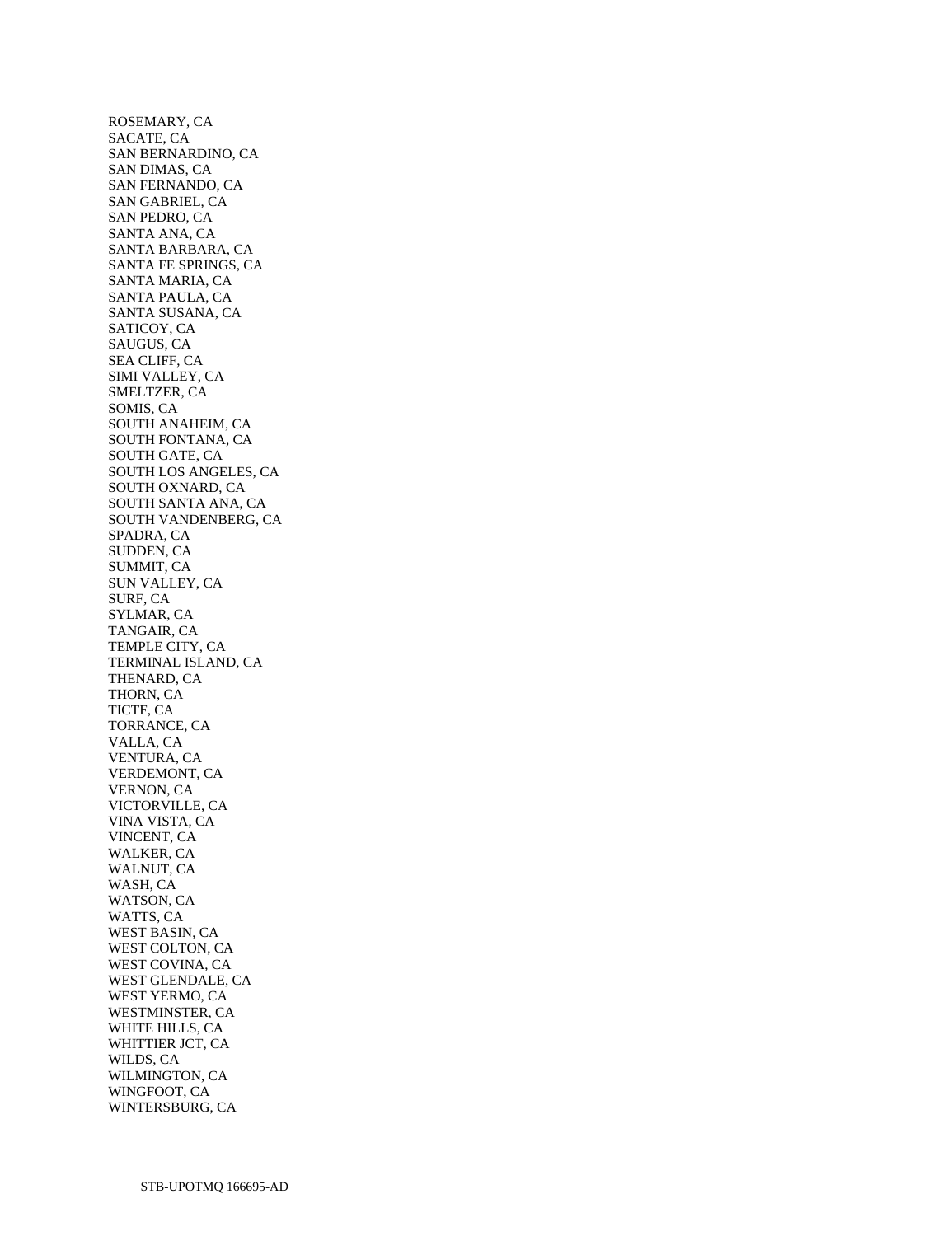ROSEMARY, CA
SACATE, CA
SAN BERNARDINO, CA
SAN DIMAS, CA
SAN FERNANDO, CA
SAN GABRIEL, CA
SAN PEDRO, CA
SANTA ANA, CA
SANTA BARBARA, CA
SANTA FE SPRINGS, CA
SANTA MARIA, CA
SANTA PAULA, CA
SANTA SUSANA, CA
SATICOY, CA
SAUGUS, CA
SEA CLIFF, CA
SIMI VALLEY, CA
SMELTZER, CA
SOMIS, CA
SOUTH ANAHEIM, CA
SOUTH FONTANA, CA
SOUTH GATE, CA
SOUTH LOS ANGELES, CA
SOUTH OXNARD, CA
SOUTH SANTA ANA, CA
SOUTH VANDENBERG, CA
SPADRA, CA
SUDDEN, CA
SUMMIT, CA
SUN VALLEY, CA
SURF, CA
SYLMAR, CA
TANGAIR, CA
TEMPLE CITY, CA
TERMINAL ISLAND, CA
THENARD, CA
THORN, CA
TICTF, CA
TORRANCE, CA
VALLA, CA
VENTURA, CA
VERDEMONT, CA
VERNON, CA
VICTORVILLE, CA
VINA VISTA, CA
VINCENT, CA
WALKER, CA
WALNUT, CA
WASH, CA
WATSON, CA
WATTS, CA
WEST BASIN, CA
WEST COLTON, CA
WEST COVINA, CA
WEST GLENDALE, CA
WEST YERMO, CA
WESTMINSTER, CA
WHITE HILLS, CA
WHITTIER JCT, CA
WILDS, CA
WILMINGTON, CA
WINGFOOT, CA
WINTERSBURG, CA

STB-UPOTMQ 166695-AD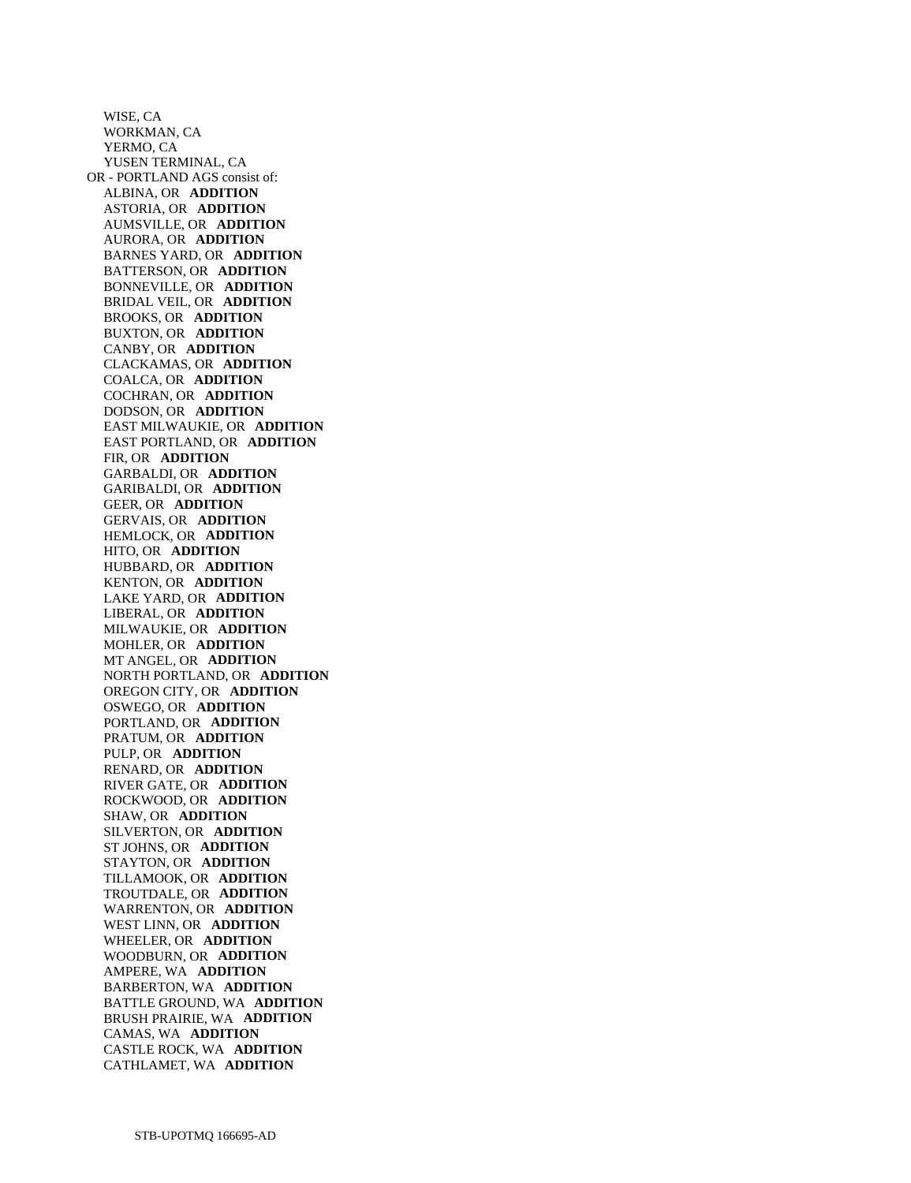WISE, CA
WORKMAN, CA
YERMO, CA
YUSEN TERMINAL, CA

OR - PORTLAND AGS consist of:

ALBINA, OR **ADDITION**
ASTORIA, OR **ADDITION**
AUMSVILLE, OR **ADDITION**
AURORA, OR **ADDITION**
BARNES YARD, OR **ADDITION**
BATTERSON, OR **ADDITION**
BONNEVILLE, OR **ADDITION**
BRIDAL VEIL, OR **ADDITION**
BROOKS, OR **ADDITION**
BUXTON, OR **ADDITION**
CANBY, OR **ADDITION**
CLACKAMAS, OR **ADDITION**
COALCA, OR **ADDITION**
COCHRAN, OR **ADDITION**
DODSON, OR **ADDITION**
EAST MILWAUKIE, OR **ADDITION**
EAST PORTLAND, OR **ADDITION**
FIR, OR **ADDITION**
GARBALDI, OR **ADDITION**
GARIBALDI, OR **ADDITION**
GEER, OR **ADDITION**
GERVAIS, OR **ADDITION**
HEMLOCK, OR **ADDITION**
HITO, OR **ADDITION**
HUBBARD, OR **ADDITION**
KENTON, OR **ADDITION**
LAKE YARD, OR **ADDITION**
LIBERAL, OR **ADDITION**
MILWAUKIE, OR **ADDITION**
MOHLER, OR **ADDITION**
MT ANGEL, OR **ADDITION**
NORTH PORTLAND, OR **ADDITION**
OREGON CITY, OR **ADDITION**
OSWEGO, OR **ADDITION**
PORTLAND, OR **ADDITION**
PRATUM, OR **ADDITION**
PULP, OR **ADDITION**
RENARD, OR **ADDITION**
RIVER GATE, OR **ADDITION**
ROCKWOOD, OR **ADDITION**
SHAW, OR **ADDITION**
SILVERTON, OR **ADDITION**
ST JOHNS, OR **ADDITION**
STAYTON, OR **ADDITION**
TILLAMOOK, OR **ADDITION**
TROUTDALE, OR **ADDITION**
WARRENTON, OR **ADDITION**
WEST LINN, OR **ADDITION**
WHEELER, OR **ADDITION**
WOODBURN, OR **ADDITION**
AMPERE, WA **ADDITION**
BARBERTON, WA **ADDITION**
BATTLE GROUND, WA **ADDITION**
BRUSH PRAIRIE, WA **ADDITION**
CAMAS, WA **ADDITION**
CASTLE ROCK, WA **ADDITION**
CATHLAMET, WA **ADDITION**

STB-UPOTMQ 166695-AD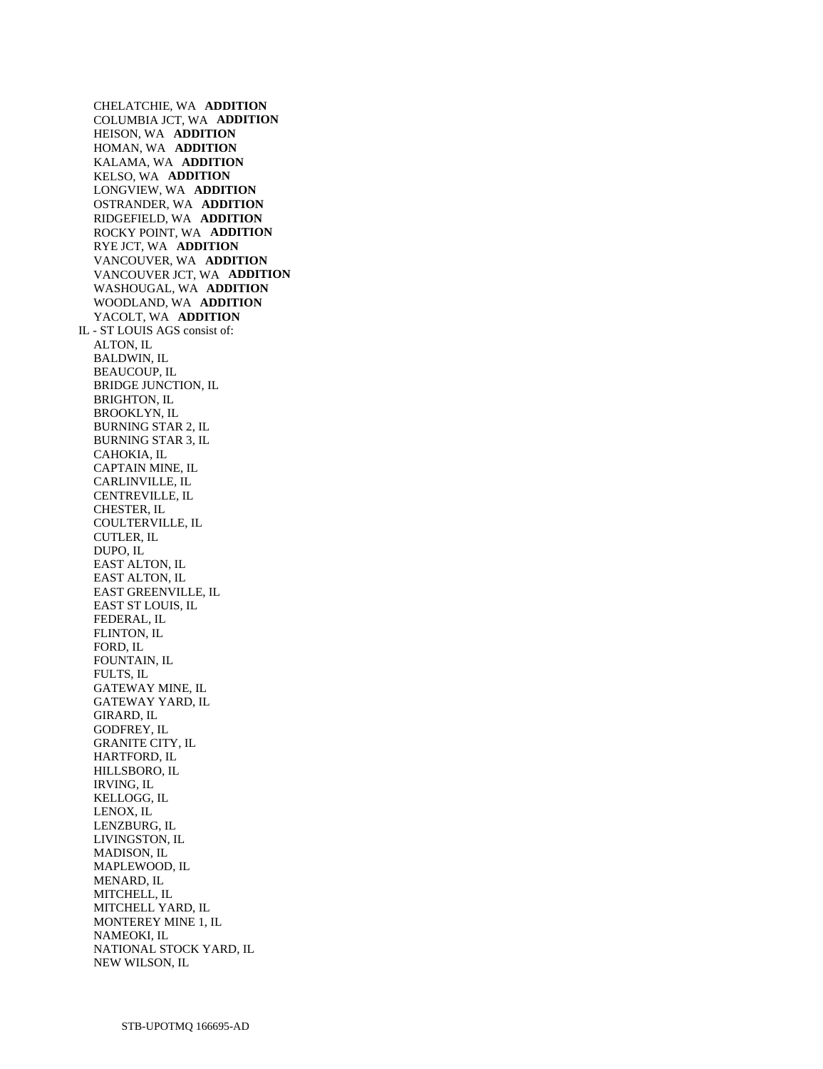CHELATCHIE, WA **ADDITION**
COLUMBIA JCT, WA **ADDITION**
HEISON, WA **ADDITION**
HOMAN, WA **ADDITION**
KALAMA, WA **ADDITION**
KELSO, WA **ADDITION**
LONGVIEW, WA **ADDITION**
OSTRANDER, WA **ADDITION**
RIDGEFIELD, WA **ADDITION**
ROCKY POINT, WA **ADDITION**
RYE JCT, WA **ADDITION**
VANCOUVER, WA **ADDITION**
VANCOUVER JCT, WA **ADDITION**
WASHOUGAL, WA **ADDITION**
WOODLAND, WA **ADDITION**
YACOLT, WA **ADDITION**

IL - ST LOUIS AGS consist of:

ALTON, IL
BALDWIN, IL
BEAUCOUP, IL
BRIDGE JUNCTION, IL
BRIGHTON, IL
BROOKLYN, IL
BURNING STAR 2, IL
BURNING STAR 3, IL
CAHOKIA, IL
CAPTAIN MINE, IL
CARLINVILLE, IL
CENTREVILLE, IL
CHESTER, IL
COULTERVILLE, IL
CUTLER, IL
DUPO, IL
EAST ALTON, IL
EAST ALTON, IL
EAST GREENVILLE, IL
EAST ST LOUIS, IL
FEDERAL, IL
FLINTON, IL
FORD, IL
FOUNTAIN, IL
FULTS, IL
GATEWAY MINE, IL
GATEWAY YARD, IL
GIRARD, IL
GODFREY, IL
GRANITE CITY, IL
HARTFORD, IL
HILLSBORO, IL
IRVING, IL
KELLOGG, IL
LENOX, IL
LENZBURG, IL
LIVINGSTON, IL
MADISON, IL
MAPLEWOOD, IL
MENARD, IL
MITCHELL, IL
MITCHELL YARD, IL
MONTEREY MINE 1, IL
NAMEOKI, IL
NATIONAL STOCK YARD, IL
NEW WILSON, IL

STB-UPOTMQ 166695-AD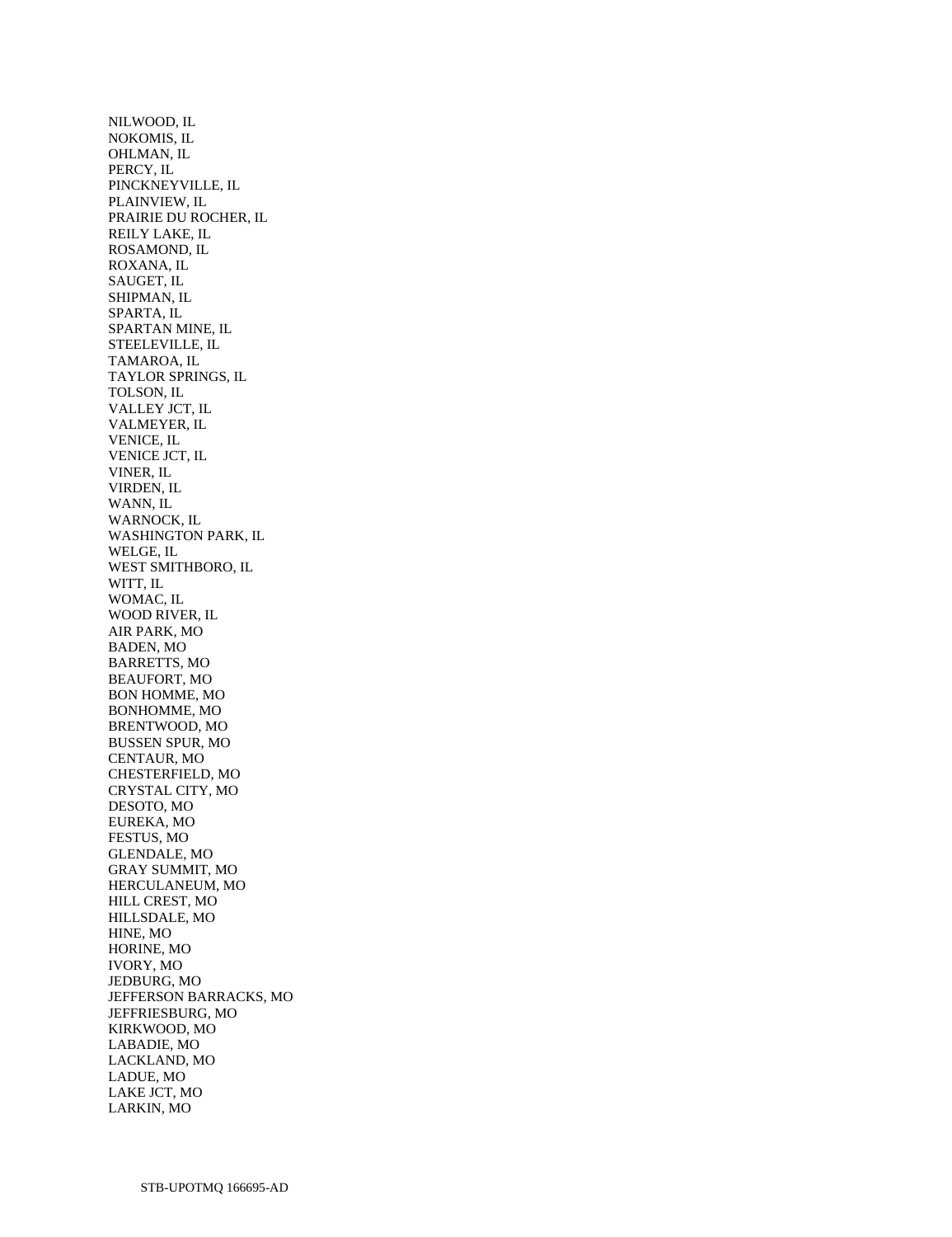NILWOOD, IL
NOKOMIS, IL
OHLMAN, IL
PERCY, IL
PINCKNEYVILLE, IL
PLAINVIEW, IL
PRAIRIE DU ROCHER, IL
REILY LAKE, IL
ROSAMOND, IL
ROXANA, IL
SAUGET, IL
SHIPMAN, IL
SPARTA, IL
SPARTAN MINE, IL
STEELEVILLE, IL
TAMAROA, IL
TAYLOR SPRINGS, IL
TOLSON, IL
VALLEY JCT, IL
VALMEYER, IL
VENICE, IL
VENICE JCT, IL
VINER, IL
VIRDEN, IL
WANN, IL
WARNOCK, IL
WASHINGTON PARK, IL
WELGE, IL
WEST SMITHBORO, IL
WITT, IL
WOMAC, IL
WOOD RIVER, IL
AIR PARK, MO
BADEN, MO
BARRETTS, MO
BEAUFORT, MO
BON HOMME, MO
BONHOMME, MO
BRENTWOOD, MO
BUSSEN SPUR, MO
CENTAUR, MO
CHESTERFIELD, MO
CRYSTAL CITY, MO
DESOTO, MO
EUREKA, MO
FESTUS, MO
GLENDALE, MO
GRAY SUMMIT, MO
HERCULANEUM, MO
HILL CREST, MO
HILLSDALE, MO
HINE, MO
HORINE, MO
IVORY, MO
JEDBURG, MO
JEFFERSON BARRACKS, MO
JEFFRIESBURG, MO
KIRKWOOD, MO
LABADIE, MO
LACKLAND, MO
LADUE, MO
LAKE JCT, MO
LARKIN, MO

STB-UPOTMQ 166695-AD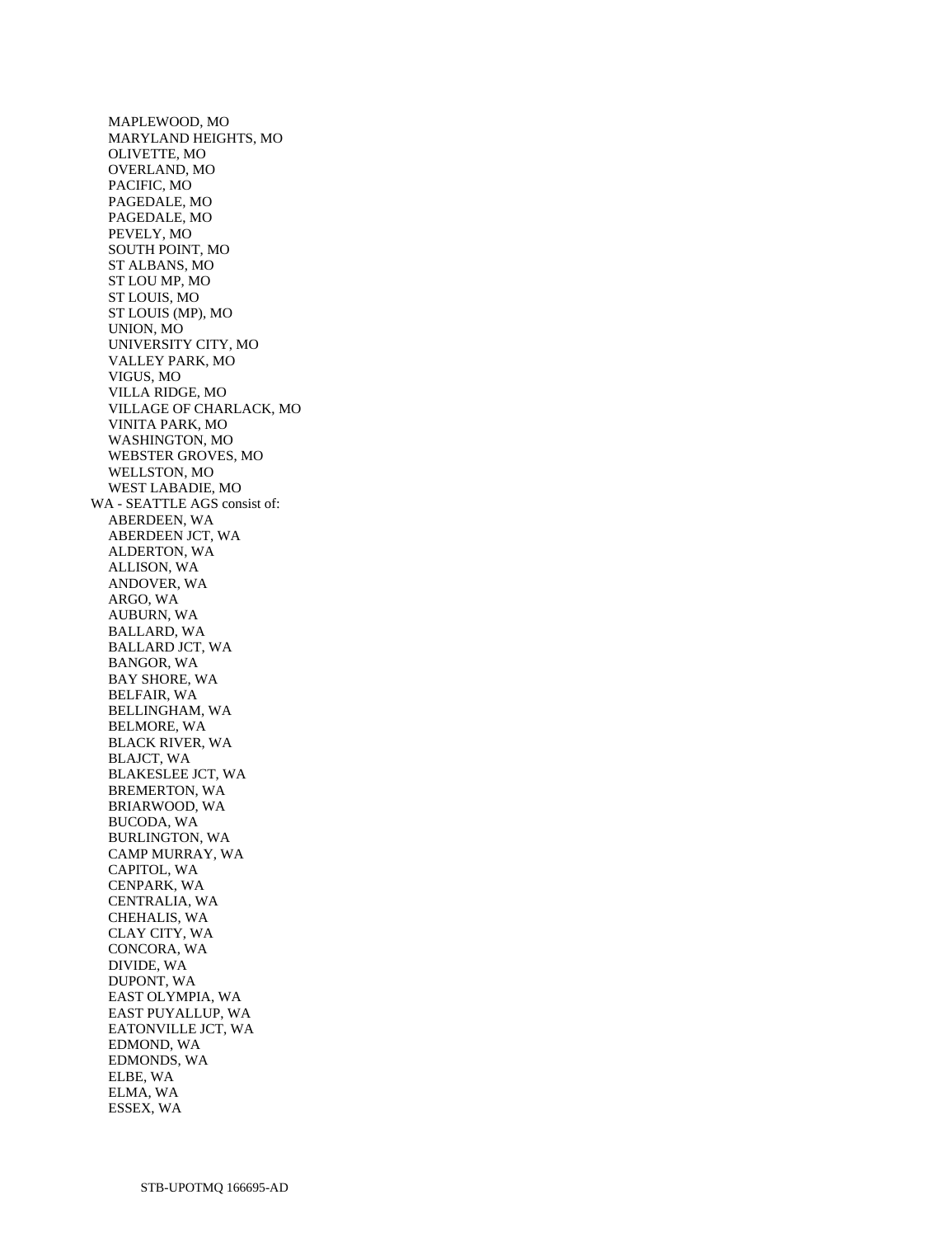MAPLEWOOD, MO
 MARYLAND HEIGHTS, MO
 OLIVETTE, MO
 OVERLAND, MO
 PACIFIC, MO
 PAGEDALE, MO
 PAGEDALE, MO
 PEVELY, MO
 SOUTH POINT, MO
 ST ALBANS, MO
 ST LOU MP, MO
 ST LOUIS, MO
 ST LOUIS (MP), MO
 UNION, MO
 UNIVERSITY CITY, MO
 VALLEY PARK, MO
 VIGUS, MO
 VILLA RIDGE, MO
 VILLAGE OF CHARLACK, MO
 VINITA PARK, MO
 WASHINGTON, MO
 WEBSTER GROVES, MO
 WELLSTON, MO
 WEST LABADIE, MO

WA - SEATTLE AGS consist of:
 ABERDEEN, WA
 ABERDEEN JCT, WA
 ALDERTON, WA
 ALLISON, WA
 ANDOVER, WA
 ARGO, WA
 AUBURN, WA
 BALLARD, WA
 BALLARD JCT, WA
 BANGOR, WA
 BAY SHORE, WA
 BELFAIR, WA
 BELLINGHAM, WA
 BELMORE, WA
 BLACK RIVER, WA
 BLAJCT, WA
 BLAKESLEE JCT, WA
 BREMERTON, WA
 BRIARWOOD, WA
 BUCODA, WA
 BURLINGTON, WA
 CAMP MURRAY, WA
 CAPITOL, WA
 CENPARK, WA
 CENTRALIA, WA
 CHEHALIS, WA
 CLAY CITY, WA
 CONCORA, WA
 DIVIDE, WA
 DUPONT, WA
 EAST OLYMPIA, WA
 EAST PUYALLUP, WA
 EATONVILLE JCT, WA
 EDMOND, WA
 EDMONDS, WA
 ELBE, WA
 ELMA, WA
 ESSEX, WA

STB-UPOTMQ 166695-AD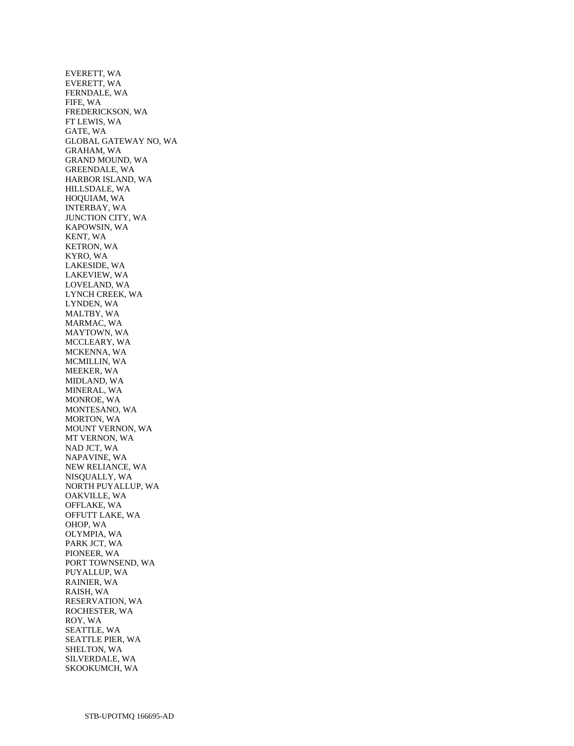EVERETT, WA
EVERETT, WA
FERNDALE, WA
FIFE, WA
FREDERICKSON, WA
FT LEWIS, WA
GATE, WA
GLOBAL GATEWAY NO, WA
GRAHAM, WA
GRAND MOUND, WA
GREENDALE, WA
HARBOR ISLAND, WA
HILLSDALE, WA
HOQUIAM, WA
INTERBAY, WA
JUNCTION CITY, WA
KAPOWSIN, WA
KENT, WA
KETRON, WA
KYRO, WA
LAKESIDE, WA
LAKEVIEW, WA
LOVELAND, WA
LYNCH CREEK, WA
LYNDEN, WA
MALTBY, WA
MARMAC, WA
MAYTOWN, WA
MCCLEARY, WA
MCKENNA, WA
MCMILLIN, WA
MEEKER, WA
MIDLAND, WA
MINERAL, WA
MONROE, WA
MONTESANO, WA
MORTON, WA
MOUNT VERNON, WA
MT VERNON, WA
NAD JCT, WA
NAPAVINE, WA
NEW RELIANCE, WA
NISQUALLY, WA
NORTH PUYALLUP, WA
OAKVILLE, WA
OFFLAKE, WA
OFFUTT LAKE, WA
OHOP, WA
OLYMPIA, WA
PARK JCT, WA
PIONEER, WA
PORT TOWNSEND, WA
PUYALLUP, WA
RAINIER, WA
RAISH, WA
RESERVATION, WA
ROCHESTER, WA
ROY, WA
SEATTLE, WA
SEATTLE PIER, WA
SHELTON, WA
SILVERDALE, WA
SKOOKUMCH, WA

STB-UPOTMQ 166695-AD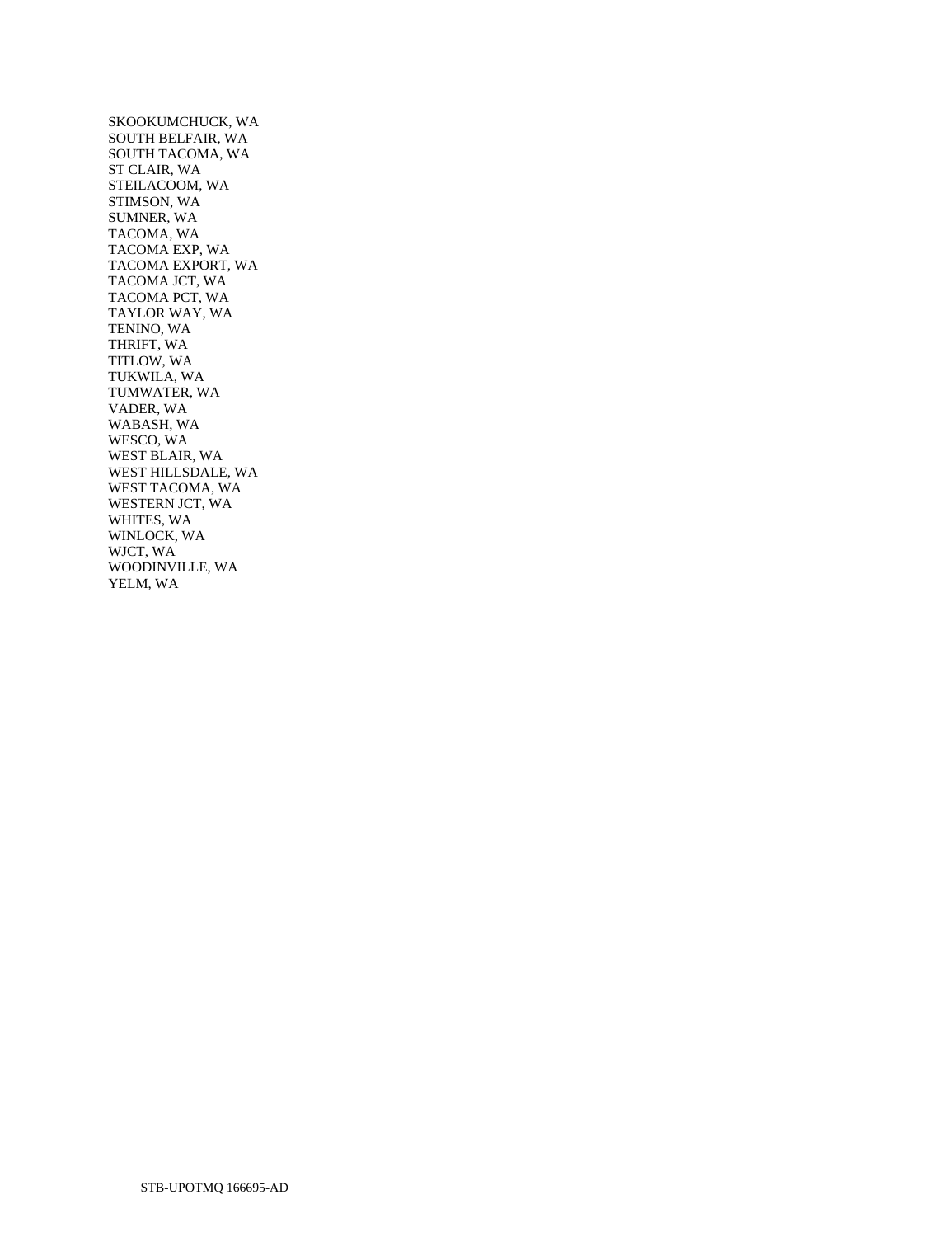SKOOKUMCHUCK, WA
SOUTH BELFAIR, WA
SOUTH TACOMA, WA
ST CLAIR, WA
STEILACOOM, WA
STIMSON, WA
SUMNER, WA
TACOMA, WA
TACOMA EXP, WA
TACOMA EXPORT, WA
TACOMA JCT, WA
TACOMA PCT, WA
TAYLOR WAY, WA
TENINO, WA
THRIFT, WA
TITLOW, WA
TUKWILA, WA
TUMWATER, WA
VADER, WA
WABASH, WA
WESCO, WA
WEST BLAIR, WA
WEST HILLSDALE, WA
WEST TACOMA, WA
WESTERN JCT, WA
WHITES, WA
WINLOCK, WA
WJCT, WA
WOODINVILLE, WA
YELM, WA

STB-UPOTMQ 166695-AD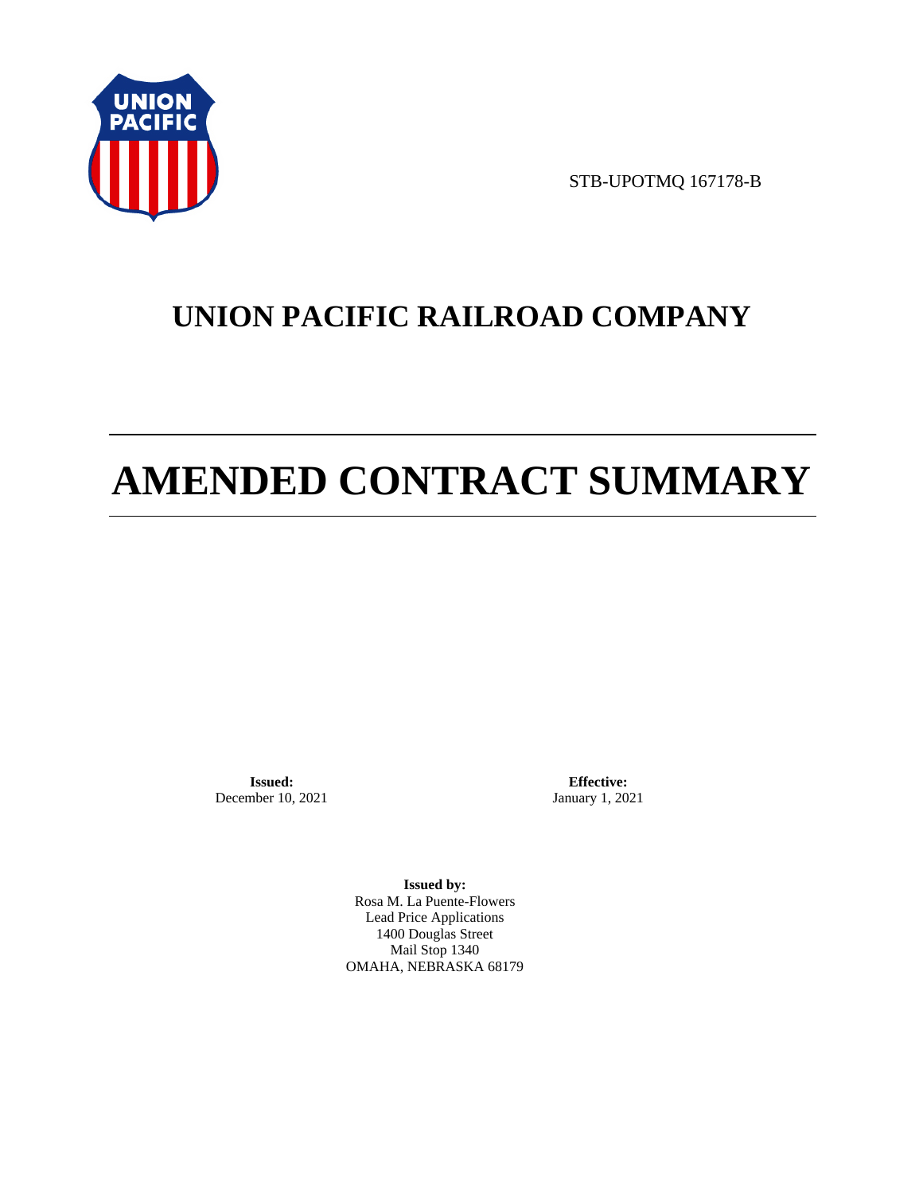STB-UPOTMQ 167178-B

# UNION PACIFIC RAILROAD COMPANY

# AMENDED CONTRACT SUMMARY

**Issued:**
December 10, 2021

**Effective:**
January 1, 2021

**Issued by:**
Rosa M. La Puente-Flowers
Lead Price Applications
1400 Douglas Street
Mail Stop 1340
OMAHA, NEBRASKA 68179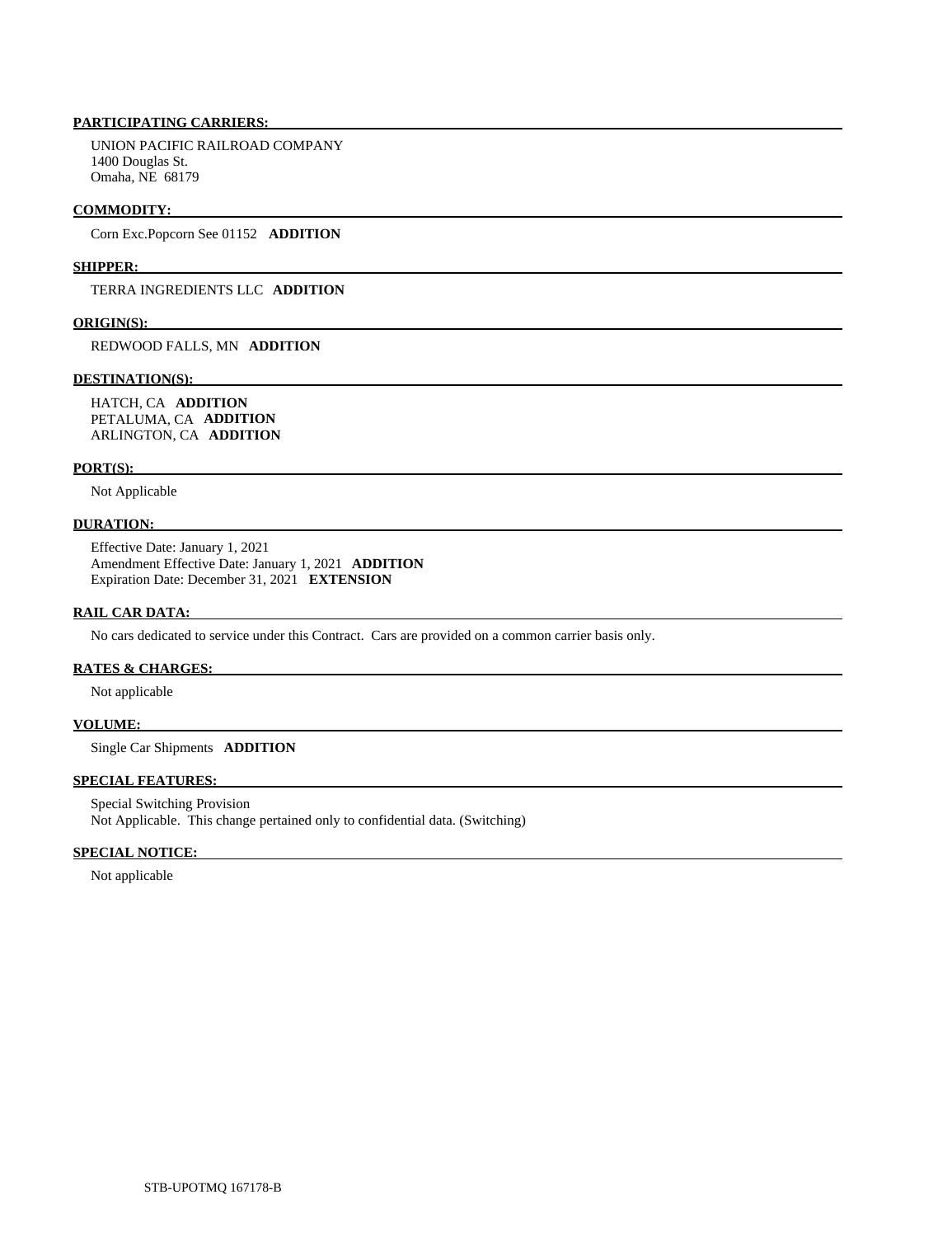**PARTICIPATING CARRIERS:**

UNION PACIFIC RAILROAD COMPANY
1400 Douglas St.
Omaha, NE 68179

**COMMODITY:**

Corn Exc.Popcorn See 01152 **ADDITION**

**SHIPPER:**

TERRA INGREDIENTS LLC **ADDITION**

**ORIGIN(S):**

REDWOOD FALLS, MN **ADDITION**

**DESTINATION(S):**

HATCH, CA **ADDITION**
PETALUMA, CA **ADDITION**
ARLINGTON, CA **ADDITION**

**PORT(S):**

Not Applicable

**DURATION:**

Effective Date: January 1, 2021
Amendment Effective Date: January 1, 2021 **ADDITION**
Expiration Date: December 31, 2021 **EXTENSION**

**RAIL CAR DATA:**

No cars dedicated to service under this Contract. Cars are provided on a common carrier basis only.

**RATES & CHARGES:**

Not applicable

**VOLUME:**

Single Car Shipments **ADDITION**

**SPECIAL FEATURES:**

Special Switching Provision
Not Applicable. This change pertained only to confidential data. (Switching)

**SPECIAL NOTICE:**

Not applicable

STB-UPOTMQ 167178-B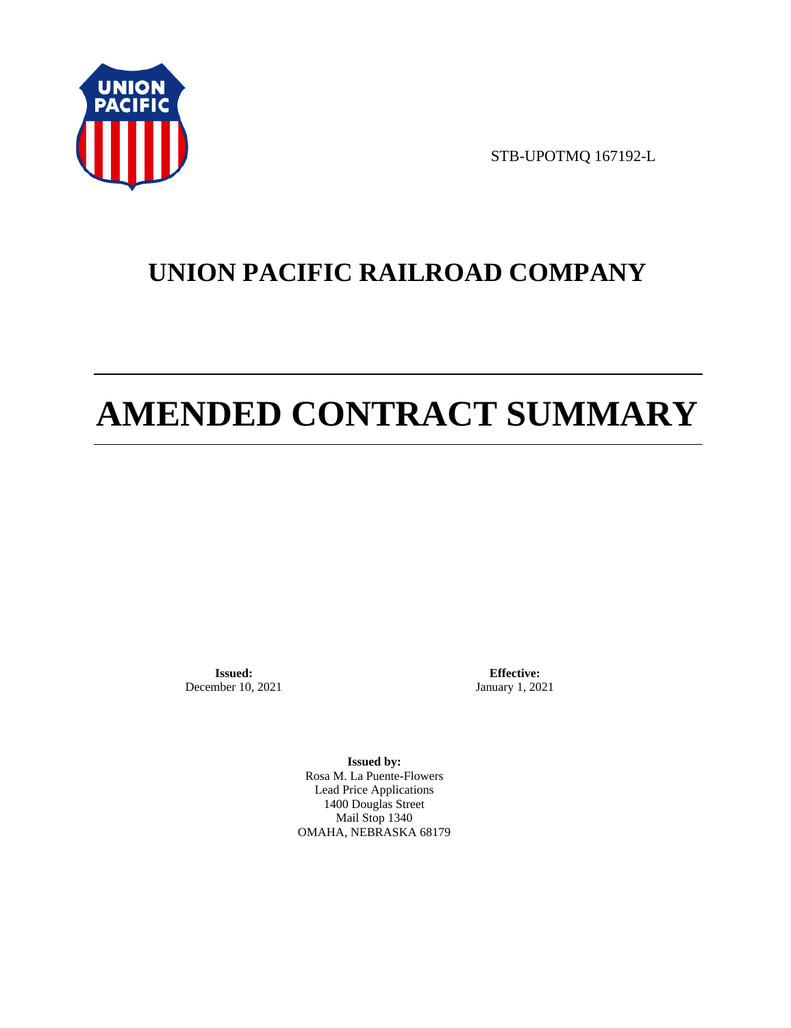STB-UPOTMQ 167192-L

# UNION PACIFIC RAILROAD COMPANY

# AMENDED CONTRACT SUMMARY

**Issued:**
December 10, 2021

**Effective:**
January 1, 2021

**Issued by:**
Rosa M. La Puente-Flowers
Lead Price Applications
1400 Douglas Street
Mail Stop 1340
OMAHA, NEBRASKA 68179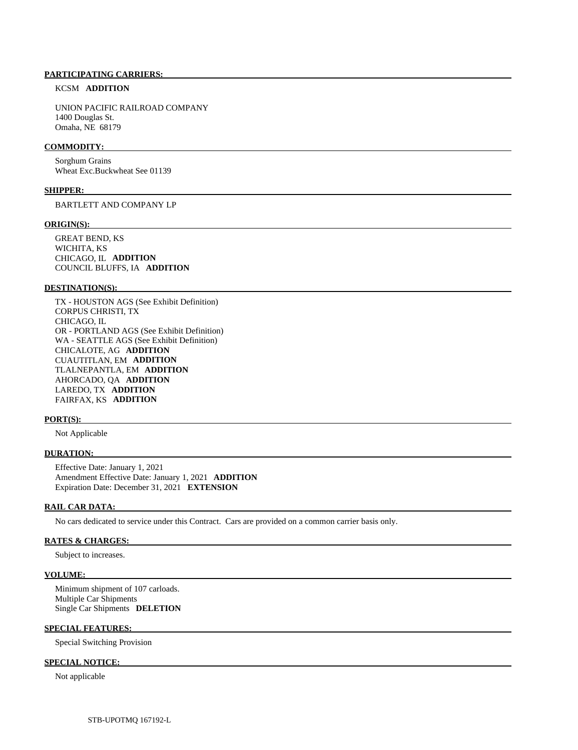**PARTICIPATING CARRIERS:**

KCSM **ADDITION**

UNION PACIFIC RAILROAD COMPANY
1400 Douglas St.
Omaha, NE 68179

**COMMODITY:**

Sorghum Grains
Wheat Exc.Buckwheat See 01139

**SHIPPER:**

BARTLETT AND COMPANY LP

**ORIGIN(S):**

GREAT BEND, KS
WICHITA, KS
CHICAGO, IL **ADDITION**
COUNCIL BLUFFS, IA **ADDITION**

**DESTINATION(S):**

TX - HOUSTON AGS (See Exhibit Definition)
CORPUS CHRISTI, TX
CHICAGO, IL
OR - PORTLAND AGS (See Exhibit Definition)
WA - SEATTLE AGS (See Exhibit Definition)
CHICALOTE, AG **ADDITION**
CUAUTITLAN, EM **ADDITION**
TLALNEPANTLA, EM **ADDITION**
AHORCADO, QA **ADDITION**
LAREDO, TX **ADDITION**
FAIRFAX, KS **ADDITION**

**PORT(S):**

Not Applicable

**DURATION:**

Effective Date: January 1, 2021
Amendment Effective Date: January 1, 2021 **ADDITION**
Expiration Date: December 31, 2021 **EXTENSION**

**RAIL CAR DATA:**

No cars dedicated to service under this Contract. Cars are provided on a common carrier basis only.

**RATES & CHARGES:**

Subject to increases.

**VOLUME:**

Minimum shipment of 107 carloads.
Multiple Car Shipments
Single Car Shipments **DELETION**

**SPECIAL FEATURES:**

Special Switching Provision

**SPECIAL NOTICE:**

Not applicable

STB-UPOTMQ 167192-L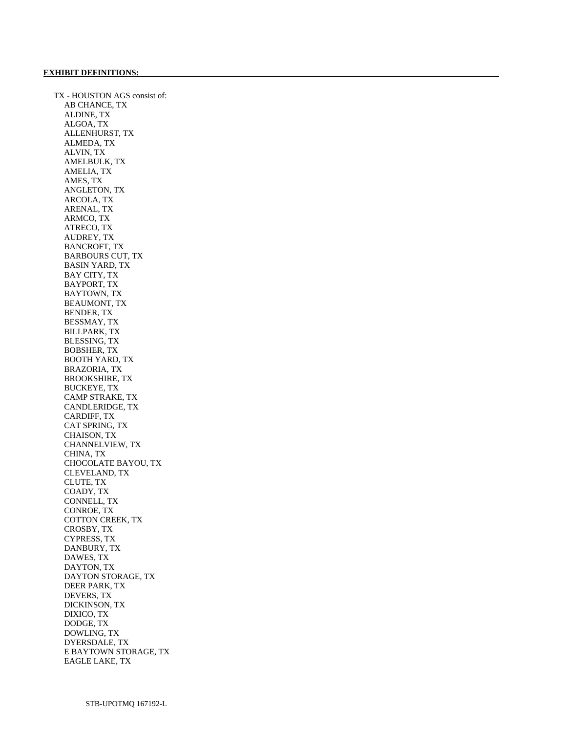**EXHIBIT DEFINITIONS:**

TX - HOUSTON AGS consist of:

- AB CHANCE, TX
- ALDINE, TX
- ALGOA, TX
- ALLENHURST, TX
- ALMEDA, TX
- ALVIN, TX
- AMELBULK, TX
- AMELIA, TX
- AMES, TX
- ANGLETON, TX
- ARCOLA, TX
- ARENAL, TX
- ARMCO, TX
- ATRECO, TX
- AUDREY, TX
- BANCROFT, TX
- BARBOURS CUT, TX
- BASIN YARD, TX
- BAY CITY, TX
- BAYPORT, TX
- BAYTOWN, TX
- BEAUMONT, TX
- BENDER, TX
- BESSMAY, TX
- BILLPARK, TX
- BLESSING, TX
- BOBSHER, TX
- BOOTH YARD, TX
- BRAZORIA, TX
- BROOKSHIRE, TX
- BUCKEYE, TX
- CAMP STRAKE, TX
- CANDLERIDGE, TX
- CARDIFF, TX
- CAT SPRING, TX
- CHAISON, TX
- CHANNELVIEW, TX
- CHINA, TX
- CHOCOLATE BAYOU, TX
- CLEVELAND, TX
- CLUTE, TX
- COADY, TX
- CONNELL, TX
- CONROE, TX
- COTTON CREEK, TX
- CROSBY, TX
- CYPRESS, TX
- DANBURY, TX
- DAWES, TX
- DAYTON, TX
- DAYTON STORAGE, TX
- DEER PARK, TX
- DEVERS, TX
- DICKINSON, TX
- DIXICO, TX
- DODGE, TX
- DOWLING, TX
- DYERSDALE, TX
- E BAYTOWN STORAGE, TX
- EAGLE LAKE, TX

STB-UPOTMQ 167192-L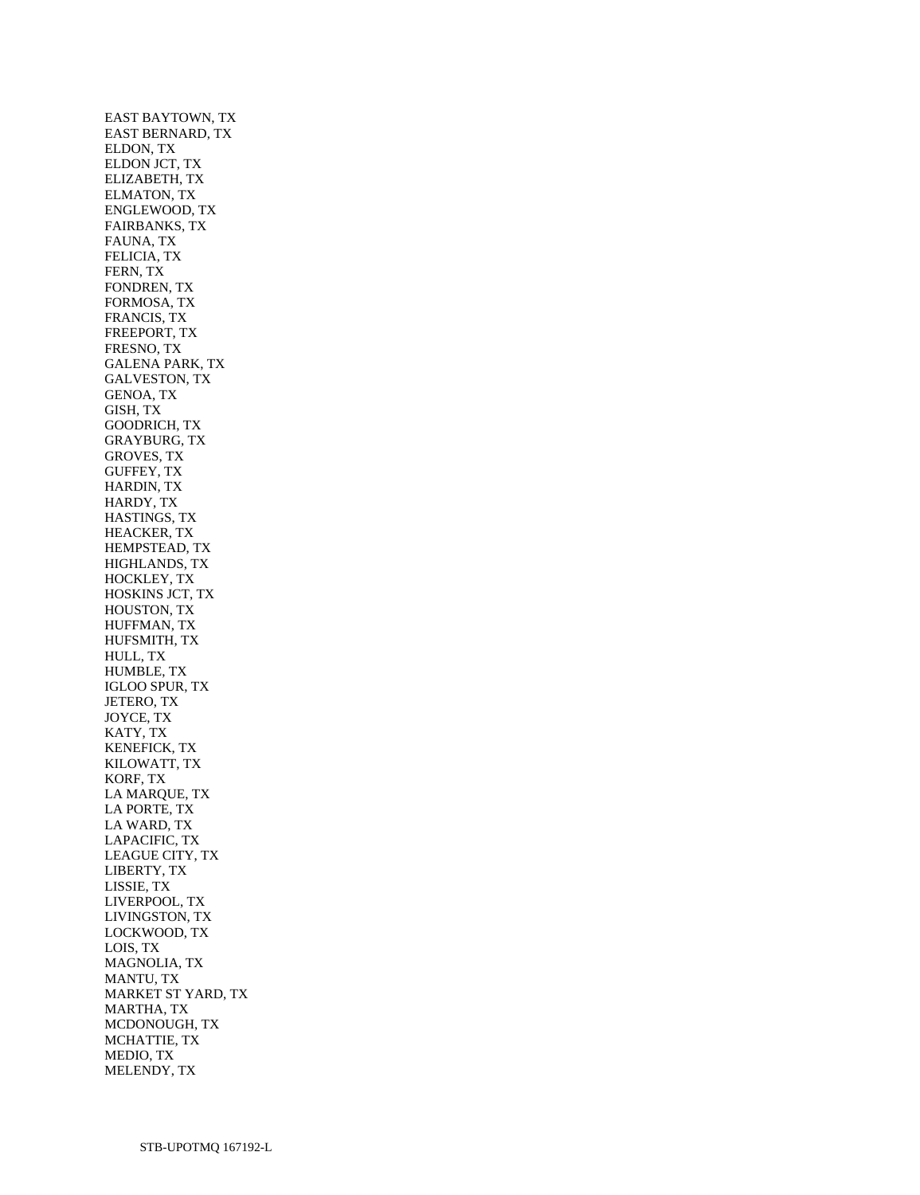EAST BAYTOWN, TX
EAST BERNARD, TX
ELDON, TX
ELDON JCT, TX
ELIZABETH, TX
ELMATON, TX
ENGLEWOOD, TX
FAIRBANKS, TX
FAUNA, TX
FELICIA, TX
FERN, TX
FONDREN, TX
FORMOSA, TX
FRANCIS, TX
FREEPORT, TX
FRESNO, TX
GALENA PARK, TX
GALVESTON, TX
GENOA, TX
GISH, TX
GOODRICH, TX
GRAYBURG, TX
GROVES, TX
GUFFEY, TX
HARDIN, TX
HARDY, TX
HASTINGS, TX
HEACKER, TX
HEMPSTEAD, TX
HIGHLANDS, TX
HOCKLEY, TX
HOSKINS JCT, TX
HOUSTON, TX
HUFFMAN, TX
HUFSMITH, TX
HULL, TX
HUMBLE, TX
IGLOO SPUR, TX
JETERO, TX
JOYCE, TX
KATY, TX
KENEFICK, TX
KILOWATT, TX
KORF, TX
LA MARQUE, TX
LA PORTE, TX
LA WARD, TX
LAPACIFIC, TX
LEAGUE CITY, TX
LIBERTY, TX
LISSIE, TX
LIVERPOOL, TX
LIVINGSTON, TX
LOCKWOOD, TX
LOIS, TX
MAGNOLIA, TX
MANTU, TX
MARKET ST YARD, TX
MARTHA, TX
MCDONOUGH, TX
MCHATTIE, TX
MEDIO, TX
MELENDY, TX

STB-UPOTMQ 167192-L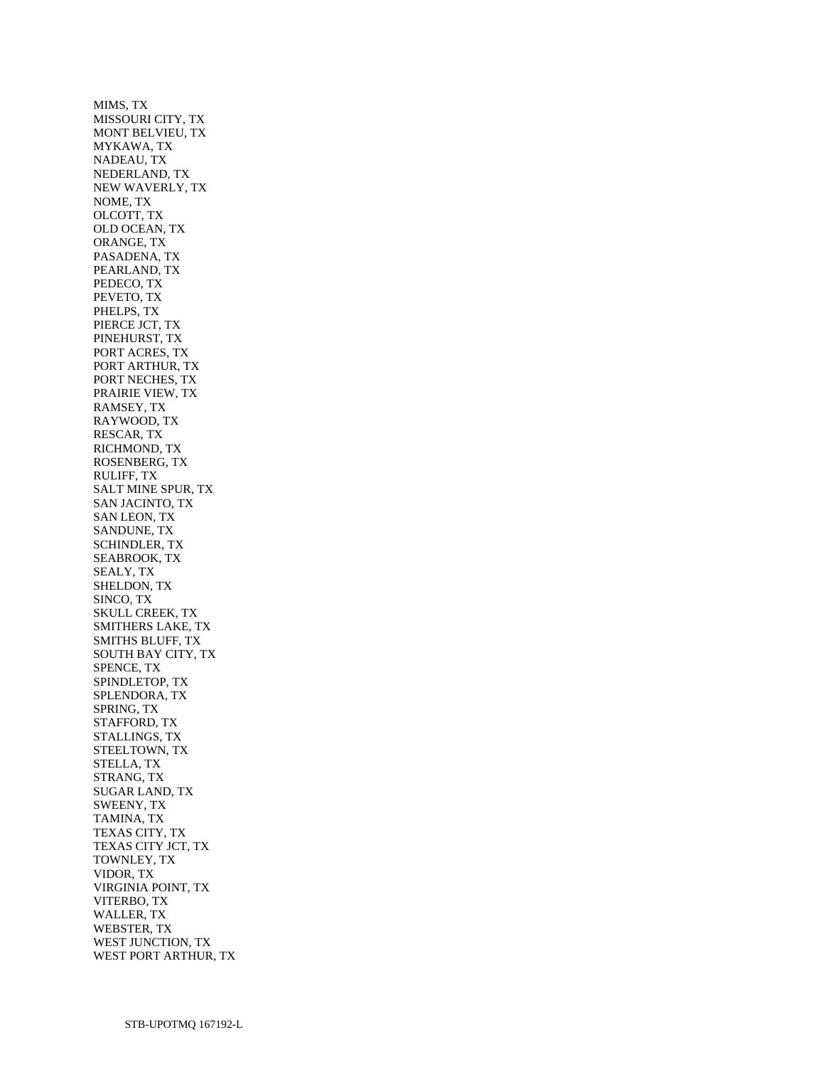MIMS, TX
MISSOURI CITY, TX
MONT BELVIEU, TX
MYKAWA, TX
NADEAU, TX
NEDERLAND, TX
NEW WAVERLY, TX
NOME, TX
OLCOTT, TX
OLD OCEAN, TX
ORANGE, TX
PASADENA, TX
PEARLAND, TX
PEDECO, TX
PEVETO, TX
PHELPS, TX
PIERCE JCT, TX
PINEHURST, TX
PORT ACRES, TX
PORT ARTHUR, TX
PORT NECHES, TX
PRAIRIE VIEW, TX
RAMSEY, TX
RAYWOOD, TX
RESCAR, TX
RICHMOND, TX
ROSENBERG, TX
RULIFF, TX
SALT MINE SPUR, TX
SAN JACINTO, TX
SAN LEON, TX
SANDUNE, TX
SCHINDLER, TX
SEABROOK, TX
SEALY, TX
SHELDON, TX
SINCO, TX
SKULL CREEK, TX
SMITHERS LAKE, TX
SMITHS BLUFF, TX
SOUTH BAY CITY, TX
SPENCE, TX
SPINDLETOP, TX
SPLENDORA, TX
SPRING, TX
STAFFORD, TX
STALLINGS, TX
STEELTOWN, TX
STELLA, TX
STRANG, TX
SUGAR LAND, TX
SWEENY, TX
TAMINA, TX
TEXAS CITY, TX
TEXAS CITY JCT, TX
TOWNLEY, TX
VIDOR, TX
VIRGINIA POINT, TX
VITERBO, TX
WALLER, TX
WEBSTER, TX
WEST JUNCTION, TX
WEST PORT ARTHUR, TX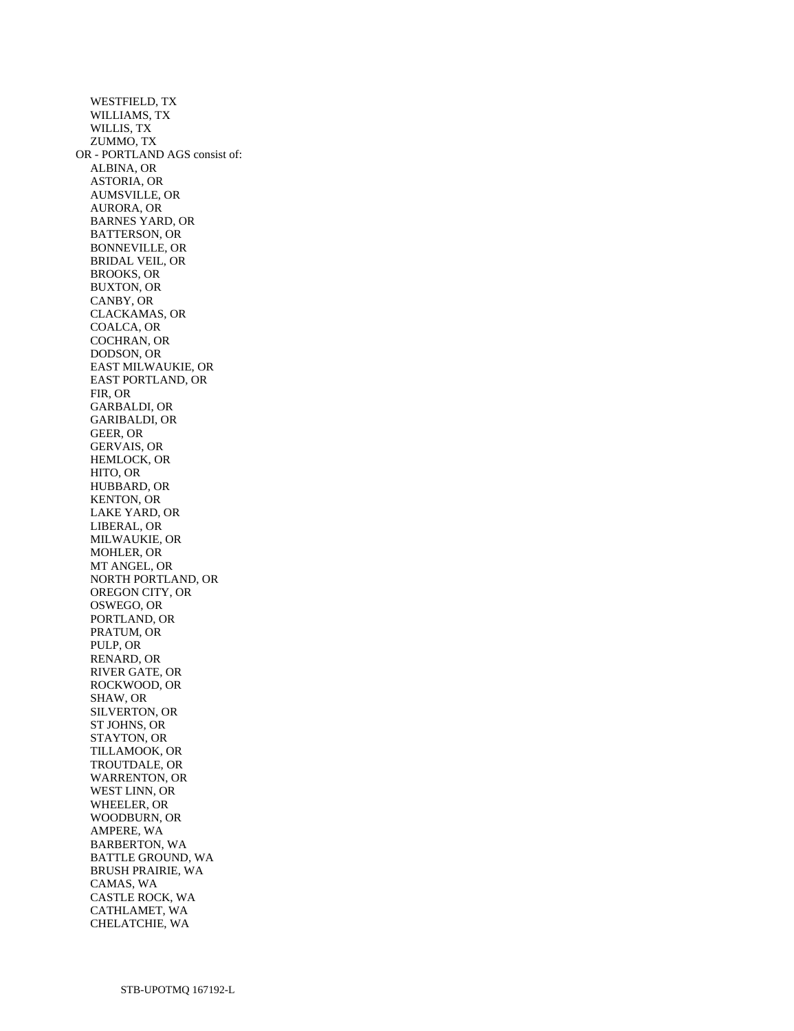WESTFIELD, TX
WILLIAMS, TX
WILLIS, TX
ZUMMO, TX

OR - PORTLAND AGS consist of:

ALBINA, OR
ASTORIA, OR
AUMSVILLE, OR
AURORA, OR
BARNES YARD, OR
BATTERSON, OR
BONNEVILLE, OR
BRIDAL VEIL, OR
BROOKS, OR
BUXTON, OR
CANBY, OR
CLACKAMAS, OR
COALCA, OR
COCHRAN, OR
DODSON, OR
EAST MILWAUKIE, OR
EAST PORTLAND, OR
FIR, OR
GARBALDI, OR
GARIBALDI, OR
GEER, OR
GERVAIS, OR
HEMLOCK, OR
HITO, OR
HUBBARD, OR
KENTON, OR
LAKE YARD, OR
LIBERAL, OR
MILWAUKIE, OR
MOHLER, OR
MT ANGEL, OR
NORTH PORTLAND, OR
OREGON CITY, OR
OSWEGO, OR
PORTLAND, OR
PRATUM, OR
PULP, OR
RENARD, OR
RIVER GATE, OR
ROCKWOOD, OR
SHAW, OR
SILVERTON, OR
ST JOHNS, OR
STAYTON, OR
TILLAMOOK, OR
TROUTDALE, OR
WARRENTON, OR
WEST LINN, OR
WHEELER, OR
WOODBURN, OR
AMPERE, WA
BARBERTON, WA
BATTLE GROUND, WA
BRUSH PRAIRIE, WA
CAMAS, WA
CASTLE ROCK, WA
CATHLAMET, WA
CHELATCHIE, WA

STB-UPOTMQ 167192-L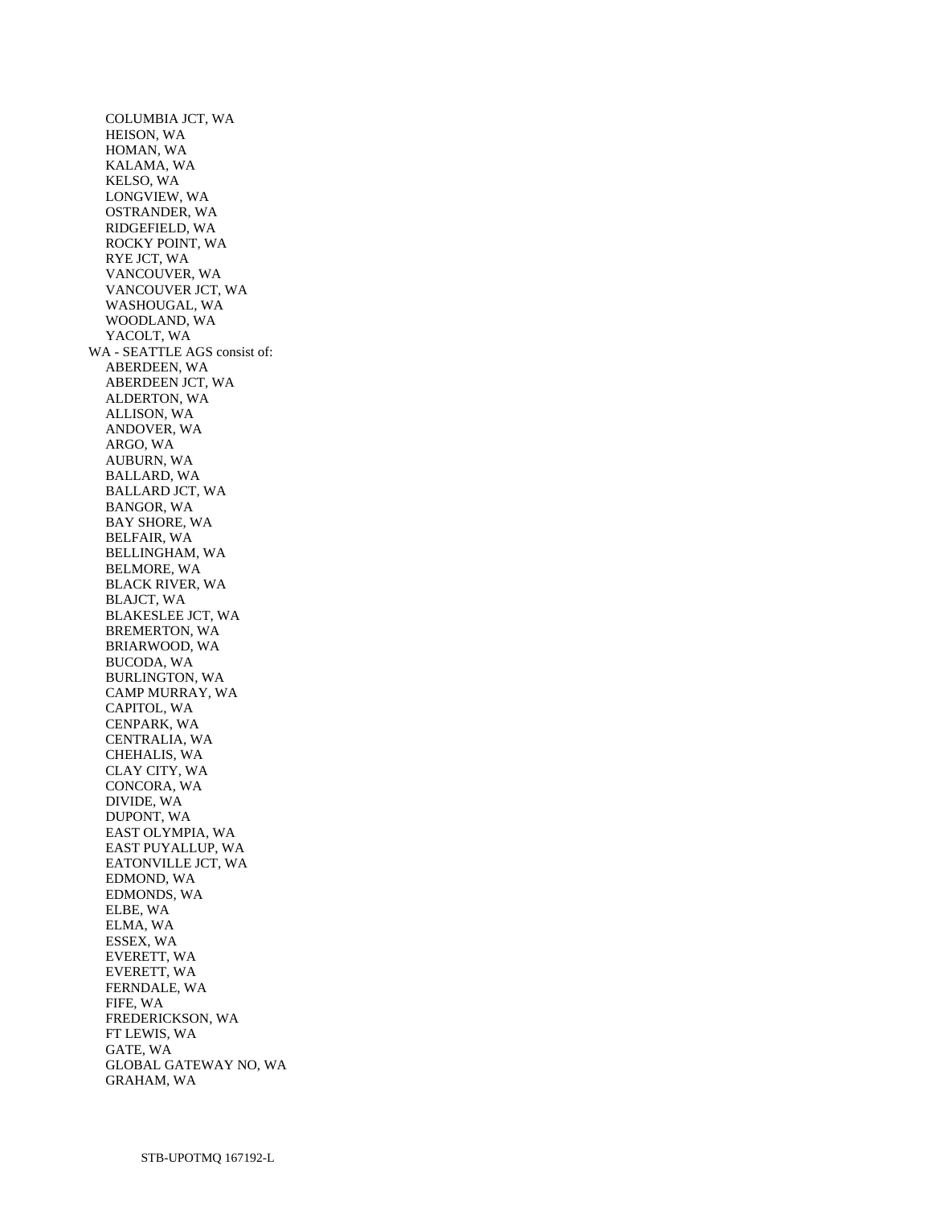COLUMBIA JCT, WA
HEISON, WA
HOMAN, WA
KALAMA, WA
KELSO, WA
LONGVIEW, WA
OSTRANDER, WA
RIDGEFIELD, WA
ROCKY POINT, WA
RYE JCT, WA
VANCOUVER, WA
VANCOUVER JCT, WA
WASHOUGAL, WA
WOODLAND, WA
YACOLT, WA

WA - SEATTLE AGS consist of:

ABERDEEN, WA
ABERDEEN JCT, WA
ALDERTON, WA
ALLISON, WA
ANDOVER, WA
ARGO, WA
AUBURN, WA
BALLARD, WA
BALLARD JCT, WA
BANGOR, WA
BAY SHORE, WA
BELFAIR, WA
BELLINGHAM, WA
BELMORE, WA
BLACK RIVER, WA
BLAJCT, WA
BLAKESLEE JCT, WA
BREMERTON, WA
BRIARWOOD, WA
BUCODA, WA
BURLINGTON, WA
CAMP MURRAY, WA
CAPITOL, WA
CENPARK, WA
CENTRALIA, WA
CHEHALIS, WA
CLAY CITY, WA
CONCORA, WA
DIVIDE, WA
DUPONT, WA
EAST OLYMPIA, WA
EAST PUYALLUP, WA
EATONVILLE JCT, WA
EDMOND, WA
EDMONDS, WA
ELBE, WA
ELMA, WA
ESSEX, WA
EVERETT, WA
EVERETT, WA
FERNDALE, WA
FIFE, WA
FREDERICKSON, WA
FT LEWIS, WA
GATE, WA
GLOBAL GATEWAY NO, WA
GRAHAM, WA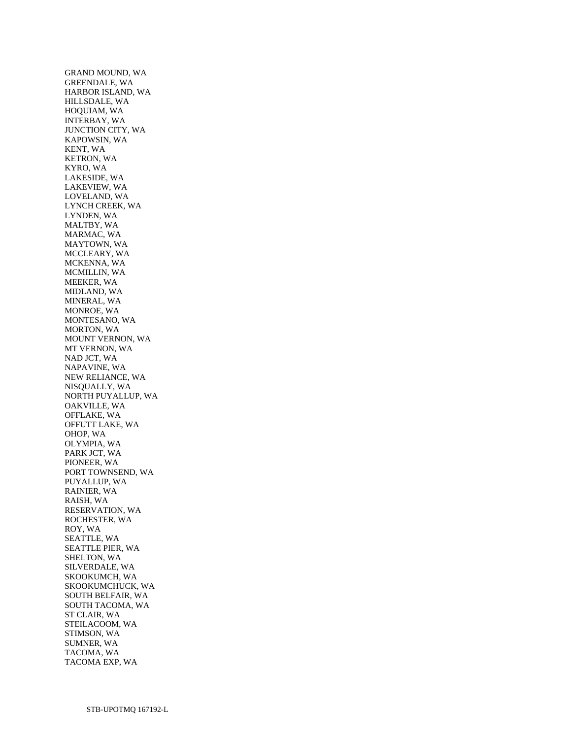GRAND MOUND, WA
GREENDALE, WA
HARBOR ISLAND, WA
HILLSDALE, WA
HOQUIAM, WA
INTERBAY, WA
JUNCTION CITY, WA
KAPOWSIN, WA
KENT, WA
KETRON, WA
KYRO, WA
LAKESIDE, WA
LAKEVIEW, WA
LOVELAND, WA
LYNCH CREEK, WA
LYNDEN, WA
MALTBY, WA
MARMAC, WA
MAYTOWN, WA
MCCLEARY, WA
MCKENNA, WA
MCMILLIN, WA
MEEKER, WA
MIDLAND, WA
MINERAL, WA
MONROE, WA
MONTESANO, WA
MORTON, WA
MOUNT VERNON, WA
MT VERNON, WA
NAD JCT, WA
NAPAVINE, WA
NEW RELIANCE, WA
NISQUALLY, WA
NORTH PUYALLUP, WA
OAKVILLE, WA
OFFLAKE, WA
OFFUTT LAKE, WA
OHOP, WA
OLYMPIA, WA
PARK JCT, WA
PIONEER, WA
PORT TOWNSEND, WA
PUYALLUP, WA
RAINIER, WA
RAISH, WA
RESERVATION, WA
ROCHESTER, WA
ROY, WA
SEATTLE, WA
SEATTLE PIER, WA
SHELTON, WA
SILVERDALE, WA
SKOOKUMCH, WA
SKOOKUMCHUCK, WA
SOUTH BELFAIR, WA
SOUTH TACOMA, WA
ST CLAIR, WA
STEILACOOM, WA
STIMSON, WA
SUMNER, WA
TACOMA, WA
TACOMA EXP, WA

STB-UPOTMQ 167192-L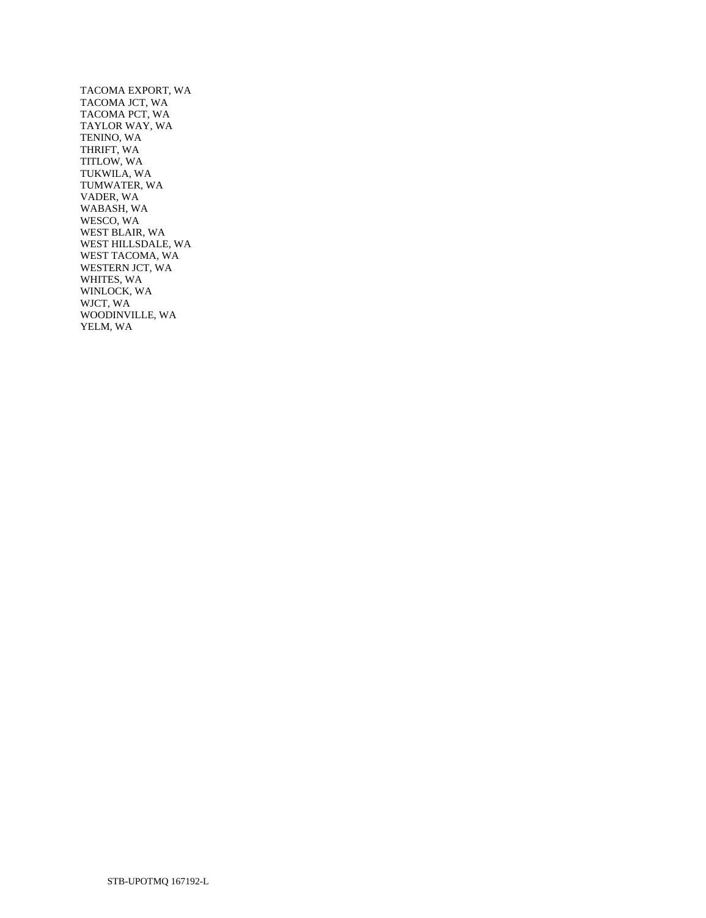TACOMA EXPORT, WA
TACOMA JCT, WA
TACOMA PCT, WA
TAYLOR WAY, WA
TENINO, WA
THRIFT, WA
TITLOW, WA
TUKWILA, WA
TUMWATER, WA
VADER, WA
WABASH, WA
WESCO, WA
WEST BLAIR, WA
WEST HILLSDALE, WA
WEST TACOMA, WA
WESTERN JCT, WA
WHITES, WA
WINLOCK, WA
WJCT, WA
WOODINVILLE, WA
YELM, WA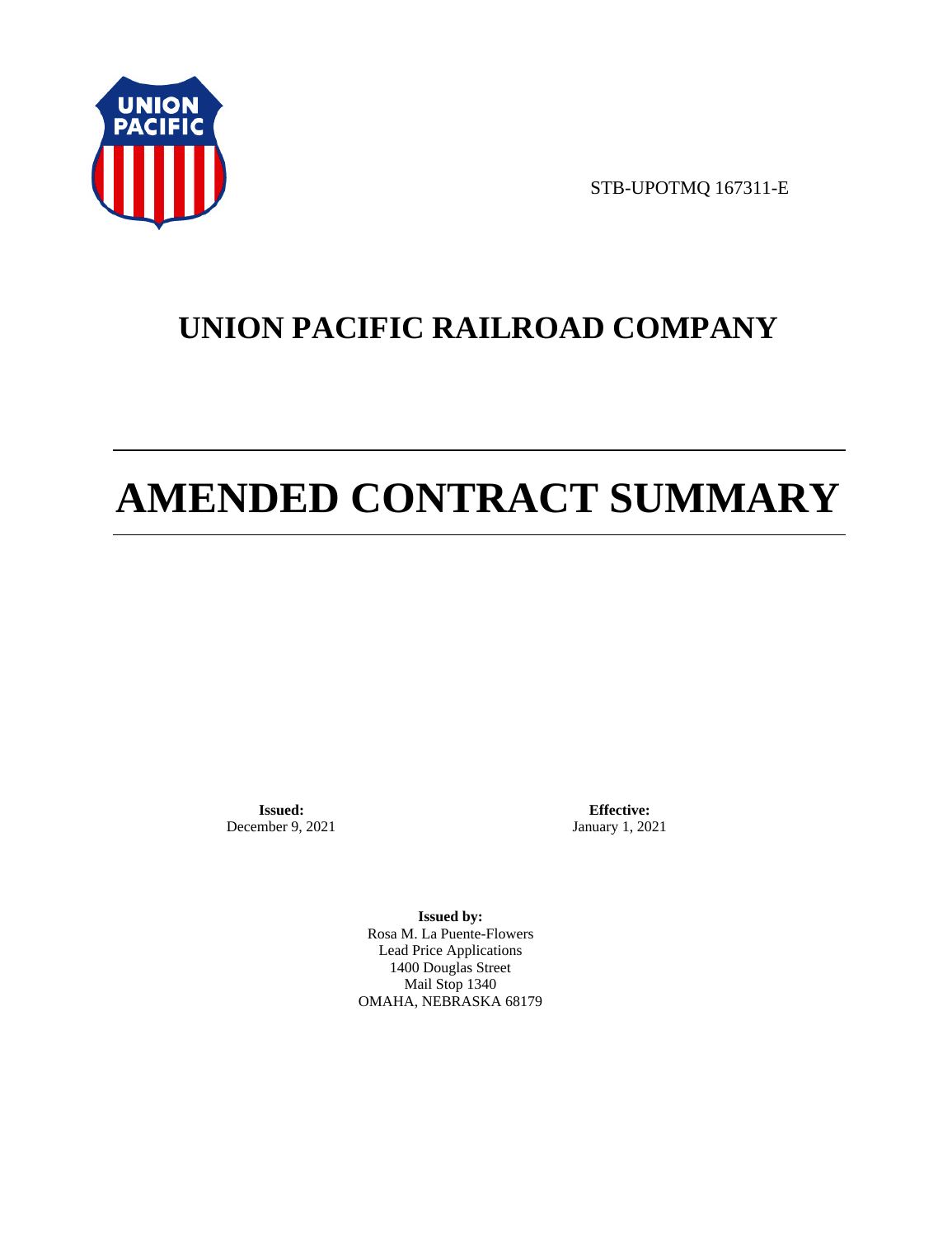STB-UPOTMQ 167311-E

# UNION PACIFIC RAILROAD COMPANY

# AMENDED CONTRACT SUMMARY

**Issued:**
December 9, 2021

**Effective:**
January 1, 2021

**Issued by:**
Rosa M. La Puente-Flowers
Lead Price Applications
1400 Douglas Street
Mail Stop 1340
OMAHA, NEBRASKA 68179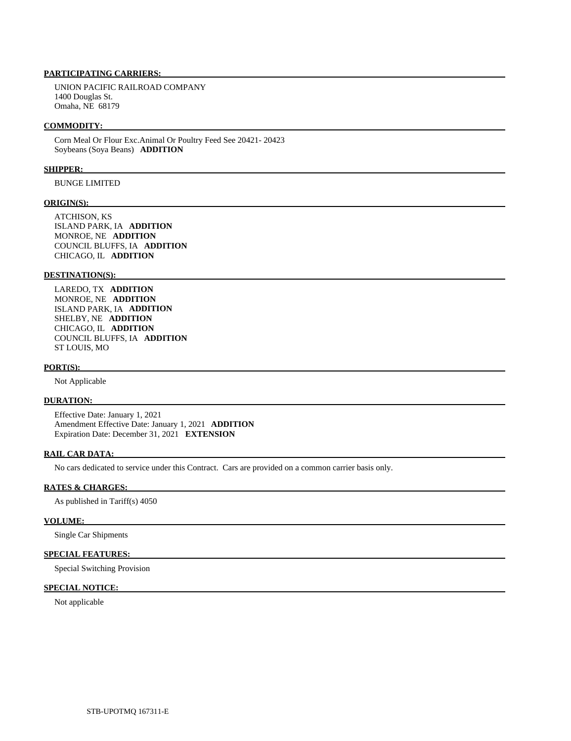**PARTICIPATING CARRIERS:**

UNION PACIFIC RAILROAD COMPANY
1400 Douglas St.
Omaha, NE 68179

**COMMODITY:**

Corn Meal Or Flour Exc.Animal Or Poultry Feed See 20421- 20423
Soybeans (Soya Beans) **ADDITION**

**SHIPPER:**

BUNGE LIMITED

**ORIGIN(S):**

ATCHISON, KS
ISLAND PARK, IA **ADDITION**
MONROE, NE **ADDITION**
COUNCIL BLUFFS, IA **ADDITION**
CHICAGO, IL **ADDITION**

**DESTINATION(S):**

LAREDO, TX **ADDITION**
MONROE, NE **ADDITION**
ISLAND PARK, IA **ADDITION**
SHELBY, NE **ADDITION**
CHICAGO, IL **ADDITION**
COUNCIL BLUFFS, IA **ADDITION**
ST LOUIS, MO

**PORT(S):**

Not Applicable

**DURATION:**

Effective Date: January 1, 2021
Amendment Effective Date: January 1, 2021 **ADDITION**
Expiration Date: December 31, 2021 **EXTENSION**

**RAIL CAR DATA:**

No cars dedicated to service under this Contract. Cars are provided on a common carrier basis only.

**RATES & CHARGES:**

As published in Tariff(s) 4050

**VOLUME:**

Single Car Shipments

**SPECIAL FEATURES:**

Special Switching Provision

**SPECIAL NOTICE:**

Not applicable

STB-UPOTMQ 167311-E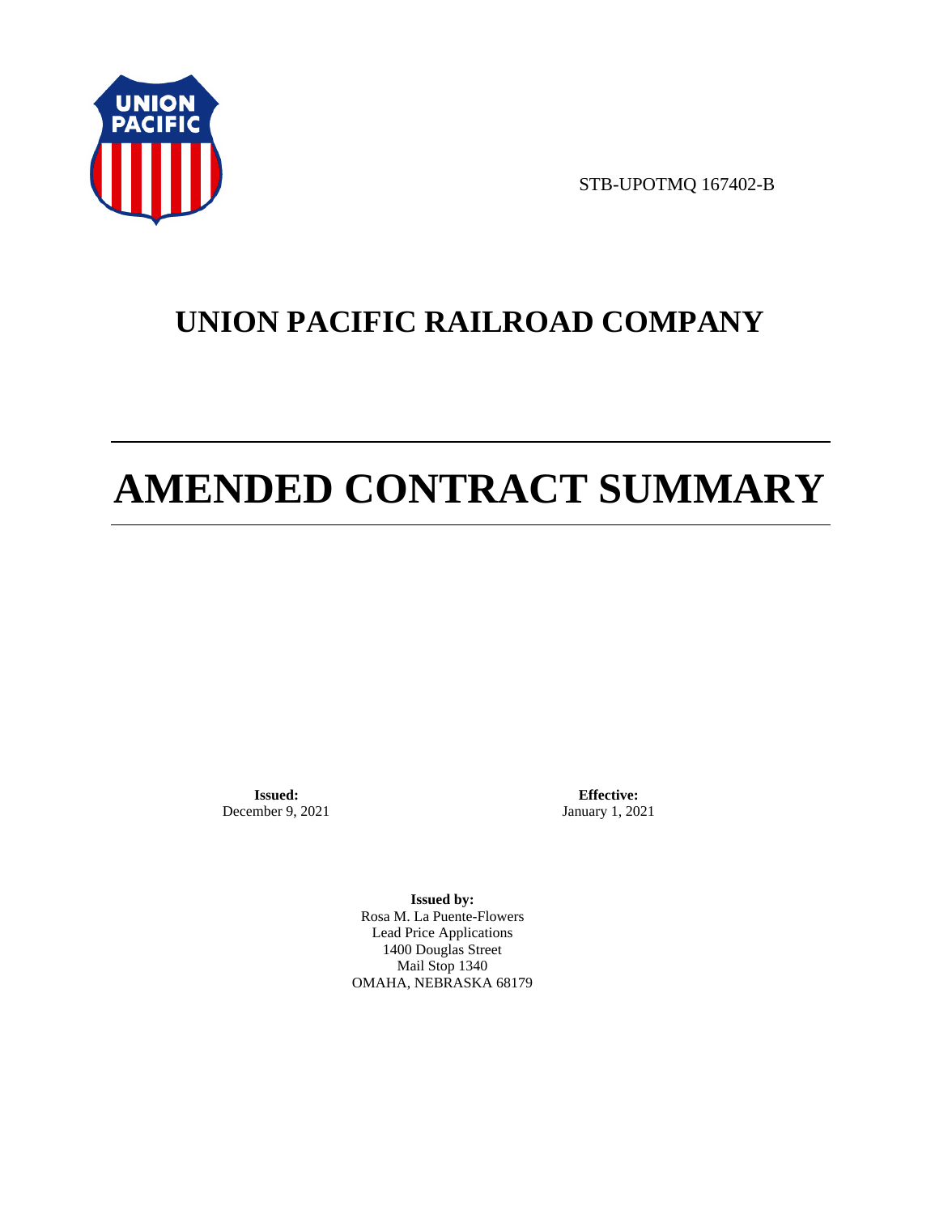STB-UPOTMQ 167402-B

# UNION PACIFIC RAILROAD COMPANY

# AMENDED CONTRACT SUMMARY

**Issued:**
December 9, 2021

**Effective:**
January 1, 2021

**Issued by:**
Rosa M. La Puente-Flowers
Lead Price Applications
1400 Douglas Street
Mail Stop 1340
OMAHA, NEBRASKA 68179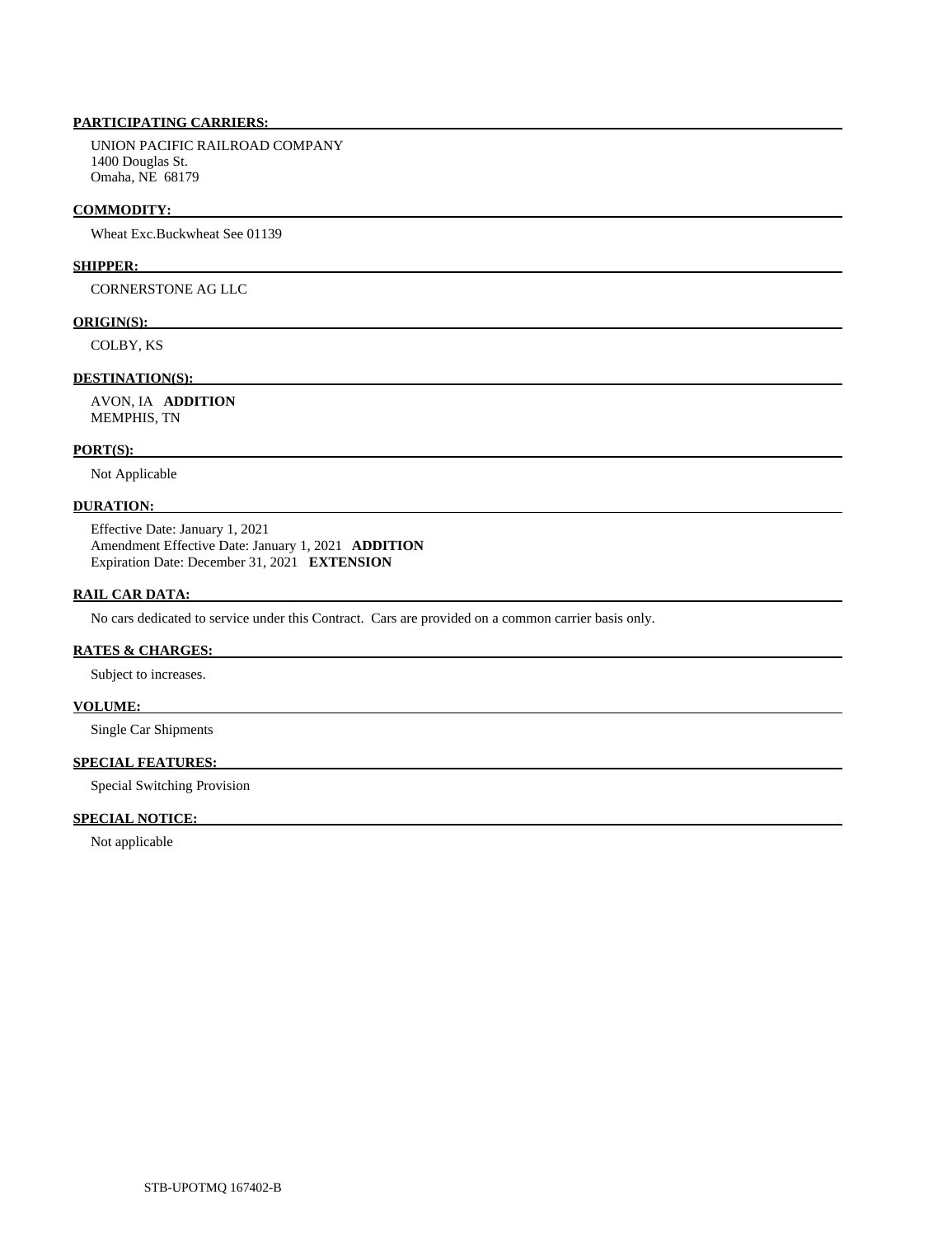**PARTICIPATING CARRIERS:**

UNION PACIFIC RAILROAD COMPANY
1400 Douglas St.
Omaha, NE 68179

**COMMODITY:**

Wheat Exc.Buckwheat See 01139

**SHIPPER:**

CORNERSTONE AG LLC

**ORIGIN(S):**

COLBY, KS

**DESTINATION(S):**

AVON, IA **ADDITION**
MEMPHIS, TN

**PORT(S):**

Not Applicable

**DURATION:**

Effective Date: January 1, 2021
Amendment Effective Date: January 1, 2021 **ADDITION**
Expiration Date: December 31, 2021 **EXTENSION**

**RAIL CAR DATA:**

No cars dedicated to service under this Contract. Cars are provided on a common carrier basis only.

**RATES & CHARGES:**

Subject to increases.

**VOLUME:**

Single Car Shipments

**SPECIAL FEATURES:**

Special Switching Provision

**SPECIAL NOTICE:**

Not applicable

STB-UPOTMQ 167402-B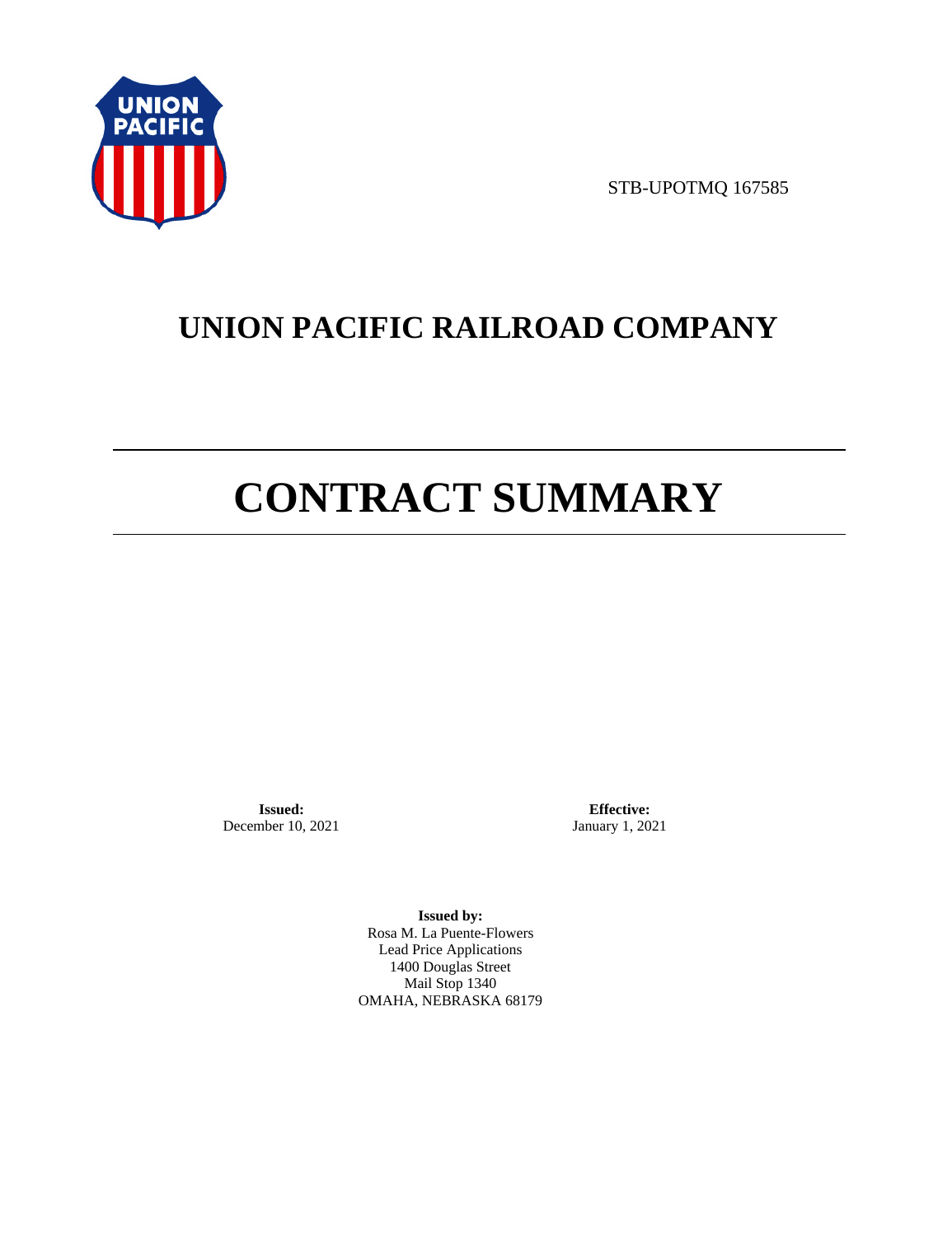STB-UPOTMQ 167585

# UNION PACIFIC RAILROAD COMPANY

# CONTRACT SUMMARY

**Issued:**
December 10, 2021

**Effective:**
January 1, 2021

**Issued by:**
Rosa M. La Puente-Flowers
Lead Price Applications
1400 Douglas Street
Mail Stop 1340
OMAHA, NEBRASKA 68179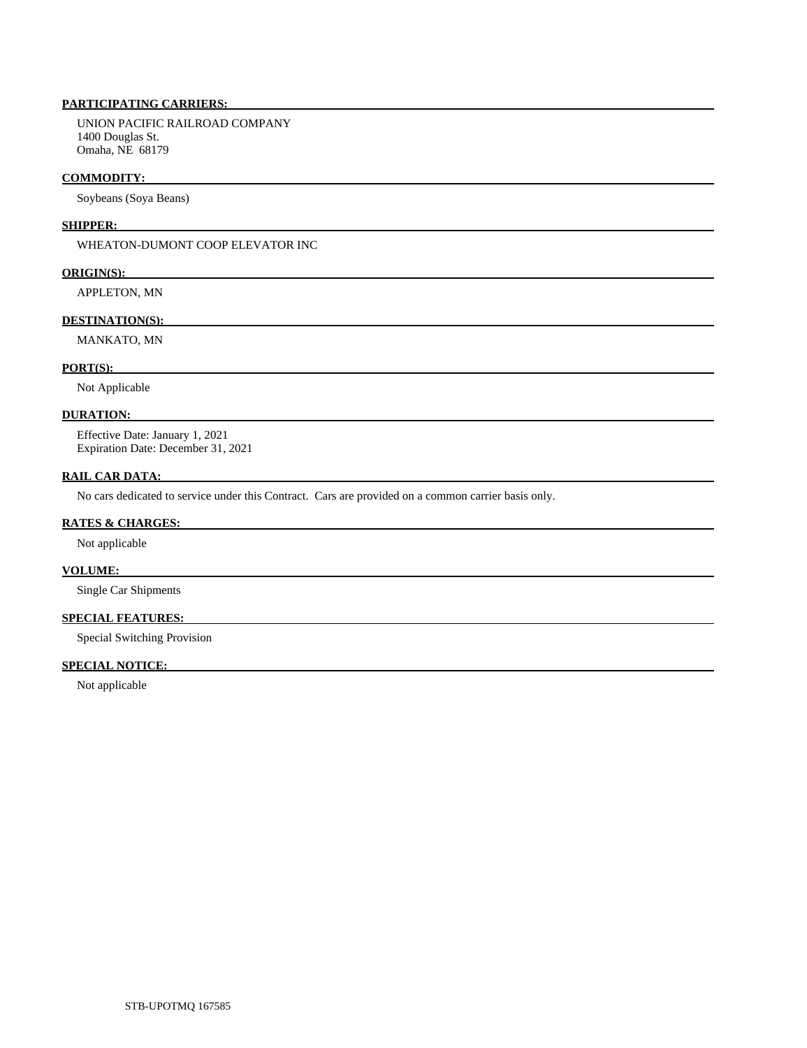**PARTICIPATING CARRIERS:**

UNION PACIFIC RAILROAD COMPANY
1400 Douglas St.
Omaha, NE 68179

**COMMODITY:**

Soybeans (Soya Beans)

**SHIPPER:**

WHEATON-DUMONT COOP ELEVATOR INC

**ORIGIN(S):**

APPLETON, MN

**DESTINATION(S):**

MANKATO, MN

**PORT(S):**

Not Applicable

**DURATION:**

Effective Date: January 1, 2021
Expiration Date: December 31, 2021

**RAIL CAR DATA:**

No cars dedicated to service under this Contract. Cars are provided on a common carrier basis only.

**RATES & CHARGES:**

Not applicable

**VOLUME:**

Single Car Shipments

**SPECIAL FEATURES:**

Special Switching Provision

**SPECIAL NOTICE:**

Not applicable

STB-UPOTMQ 167585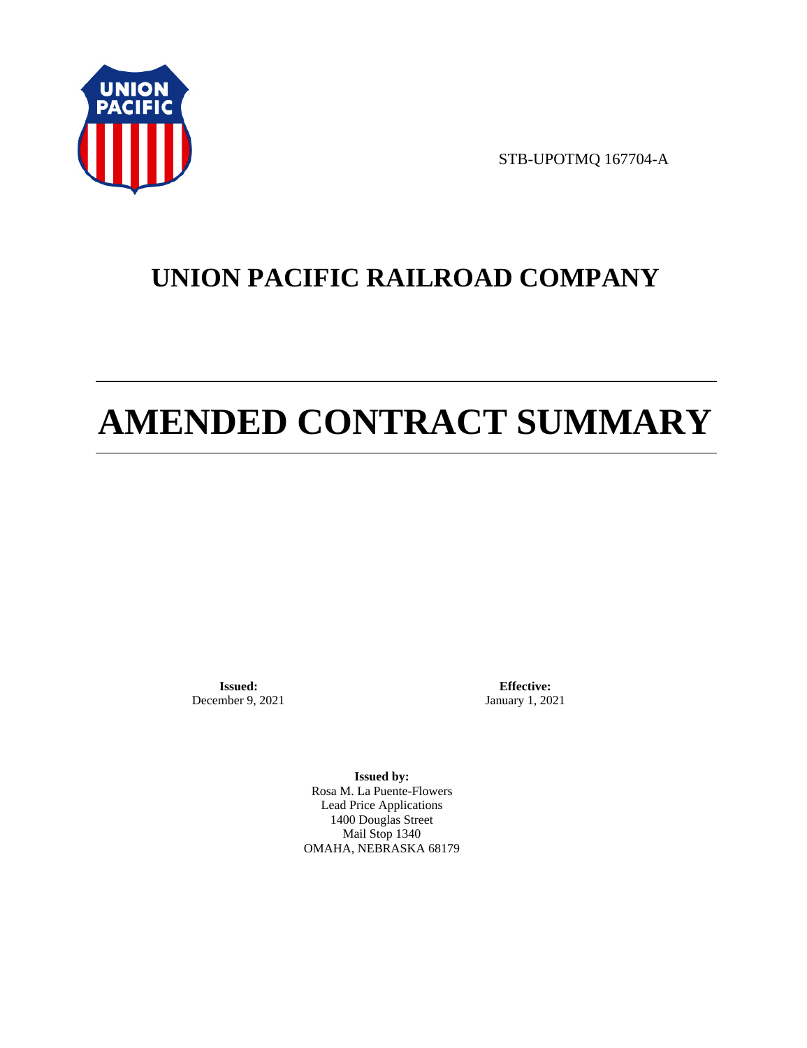STB-UPOTMQ 167704-A

# UNION PACIFIC RAILROAD COMPANY

# AMENDED CONTRACT SUMMARY

**Issued:**
December 9, 2021

**Effective:**
January 1, 2021

**Issued by:**
Rosa M. La Puente-Flowers
Lead Price Applications
1400 Douglas Street
Mail Stop 1340
OMAHA, NEBRASKA 68179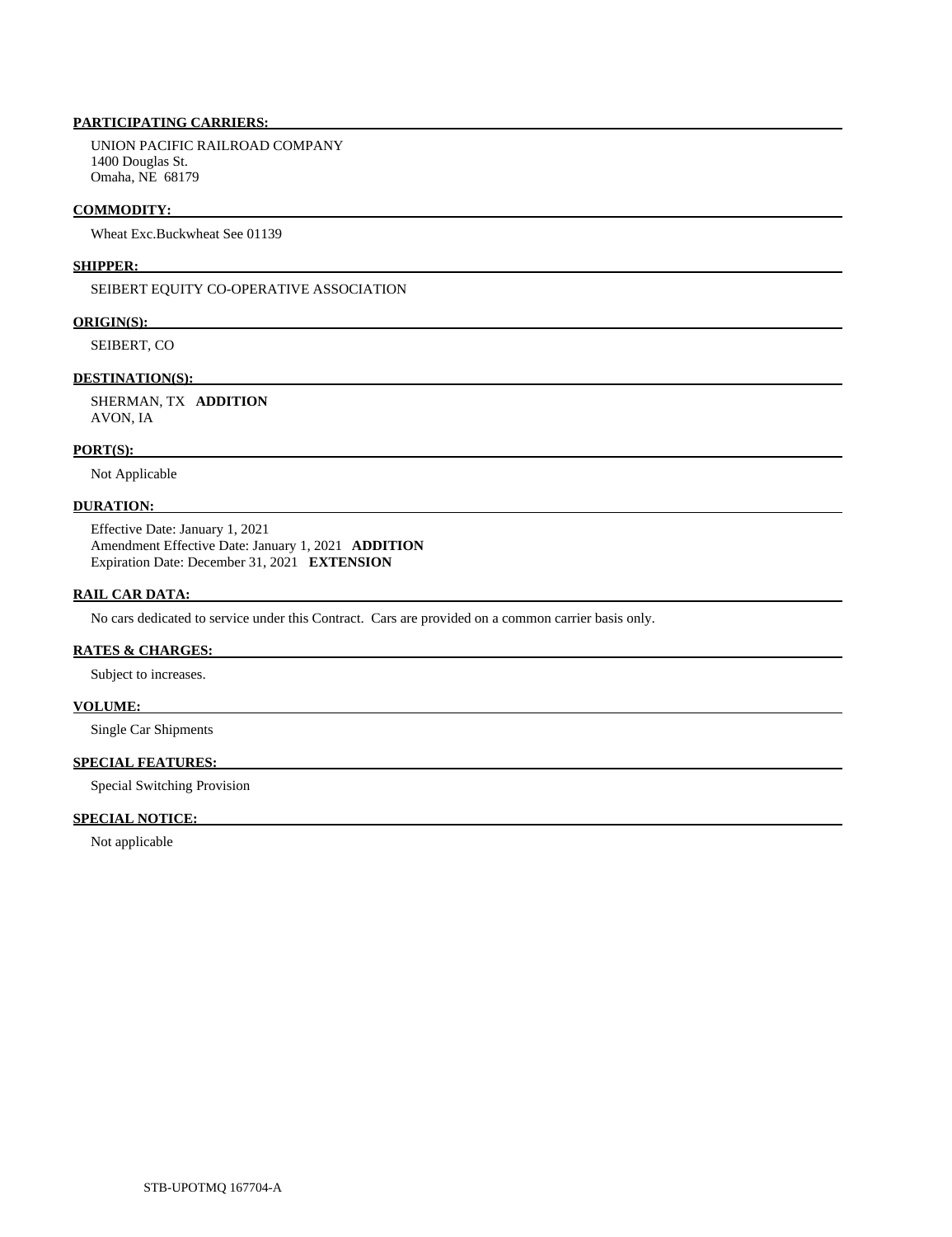**PARTICIPATING CARRIERS:**

UNION PACIFIC RAILROAD COMPANY
1400 Douglas St.
Omaha, NE 68179

**COMMODITY:**

Wheat Exc.Buckwheat See 01139

**SHIPPER:**

SEIBERT EQUITY CO-OPERATIVE ASSOCIATION

**ORIGIN(S):**

SEIBERT, CO

**DESTINATION(S):**

SHERMAN, TX **ADDITION**
AVON, IA

**PORT(S):**

Not Applicable

**DURATION:**

Effective Date: January 1, 2021
Amendment Effective Date: January 1, 2021 **ADDITION**
Expiration Date: December 31, 2021 **EXTENSION**

**RAIL CAR DATA:**

No cars dedicated to service under this Contract. Cars are provided on a common carrier basis only.

**RATES & CHARGES:**

Subject to increases.

**VOLUME:**

Single Car Shipments

**SPECIAL FEATURES:**

Special Switching Provision

**SPECIAL NOTICE:**

Not applicable

STB-UPOTMQ 167704-A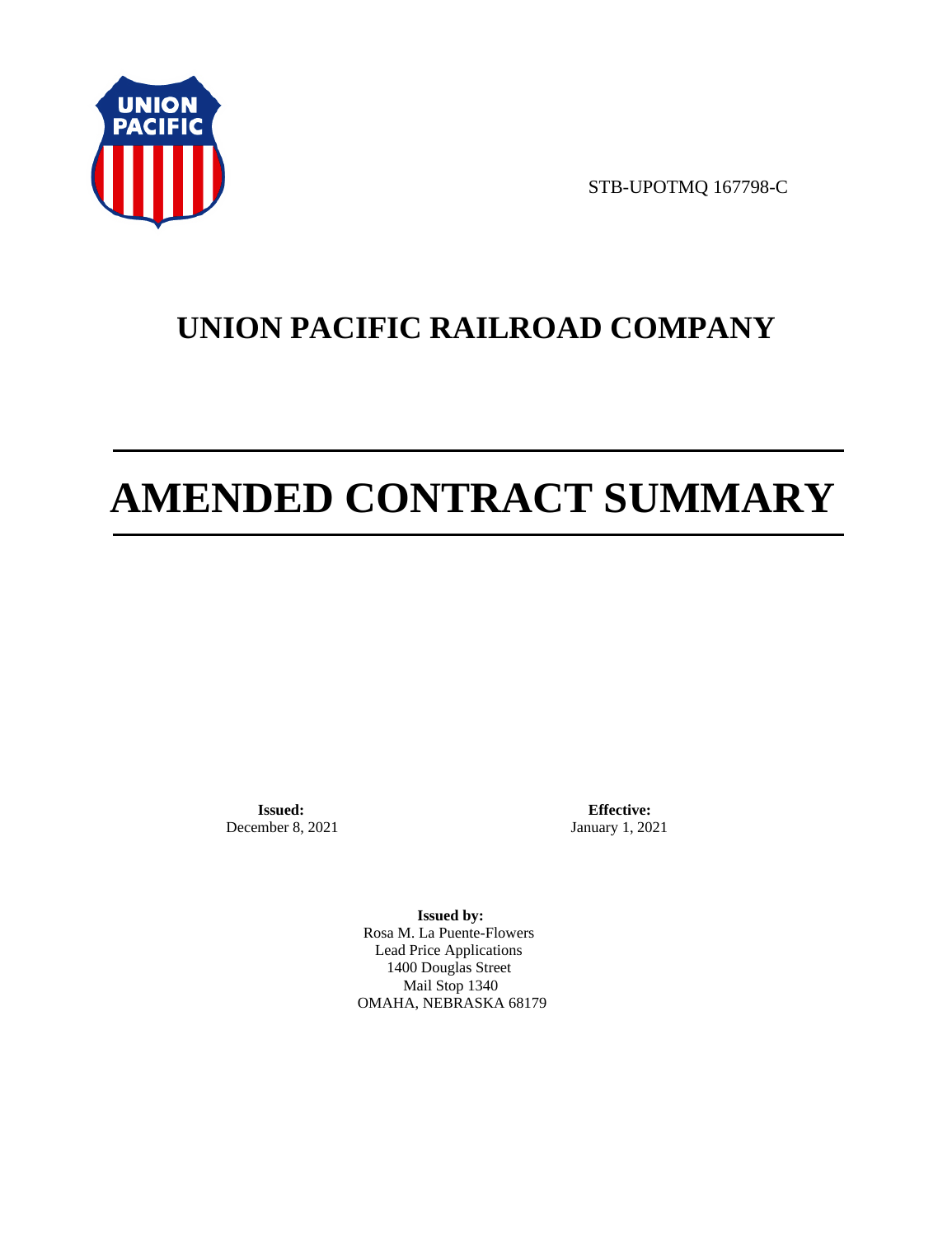STB-UPOTMQ 167798-C

# UNION PACIFIC RAILROAD COMPANY

# AMENDED CONTRACT SUMMARY

**Issued:**
December 8, 2021

**Effective:**
January 1, 2021

**Issued by:**
Rosa M. La Puente-Flowers
Lead Price Applications
1400 Douglas Street
Mail Stop 1340
OMAHA, NEBRASKA 68179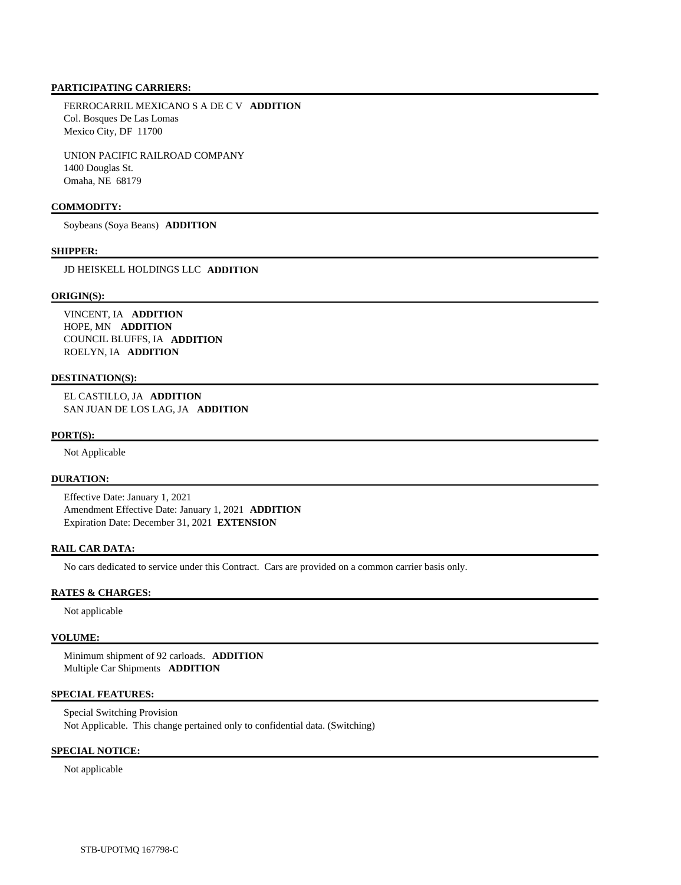**PARTICIPATING CARRIERS:**

FERROCARRIL MEXICANO S A DE C V **ADDITION**
Col. Bosques De Las Lomas
Mexico City, DF 11700

UNION PACIFIC RAILROAD COMPANY
1400 Douglas St.
Omaha, NE 68179

**COMMODITY:**

Soybeans (Soya Beans) **ADDITION**

**SHIPPER:**

JD HEISKELL HOLDINGS LLC **ADDITION**

**ORIGIN(S):**

VINCENT, IA **ADDITION**
HOPE, MN **ADDITION**
COUNCIL BLUFFS, IA **ADDITION**
ROELYN, IA **ADDITION**

**DESTINATION(S):**

EL CASTILLO, JA **ADDITION**
SAN JUAN DE LOS LAG, JA **ADDITION**

**PORT(S):**

Not Applicable

**DURATION:**

Effective Date: January 1, 2021
Amendment Effective Date: January 1, 2021 **ADDITION**
Expiration Date: December 31, 2021 **EXTENSION**

**RAIL CAR DATA:**

No cars dedicated to service under this Contract. Cars are provided on a common carrier basis only.

**RATES & CHARGES:**

Not applicable

**VOLUME:**

Minimum shipment of 92 carloads. **ADDITION**
Multiple Car Shipments **ADDITION**

**SPECIAL FEATURES:**

Special Switching Provision
Not Applicable. This change pertained only to confidential data. (Switching)

**SPECIAL NOTICE:**

Not applicable

STB-UPOTMQ 167798-C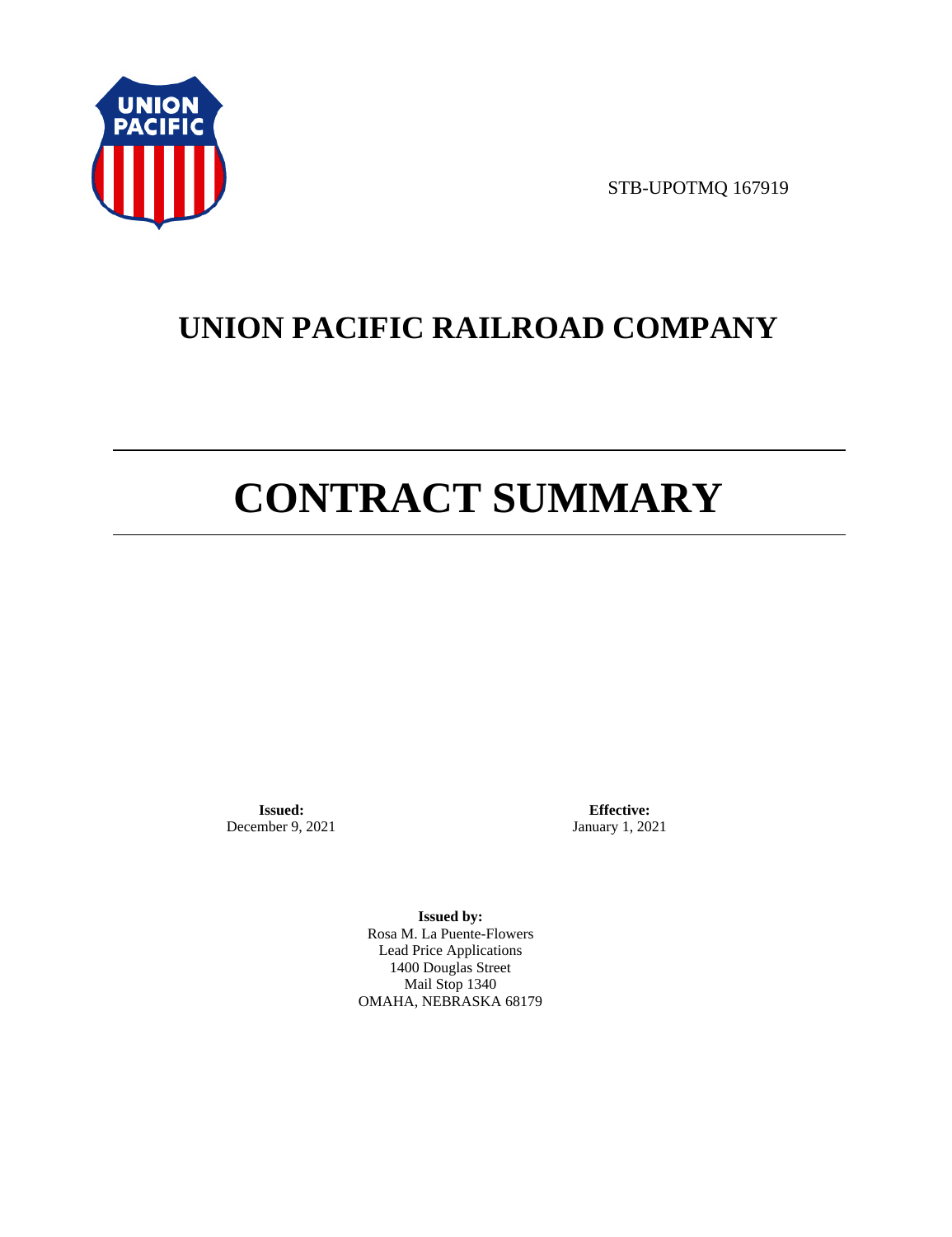STB-UPOTMQ 167919

# UNION PACIFIC RAILROAD COMPANY

# CONTRACT SUMMARY

**Issued:**
December 9, 2021

**Effective:**
January 1, 2021

**Issued by:**
Rosa M. La Puente-Flowers
Lead Price Applications
1400 Douglas Street
Mail Stop 1340
OMAHA, NEBRASKA 68179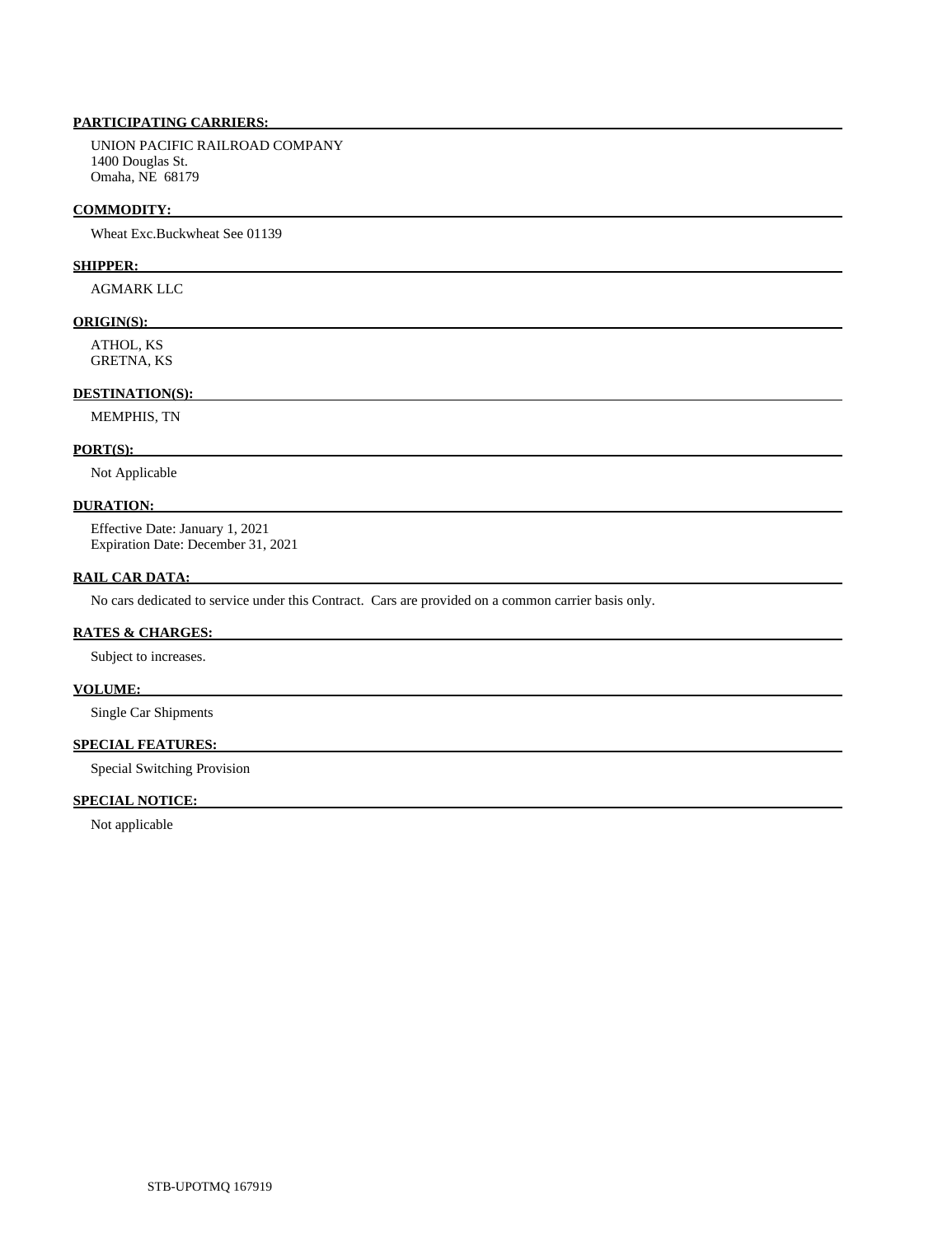**PARTICIPATING CARRIERS:**

UNION PACIFIC RAILROAD COMPANY
1400 Douglas St.
Omaha, NE 68179

**COMMODITY:**

Wheat Exc.Buckwheat See 01139

**SHIPPER:**

AGMARK LLC

**ORIGIN(S):**

ATHOL, KS
GRETNA, KS

**DESTINATION(S):**

MEMPHIS, TN

**PORT(S):**

Not Applicable

**DURATION:**

Effective Date: January 1, 2021
Expiration Date: December 31, 2021

**RAIL CAR DATA:**

No cars dedicated to service under this Contract. Cars are provided on a common carrier basis only.

**RATES & CHARGES:**

Subject to increases.

**VOLUME:**

Single Car Shipments

**SPECIAL FEATURES:**

Special Switching Provision

**SPECIAL NOTICE:**

Not applicable

STB-UPOTMQ 167919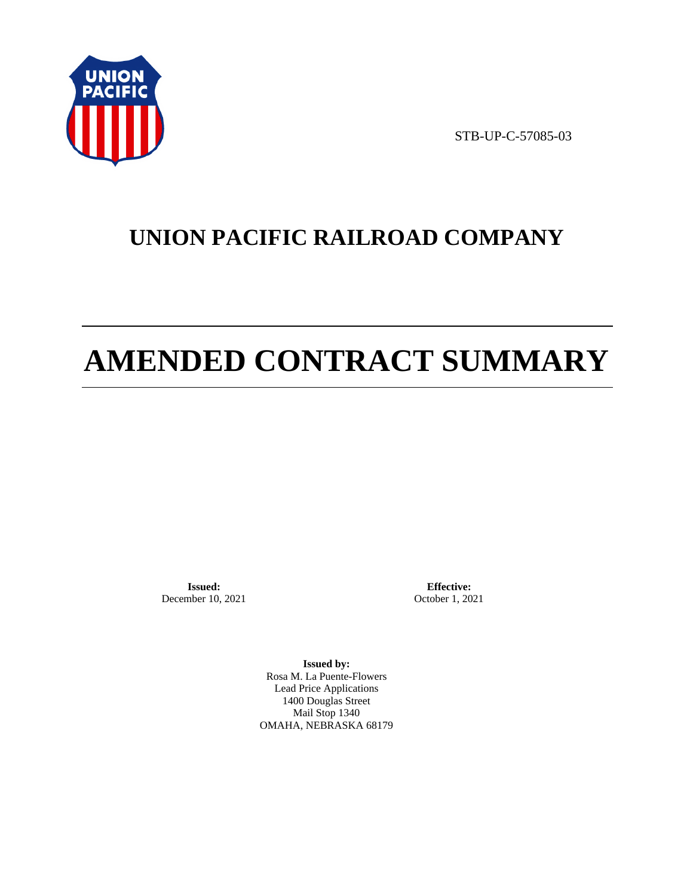STB-UP-C-57085-03

# UNION PACIFIC RAILROAD COMPANY

# AMENDED CONTRACT SUMMARY

**Issued:**
December 10, 2021

**Effective:**
October 1, 2021

**Issued by:**
Rosa M. La Puente-Flowers
Lead Price Applications
1400 Douglas Street
Mail Stop 1340
OMAHA, NEBRASKA 68179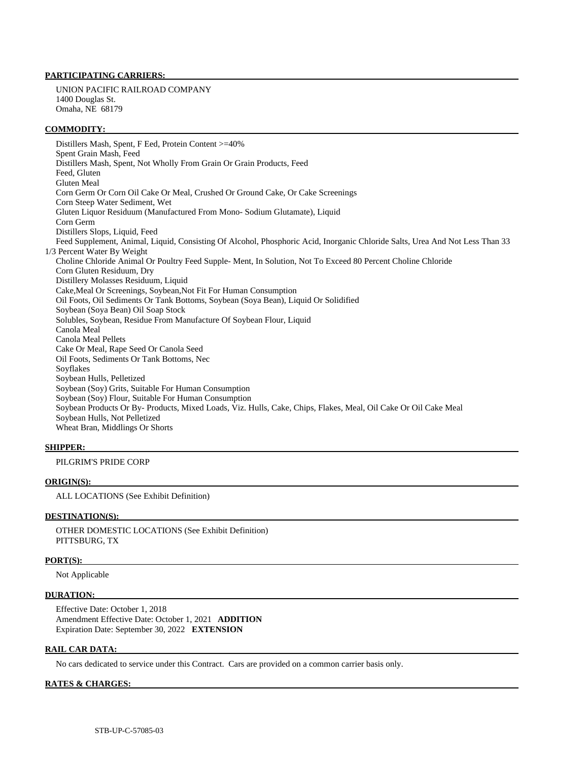**PARTICIPATING CARRIERS:**

UNION PACIFIC RAILROAD COMPANY
1400 Douglas St.
Omaha, NE 68179

**COMMODITY:**

Distillers Mash, Spent, F Eed, Protein Content >=40%
Spent Grain Mash, Feed
Distillers Mash, Spent, Not Wholly From Grain Or Grain Products, Feed
Feed, Gluten
Gluten Meal
Corn Germ Or Corn Oil Cake Or Meal, Crushed Or Ground Cake, Or Cake Screenings
Corn Steep Water Sediment, Wet
Gluten Liquor Residuum (Manufactured From Mono- Sodium Glutamate), Liquid
Corn Germ
Distillers Slops, Liquid, Feed
Feed Supplement, Animal, Liquid, Consisting Of Alcohol, Phosphoric Acid, Inorganic Chloride Salts, Urea And Not Less Than 33 1/3 Percent Water By Weight
Choline Chloride Animal Or Poultry Feed Supple- Ment, In Solution, Not To Exceed 80 Percent Choline Chloride
Corn Gluten Residuum, Dry
Distillery Molasses Residuum, Liquid
Cake,Meal Or Screenings, Soybean,Not Fit For Human Consumption
Oil Foots, Oil Sediments Or Tank Bottoms, Soybean (Soya Bean), Liquid Or Solidified
Soybean (Soya Bean) Oil Soap Stock
Solubles, Soybean, Residue From Manufacture Of Soybean Flour, Liquid
Canola Meal
Canola Meal Pellets
Cake Or Meal, Rape Seed Or Canola Seed
Oil Foots, Sediments Or Tank Bottoms, Nec
Soyflakes
Soybean Hulls, Pelletized
Soybean (Soy) Grits, Suitable For Human Consumption
Soybean (Soy) Flour, Suitable For Human Consumption
Soybean Products Or By- Products, Mixed Loads, Viz. Hulls, Cake, Chips, Flakes, Meal, Oil Cake Or Oil Cake Meal
Soybean Hulls, Not Pelletized
Wheat Bran, Middlings Or Shorts

**SHIPPER:**

PILGRIM'S PRIDE CORP

**ORIGIN(S):**

ALL LOCATIONS (See Exhibit Definition)

**DESTINATION(S):**

OTHER DOMESTIC LOCATIONS (See Exhibit Definition)
PITTSBURG, TX

**PORT(S):**

Not Applicable

**DURATION:**

Effective Date: October 1, 2018
Amendment Effective Date: October 1, 2021 **ADDITION**
Expiration Date: September 30, 2022 **EXTENSION**

**RAIL CAR DATA:**

No cars dedicated to service under this Contract. Cars are provided on a common carrier basis only.

**RATES & CHARGES:**

STB-UP-C-57085-03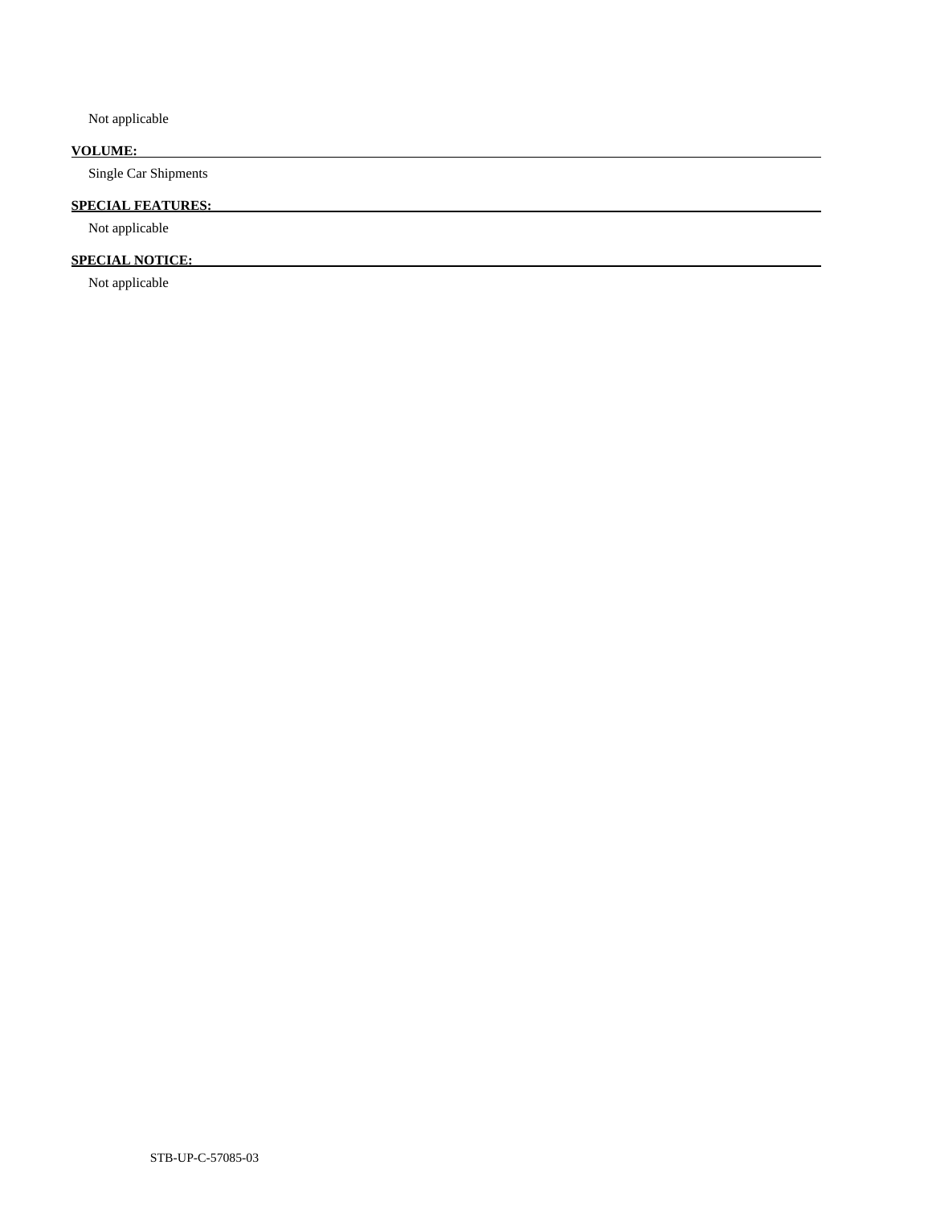Not applicable

**VOLUME:**

Single Car Shipments

**SPECIAL FEATURES:**

Not applicable

**SPECIAL NOTICE:**

Not applicable

STB-UP-C-57085-03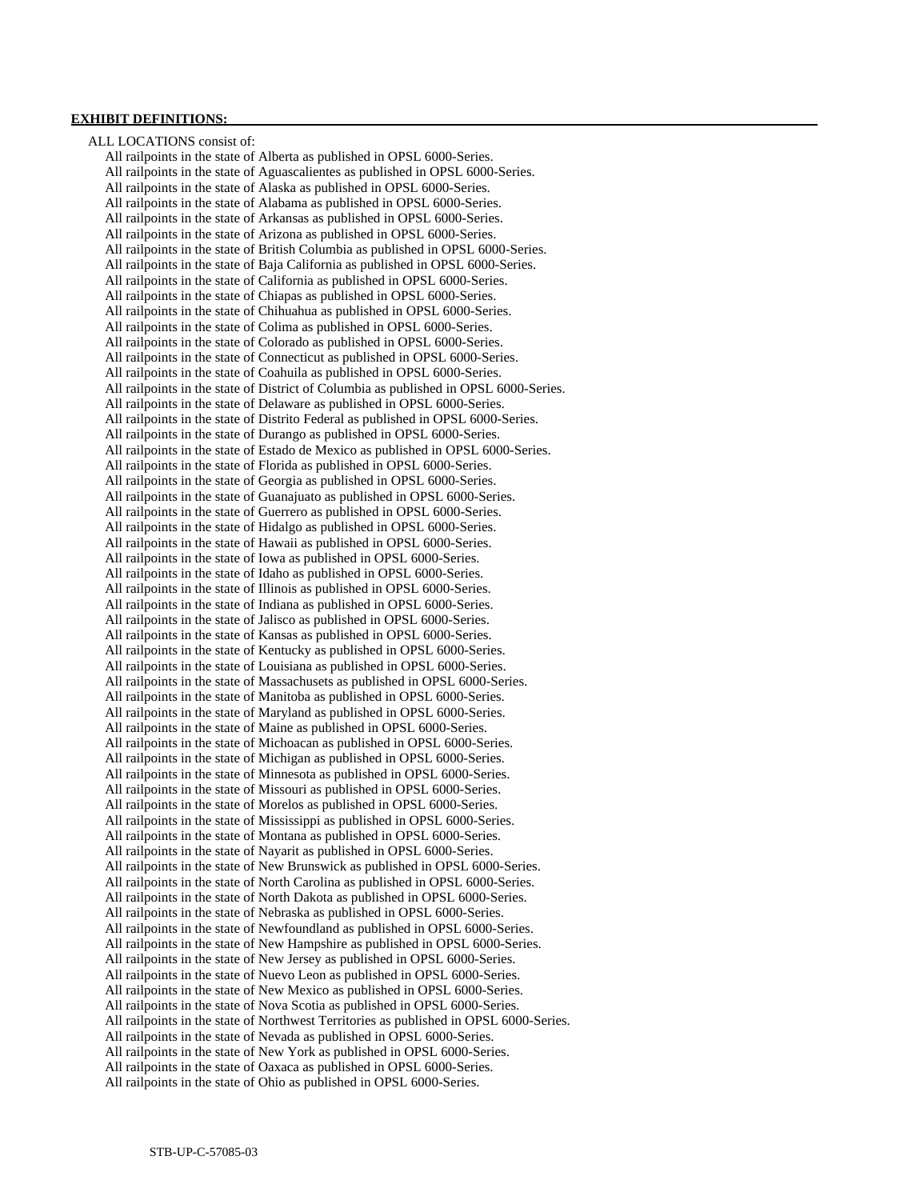**EXHIBIT DEFINITIONS:**

ALL LOCATIONS consist of:

All railpoints in the state of Alberta as published in OPSL 6000-Series.
All railpoints in the state of Aguascalientes as published in OPSL 6000-Series.
All railpoints in the state of Alaska as published in OPSL 6000-Series.
All railpoints in the state of Alabama as published in OPSL 6000-Series.
All railpoints in the state of Arkansas as published in OPSL 6000-Series.
All railpoints in the state of Arizona as published in OPSL 6000-Series.
All railpoints in the state of British Columbia as published in OPSL 6000-Series.
All railpoints in the state of Baja California as published in OPSL 6000-Series.
All railpoints in the state of California as published in OPSL 6000-Series.
All railpoints in the state of Chiapas as published in OPSL 6000-Series.
All railpoints in the state of Chihuahua as published in OPSL 6000-Series.
All railpoints in the state of Colima as published in OPSL 6000-Series.
All railpoints in the state of Colorado as published in OPSL 6000-Series.
All railpoints in the state of Connecticut as published in OPSL 6000-Series.
All railpoints in the state of Coahuila as published in OPSL 6000-Series.
All railpoints in the state of District of Columbia as published in OPSL 6000-Series.
All railpoints in the state of Delaware as published in OPSL 6000-Series.
All railpoints in the state of Distrito Federal as published in OPSL 6000-Series.
All railpoints in the state of Durango as published in OPSL 6000-Series.
All railpoints in the state of Estado de Mexico as published in OPSL 6000-Series.
All railpoints in the state of Florida as published in OPSL 6000-Series.
All railpoints in the state of Georgia as published in OPSL 6000-Series.
All railpoints in the state of Guanajuato as published in OPSL 6000-Series.
All railpoints in the state of Guerrero as published in OPSL 6000-Series.
All railpoints in the state of Hidalgo as published in OPSL 6000-Series.
All railpoints in the state of Hawaii as published in OPSL 6000-Series.
All railpoints in the state of Iowa as published in OPSL 6000-Series.
All railpoints in the state of Idaho as published in OPSL 6000-Series.
All railpoints in the state of Illinois as published in OPSL 6000-Series.
All railpoints in the state of Indiana as published in OPSL 6000-Series.
All railpoints in the state of Jalisco as published in OPSL 6000-Series.
All railpoints in the state of Kansas as published in OPSL 6000-Series.
All railpoints in the state of Kentucky as published in OPSL 6000-Series.
All railpoints in the state of Louisiana as published in OPSL 6000-Series.
All railpoints in the state of Massachusets as published in OPSL 6000-Series.
All railpoints in the state of Manitoba as published in OPSL 6000-Series.
All railpoints in the state of Maryland as published in OPSL 6000-Series.
All railpoints in the state of Maine as published in OPSL 6000-Series.
All railpoints in the state of Michoacan as published in OPSL 6000-Series.
All railpoints in the state of Michigan as published in OPSL 6000-Series.
All railpoints in the state of Minnesota as published in OPSL 6000-Series.
All railpoints in the state of Missouri as published in OPSL 6000-Series.
All railpoints in the state of Morelos as published in OPSL 6000-Series.
All railpoints in the state of Mississippi as published in OPSL 6000-Series.
All railpoints in the state of Montana as published in OPSL 6000-Series.
All railpoints in the state of Nayarit as published in OPSL 6000-Series.
All railpoints in the state of New Brunswick as published in OPSL 6000-Series.
All railpoints in the state of North Carolina as published in OPSL 6000-Series.
All railpoints in the state of North Dakota as published in OPSL 6000-Series.
All railpoints in the state of Nebraska as published in OPSL 6000-Series.
All railpoints in the state of Newfoundland as published in OPSL 6000-Series.
All railpoints in the state of New Hampshire as published in OPSL 6000-Series.
All railpoints in the state of New Jersey as published in OPSL 6000-Series.
All railpoints in the state of Nuevo Leon as published in OPSL 6000-Series.
All railpoints in the state of New Mexico as published in OPSL 6000-Series.
All railpoints in the state of Nova Scotia as published in OPSL 6000-Series.
All railpoints in the state of Northwest Territories as published in OPSL 6000-Series.
All railpoints in the state of Nevada as published in OPSL 6000-Series.
All railpoints in the state of New York as published in OPSL 6000-Series.
All railpoints in the state of Oaxaca as published in OPSL 6000-Series.
All railpoints in the state of Ohio as published in OPSL 6000-Series.

STB-UP-C-57085-03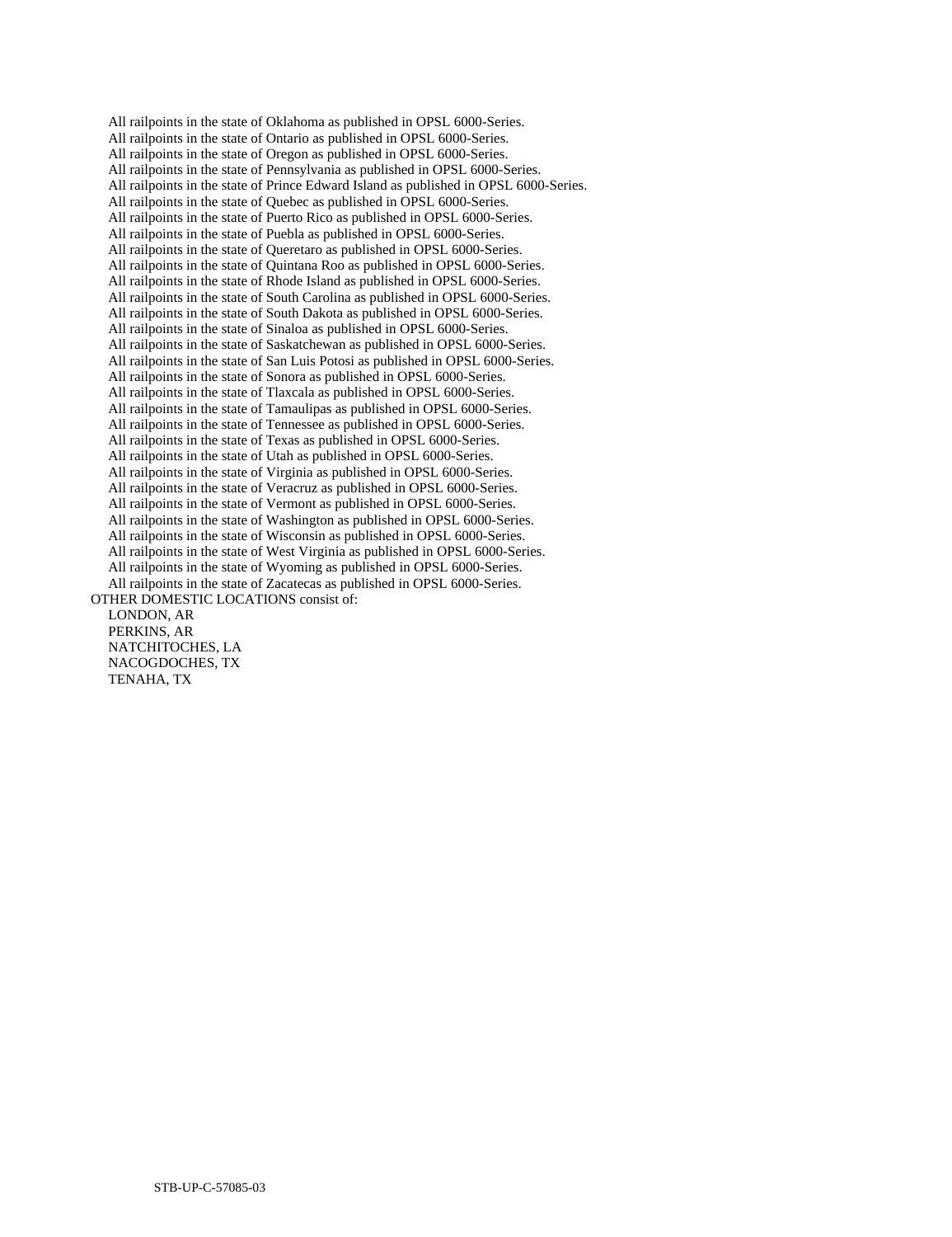All railpoints in the state of Oklahoma as published in OPSL 6000-Series.
All railpoints in the state of Ontario as published in OPSL 6000-Series.
All railpoints in the state of Oregon as published in OPSL 6000-Series.
All railpoints in the state of Pennsylvania as published in OPSL 6000-Series.
All railpoints in the state of Prince Edward Island as published in OPSL 6000-Series.
All railpoints in the state of Quebec as published in OPSL 6000-Series.
All railpoints in the state of Puerto Rico as published in OPSL 6000-Series.
All railpoints in the state of Puebla as published in OPSL 6000-Series.
All railpoints in the state of Queretaro as published in OPSL 6000-Series.
All railpoints in the state of Quintana Roo as published in OPSL 6000-Series.
All railpoints in the state of Rhode Island as published in OPSL 6000-Series.
All railpoints in the state of South Carolina as published in OPSL 6000-Series.
All railpoints in the state of South Dakota as published in OPSL 6000-Series.
All railpoints in the state of Sinaloa as published in OPSL 6000-Series.
All railpoints in the state of Saskatchewan as published in OPSL 6000-Series.
All railpoints in the state of San Luis Potosi as published in OPSL 6000-Series.
All railpoints in the state of Sonora as published in OPSL 6000-Series.
All railpoints in the state of Tlaxcala as published in OPSL 6000-Series.
All railpoints in the state of Tamaulipas as published in OPSL 6000-Series.
All railpoints in the state of Tennessee as published in OPSL 6000-Series.
All railpoints in the state of Texas as published in OPSL 6000-Series.
All railpoints in the state of Utah as published in OPSL 6000-Series.
All railpoints in the state of Virginia as published in OPSL 6000-Series.
All railpoints in the state of Veracruz as published in OPSL 6000-Series.
All railpoints in the state of Vermont as published in OPSL 6000-Series.
All railpoints in the state of Washington as published in OPSL 6000-Series.
All railpoints in the state of Wisconsin as published in OPSL 6000-Series.
All railpoints in the state of West Virginia as published in OPSL 6000-Series.
All railpoints in the state of Wyoming as published in OPSL 6000-Series.
All railpoints in the state of Zacatecas as published in OPSL 6000-Series.

OTHER DOMESTIC LOCATIONS consist of:

LONDON, AR
PERKINS, AR
NATCHITOCHES, LA
NACOGDOCHES, TX
TENAHA, TX

STB-UP-C-57085-03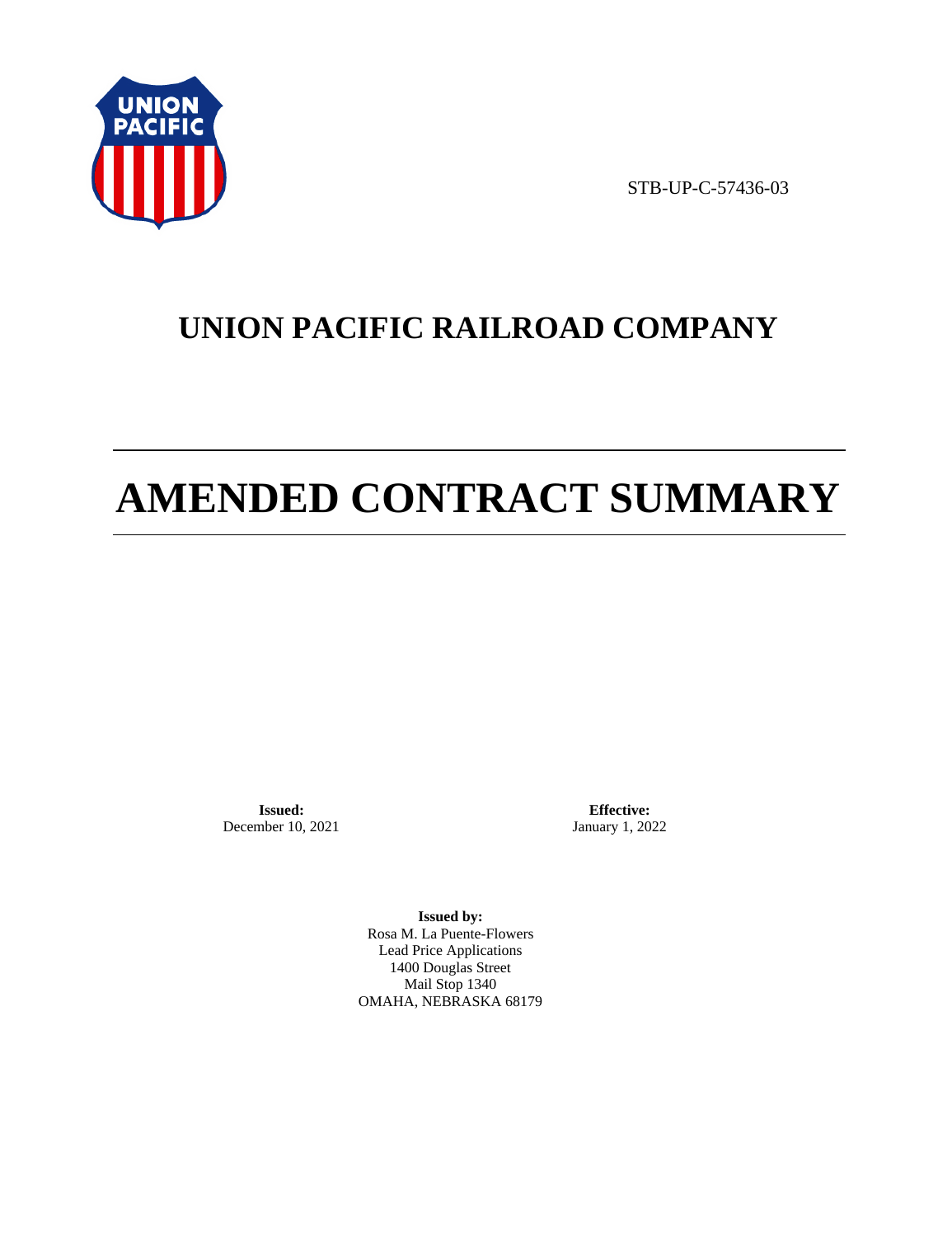STB-UP-C-57436-03

# UNION PACIFIC RAILROAD COMPANY

# AMENDED CONTRACT SUMMARY

**Issued:**
December 10, 2021

**Effective:**
January 1, 2022

**Issued by:**
Rosa M. La Puente-Flowers
Lead Price Applications
1400 Douglas Street
Mail Stop 1340
OMAHA, NEBRASKA 68179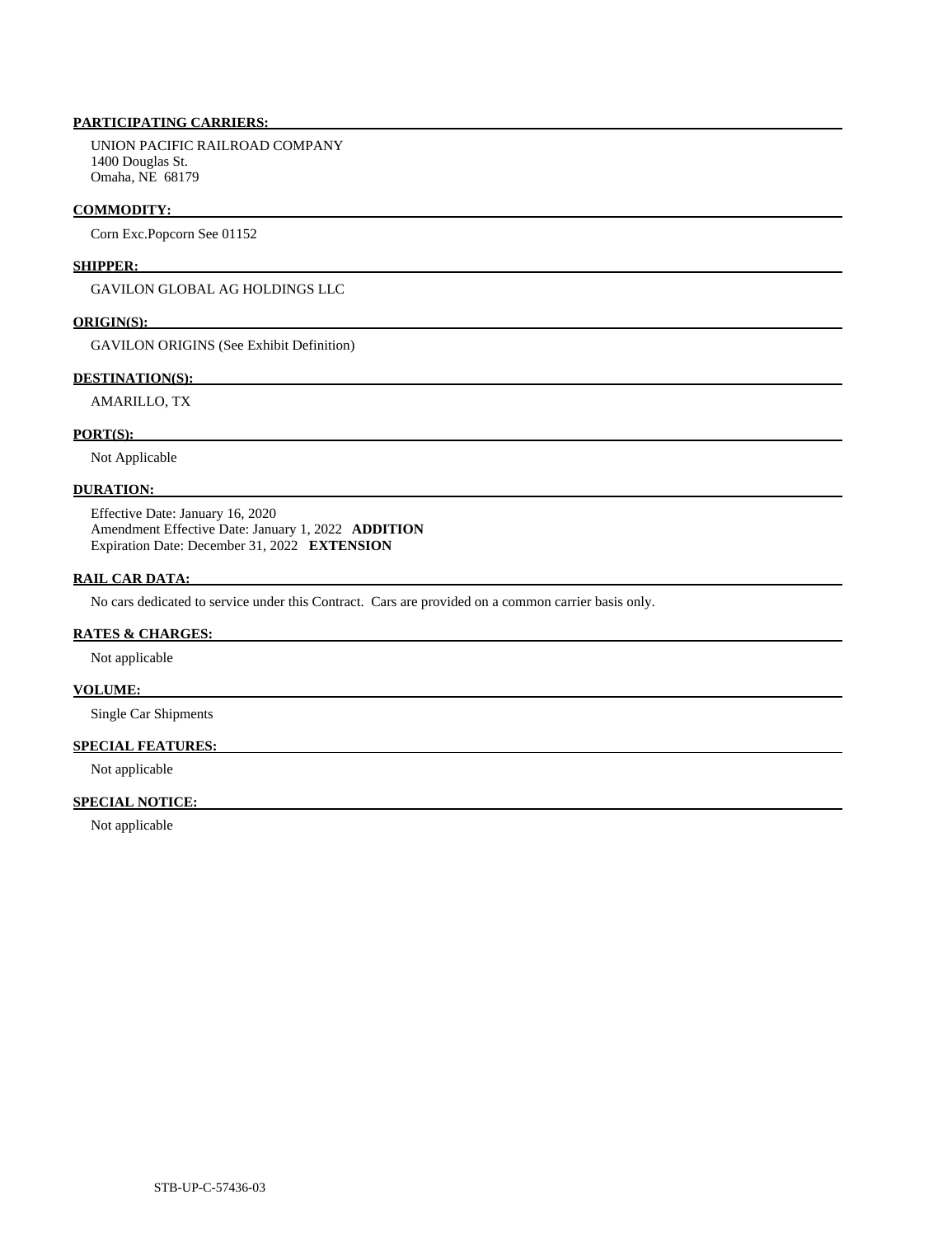**PARTICIPATING CARRIERS:**

UNION PACIFIC RAILROAD COMPANY
1400 Douglas St.
Omaha, NE 68179

**COMMODITY:**

Corn Exc.Popcorn See 01152

**SHIPPER:**

GAVILON GLOBAL AG HOLDINGS LLC

**ORIGIN(S):**

GAVILON ORIGINS (See Exhibit Definition)

**DESTINATION(S):**

AMARILLO, TX

**PORT(S):**

Not Applicable

**DURATION:**

Effective Date: January 16, 2020
Amendment Effective Date: January 1, 2022 **ADDITION**
Expiration Date: December 31, 2022 **EXTENSION**

**RAIL CAR DATA:**

No cars dedicated to service under this Contract. Cars are provided on a common carrier basis only.

**RATES & CHARGES:**

Not applicable

**VOLUME:**

Single Car Shipments

**SPECIAL FEATURES:**

Not applicable

**SPECIAL NOTICE:**

Not applicable

STB-UP-C-57436-03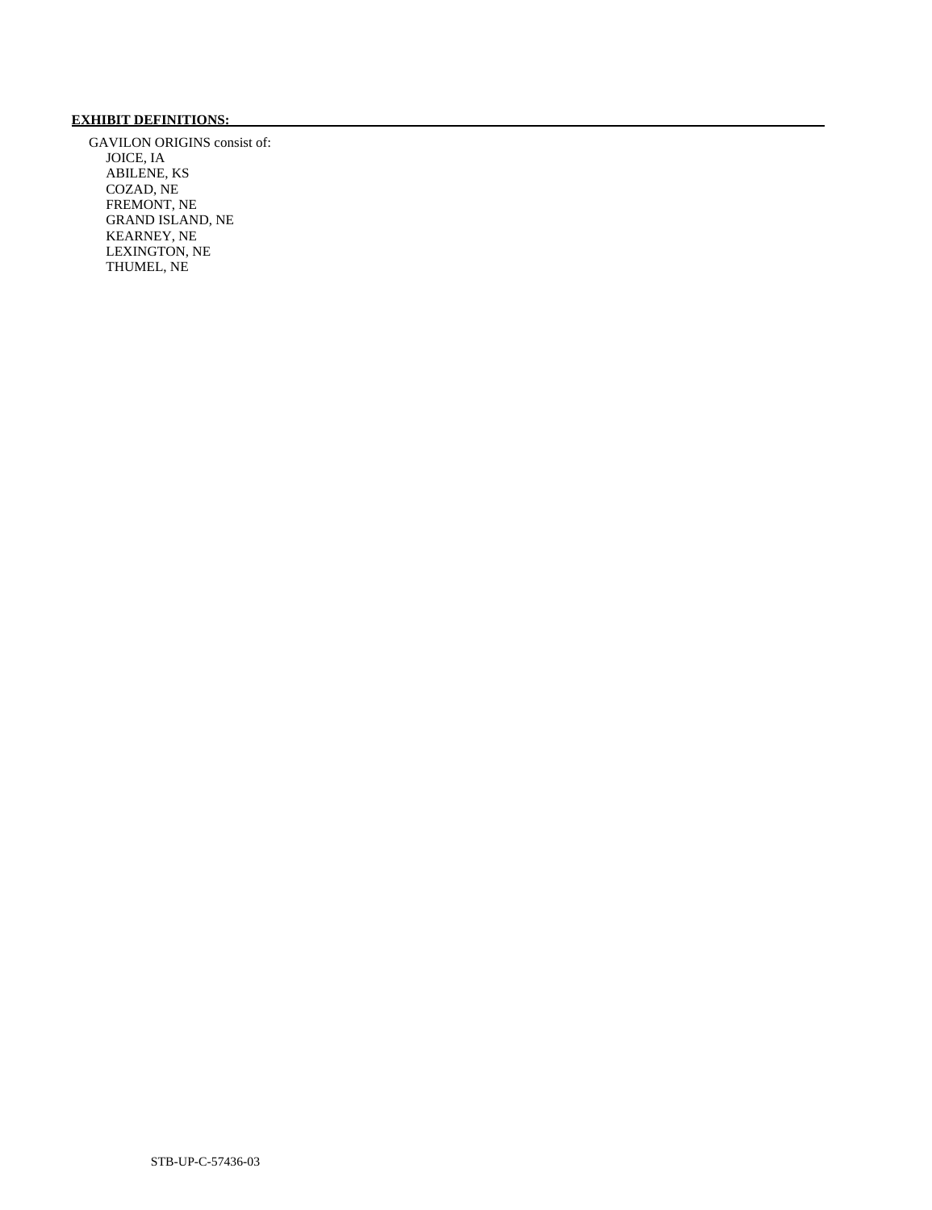**EXHIBIT DEFINITIONS:**

GAVILON ORIGINS consist of:

- JOICE, IA
- ABILENE, KS
- COZAD, NE
- FREMONT, NE
- GRAND ISLAND, NE
- KEARNEY, NE
- LEXINGTON, NE
- THUMEL, NE

STB-UP-C-57436-03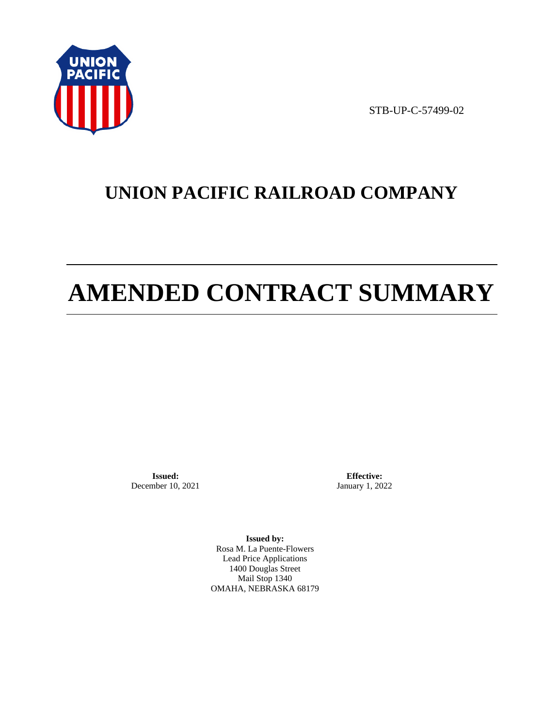STB-UP-C-57499-02

# UNION PACIFIC RAILROAD COMPANY

# AMENDED CONTRACT SUMMARY

**Issued:**
December 10, 2021

**Effective:**
January 1, 2022

**Issued by:**
Rosa M. La Puente-Flowers
Lead Price Applications
1400 Douglas Street
Mail Stop 1340
OMAHA, NEBRASKA 68179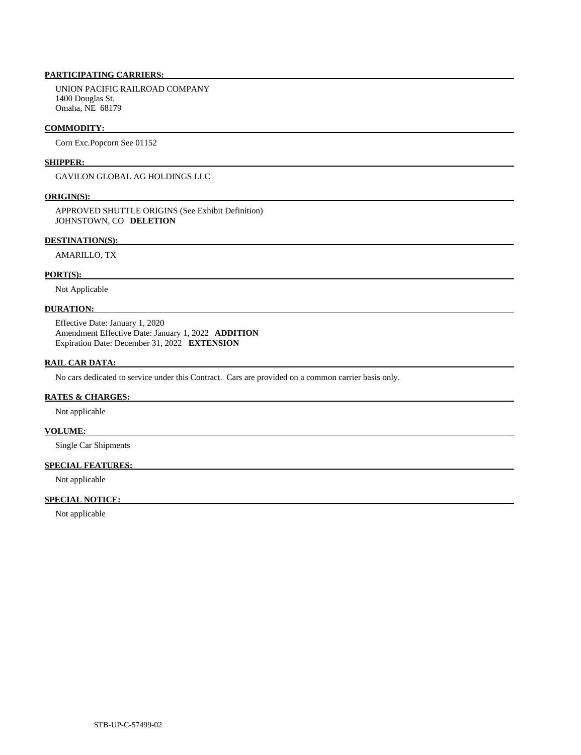**PARTICIPATING CARRIERS:**

UNION PACIFIC RAILROAD COMPANY
1400 Douglas St.
Omaha, NE 68179

**COMMODITY:**

Corn Exc.Popcorn See 01152

**SHIPPER:**

GAVILON GLOBAL AG HOLDINGS LLC

**ORIGIN(S):**

APPROVED SHUTTLE ORIGINS (See Exhibit Definition)
JOHNSTOWN, CO **DELETION**

**DESTINATION(S):**

AMARILLO, TX

**PORT(S):**

Not Applicable

**DURATION:**

Effective Date: January 1, 2020
Amendment Effective Date: January 1, 2022 **ADDITION**
Expiration Date: December 31, 2022 **EXTENSION**

**RAIL CAR DATA:**

No cars dedicated to service under this Contract. Cars are provided on a common carrier basis only.

**RATES & CHARGES:**

Not applicable

**VOLUME:**

Single Car Shipments

**SPECIAL FEATURES:**

Not applicable

**SPECIAL NOTICE:**

Not applicable

STB-UP-C-57499-02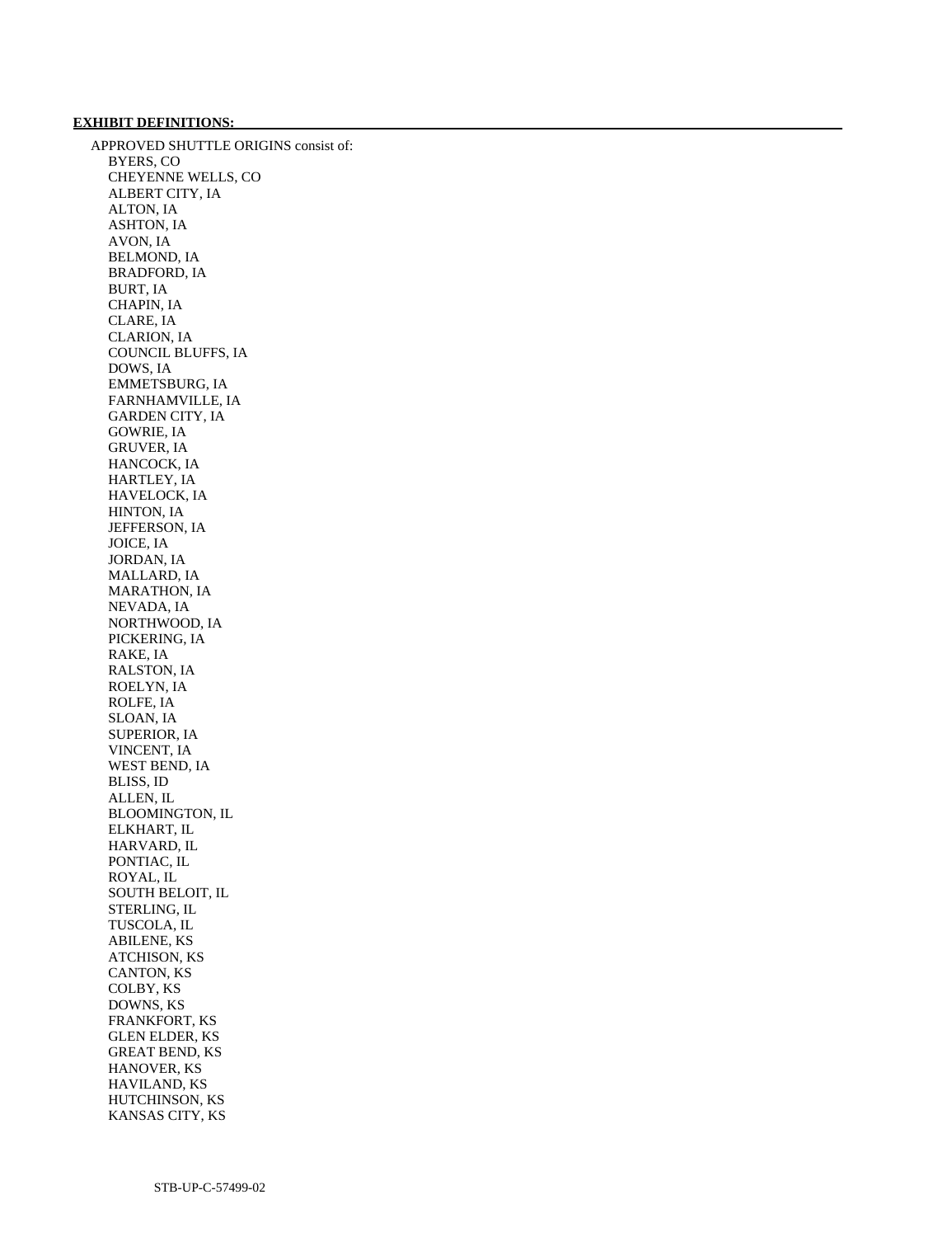**EXHIBIT DEFINITIONS:**

APPROVED SHUTTLE ORIGINS consist of:

- BYERS, CO
- CHEYENNE WELLS, CO
- ALBERT CITY, IA
- ALTON, IA
- ASHTON, IA
- AVON, IA
- BELMOND, IA
- BRADFORD, IA
- BURT, IA
- CHAPIN, IA
- CLARE, IA
- CLARION, IA
- COUNCIL BLUFFS, IA
- DOWS, IA
- EMMETSBURG, IA
- FARNHAMVILLE, IA
- GARDEN CITY, IA
- GOWRIE, IA
- GRUVER, IA
- HANCOCK, IA
- HARTLEY, IA
- HAVELOCK, IA
- HINTON, IA
- JEFFERSON, IA
- JOICE, IA
- JORDAN, IA
- MALLARD, IA
- MARATHON, IA
- NEVADA, IA
- NORTHWOOD, IA
- PICKERING, IA
- RAKE, IA
- RALSTON, IA
- ROELYN, IA
- ROLFE, IA
- SLOAN, IA
- SUPERIOR, IA
- VINCENT, IA
- WEST BEND, IA
- BLISS, ID
- ALLEN, IL
- BLOOMINGTON, IL
- ELKHART, IL
- HARVARD, IL
- PONTIAC, IL
- ROYAL, IL
- SOUTH BELOIT, IL
- STERLING, IL
- TUSCOLA, IL
- ABILENE, KS
- ATCHISON, KS
- CANTON, KS
- COLBY, KS
- DOWNS, KS
- FRANKFORT, KS
- GLEN ELDER, KS
- GREAT BEND, KS
- HANOVER, KS
- HAVILAND, KS
- HUTCHINSON, KS
- KANSAS CITY, KS

STB-UP-C-57499-02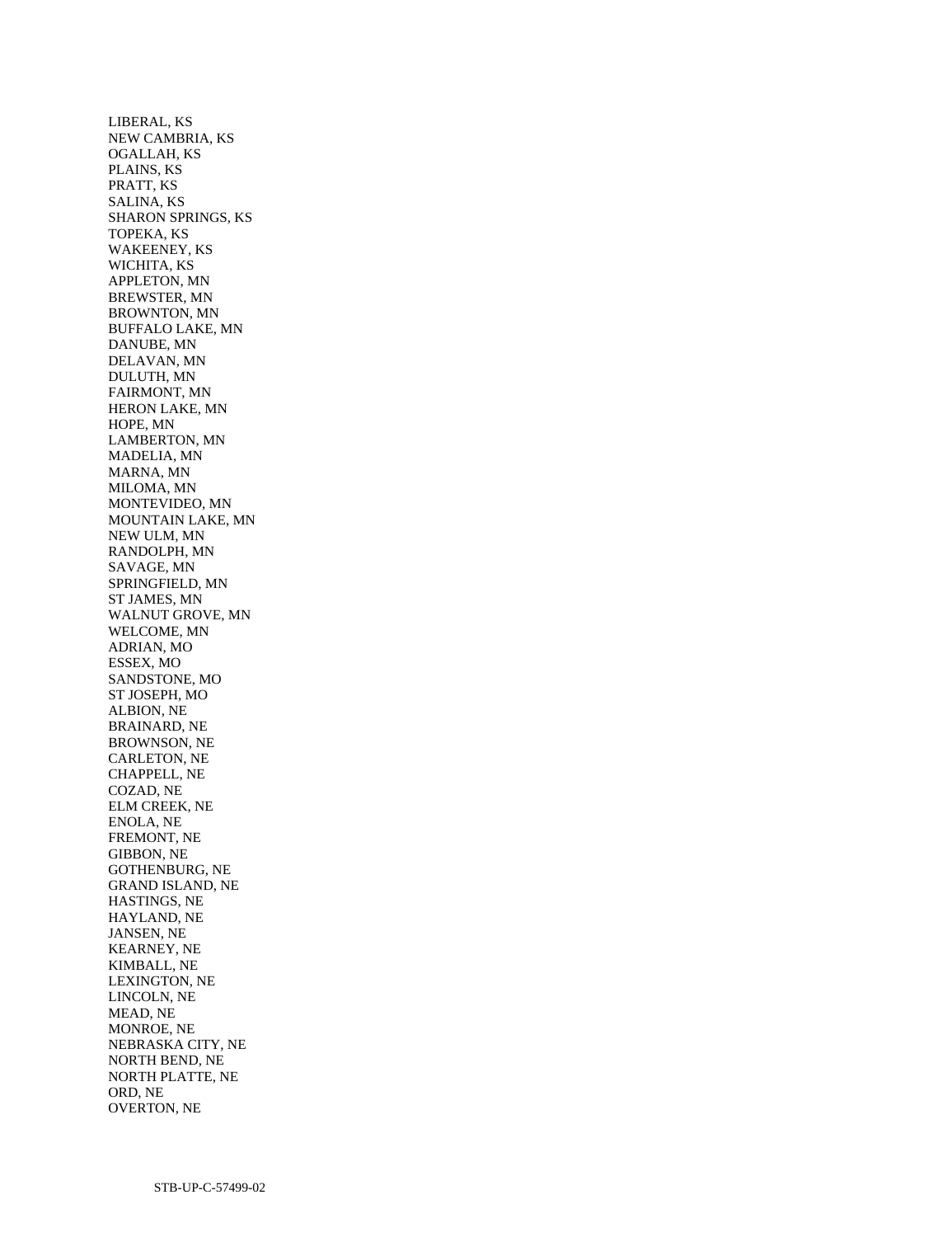LIBERAL, KS
NEW CAMBRIA, KS
OGALLAH, KS
PLAINS, KS
PRATT, KS
SALINA, KS
SHARON SPRINGS, KS
TOPEKA, KS
WAKEENEY, KS
WICHITA, KS
APPLETON, MN
BREWSTER, MN
BROWNTON, MN
BUFFALO LAKE, MN
DANUBE, MN
DELAVAN, MN
DULUTH, MN
FAIRMONT, MN
HERON LAKE, MN
HOPE, MN
LAMBERTON, MN
MADELIA, MN
MARNA, MN
MILOMA, MN
MONTEVIDEO, MN
MOUNTAIN LAKE, MN
NEW ULM, MN
RANDOLPH, MN
SAVAGE, MN
SPRINGFIELD, MN
ST JAMES, MN
WALNUT GROVE, MN
WELCOME, MN
ADRIAN, MO
ESSEX, MO
SANDSTONE, MO
ST JOSEPH, MO
ALBION, NE
BRAINARD, NE
BROWNSON, NE
CARLETON, NE
CHAPPELL, NE
COZAD, NE
ELM CREEK, NE
ENOLA, NE
FREMONT, NE
GIBBON, NE
GOTHENBURG, NE
GRAND ISLAND, NE
HASTINGS, NE
HAYLAND, NE
JANSEN, NE
KEARNEY, NE
KIMBALL, NE
LEXINGTON, NE
LINCOLN, NE
MEAD, NE
MONROE, NE
NEBRASKA CITY, NE
NORTH BEND, NE
NORTH PLATTE, NE
ORD, NE
OVERTON, NE

STB-UP-C-57499-02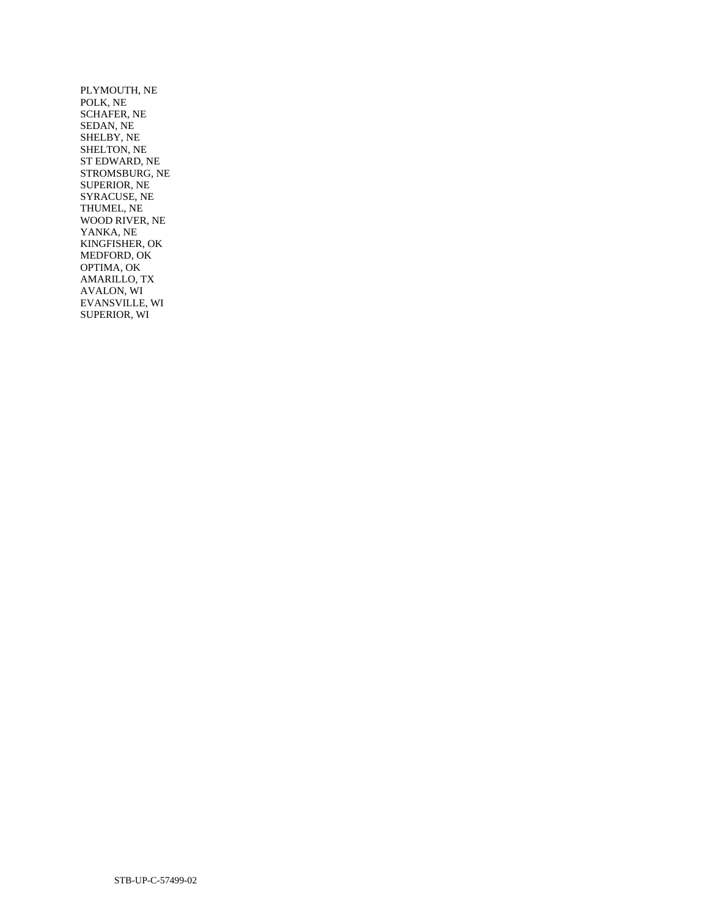PLYMOUTH, NE
POLK, NE
SCHAFER, NE
SEDAN, NE
SHELBY, NE
SHELTON, NE
ST EDWARD, NE
STROMSBURG, NE
SUPERIOR, NE
SYRACUSE, NE
THUMEL, NE
WOOD RIVER, NE
YANKA, NE
KINGFISHER, OK
MEDFORD, OK
OPTIMA, OK
AMARILLO, TX
AVALON, WI
EVANSVILLE, WI
SUPERIOR, WI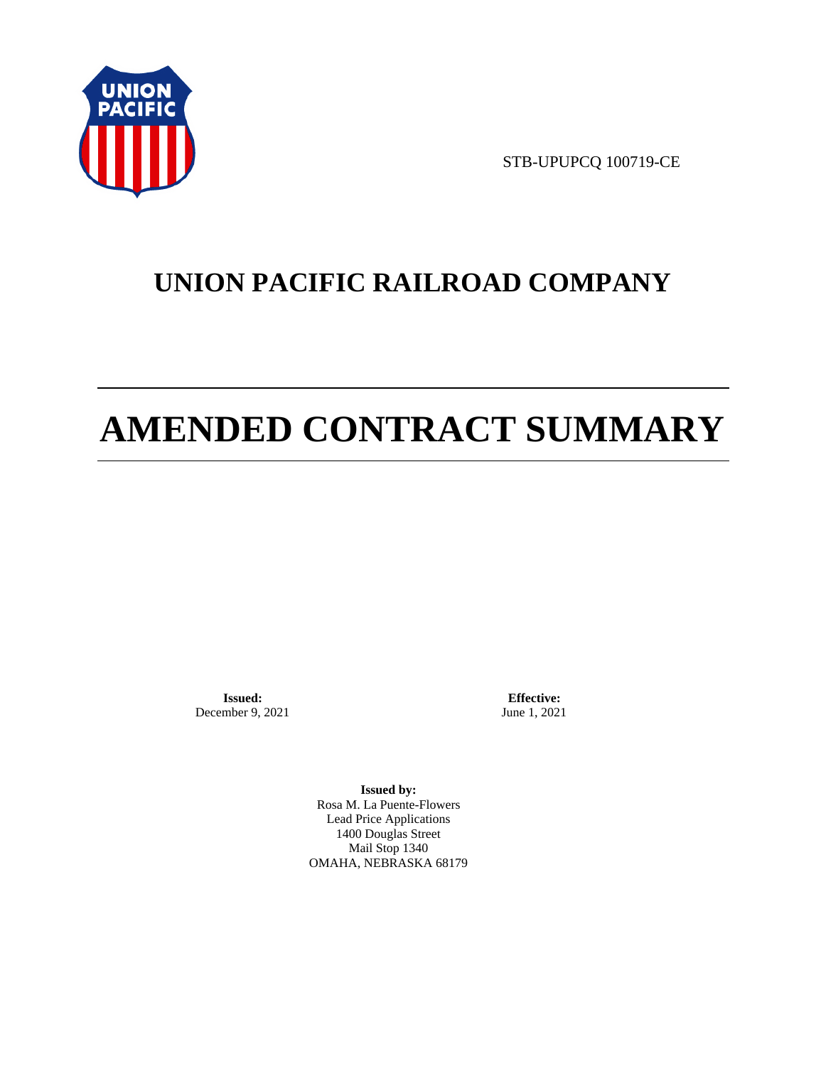STB-UPUPCQ 100719-CE

# UNION PACIFIC RAILROAD COMPANY

# AMENDED CONTRACT SUMMARY

**Issued:**
December 9, 2021

**Effective:**
June 1, 2021

**Issued by:**
Rosa M. La Puente-Flowers
Lead Price Applications
1400 Douglas Street
Mail Stop 1340
OMAHA, NEBRASKA 68179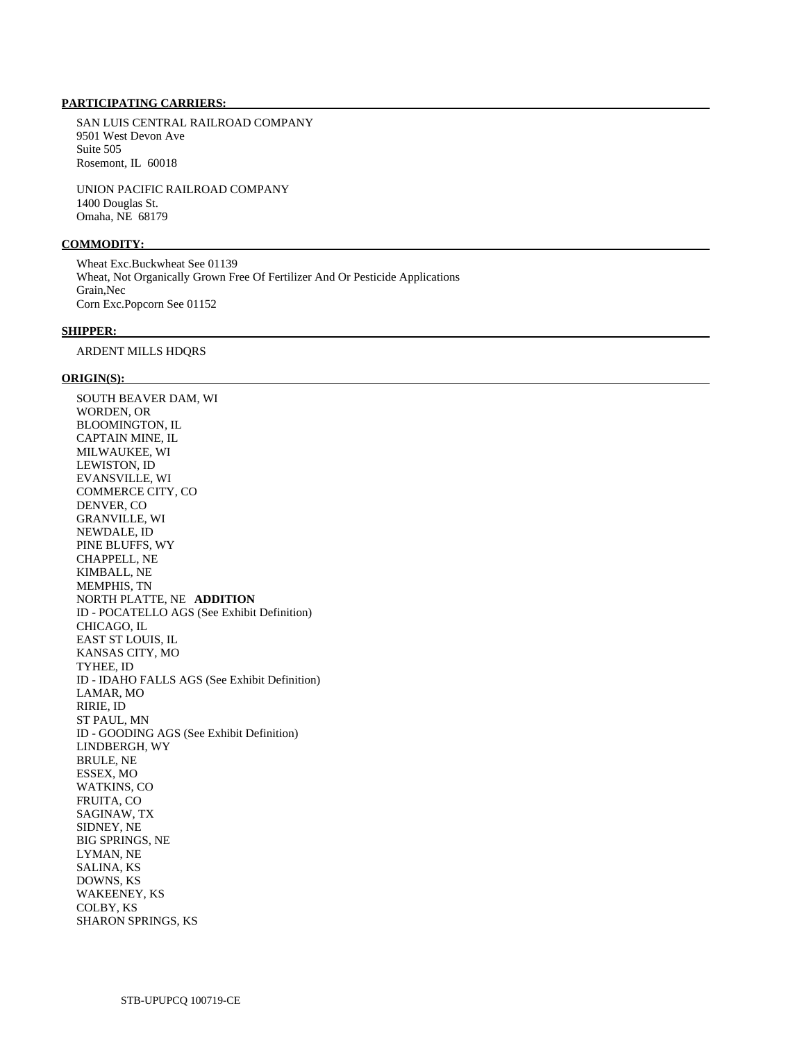**PARTICIPATING CARRIERS:**

SAN LUIS CENTRAL RAILROAD COMPANY
9501 West Devon Ave
Suite 505
Rosemont, IL 60018

UNION PACIFIC RAILROAD COMPANY
1400 Douglas St.
Omaha, NE 68179

**COMMODITY:**

Wheat Exc.Buckwheat See 01139
Wheat, Not Organically Grown Free Of Fertilizer And Or Pesticide Applications
Grain,Nec
Corn Exc.Popcorn See 01152

**SHIPPER:**

ARDENT MILLS HDQRS

**ORIGIN(S):**

SOUTH BEAVER DAM, WI
WORDEN, OR
BLOOMINGTON, IL
CAPTAIN MINE, IL
MILWAUKEE, WI
LEWISTON, ID
EVANSVILLE, WI
COMMERCE CITY, CO
DENVER, CO
GRANVILLE, WI
NEWDALE, ID
PINE BLUFFS, WY
CHAPPELL, NE
KIMBALL, NE
MEMPHIS, TN
NORTH PLATTE, NE **ADDITION**
ID - POCATELLO AGS (See Exhibit Definition)
CHICAGO, IL
EAST ST LOUIS, IL
KANSAS CITY, MO
TYHEE, ID
ID - IDAHO FALLS AGS (See Exhibit Definition)
LAMAR, MO
RIRIE, ID
ST PAUL, MN
ID - GOODING AGS (See Exhibit Definition)
LINDBERGH, WY
BRULE, NE
ESSEX, MO
WATKINS, CO
FRUITA, CO
SAGINAW, TX
SIDNEY, NE
BIG SPRINGS, NE
LYMAN, NE
SALINA, KS
DOWNS, KS
WAKEENEY, KS
COLBY, KS
SHARON SPRINGS, KS

STB-UPUPCQ 100719-CE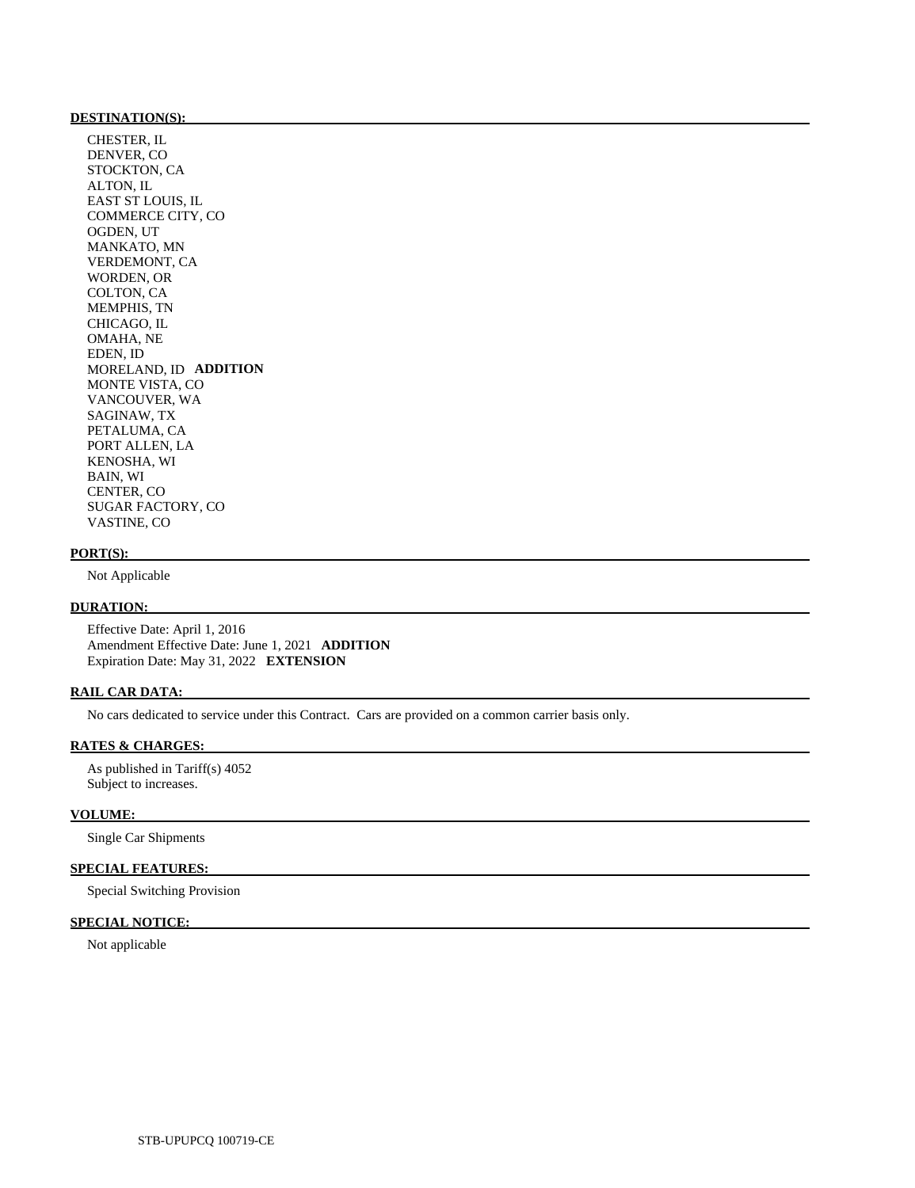**DESTINATION(S):**

CHESTER, IL
DENVER, CO
STOCKTON, CA
ALTON, IL
EAST ST LOUIS, IL
COMMERCE CITY, CO
OGDEN, UT
MANKATO, MN
VERDEMONT, CA
WORDEN, OR
COLTON, CA
MEMPHIS, TN
CHICAGO, IL
OMAHA, NE
EDEN, ID
MORELAND, ID **ADDITION**
MONTE VISTA, CO
VANCOUVER, WA
SAGINAW, TX
PETALUMA, CA
PORT ALLEN, LA
KENOSHA, WI
BAIN, WI
CENTER, CO
SUGAR FACTORY, CO
VASTINE, CO

**PORT(S):**

Not Applicable

**DURATION:**

Effective Date: April 1, 2016
Amendment Effective Date: June 1, 2021 **ADDITION**
Expiration Date: May 31, 2022 **EXTENSION**

**RAIL CAR DATA:**

No cars dedicated to service under this Contract. Cars are provided on a common carrier basis only.

**RATES & CHARGES:**

As published in Tariff(s) 4052
Subject to increases.

**VOLUME:**

Single Car Shipments

**SPECIAL FEATURES:**

Special Switching Provision

**SPECIAL NOTICE:**

Not applicable

STB-UPUPCQ 100719-CE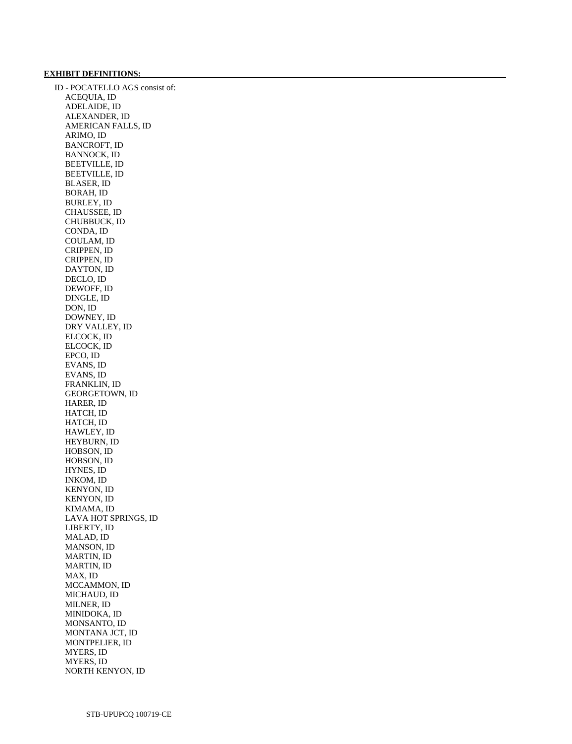**EXHIBIT DEFINITIONS:**

ID - POCATELLO AGS consist of:

- ACEQUIA, ID
- ADELAIDE, ID
- ALEXANDER, ID
- AMERICAN FALLS, ID
- ARIMO, ID
- BANCROFT, ID
- BANNOCK, ID
- BEETVILLE, ID
- BEETVILLE, ID
- BLASER, ID
- BORAH, ID
- BURLEY, ID
- CHAUSSEE, ID
- CHUBBUCK, ID
- CONDA, ID
- COULAM, ID
- CRIPPEN, ID
- CRIPPEN, ID
- DAYTON, ID
- DECLO, ID
- DEWOFF, ID
- DINGLE, ID
- DON, ID
- DOWNEY, ID
- DRY VALLEY, ID
- ELCOCK, ID
- ELCOCK, ID
- EPCO, ID
- EVANS, ID
- EVANS, ID
- FRANKLIN, ID
- GEORGETOWN, ID
- HARER, ID
- HATCH, ID
- HATCH, ID
- HAWLEY, ID
- HEYBURN, ID
- HOBSON, ID
- HOBSON, ID
- HYNES, ID
- INKOM, ID
- KENYON, ID
- KENYON, ID
- KIMAMA, ID
- LAVA HOT SPRINGS, ID
- LIBERTY, ID
- MALAD, ID
- MANSON, ID
- MARTIN, ID
- MARTIN, ID
- MAX, ID
- MCCAMMON, ID
- MICHAUD, ID
- MILNER, ID
- MINIDOKA, ID
- MONSANTO, ID
- MONTANA JCT, ID
- MONTPELIER, ID
- MYERS, ID
- MYERS, ID
- NORTH KENYON, ID

STB-UPUPCQ 100719-CE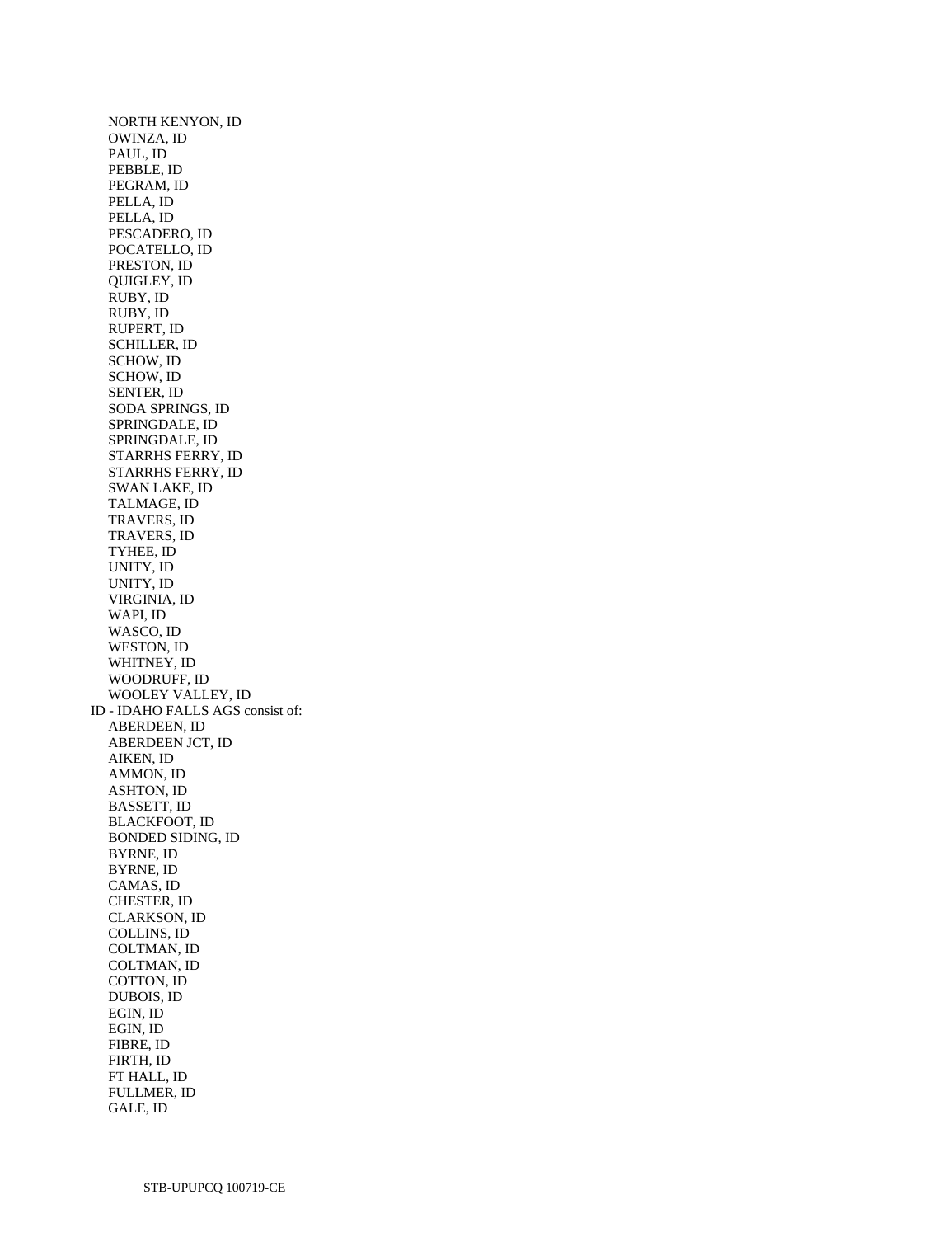NORTH KENYON, ID
OWINZA, ID
PAUL, ID
PEBBLE, ID
PEGRAM, ID
PELLA, ID
PELLA, ID
PESCADERO, ID
POCATELLO, ID
PRESTON, ID
QUIGLEY, ID
RUBY, ID
RUBY, ID
RUPERT, ID
SCHILLER, ID
SCHOW, ID
SCHOW, ID
SENTER, ID
SODA SPRINGS, ID
SPRINGDALE, ID
SPRINGDALE, ID
STARRHS FERRY, ID
STARRHS FERRY, ID
SWAN LAKE, ID
TALMAGE, ID
TRAVERS, ID
TRAVERS, ID
TYHEE, ID
UNITY, ID
UNITY, ID
VIRGINIA, ID
WAPI, ID
WASCO, ID
WESTON, ID
WHITNEY, ID
WOODRUFF, ID
WOOLEY VALLEY, ID

ID - IDAHO FALLS AGS consist of:

ABERDEEN, ID
ABERDEEN JCT, ID
AIKEN, ID
AMMON, ID
ASHTON, ID
BASSETT, ID
BLACKFOOT, ID
BONDED SIDING, ID
BYRNE, ID
BYRNE, ID
CAMAS, ID
CHESTER, ID
CLARKSON, ID
COLLINS, ID
COLTMAN, ID
COLTMAN, ID
COTTON, ID
DUBOIS, ID
EGIN, ID
EGIN, ID
FIBRE, ID
FIRTH, ID
FT HALL, ID
FULLMER, ID
GALE, ID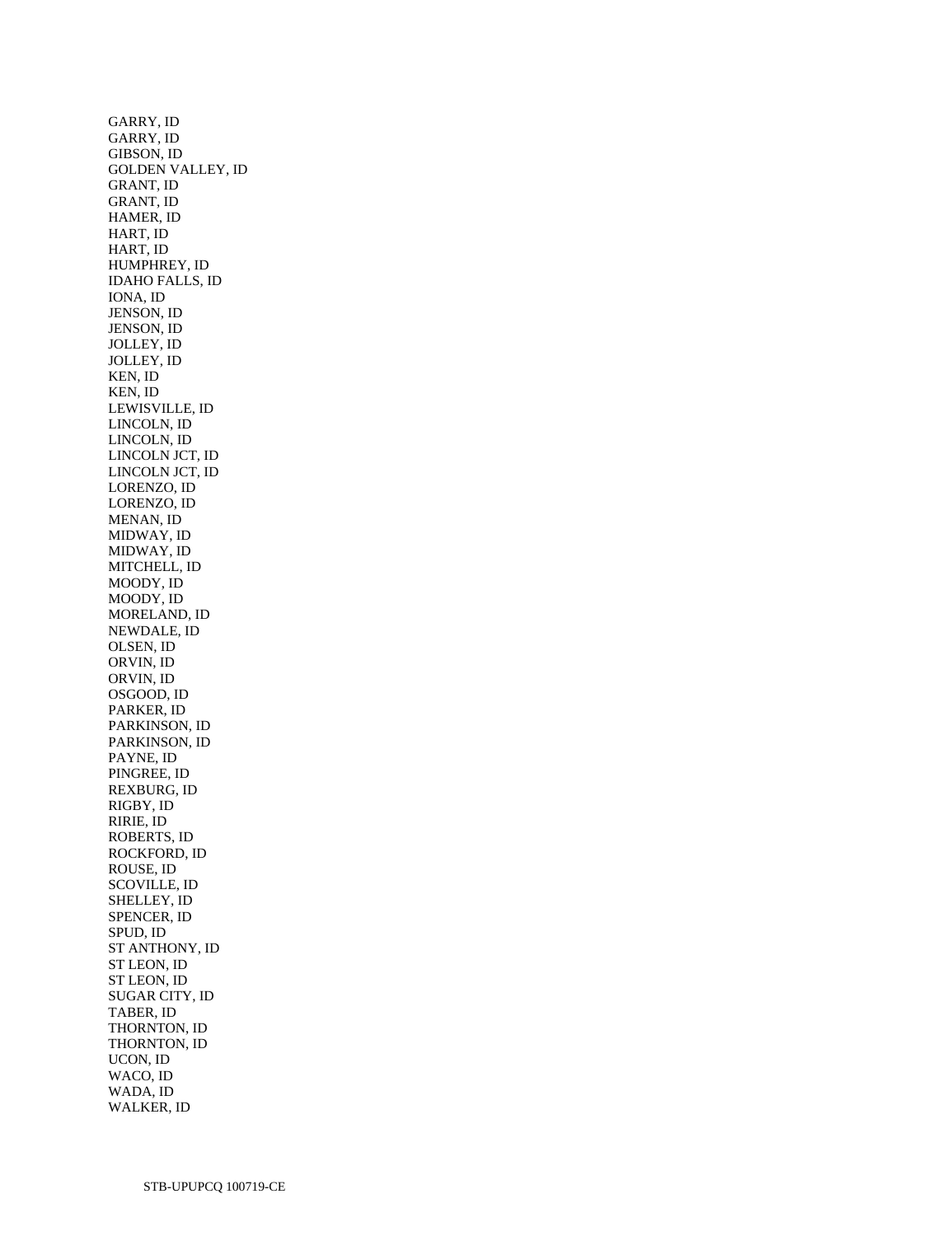GARRY, ID
GARRY, ID
GIBSON, ID
GOLDEN VALLEY, ID
GRANT, ID
GRANT, ID
HAMER, ID
HART, ID
HART, ID
HUMPHREY, ID
IDAHO FALLS, ID
IONA, ID
JENSON, ID
JENSON, ID
JOLLEY, ID
JOLLEY, ID
KEN, ID
KEN, ID
LEWISVILLE, ID
LINCOLN, ID
LINCOLN, ID
LINCOLN JCT, ID
LINCOLN JCT, ID
LORENZO, ID
LORENZO, ID
MENAN, ID
MIDWAY, ID
MIDWAY, ID
MITCHELL, ID
MOODY, ID
MOODY, ID
MORELAND, ID
NEWDALE, ID
OLSEN, ID
ORVIN, ID
ORVIN, ID
OSGOOD, ID
PARKER, ID
PARKINSON, ID
PARKINSON, ID
PAYNE, ID
PINGREE, ID
REXBURG, ID
RIGBY, ID
RIRIE, ID
ROBERTS, ID
ROCKFORD, ID
ROUSE, ID
SCOVILLE, ID
SHELLEY, ID
SPENCER, ID
SPUD, ID
ST ANTHONY, ID
ST LEON, ID
ST LEON, ID
SUGAR CITY, ID
TABER, ID
THORNTON, ID
THORNTON, ID
UCON, ID
WACO, ID
WADA, ID
WALKER, ID

STB-UPUPCQ 100719-CE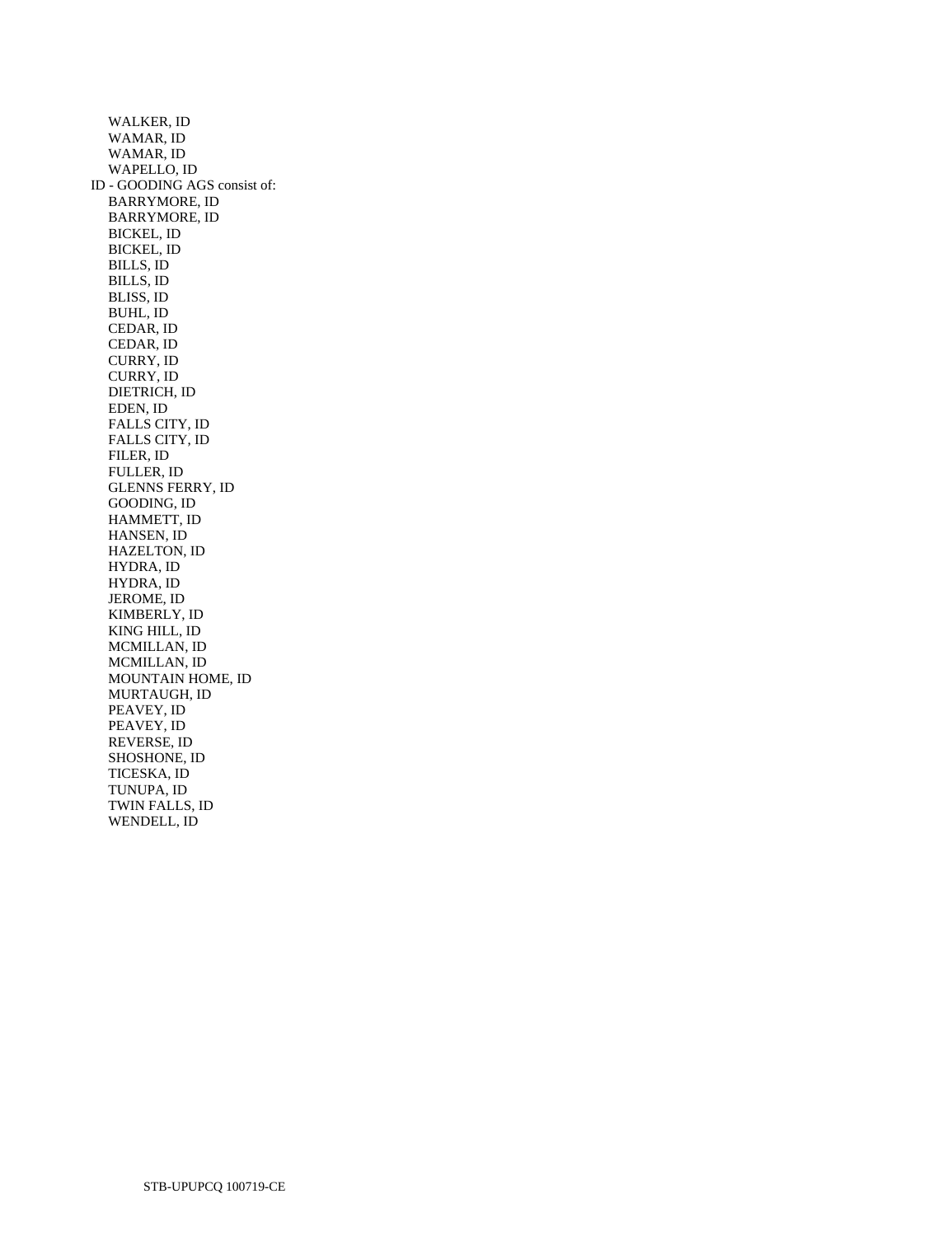WALKER, ID
WAMAR, ID
WAMAR, ID
WAPELLO, ID

ID - GOODING AGS consist of:

BARRYMORE, ID
BARRYMORE, ID
BICKEL, ID
BICKEL, ID
BILLS, ID
BILLS, ID
BLISS, ID
BUHL, ID
CEDAR, ID
CEDAR, ID
CURRY, ID
CURRY, ID
DIETRICH, ID
EDEN, ID
FALLS CITY, ID
FALLS CITY, ID
FILER, ID
FULLER, ID
GLENNS FERRY, ID
GOODING, ID
HAMMETT, ID
HANSEN, ID
HAZELTON, ID
HYDRA, ID
HYDRA, ID
JEROME, ID
KIMBERLY, ID
KING HILL, ID
MCMILLAN, ID
MCMILLAN, ID
MOUNTAIN HOME, ID
MURTAUGH, ID
PEAVEY, ID
PEAVEY, ID
REVERSE, ID
SHOSHONE, ID
TICESKA, ID
TUNUPA, ID
TWIN FALLS, ID
WENDELL, ID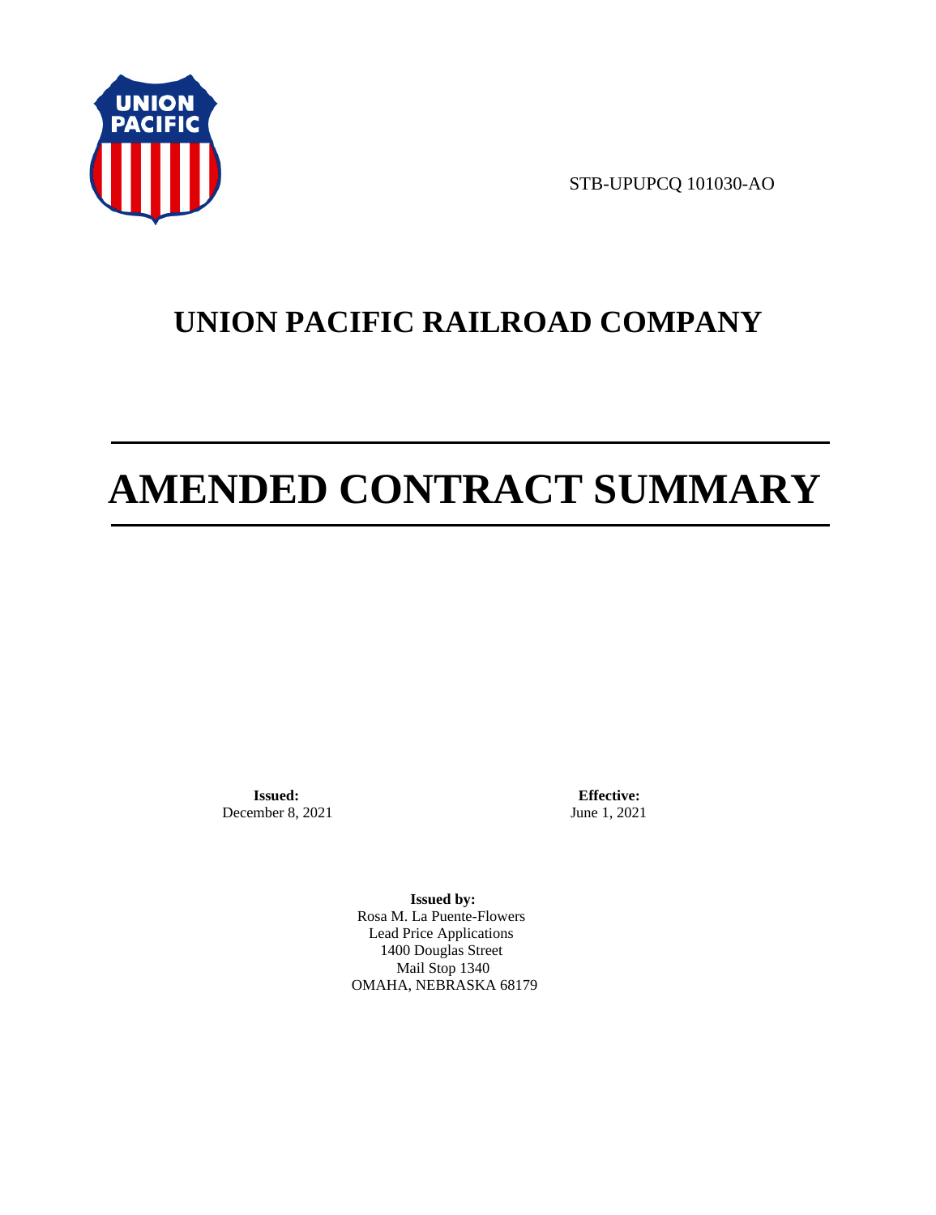STB-UPUPCQ 101030-AO

# UNION PACIFIC RAILROAD COMPANY

# AMENDED CONTRACT SUMMARY

**Issued:**
December 8, 2021

**Effective:**
June 1, 2021

**Issued by:**
Rosa M. La Puente-Flowers
Lead Price Applications
1400 Douglas Street
Mail Stop 1340
OMAHA, NEBRASKA 68179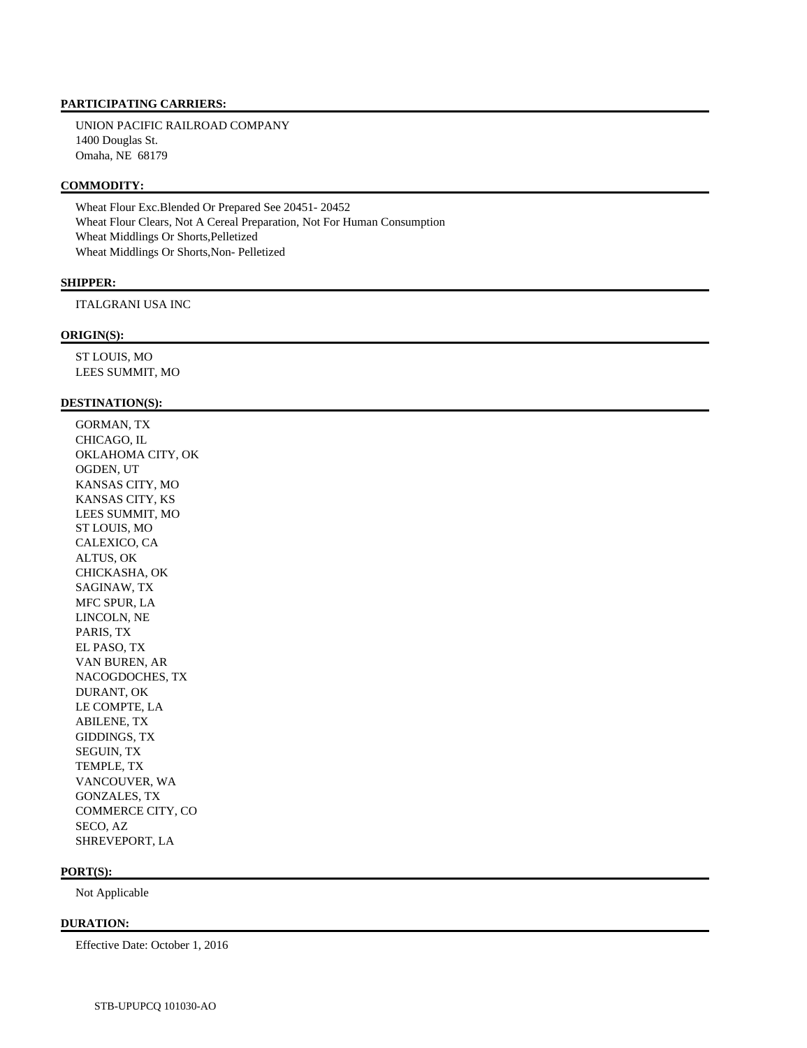**PARTICIPATING CARRIERS:**

UNION PACIFIC RAILROAD COMPANY
1400 Douglas St.
Omaha, NE 68179

**COMMODITY:**

Wheat Flour Exc.Blended Or Prepared See 20451- 20452
Wheat Flour Clears, Not A Cereal Preparation, Not For Human Consumption
Wheat Middlings Or Shorts,Pelletized
Wheat Middlings Or Shorts,Non- Pelletized

**SHIPPER:**

ITALGRANI USA INC

**ORIGIN(S):**

ST LOUIS, MO
LEES SUMMIT, MO

**DESTINATION(S):**

GORMAN, TX
CHICAGO, IL
OKLAHOMA CITY, OK
OGDEN, UT
KANSAS CITY, MO
KANSAS CITY, KS
LEES SUMMIT, MO
ST LOUIS, MO
CALEXICO, CA
ALTUS, OK
CHICKASHA, OK
SAGINAW, TX
MFC SPUR, LA
LINCOLN, NE
PARIS, TX
EL PASO, TX
VAN BUREN, AR
NACOGDOCHES, TX
DURANT, OK
LE COMPTE, LA
ABILENE, TX
GIDDINGS, TX
SEGUIN, TX
TEMPLE, TX
VANCOUVER, WA
GONZALES, TX
COMMERCE CITY, CO
SECO, AZ
SHREVEPORT, LA

**PORT(S):**

Not Applicable

**DURATION:**

Effective Date: October 1, 2016

STB-UPUPCQ 101030-AO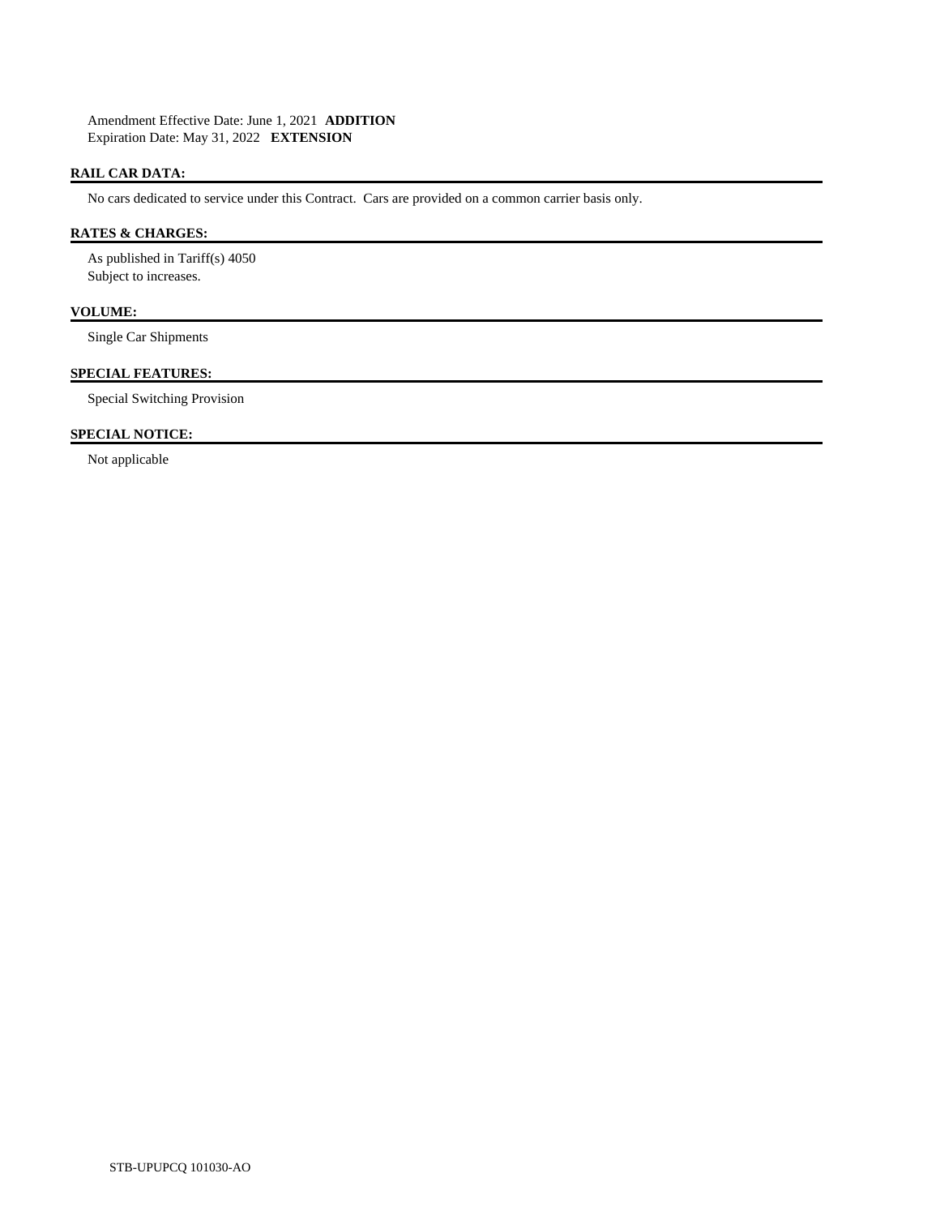Amendment Effective Date: June 1, 2021 **ADDITION**
Expiration Date: May 31, 2022 **EXTENSION**

## RAIL CAR DATA:

No cars dedicated to service under this Contract. Cars are provided on a common carrier basis only.

## RATES & CHARGES:

As published in Tariff(s) 4050
Subject to increases.

## VOLUME:

Single Car Shipments

## SPECIAL FEATURES:

Special Switching Provision

## SPECIAL NOTICE:

Not applicable

STB-UPUPCQ 101030-AO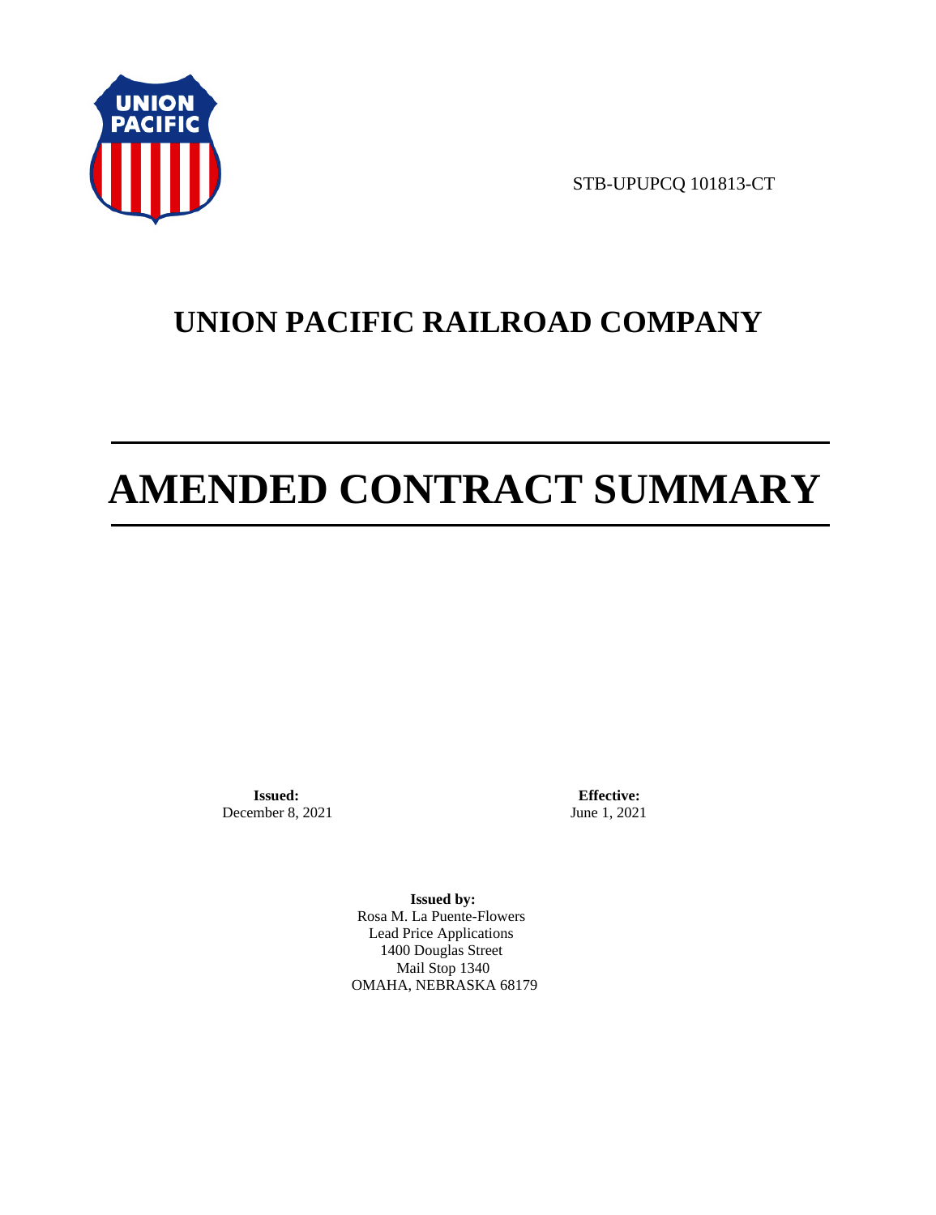STB-UPUPCQ 101813-CT

# UNION PACIFIC RAILROAD COMPANY

# AMENDED CONTRACT SUMMARY

**Issued:**
December 8, 2021

**Effective:**
June 1, 2021

**Issued by:**
Rosa M. La Puente-Flowers
Lead Price Applications
1400 Douglas Street
Mail Stop 1340
OMAHA, NEBRASKA 68179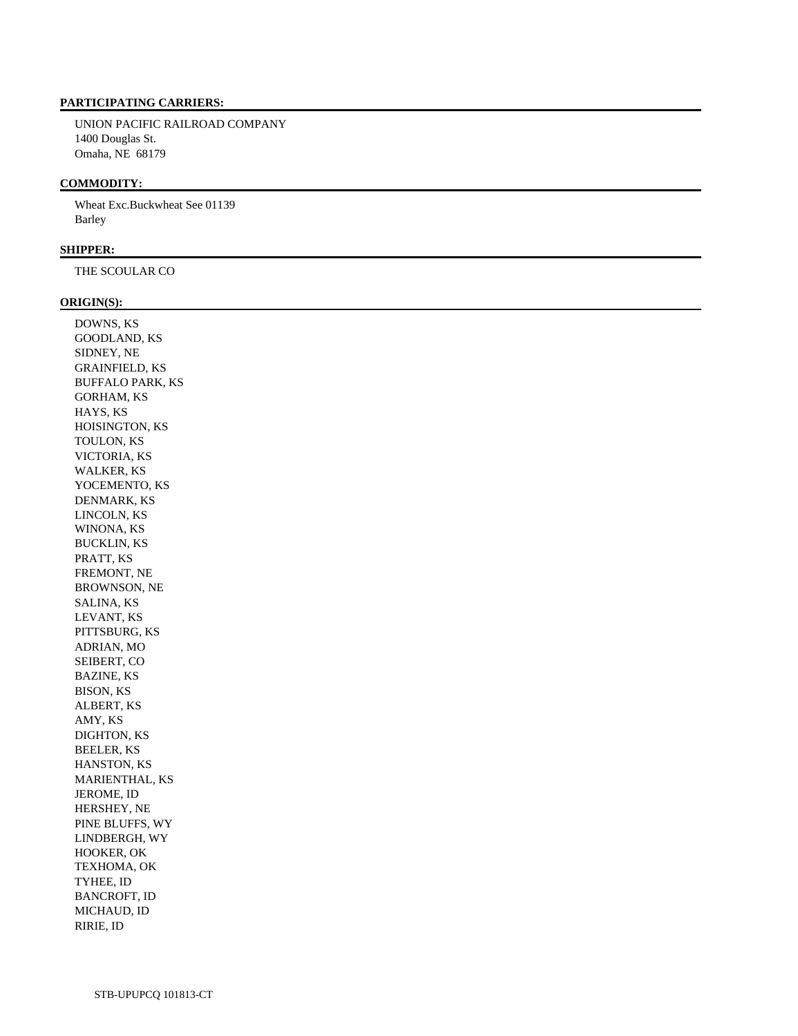**PARTICIPATING CARRIERS:**

UNION PACIFIC RAILROAD COMPANY
1400 Douglas St.
Omaha, NE 68179

**COMMODITY:**

Wheat Exc.Buckwheat See 01139
Barley

**SHIPPER:**

THE SCOULAR CO

**ORIGIN(S):**

DOWNS, KS
GOODLAND, KS
SIDNEY, NE
GRAINFIELD, KS
BUFFALO PARK, KS
GORHAM, KS
HAYS, KS
HOISINGTON, KS
TOULON, KS
VICTORIA, KS
WALKER, KS
YOCEMENTO, KS
DENMARK, KS
LINCOLN, KS
WINONA, KS
BUCKLIN, KS
PRATT, KS
FREMONT, NE
BROWNSON, NE
SALINA, KS
LEVANT, KS
PITTSBURG, KS
ADRIAN, MO
SEIBERT, CO
BAZINE, KS
BISON, KS
ALBERT, KS
AMY, KS
DIGHTON, KS
BEELER, KS
HANSTON, KS
MARIENTHAL, KS
JEROME, ID
HERSHEY, NE
PINE BLUFFS, WY
LINDBERGH, WY
HOOKER, OK
TEXHOMA, OK
TYHEE, ID
BANCROFT, ID
MICHAUD, ID
RIRIE, ID

STB-UPUPCQ 101813-CT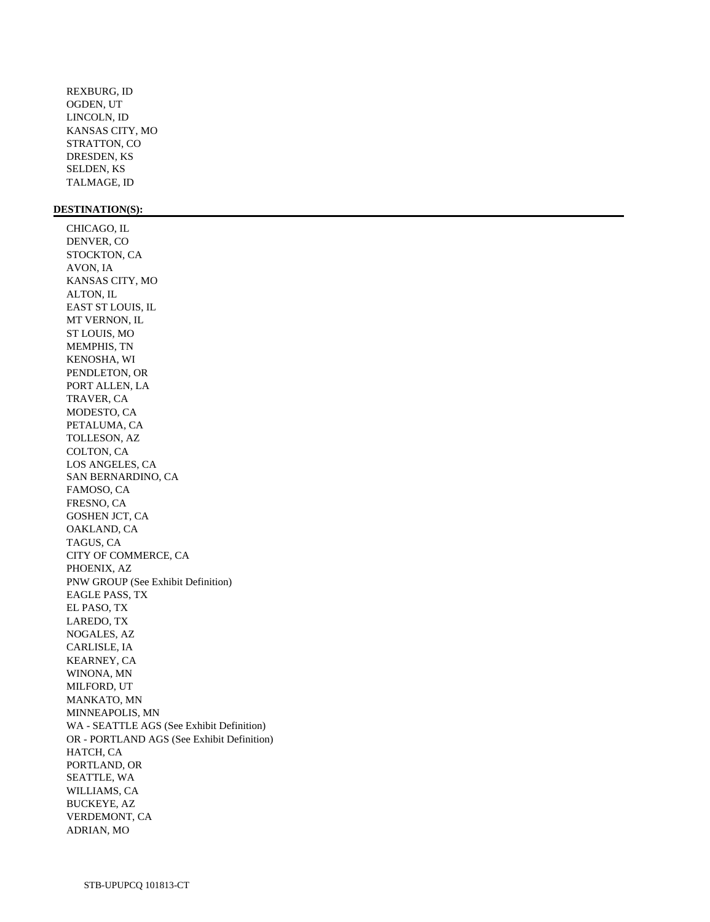REXBURG, ID
OGDEN, UT
LINCOLN, ID
KANSAS CITY, MO
STRATTON, CO
DRESDEN, KS
SELDEN, KS
TALMAGE, ID

**DESTINATION(S):**

CHICAGO, IL
DENVER, CO
STOCKTON, CA
AVON, IA
KANSAS CITY, MO
ALTON, IL
EAST ST LOUIS, IL
MT VERNON, IL
ST LOUIS, MO
MEMPHIS, TN
KENOSHA, WI
PENDLETON, OR
PORT ALLEN, LA
TRAVER, CA
MODESTO, CA
PETALUMA, CA
TOLLESON, AZ
COLTON, CA
LOS ANGELES, CA
SAN BERNARDINO, CA
FAMOSO, CA
FRESNO, CA
GOSHEN JCT, CA
OAKLAND, CA
TAGUS, CA
CITY OF COMMERCE, CA
PHOENIX, AZ
PNW GROUP (See Exhibit Definition)
EAGLE PASS, TX
EL PASO, TX
LAREDO, TX
NOGALES, AZ
CARLISLE, IA
KEARNEY, CA
WINONA, MN
MILFORD, UT
MANKATO, MN
MINNEAPOLIS, MN
WA - SEATTLE AGS (See Exhibit Definition)
OR - PORTLAND AGS (See Exhibit Definition)
HATCH, CA
PORTLAND, OR
SEATTLE, WA
WILLIAMS, CA
BUCKEYE, AZ
VERDEMONT, CA
ADRIAN, MO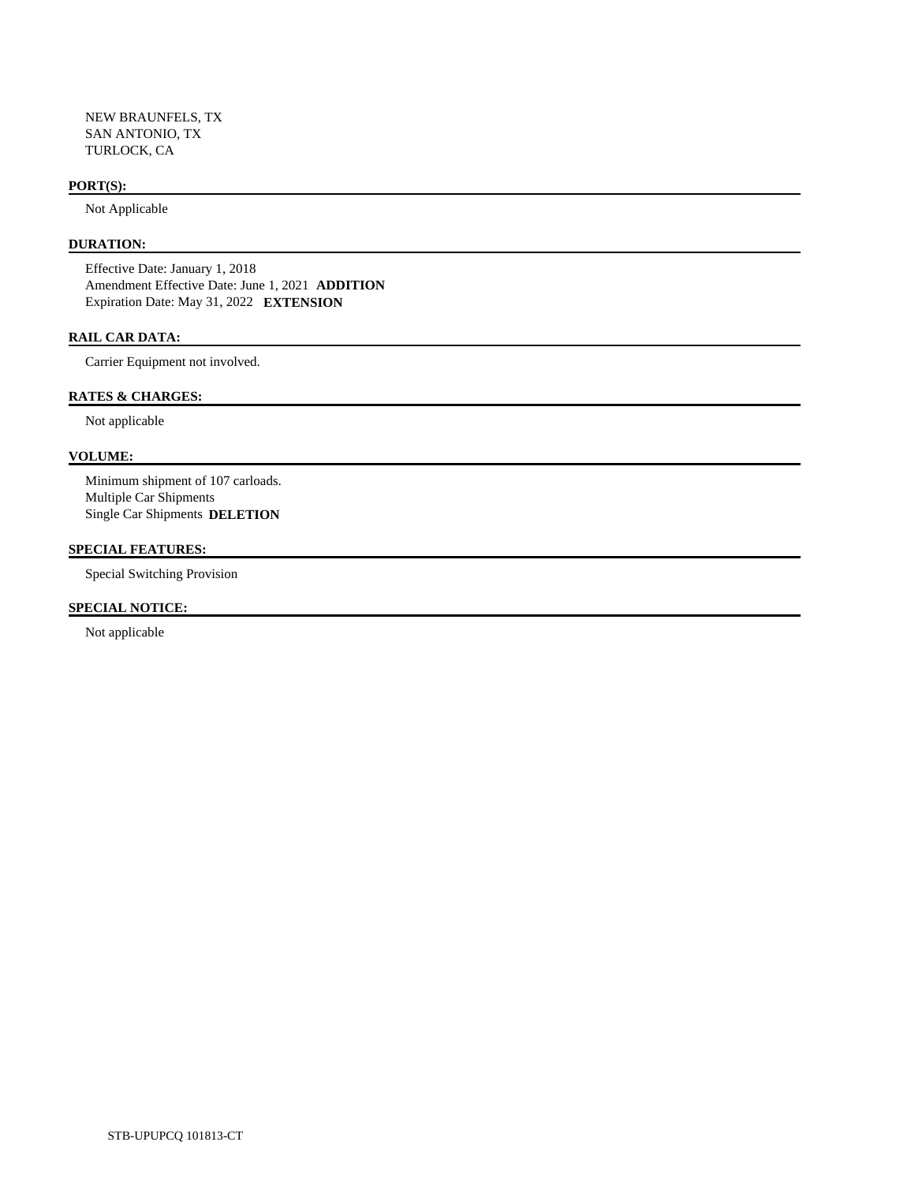NEW BRAUNFELS, TX
SAN ANTONIO, TX
TURLOCK, CA

**PORT(S):**

Not Applicable

**DURATION:**

Effective Date: January 1, 2018
Amendment Effective Date: June 1, 2021 **ADDITION**
Expiration Date: May 31, 2022 **EXTENSION**

**RAIL CAR DATA:**

Carrier Equipment not involved.

**RATES & CHARGES:**

Not applicable

**VOLUME:**

Minimum shipment of 107 carloads.
Multiple Car Shipments
Single Car Shipments **DELETION**

**SPECIAL FEATURES:**

Special Switching Provision

**SPECIAL NOTICE:**

Not applicable

STB-UPUPCQ 101813-CT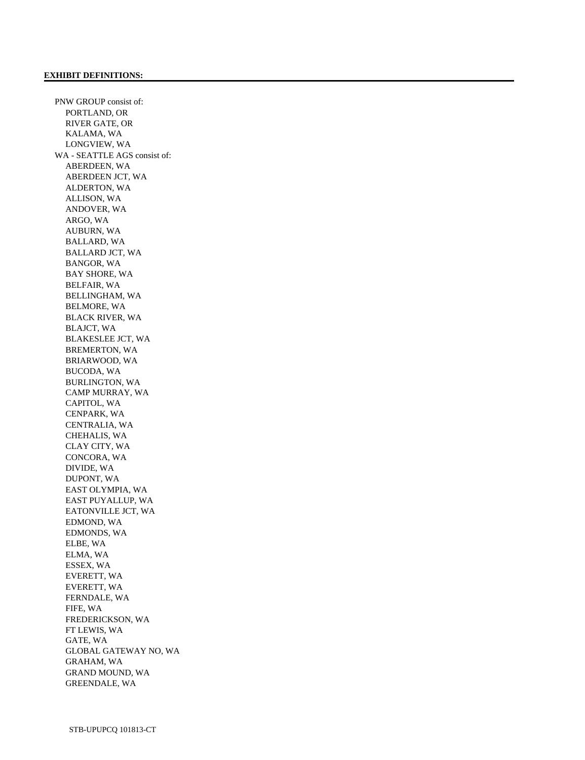**EXHIBIT DEFINITIONS:**

PNW GROUP consist of:
- PORTLAND, OR
- RIVER GATE, OR
- KALAMA, WA
- LONGVIEW, WA

WA - SEATTLE AGS consist of:
- ABERDEEN, WA
- ABERDEEN JCT, WA
- ALDERTON, WA
- ALLISON, WA
- ANDOVER, WA
- ARGO, WA
- AUBURN, WA
- BALLARD, WA
- BALLARD JCT, WA
- BANGOR, WA
- BAY SHORE, WA
- BELFAIR, WA
- BELLINGHAM, WA
- BELMORE, WA
- BLACK RIVER, WA
- BLAJCT, WA
- BLAKESLEE JCT, WA
- BREMERTON, WA
- BRIARWOOD, WA
- BUCODA, WA
- BURLINGTON, WA
- CAMP MURRAY, WA
- CAPITOL, WA
- CENPARK, WA
- CENTRALIA, WA
- CHEHALIS, WA
- CLAY CITY, WA
- CONCORA, WA
- DIVIDE, WA
- DUPONT, WA
- EAST OLYMPIA, WA
- EAST PUYALLUP, WA
- EATONVILLE JCT, WA
- EDMOND, WA
- EDMONDS, WA
- ELBE, WA
- ELMA, WA
- ESSEX, WA
- EVERETT, WA
- EVERETT, WA
- FERNDALE, WA
- FIFE, WA
- FREDERICKSON, WA
- FT LEWIS, WA
- GATE, WA
- GLOBAL GATEWAY NO, WA
- GRAHAM, WA
- GRAND MOUND, WA
- GREENDALE, WA

STB-UPUPCQ 101813-CT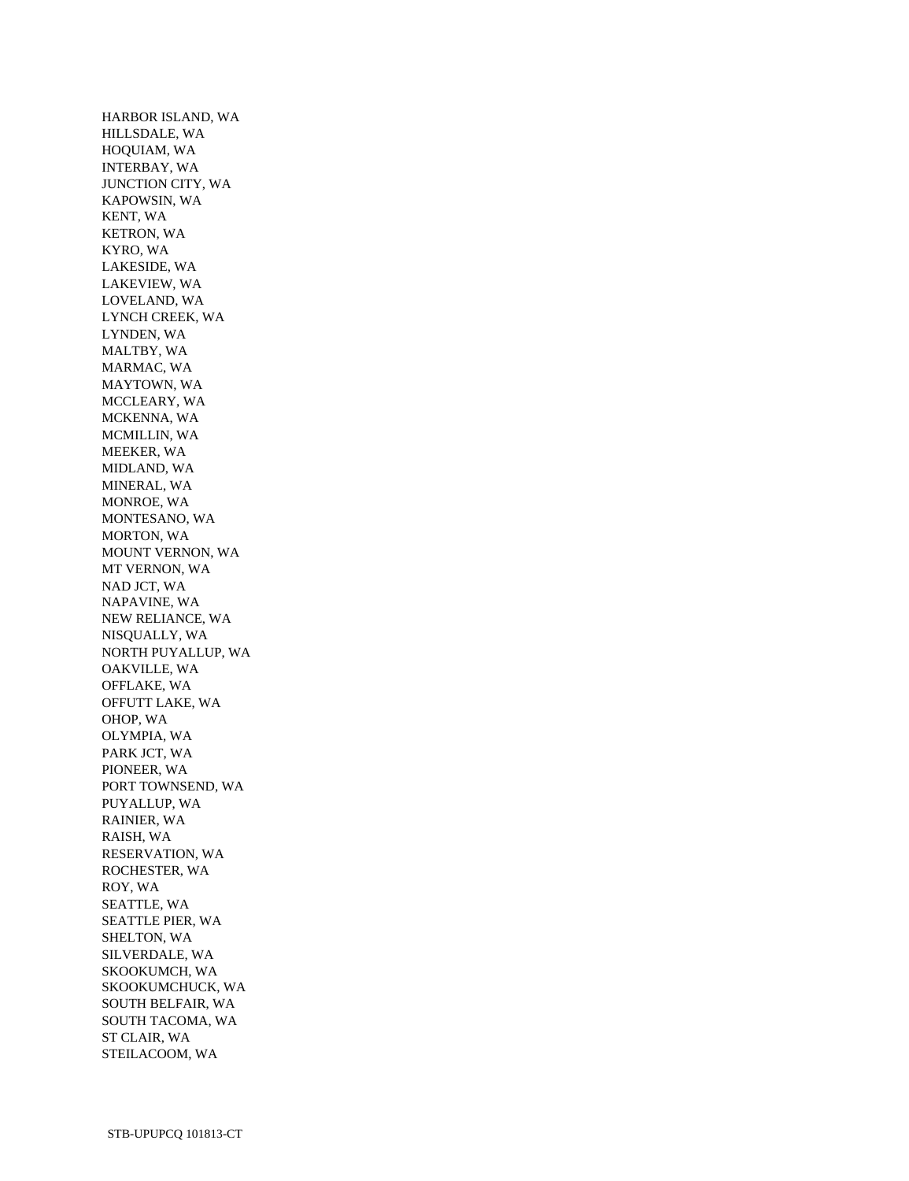HARBOR ISLAND, WA
HILLSDALE, WA
HOQUIAM, WA
INTERBAY, WA
JUNCTION CITY, WA
KAPOWSIN, WA
KENT, WA
KETRON, WA
KYRO, WA
LAKESIDE, WA
LAKEVIEW, WA
LOVELAND, WA
LYNCH CREEK, WA
LYNDEN, WA
MALTBY, WA
MARMAC, WA
MAYTOWN, WA
MCCLEARY, WA
MCKENNA, WA
MCMILLIN, WA
MEEKER, WA
MIDLAND, WA
MINERAL, WA
MONROE, WA
MONTESANO, WA
MORTON, WA
MOUNT VERNON, WA
MT VERNON, WA
NAD JCT, WA
NAPAVINE, WA
NEW RELIANCE, WA
NISQUALLY, WA
NORTH PUYALLUP, WA
OAKVILLE, WA
OFFLAKE, WA
OFFUTT LAKE, WA
OHOP, WA
OLYMPIA, WA
PARK JCT, WA
PIONEER, WA
PORT TOWNSEND, WA
PUYALLUP, WA
RAINIER, WA
RAISH, WA
RESERVATION, WA
ROCHESTER, WA
ROY, WA
SEATTLE, WA
SEATTLE PIER, WA
SHELTON, WA
SILVERDALE, WA
SKOOKUMCH, WA
SKOOKUMCHUCK, WA
SOUTH BELFAIR, WA
SOUTH TACOMA, WA
ST CLAIR, WA
STEILACOOM, WA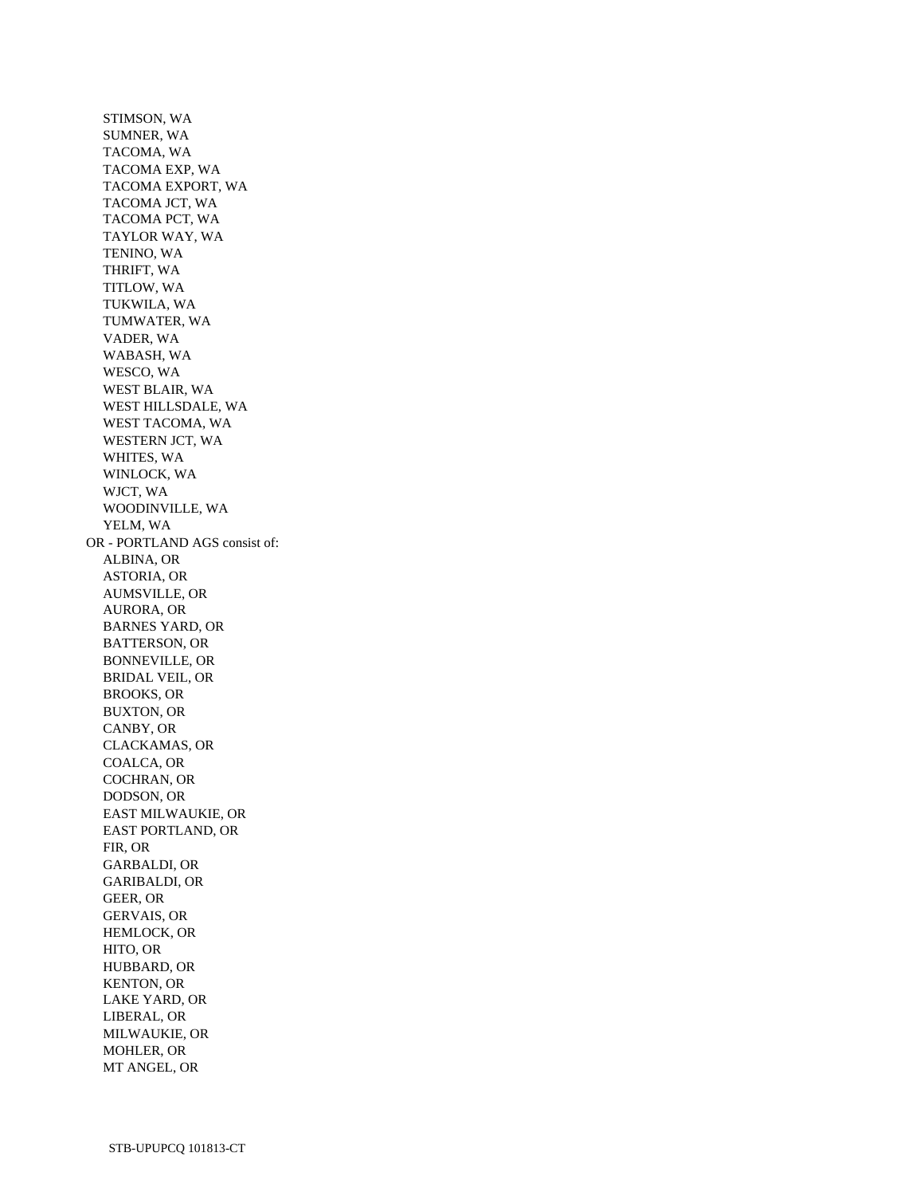STIMSON, WA
SUMNER, WA
TACOMA, WA
TACOMA EXP, WA
TACOMA EXPORT, WA
TACOMA JCT, WA
TACOMA PCT, WA
TAYLOR WAY, WA
TENINO, WA
THRIFT, WA
TITLOW, WA
TUKWILA, WA
TUMWATER, WA
VADER, WA
WABASH, WA
WESCO, WA
WEST BLAIR, WA
WEST HILLSDALE, WA
WEST TACOMA, WA
WESTERN JCT, WA
WHITES, WA
WINLOCK, WA
WJCT, WA
WOODINVILLE, WA
YELM, WA

OR - PORTLAND AGS consist of:

ALBINA, OR
ASTORIA, OR
AUMSVILLE, OR
AURORA, OR
BARNES YARD, OR
BATTERSON, OR
BONNEVILLE, OR
BRIDAL VEIL, OR
BROOKS, OR
BUXTON, OR
CANBY, OR
CLACKAMAS, OR
COALCA, OR
COCHRAN, OR
DODSON, OR
EAST MILWAUKIE, OR
EAST PORTLAND, OR
FIR, OR
GARBALDI, OR
GARIBALDI, OR
GEER, OR
GERVAIS, OR
HEMLOCK, OR
HITO, OR
HUBBARD, OR
KENTON, OR
LAKE YARD, OR
LIBERAL, OR
MILWAUKIE, OR
MOHLER, OR
MT ANGEL, OR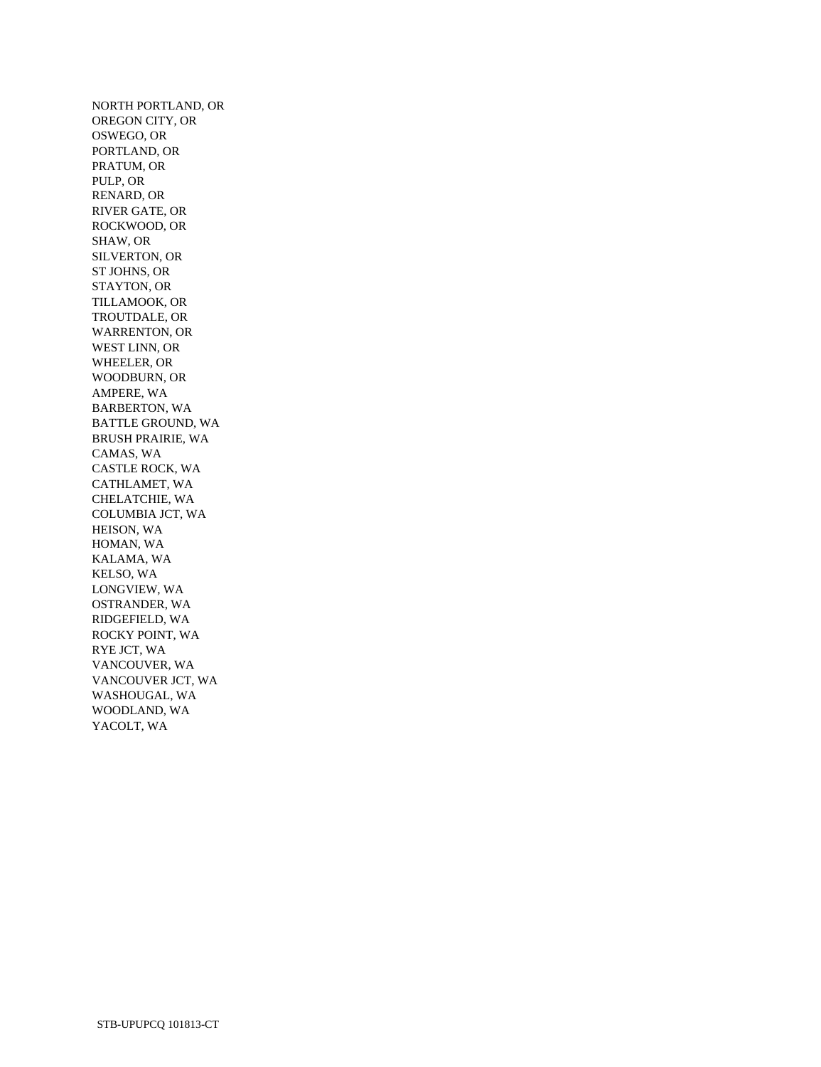NORTH PORTLAND, OR
OREGON CITY, OR
OSWEGO, OR
PORTLAND, OR
PRATUM, OR
PULP, OR
RENARD, OR
RIVER GATE, OR
ROCKWOOD, OR
SHAW, OR
SILVERTON, OR
ST JOHNS, OR
STAYTON, OR
TILLAMOOK, OR
TROUTDALE, OR
WARRENTON, OR
WEST LINN, OR
WHEELER, OR
WOODBURN, OR
AMPERE, WA
BARBERTON, WA
BATTLE GROUND, WA
BRUSH PRAIRIE, WA
CAMAS, WA
CASTLE ROCK, WA
CATHLAMET, WA
CHELATCHIE, WA
COLUMBIA JCT, WA
HEISON, WA
HOMAN, WA
KALAMA, WA
KELSO, WA
LONGVIEW, WA
OSTRANDER, WA
RIDGEFIELD, WA
ROCKY POINT, WA
RYE JCT, WA
VANCOUVER, WA
VANCOUVER JCT, WA
WASHOUGAL, WA
WOODLAND, WA
YACOLT, WA

STB-UPUPCQ 101813-CT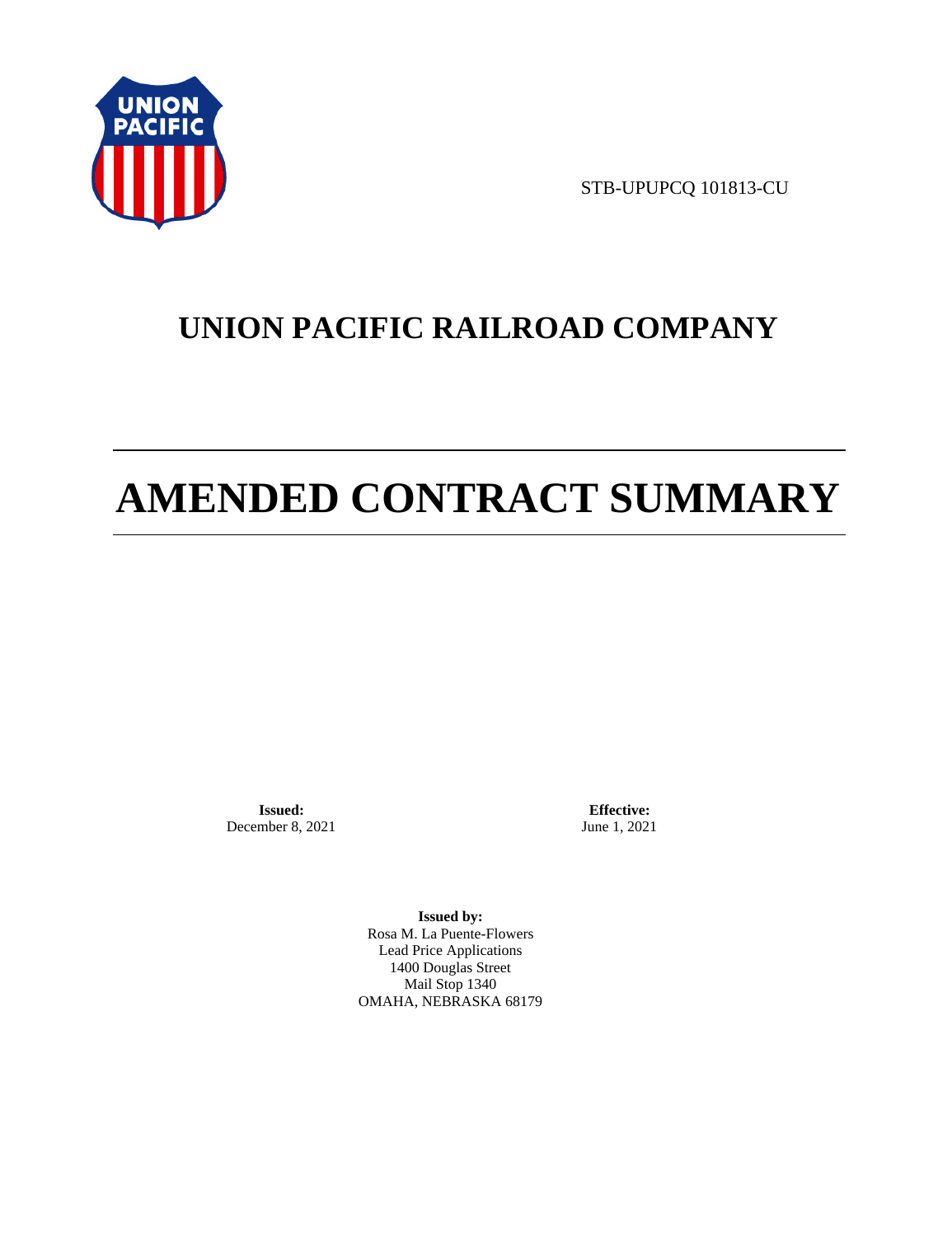STB-UPUPCQ 101813-CU

# UNION PACIFIC RAILROAD COMPANY

# AMENDED CONTRACT SUMMARY

**Issued:**
December 8, 2021

**Effective:**
June 1, 2021

**Issued by:**
Rosa M. La Puente-Flowers
Lead Price Applications
1400 Douglas Street
Mail Stop 1340
OMAHA, NEBRASKA 68179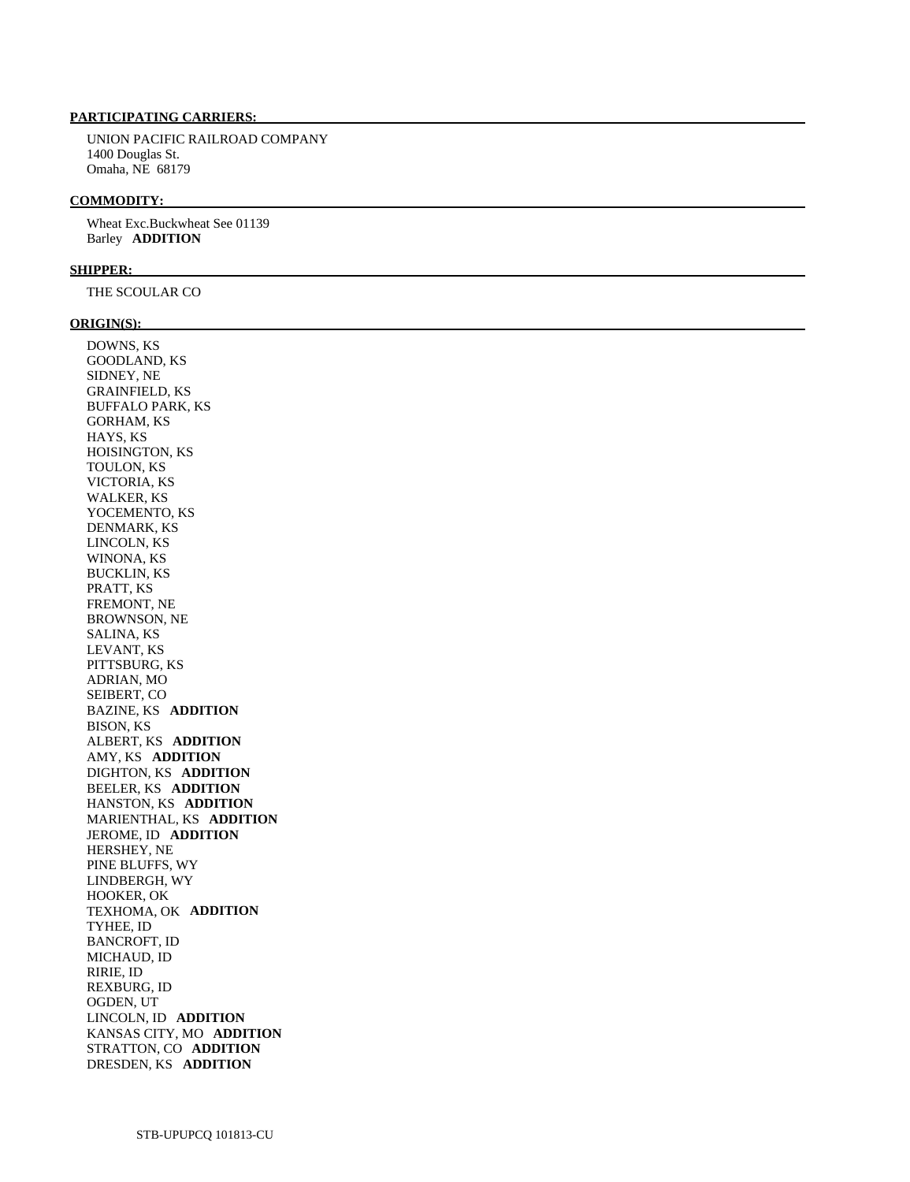**PARTICIPATING CARRIERS:**

UNION PACIFIC RAILROAD COMPANY
1400 Douglas St.
Omaha, NE 68179

**COMMODITY:**

Wheat Exc.Buckwheat See 01139
Barley **ADDITION**

**SHIPPER:**

THE SCOULAR CO

**ORIGIN(S):**

DOWNS, KS
GOODLAND, KS
SIDNEY, NE
GRAINFIELD, KS
BUFFALO PARK, KS
GORHAM, KS
HAYS, KS
HOISINGTON, KS
TOULON, KS
VICTORIA, KS
WALKER, KS
YOCEMENTO, KS
DENMARK, KS
LINCOLN, KS
WINONA, KS
BUCKLIN, KS
PRATT, KS
FREMONT, NE
BROWNSON, NE
SALINA, KS
LEVANT, KS
PITTSBURG, KS
ADRIAN, MO
SEIBERT, CO
BAZINE, KS **ADDITION**
BISON, KS
ALBERT, KS **ADDITION**
AMY, KS **ADDITION**
DIGHTON, KS **ADDITION**
BEELER, KS **ADDITION**
HANSTON, KS **ADDITION**
MARIENTHAL, KS **ADDITION**
JEROME, ID **ADDITION**
HERSHEY, NE
PINE BLUFFS, WY
LINDBERGH, WY
HOOKER, OK
TEXHOMA, OK **ADDITION**
TYHEE, ID
BANCROFT, ID
MICHAUD, ID
RIRIE, ID
REXBURG, ID
OGDEN, UT
LINCOLN, ID **ADDITION**
KANSAS CITY, MO **ADDITION**
STRATTON, CO **ADDITION**
DRESDEN, KS **ADDITION**

STB-UPUPCQ 101813-CU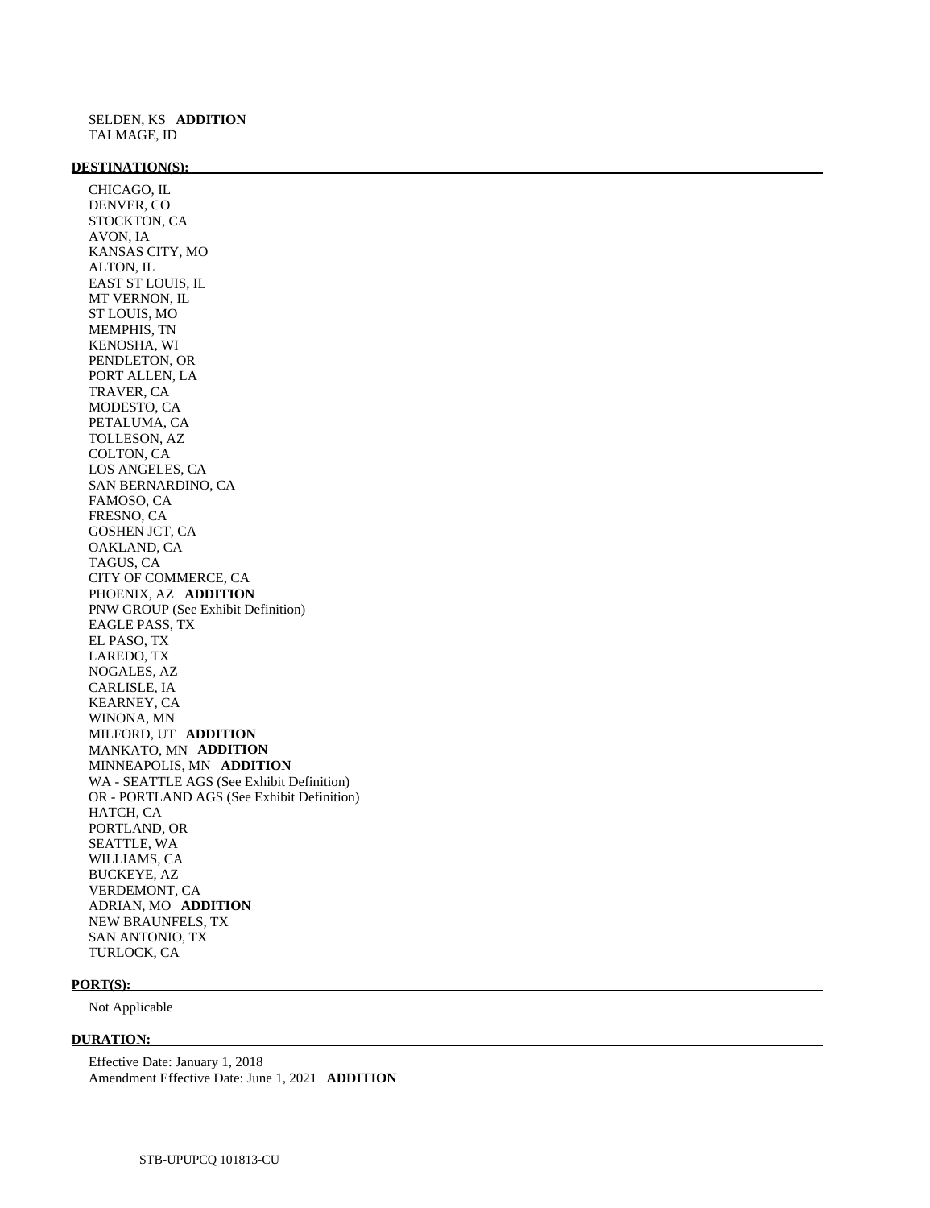SELDEN, KS **ADDITION**
TALMAGE, ID

**DESTINATION(S):**

CHICAGO, IL
DENVER, CO
STOCKTON, CA
AVON, IA
KANSAS CITY, MO
ALTON, IL
EAST ST LOUIS, IL
MT VERNON, IL
ST LOUIS, MO
MEMPHIS, TN
KENOSHA, WI
PENDLETON, OR
PORT ALLEN, LA
TRAVER, CA
MODESTO, CA
PETALUMA, CA
TOLLESON, AZ
COLTON, CA
LOS ANGELES, CA
SAN BERNARDINO, CA
FAMOSO, CA
FRESNO, CA
GOSHEN JCT, CA
OAKLAND, CA
TAGUS, CA
CITY OF COMMERCE, CA
PHOENIX, AZ **ADDITION**
PNW GROUP (See Exhibit Definition)
EAGLE PASS, TX
EL PASO, TX
LAREDO, TX
NOGALES, AZ
CARLISLE, IA
KEARNEY, CA
WINONA, MN
MILFORD, UT **ADDITION**
MANKATO, MN **ADDITION**
MINNEAPOLIS, MN **ADDITION**
WA - SEATTLE AGS (See Exhibit Definition)
OR - PORTLAND AGS (See Exhibit Definition)
HATCH, CA
PORTLAND, OR
SEATTLE, WA
WILLIAMS, CA
BUCKEYE, AZ
VERDEMONT, CA
ADRIAN, MO **ADDITION**
NEW BRAUNFELS, TX
SAN ANTONIO, TX
TURLOCK, CA

**PORT(S):**

Not Applicable

**DURATION:**

Effective Date: January 1, 2018
Amendment Effective Date: June 1, 2021 **ADDITION**

STB-UPUPCQ 101813-CU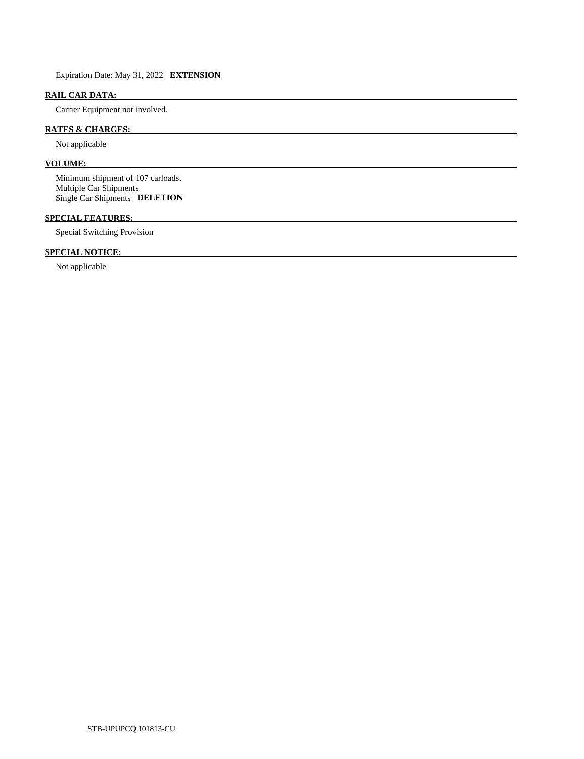Expiration Date: May 31, 2022 **EXTENSION**

## RAIL CAR DATA:

Carrier Equipment not involved.

## RATES & CHARGES:

Not applicable

## VOLUME:

Minimum shipment of 107 carloads.
Multiple Car Shipments
Single Car Shipments **DELETION**

## SPECIAL FEATURES:

Special Switching Provision

## SPECIAL NOTICE:

Not applicable

STB-UPUPCQ 101813-CU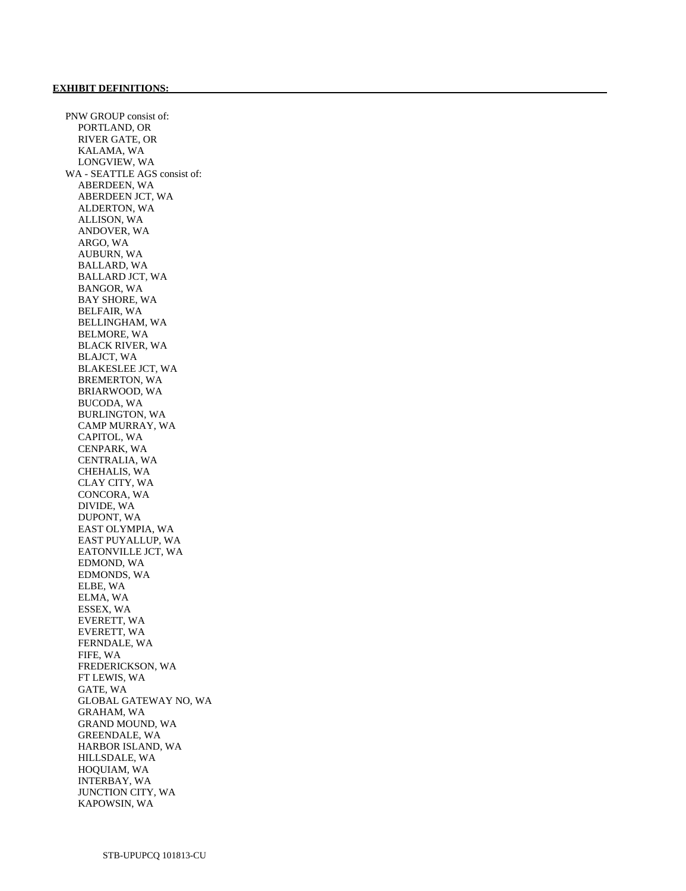**EXHIBIT DEFINITIONS:**

PNW GROUP consist of:

- PORTLAND, OR
- RIVER GATE, OR
- KALAMA, WA
- LONGVIEW, WA

WA - SEATTLE AGS consist of:

- ABERDEEN, WA
- ABERDEEN JCT, WA
- ALDERTON, WA
- ALLISON, WA
- ANDOVER, WA
- ARGO, WA
- AUBURN, WA
- BALLARD, WA
- BALLARD JCT, WA
- BANGOR, WA
- BAY SHORE, WA
- BELFAIR, WA
- BELLINGHAM, WA
- BELMORE, WA
- BLACK RIVER, WA
- BLAJCT, WA
- BLAKESLEE JCT, WA
- BREMERTON, WA
- BRIARWOOD, WA
- BUCODA, WA
- BURLINGTON, WA
- CAMP MURRAY, WA
- CAPITOL, WA
- CENPARK, WA
- CENTRALIA, WA
- CHEHALIS, WA
- CLAY CITY, WA
- CONCORA, WA
- DIVIDE, WA
- DUPONT, WA
- EAST OLYMPIA, WA
- EAST PUYALLUP, WA
- EATONVILLE JCT, WA
- EDMOND, WA
- EDMONDS, WA
- ELBE, WA
- ELMA, WA
- ESSEX, WA
- EVERETT, WA
- EVERETT, WA
- FERNDALE, WA
- FIFE, WA
- FREDERICKSON, WA
- FT LEWIS, WA
- GATE, WA
- GLOBAL GATEWAY NO, WA
- GRAHAM, WA
- GRAND MOUND, WA
- GREENDALE, WA
- HARBOR ISLAND, WA
- HILLSDALE, WA
- HOQUIAM, WA
- INTERBAY, WA
- JUNCTION CITY, WA
- KAPOWSIN, WA

STB-UPUPCQ 101813-CU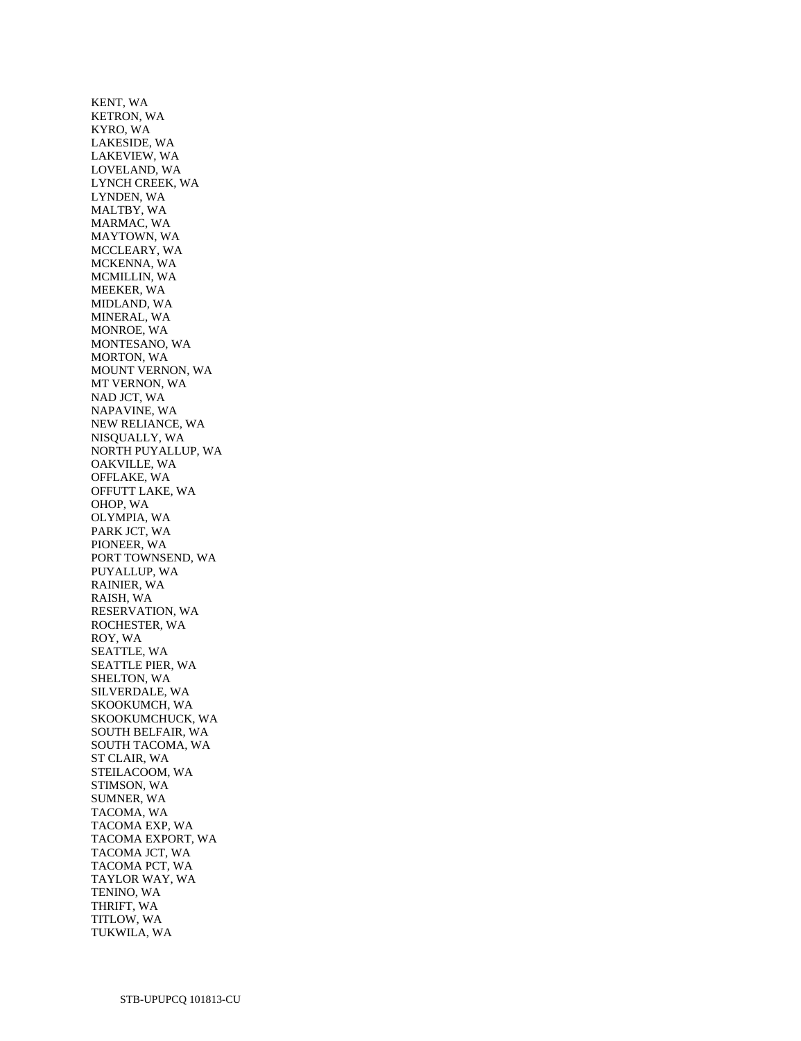KENT, WA
KETRON, WA
KYRO, WA
LAKESIDE, WA
LAKEVIEW, WA
LOVELAND, WA
LYNCH CREEK, WA
LYNDEN, WA
MALTBY, WA
MARMAC, WA
MAYTOWN, WA
MCCLEARY, WA
MCKENNA, WA
MCMILLIN, WA
MEEKER, WA
MIDLAND, WA
MINERAL, WA
MONROE, WA
MONTESANO, WA
MORTON, WA
MOUNT VERNON, WA
MT VERNON, WA
NAD JCT, WA
NAPAVINE, WA
NEW RELIANCE, WA
NISQUALLY, WA
NORTH PUYALLUP, WA
OAKVILLE, WA
OFFLAKE, WA
OFFUTT LAKE, WA
OHOP, WA
OLYMPIA, WA
PARK JCT, WA
PIONEER, WA
PORT TOWNSEND, WA
PUYALLUP, WA
RAINIER, WA
RAISH, WA
RESERVATION, WA
ROCHESTER, WA
ROY, WA
SEATTLE, WA
SEATTLE PIER, WA
SHELTON, WA
SILVERDALE, WA
SKOOKUMCH, WA
SKOOKUMCHUCK, WA
SOUTH BELFAIR, WA
SOUTH TACOMA, WA
ST CLAIR, WA
STEILACOOM, WA
STIMSON, WA
SUMNER, WA
TACOMA, WA
TACOMA EXP, WA
TACOMA EXPORT, WA
TACOMA JCT, WA
TACOMA PCT, WA
TAYLOR WAY, WA
TENINO, WA
THRIFT, WA
TITLOW, WA
TUKWILA, WA

STB-UPUPCQ 101813-CU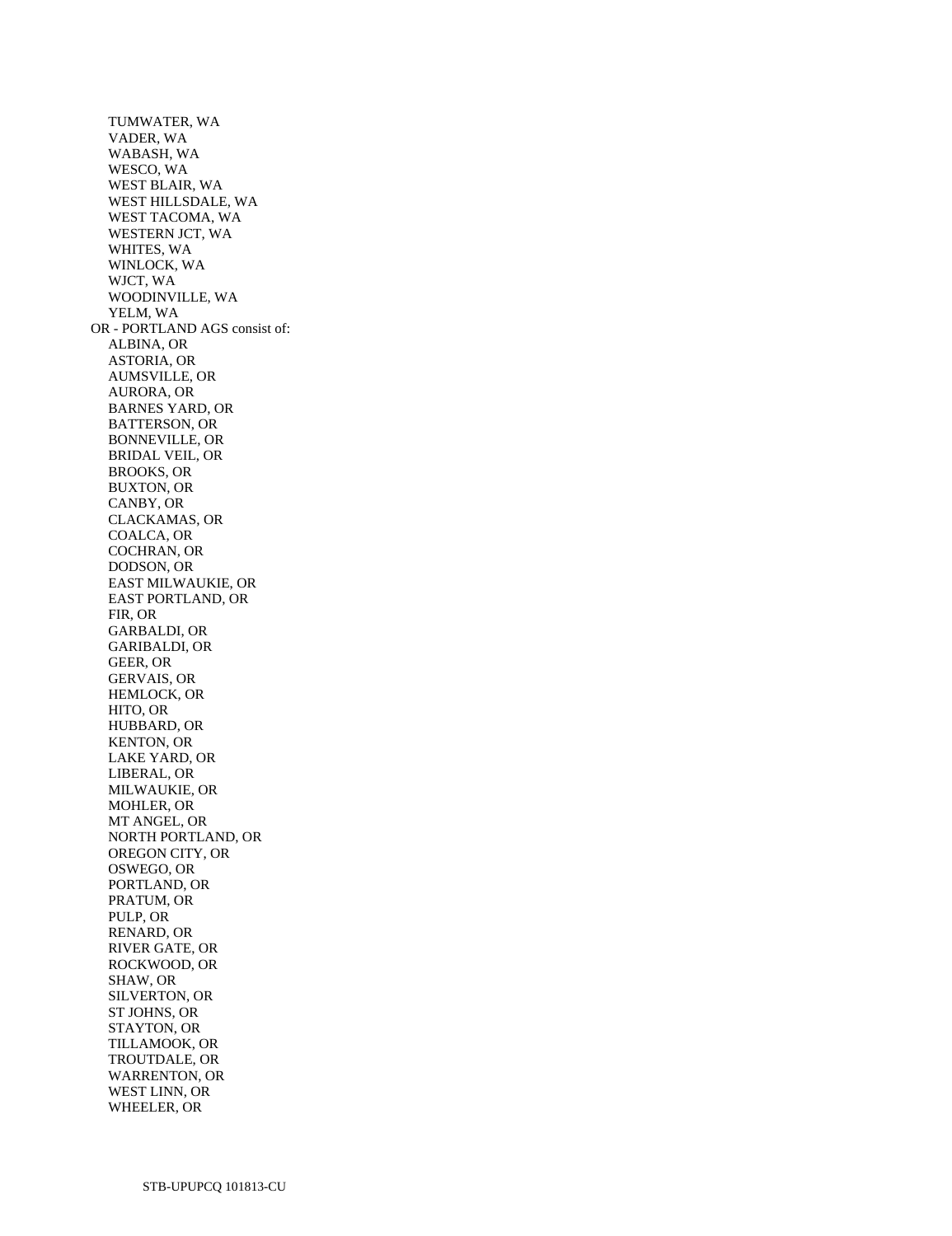TUMWATER, WA
VADER, WA
WABASH, WA
WESCO, WA
WEST BLAIR, WA
WEST HILLSDALE, WA
WEST TACOMA, WA
WESTERN JCT, WA
WHITES, WA
WINLOCK, WA
WJCT, WA
WOODINVILLE, WA
YELM, WA

OR - PORTLAND AGS consist of:

ALBINA, OR
ASTORIA, OR
AUMSVILLE, OR
AURORA, OR
BARNES YARD, OR
BATTERSON, OR
BONNEVILLE, OR
BRIDAL VEIL, OR
BROOKS, OR
BUXTON, OR
CANBY, OR
CLACKAMAS, OR
COALCA, OR
COCHRAN, OR
DODSON, OR
EAST MILWAUKIE, OR
EAST PORTLAND, OR
FIR, OR
GARBALDI, OR
GARIBALDI, OR
GEER, OR
GERVAIS, OR
HEMLOCK, OR
HITO, OR
HUBBARD, OR
KENTON, OR
LAKE YARD, OR
LIBERAL, OR
MILWAUKIE, OR
MOHLER, OR
MT ANGEL, OR
NORTH PORTLAND, OR
OREGON CITY, OR
OSWEGO, OR
PORTLAND, OR
PRATUM, OR
PULP, OR
RENARD, OR
RIVER GATE, OR
ROCKWOOD, OR
SHAW, OR
SILVERTON, OR
ST JOHNS, OR
STAYTON, OR
TILLAMOOK, OR
TROUTDALE, OR
WARRENTON, OR
WEST LINN, OR
WHEELER, OR

STB-UPUPCQ 101813-CU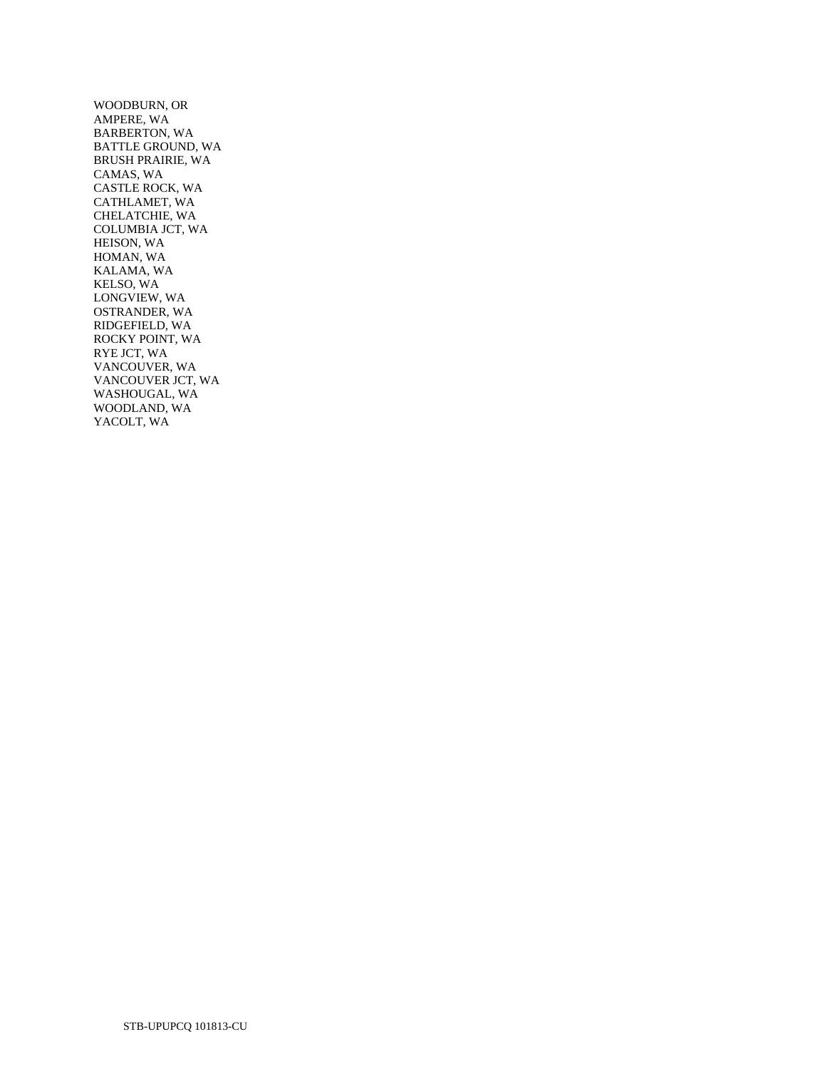WOODBURN, OR
AMPERE, WA
BARBERTON, WA
BATTLE GROUND, WA
BRUSH PRAIRIE, WA
CAMAS, WA
CASTLE ROCK, WA
CATHLAMET, WA
CHELATCHIE, WA
COLUMBIA JCT, WA
HEISON, WA
HOMAN, WA
KALAMA, WA
KELSO, WA
LONGVIEW, WA
OSTRANDER, WA
RIDGEFIELD, WA
ROCKY POINT, WA
RYE JCT, WA
VANCOUVER, WA
VANCOUVER JCT, WA
WASHOUGAL, WA
WOODLAND, WA
YACOLT, WA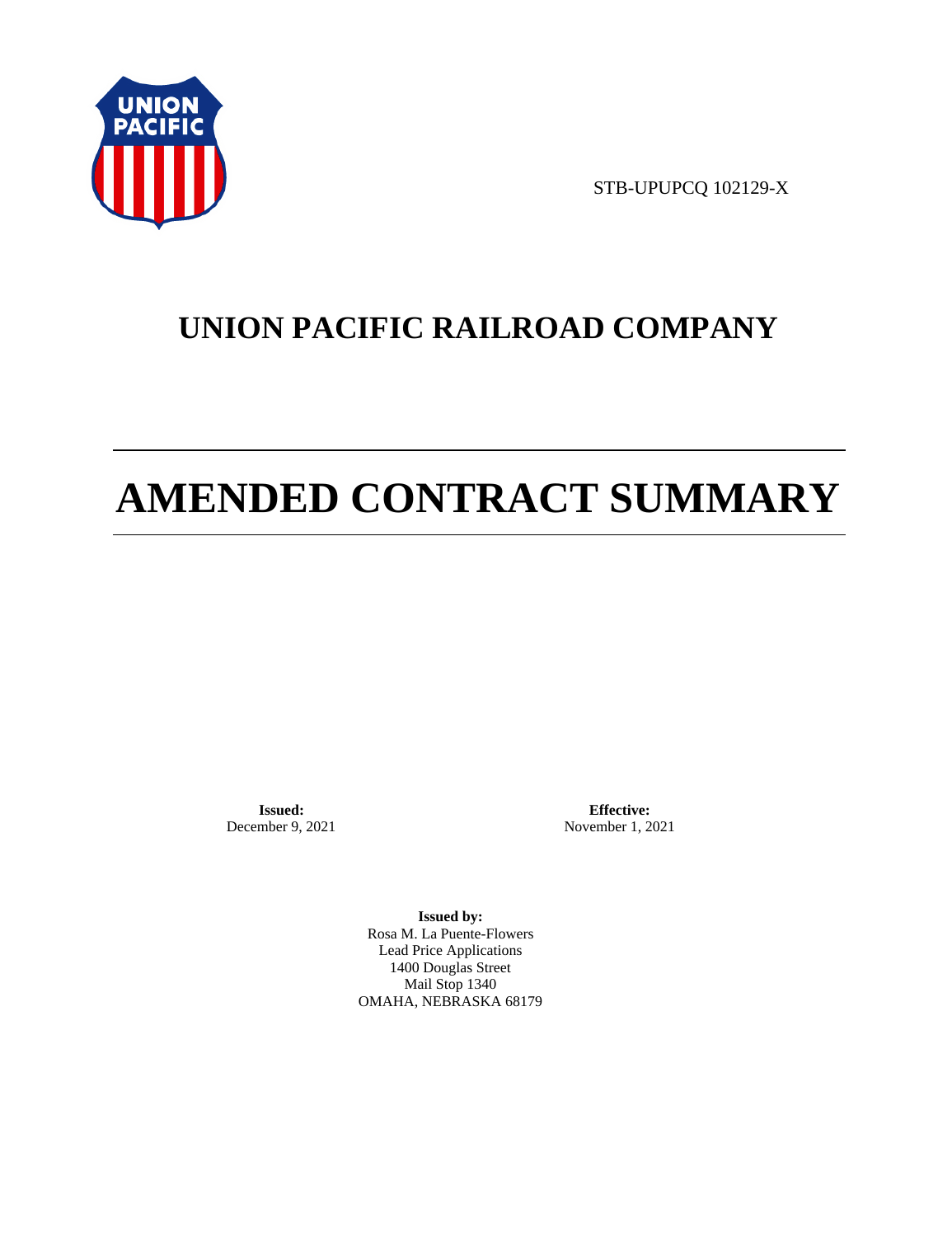STB-UPUPCQ 102129-X

# UNION PACIFIC RAILROAD COMPANY

# AMENDED CONTRACT SUMMARY

**Issued:**
December 9, 2021

**Effective:**
November 1, 2021

**Issued by:**
Rosa M. La Puente-Flowers
Lead Price Applications
1400 Douglas Street
Mail Stop 1340
OMAHA, NEBRASKA 68179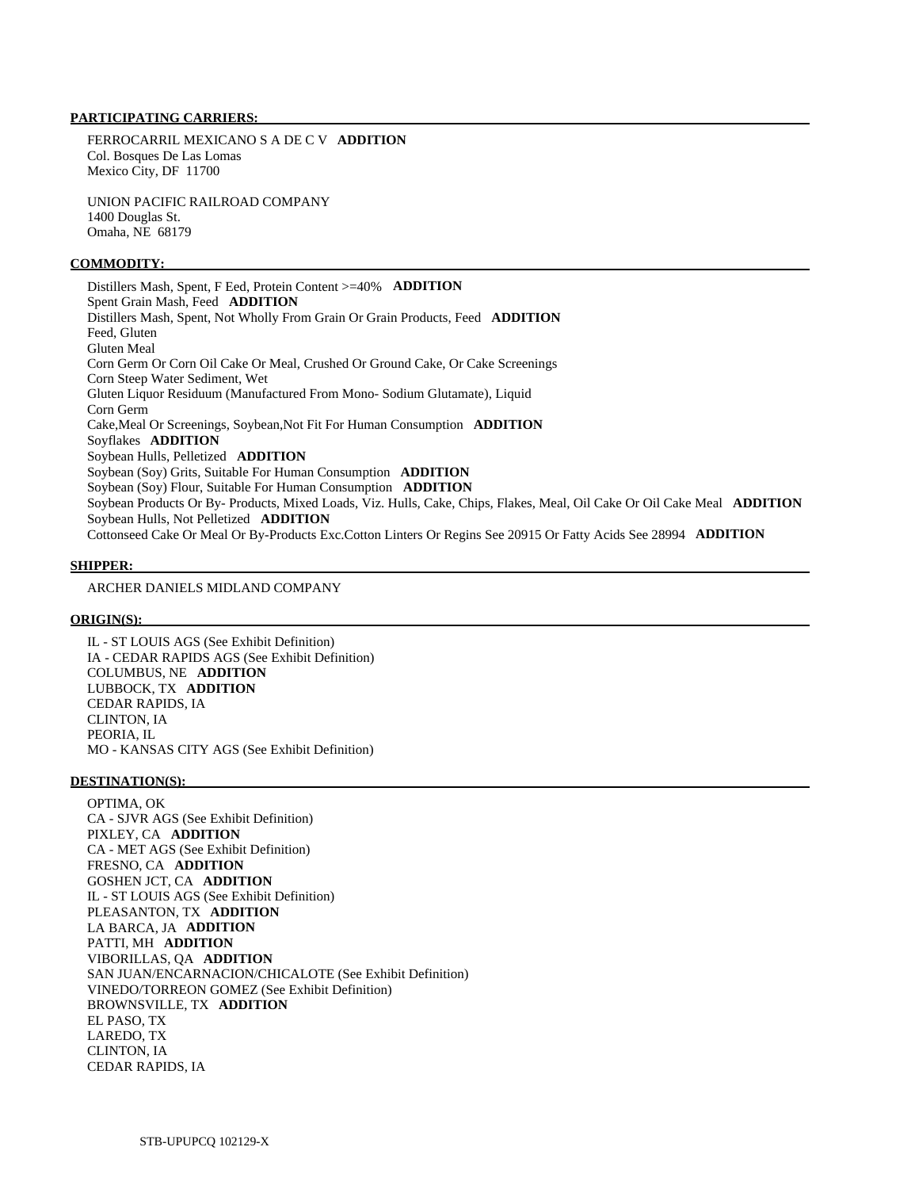**PARTICIPATING CARRIERS:**

FERROCARRIL MEXICANO S A DE C V **ADDITION**
Col. Bosques De Las Lomas
Mexico City, DF 11700

UNION PACIFIC RAILROAD COMPANY
1400 Douglas St.
Omaha, NE 68179

**COMMODITY:**

Distillers Mash, Spent, F Feed, Protein Content >=40% **ADDITION**
Spent Grain Mash, Feed **ADDITION**
Distillers Mash, Spent, Not Wholly From Grain Or Grain Products, Feed **ADDITION**
Feed, Gluten
Gluten Meal
Corn Germ Or Corn Oil Cake Or Meal, Crushed Or Ground Cake, Or Cake Screenings
Corn Steep Water Sediment, Wet
Gluten Liquor Residuum (Manufactured From Mono- Sodium Glutamate), Liquid
Corn Germ
Cake,Meal Or Screenings, Soybean,Not Fit For Human Consumption **ADDITION**
Soyflakes **ADDITION**
Soybean Hulls, Pelletized **ADDITION**
Soybean (Soy) Grits, Suitable For Human Consumption **ADDITION**
Soybean (Soy) Flour, Suitable For Human Consumption **ADDITION**
Soybean Products Or By- Products, Mixed Loads, Viz. Hulls, Cake, Chips, Flakes, Meal, Oil Cake Or Oil Cake Meal **ADDITION**
Soybean Hulls, Not Pelletized **ADDITION**
Cottonseed Cake Or Meal Or By-Products Exc.Cotton Linters Or Regins See 20915 Or Fatty Acids See 28994 **ADDITION**

**SHIPPER:**

ARCHER DANIELS MIDLAND COMPANY

**ORIGIN(S):**

IL - ST LOUIS AGS (See Exhibit Definition)
IA - CEDAR RAPIDS AGS (See Exhibit Definition)
COLUMBUS, NE **ADDITION**
LUBBOCK, TX **ADDITION**
CEDAR RAPIDS, IA
CLINTON, IA
PEORIA, IL
MO - KANSAS CITY AGS (See Exhibit Definition)

**DESTINATION(S):**

OPTIMA, OK
CA - SJVR AGS (See Exhibit Definition)
PIXLEY, CA **ADDITION**
CA - MET AGS (See Exhibit Definition)
FRESNO, CA **ADDITION**
GOSHEN JCT, CA **ADDITION**
IL - ST LOUIS AGS (See Exhibit Definition)
PLEASANTON, TX **ADDITION**
LA BARCA, JA **ADDITION**
PATTI, MH **ADDITION**
VIBORILLAS, QA **ADDITION**
SAN JUAN/ENCARNACION/CHICALOTE (See Exhibit Definition)
VINEDO/TORREON GOMEZ (See Exhibit Definition)
BROWNSVILLE, TX **ADDITION**
EL PASO, TX
LAREDO, TX
CLINTON, IA
CEDAR RAPIDS, IA

STB-UPUPCQ 102129-X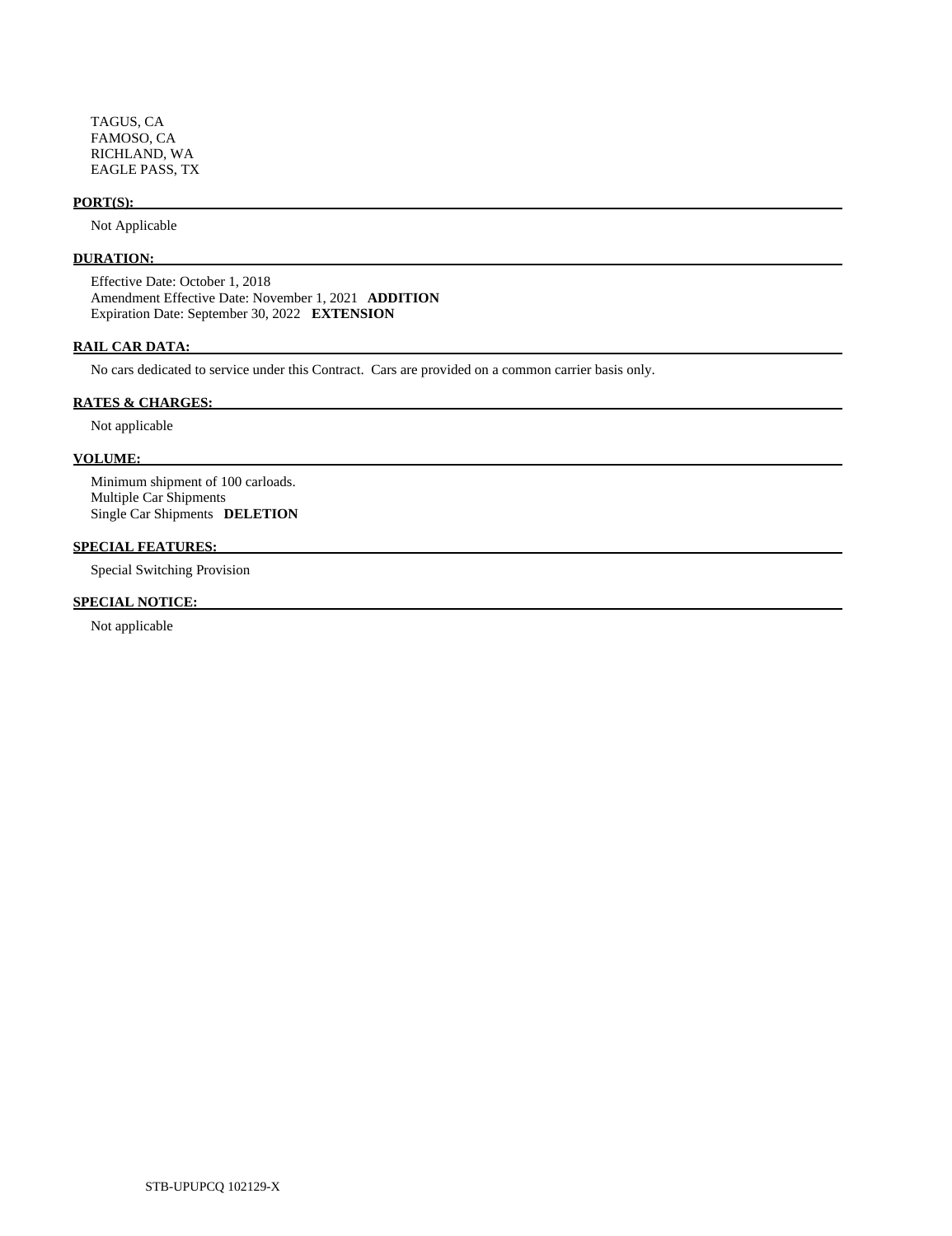TAGUS, CA
FAMOSO, CA
RICHLAND, WA
EAGLE PASS, TX

**PORT(S):**

Not Applicable

**DURATION:**

Effective Date: October 1, 2018
Amendment Effective Date: November 1, 2021 **ADDITION**
Expiration Date: September 30, 2022 **EXTENSION**

**RAIL CAR DATA:**

No cars dedicated to service under this Contract. Cars are provided on a common carrier basis only.

**RATES & CHARGES:**

Not applicable

**VOLUME:**

Minimum shipment of 100 carloads.
Multiple Car Shipments
Single Car Shipments **DELETION**

**SPECIAL FEATURES:**

Special Switching Provision

**SPECIAL NOTICE:**

Not applicable

STB-UPUPCQ 102129-X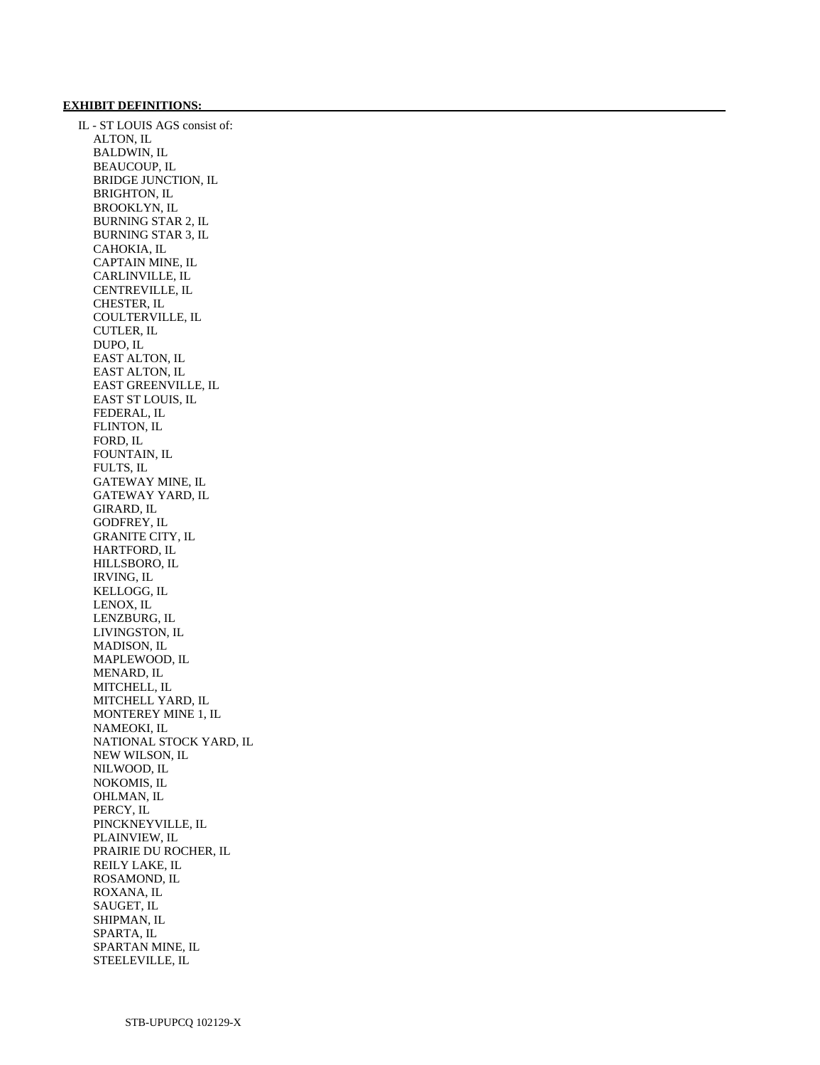**EXHIBIT DEFINITIONS:**

IL - ST LOUIS AGS consist of:

- ALTON, IL
- BALDWIN, IL
- BEAUCOUP, IL
- BRIDGE JUNCTION, IL
- BRIGHTON, IL
- BROOKLYN, IL
- BURNING STAR 2, IL
- BURNING STAR 3, IL
- CAHOKIA, IL
- CAPTAIN MINE, IL
- CARLINVILLE, IL
- CENTREVILLE, IL
- CHESTER, IL
- COULTERVILLE, IL
- CUTLER, IL
- DUPO, IL
- EAST ALTON, IL
- EAST ALTON, IL
- EAST GREENVILLE, IL
- EAST ST LOUIS, IL
- FEDERAL, IL
- FLINTON, IL
- FORD, IL
- FOUNTAIN, IL
- FULTS, IL
- GATEWAY MINE, IL
- GATEWAY YARD, IL
- GIRARD, IL
- GODFREY, IL
- GRANITE CITY, IL
- HARTFORD, IL
- HILLSBORO, IL
- IRVING, IL
- KELLOGG, IL
- LENOX, IL
- LENZBURG, IL
- LIVINGSTON, IL
- MADISON, IL
- MAPLEWOOD, IL
- MENARD, IL
- MITCHELL, IL
- MITCHELL YARD, IL
- MONTEREY MINE 1, IL
- NAMEOKI, IL
- NATIONAL STOCK YARD, IL
- NEW WILSON, IL
- NILWOOD, IL
- NOKOMIS, IL
- OHLMAN, IL
- PERCY, IL
- PINCKNEYVILLE, IL
- PLAINVIEW, IL
- PRAIRIE DU ROCHER, IL
- REILY LAKE, IL
- ROSAMOND, IL
- ROXANA, IL
- SAUGET, IL
- SHIPMAN, IL
- SPARTA, IL
- SPARTAN MINE, IL
- STEELEVILLE, IL

STB-UPUPCQ 102129-X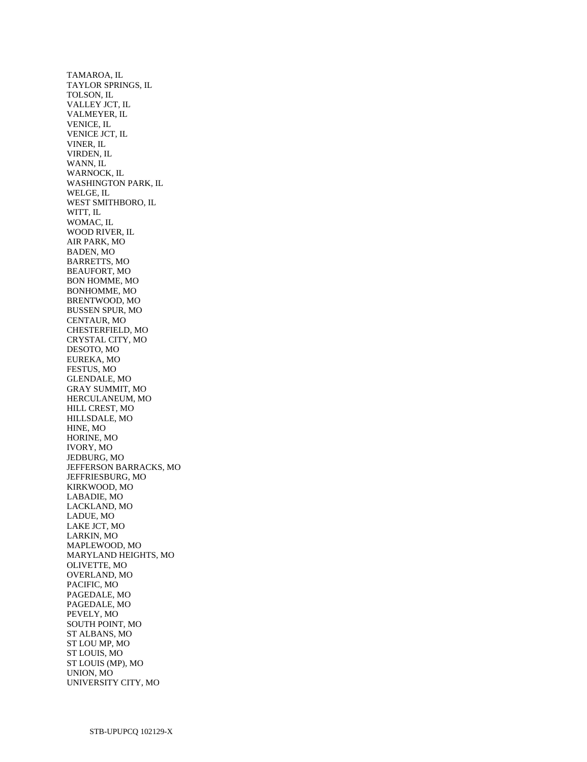TAMAROA, IL
TAYLOR SPRINGS, IL
TOLSON, IL
VALLEY JCT, IL
VALMEYER, IL
VENICE, IL
VENICE JCT, IL
VINER, IL
VIRDEN, IL
WANN, IL
WARNOCK, IL
WASHINGTON PARK, IL
WELGE, IL
WEST SMITHBORO, IL
WITT, IL
WOMAC, IL
WOOD RIVER, IL
AIR PARK, MO
BADEN, MO
BARRETTS, MO
BEAUFORT, MO
BON HOMME, MO
BONHOMME, MO
BRENTWOOD, MO
BUSSEN SPUR, MO
CENTAUR, MO
CHESTERFIELD, MO
CRYSTAL CITY, MO
DESOTO, MO
EUREKA, MO
FESTUS, MO
GLENDALE, MO
GRAY SUMMIT, MO
HERCULANEUM, MO
HILL CREST, MO
HILLSDALE, MO
HINE, MO
HORINE, MO
IVORY, MO
JEDBURG, MO
JEFFERSON BARRACKS, MO
JEFFRIESBURG, MO
KIRKWOOD, MO
LABADIE, MO
LACKLAND, MO
LADUE, MO
LAKE JCT, MO
LARKIN, MO
MAPLEWOOD, MO
MARYLAND HEIGHTS, MO
OLIVETTE, MO
OVERLAND, MO
PACIFIC, MO
PAGEDALE, MO
PAGEDALE, MO
PEVELY, MO
SOUTH POINT, MO
ST ALBANS, MO
ST LOU MP, MO
ST LOUIS, MO
ST LOUIS (MP), MO
UNION, MO
UNIVERSITY CITY, MO

STB-UPUPCQ 102129-X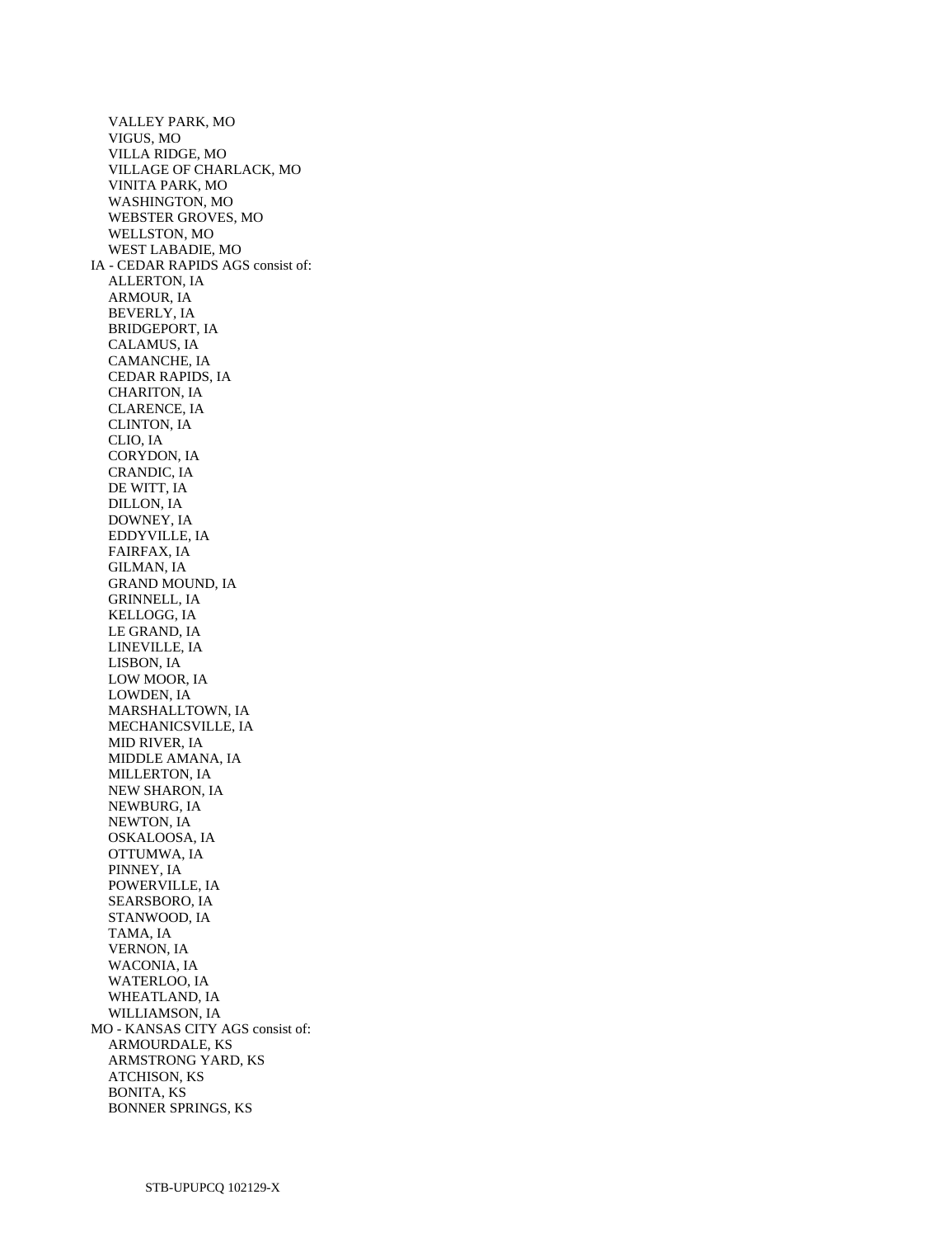VALLEY PARK, MO
VIGUS, MO
VILLA RIDGE, MO
VILLAGE OF CHARLACK, MO
VINITA PARK, MO
WASHINGTON, MO
WEBSTER GROVES, MO
WELLSTON, MO
WEST LABADIE, MO

IA - CEDAR RAPIDS AGS consist of:

ALLERTON, IA
ARMOUR, IA
BEVERLY, IA
BRIDGEPORT, IA
CALAMUS, IA
CAMANCHE, IA
CEDAR RAPIDS, IA
CHARITON, IA
CLARENCE, IA
CLINTON, IA
CLIO, IA
CORYDON, IA
CRANDIC, IA
DE WITT, IA
DILLON, IA
DOWNEY, IA
EDDYVILLE, IA
FAIRFAX, IA
GILMAN, IA
GRAND MOUND, IA
GRINNELL, IA
KELLOGG, IA
LE GRAND, IA
LINEVILLE, IA
LISBON, IA
LOW MOOR, IA
LOWDEN, IA
MARSHALLTOWN, IA
MECHANICSVILLE, IA
MID RIVER, IA
MIDDLE AMANA, IA
MILLERTON, IA
NEW SHARON, IA
NEWBURG, IA
NEWTON, IA
OSKALOOSA, IA
OTTUMWA, IA
PINNEY, IA
POWERVILLE, IA
SEARSBORO, IA
STANWOOD, IA
TAMA, IA
VERNON, IA
WACONIA, IA
WATERLOO, IA
WHEATLAND, IA
WILLIAMSON, IA

MO - KANSAS CITY AGS consist of:

ARMOURDALE, KS
ARMSTRONG YARD, KS
ATCHISON, KS
BONITA, KS
BONNER SPRINGS, KS

STB-UPUPCQ 102129-X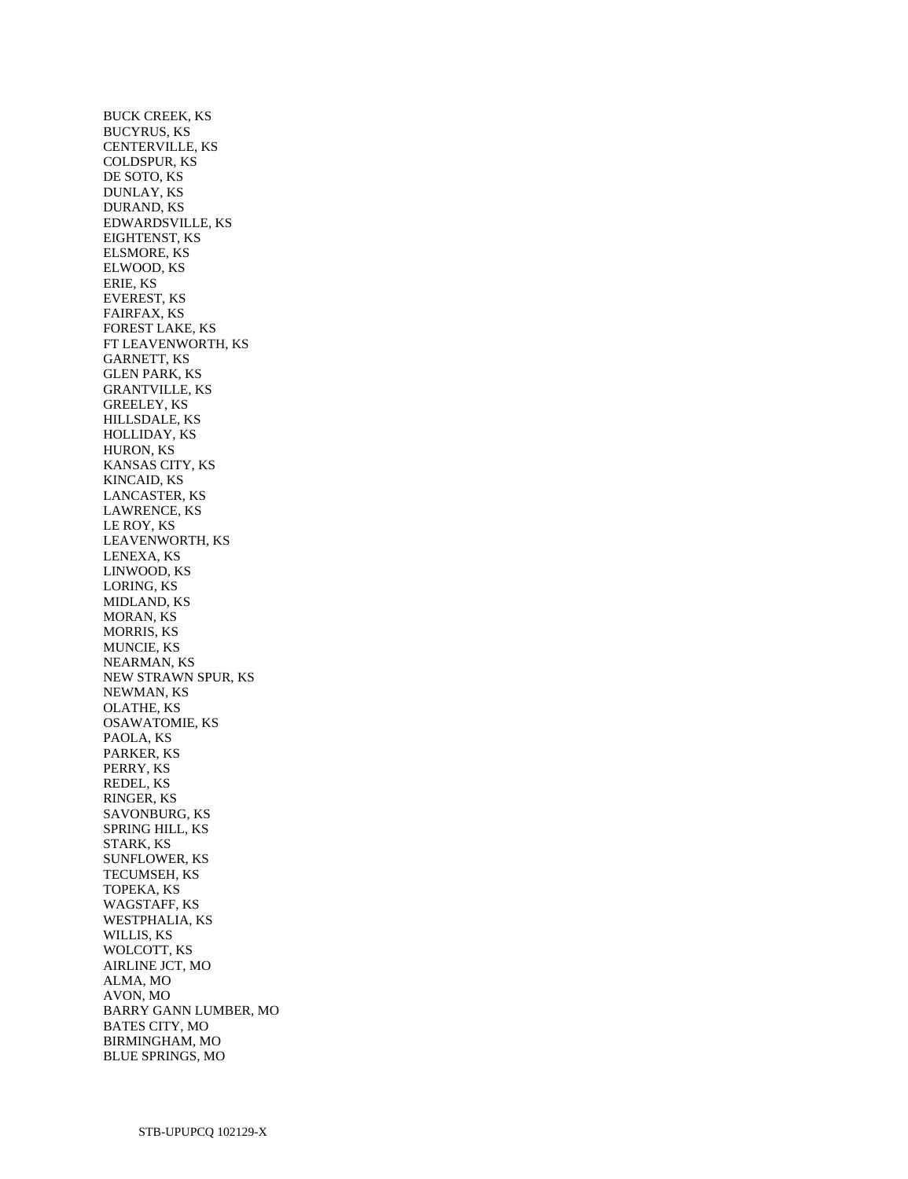BUCK CREEK, KS
BUCYRUS, KS
CENTERVILLE, KS
COLDSPUR, KS
DE SOTO, KS
DUNLAY, KS
DURAND, KS
EDWARDSVILLE, KS
EIGHTENST, KS
ELSMORE, KS
ELWOOD, KS
ERIE, KS
EVEREST, KS
FAIRFAX, KS
FOREST LAKE, KS
FT LEAVENWORTH, KS
GARNETT, KS
GLEN PARK, KS
GRANTVILLE, KS
GREELEY, KS
HILLSDALE, KS
HOLLIDAY, KS
HURON, KS
KANSAS CITY, KS
KINCAID, KS
LANCASTER, KS
LAWRENCE, KS
LE ROY, KS
LEAVENWORTH, KS
LENEXA, KS
LINWOOD, KS
LORING, KS
MIDLAND, KS
MORAN, KS
MORRIS, KS
MUNCIE, KS
NEARMAN, KS
NEW STRAWN SPUR, KS
NEWMAN, KS
OLATHE, KS
OSAWATOMIE, KS
PAOLA, KS
PARKER, KS
PERRY, KS
REDEL, KS
RINGER, KS
SAVONBURG, KS
SPRING HILL, KS
STARK, KS
SUNFLOWER, KS
TECUMSEH, KS
TOPEKA, KS
WAGSTAFF, KS
WESTPHALIA, KS
WILLIS, KS
WOLCOTT, KS
AIRLINE JCT, MO
ALMA, MO
AVON, MO
BARRY GANN LUMBER, MO
BATES CITY, MO
BIRMINGHAM, MO
BLUE SPRINGS, MO

STB-UPUPCQ 102129-X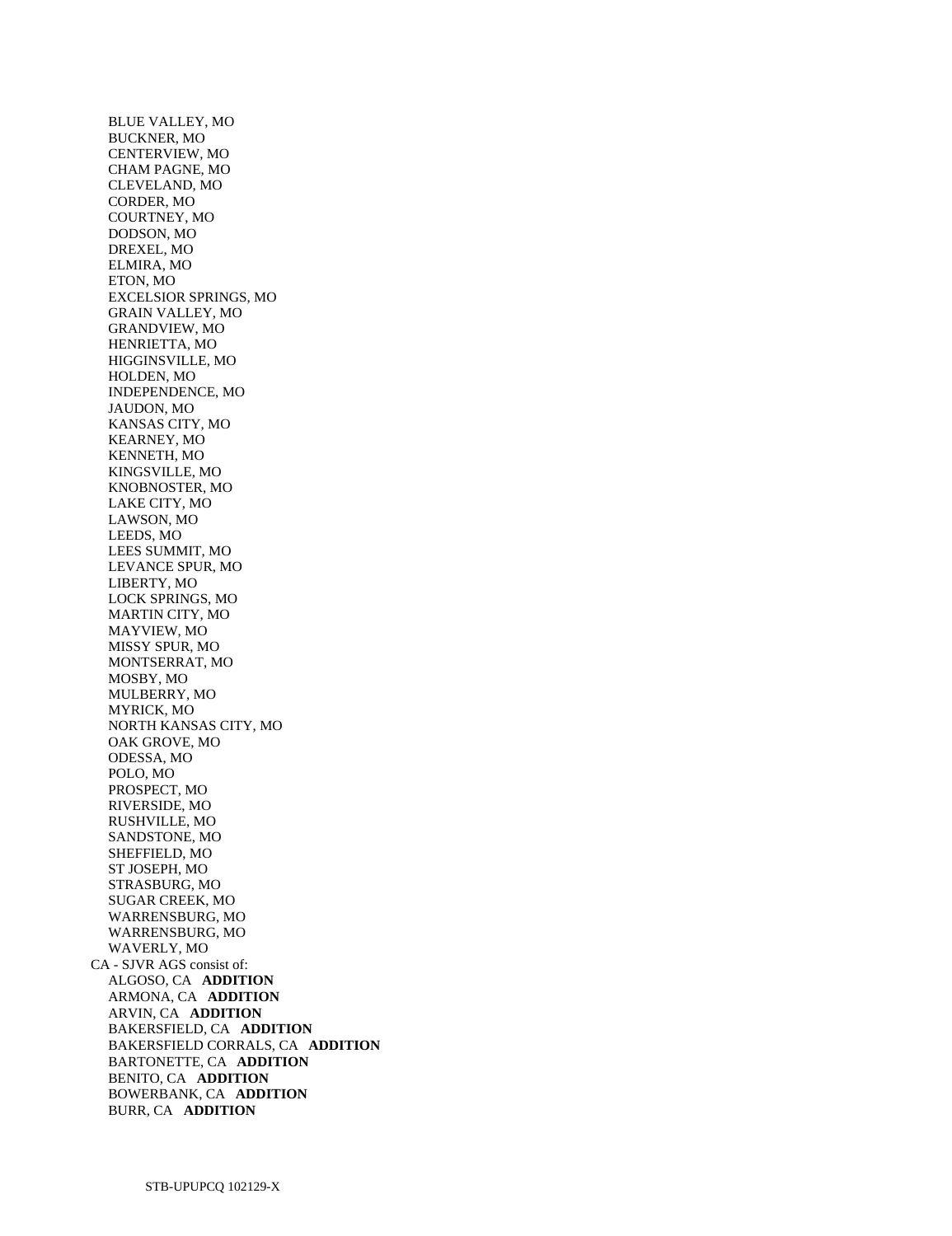BLUE VALLEY, MO
BUCKNER, MO
CENTERVIEW, MO
CHAM PAGNE, MO
CLEVELAND, MO
CORDER, MO
COURTNEY, MO
DODSON, MO
DREXEL, MO
ELMIRA, MO
ETON, MO
EXCELSIOR SPRINGS, MO
GRAIN VALLEY, MO
GRANDVIEW, MO
HENRIETTA, MO
HIGGINSVILLE, MO
HOLDEN, MO
INDEPENDENCE, MO
JAUDON, MO
KANSAS CITY, MO
KEARNEY, MO
KENNETH, MO
KINGSVILLE, MO
KNOBNOSTER, MO
LAKE CITY, MO
LAWSON, MO
LEEDS, MO
LEES SUMMIT, MO
LEVANCE SPUR, MO
LIBERTY, MO
LOCK SPRINGS, MO
MARTIN CITY, MO
MAYVIEW, MO
MISSY SPUR, MO
MONTSERRAT, MO
MOSBY, MO
MULBERRY, MO
MYRICK, MO
NORTH KANSAS CITY, MO
OAK GROVE, MO
ODESSA, MO
POLO, MO
PROSPECT, MO
RIVERSIDE, MO
RUSHVILLE, MO
SANDSTONE, MO
SHEFFIELD, MO
ST JOSEPH, MO
STRASBURG, MO
SUGAR CREEK, MO
WARRENSBURG, MO
WARRENSBURG, MO
WAVERLY, MO

CA - SJVR AGS consist of:

ALGOSO, CA **ADDITION**
ARMONA, CA **ADDITION**
ARVIN, CA **ADDITION**
BAKERSFIELD, CA **ADDITION**
BAKERSFIELD CORRALS, CA **ADDITION**
BARTONETTE, CA **ADDITION**
BENITO, CA **ADDITION**
BOWERBANK, CA **ADDITION**
BURR, CA **ADDITION**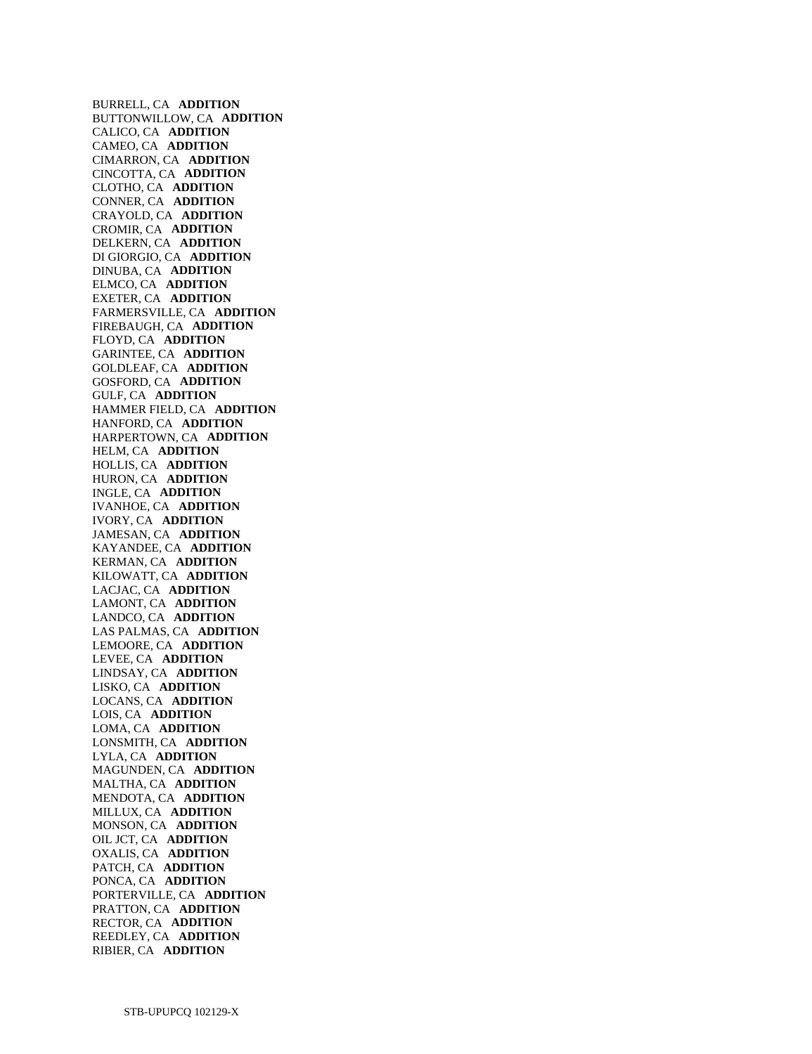BURRELL, CA **ADDITION**
BUTTONWILLOW, CA **ADDITION**
CALICO, CA **ADDITION**
CAMEO, CA **ADDITION**
CIMARRON, CA **ADDITION**
CINCOTTA, CA **ADDITION**
CLOTHO, CA **ADDITION**
CONNER, CA **ADDITION**
CRAYOLD, CA **ADDITION**
CROMIR, CA **ADDITION**
DELKERN, CA **ADDITION**
DI GIORGIO, CA **ADDITION**
DINUBA, CA **ADDITION**
ELMCO, CA **ADDITION**
EXETER, CA **ADDITION**
FARMERSVILLE, CA **ADDITION**
FIREBAUGH, CA **ADDITION**
FLOYD, CA **ADDITION**
GARINTEE, CA **ADDITION**
GOLDLEAF, CA **ADDITION**
GOSFORD, CA **ADDITION**
GULF, CA **ADDITION**
HAMMER FIELD, CA **ADDITION**
HANFORD, CA **ADDITION**
HARPERTOWN, CA **ADDITION**
HELM, CA **ADDITION**
HOLLIS, CA **ADDITION**
HURON, CA **ADDITION**
INGLE, CA **ADDITION**
IVANHOE, CA **ADDITION**
IVORY, CA **ADDITION**
JAMESAN, CA **ADDITION**
KAYANDEE, CA **ADDITION**
KERMAN, CA **ADDITION**
KILOWATT, CA **ADDITION**
LACJAC, CA **ADDITION**
LAMONT, CA **ADDITION**
LANDCO, CA **ADDITION**
LAS PALMAS, CA **ADDITION**
LEMOORE, CA **ADDITION**
LEVEE, CA **ADDITION**
LINDSAY, CA **ADDITION**
LISKO, CA **ADDITION**
LOCANS, CA **ADDITION**
LOIS, CA **ADDITION**
LOMA, CA **ADDITION**
LONSMITH, CA **ADDITION**
LYLA, CA **ADDITION**
MAGUNDEN, CA **ADDITION**
MALTHA, CA **ADDITION**
MENDOTA, CA **ADDITION**
MILLUX, CA **ADDITION**
MONSON, CA **ADDITION**
OIL JCT, CA **ADDITION**
OXALIS, CA **ADDITION**
PATCH, CA **ADDITION**
PONCA, CA **ADDITION**
PORTERVILLE, CA **ADDITION**
PRATTON, CA **ADDITION**
RECTOR, CA **ADDITION**
REEDLEY, CA **ADDITION**
RIBIER, CA **ADDITION**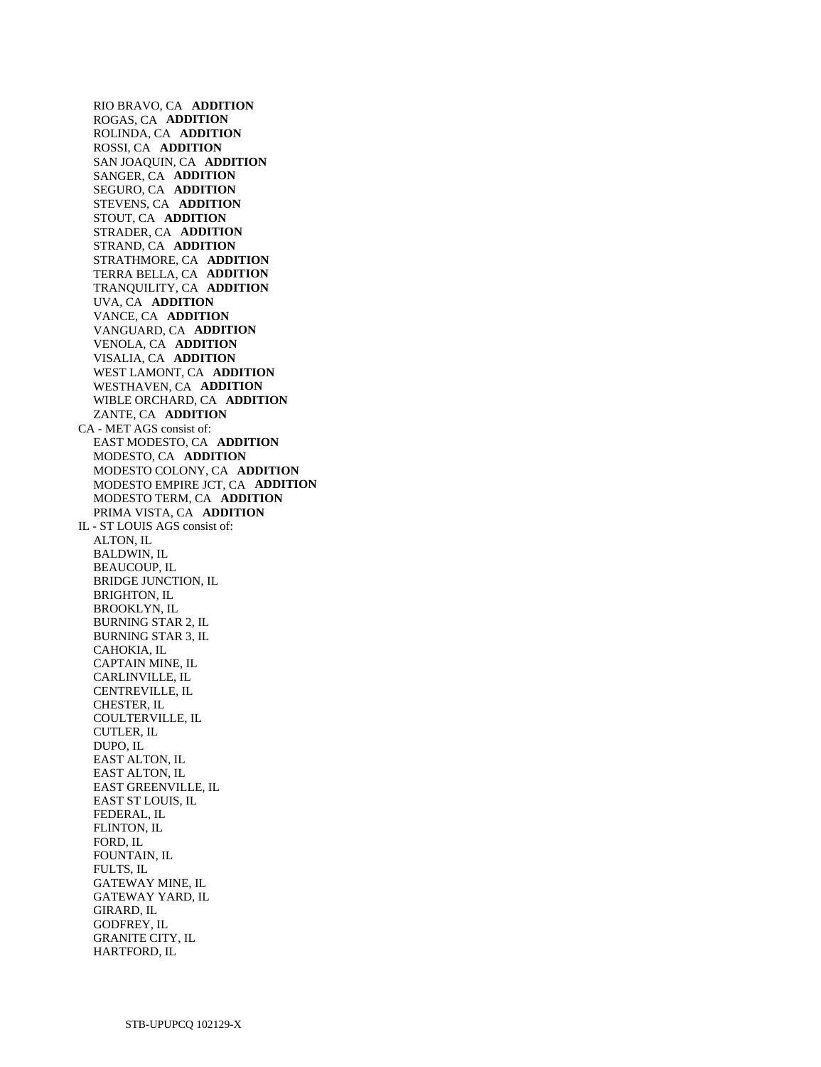RIO BRAVO, CA **ADDITION**
ROGAS, CA **ADDITION**
ROLINDA, CA **ADDITION**
ROSSI, CA **ADDITION**
SAN JOAQUIN, CA **ADDITION**
SANGER, CA **ADDITION**
SEGURO, CA **ADDITION**
STEVENS, CA **ADDITION**
STOUT, CA **ADDITION**
STRADER, CA **ADDITION**
STRAND, CA **ADDITION**
STRATHMORE, CA **ADDITION**
TERRA BELLA, CA **ADDITION**
TRANQUILITY, CA **ADDITION**
UVA, CA **ADDITION**
VANCE, CA **ADDITION**
VANGUARD, CA **ADDITION**
VENOLA, CA **ADDITION**
VISALIA, CA **ADDITION**
WEST LAMONT, CA **ADDITION**
WESTHAVEN, CA **ADDITION**
WIBLE ORCHARD, CA **ADDITION**
ZANTE, CA **ADDITION**

CA - MET AGS consist of:
EAST MODESTO, CA **ADDITION**
MODESTO, CA **ADDITION**
MODESTO COLONY, CA **ADDITION**
MODESTO EMPIRE JCT, CA **ADDITION**
MODESTO TERM, CA **ADDITION**
PRIMA VISTA, CA **ADDITION**

IL - ST LOUIS AGS consist of:
ALTON, IL
BALDWIN, IL
BEAUCOUP, IL
BRIDGE JUNCTION, IL
BRIGHTON, IL
BROOKLYN, IL
BURNING STAR 2, IL
BURNING STAR 3, IL
CAHOKIA, IL
CAPTAIN MINE, IL
CARLINVILLE, IL
CENTREVILLE, IL
CHESTER, IL
COULTERVILLE, IL
CUTLER, IL
DUPO, IL
EAST ALTON, IL
EAST ALTON, IL
EAST GREENVILLE, IL
EAST ST LOUIS, IL
FEDERAL, IL
FLINTON, IL
FORD, IL
FOUNTAIN, IL
FULTS, IL
GATEWAY MINE, IL
GATEWAY YARD, IL
GIRARD, IL
GODFREY, IL
GRANITE CITY, IL
HARTFORD, IL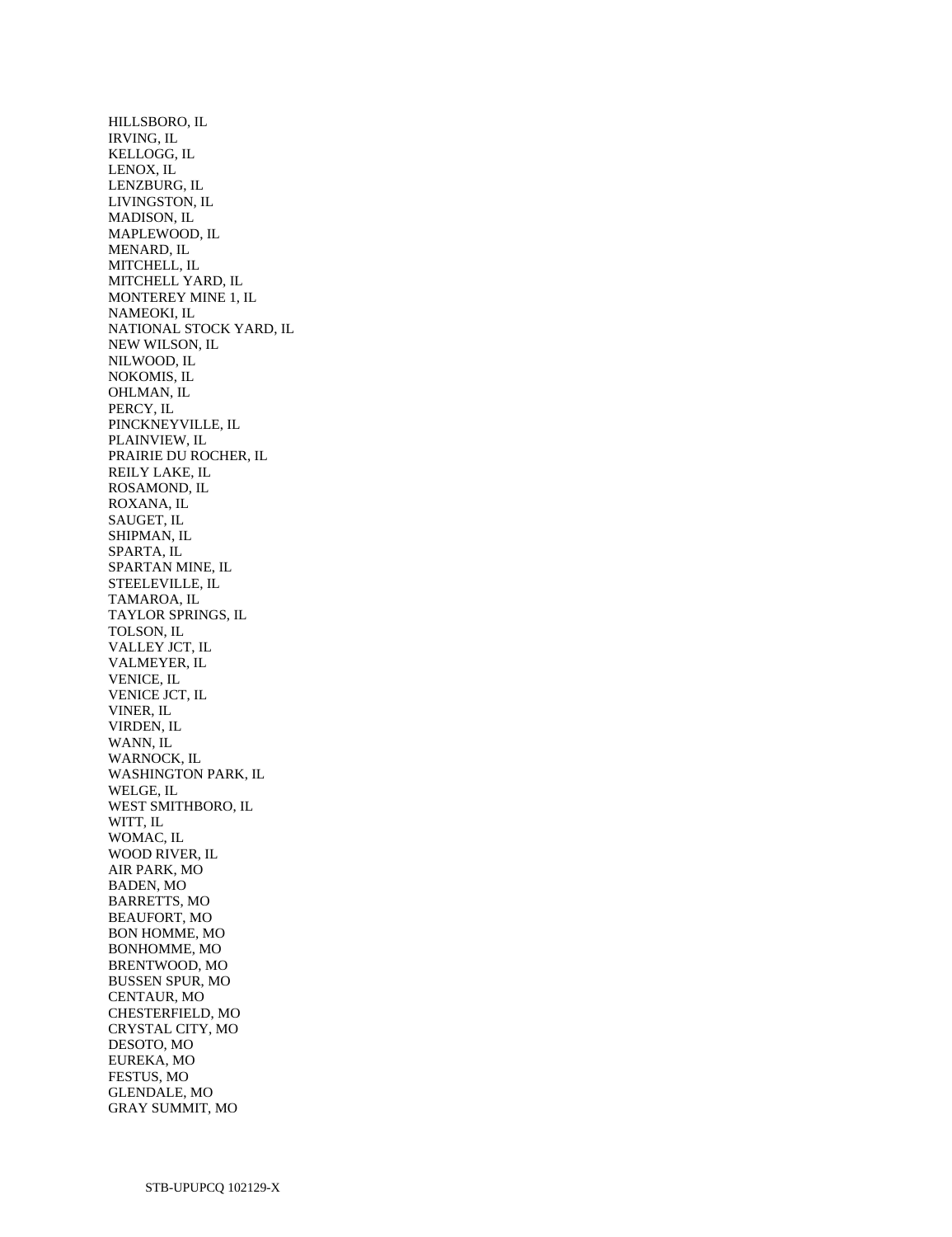HILLSBORO, IL
IRVING, IL
KELLOGG, IL
LENOX, IL
LENZBURG, IL
LIVINGSTON, IL
MADISON, IL
MAPLEWOOD, IL
MENARD, IL
MITCHELL, IL
MITCHELL YARD, IL
MONTEREY MINE 1, IL
NAMEOKI, IL
NATIONAL STOCK YARD, IL
NEW WILSON, IL
NILWOOD, IL
NOKOMIS, IL
OHLMAN, IL
PERCY, IL
PINCKNEYVILLE, IL
PLAINVIEW, IL
PRAIRIE DU ROCHER, IL
REILY LAKE, IL
ROSAMOND, IL
ROXANA, IL
SAUGET, IL
SHIPMAN, IL
SPARTA, IL
SPARTAN MINE, IL
STEELEVILLE, IL
TAMAROA, IL
TAYLOR SPRINGS, IL
TOLSON, IL
VALLEY JCT, IL
VALMEYER, IL
VENICE, IL
VENICE JCT, IL
VINER, IL
VIRDEN, IL
WANN, IL
WARNOCK, IL
WASHINGTON PARK, IL
WELGE, IL
WEST SMITHBORO, IL
WITT, IL
WOMAC, IL
WOOD RIVER, IL
AIR PARK, MO
BADEN, MO
BARRETTS, MO
BEAUFORT, MO
BON HOMME, MO
BONHOMME, MO
BRENTWOOD, MO
BUSSEN SPUR, MO
CENTAUR, MO
CHESTERFIELD, MO
CRYSTAL CITY, MO
DESOTO, MO
EUREKA, MO
FESTUS, MO
GLENDALE, MO
GRAY SUMMIT, MO

STB-UPUPCQ 102129-X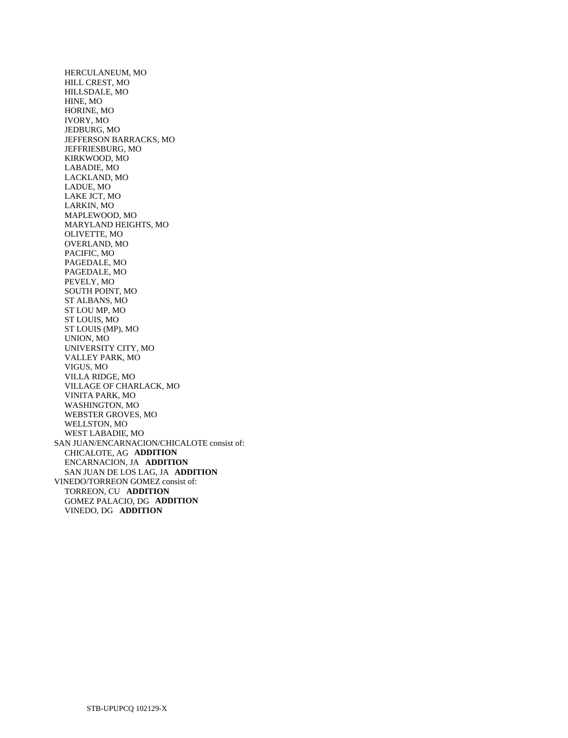HERCULANEUM, MO
HILL CREST, MO
HILLSDALE, MO
HINE, MO
HORINE, MO
IVORY, MO
JEDBURG, MO
JEFFERSON BARRACKS, MO
JEFFRIESBURG, MO
KIRKWOOD, MO
LABADIE, MO
LACKLAND, MO
LADUE, MO
LAKE JCT, MO
LARKIN, MO
MAPLEWOOD, MO
MARYLAND HEIGHTS, MO
OLIVETTE, MO
OVERLAND, MO
PACIFIC, MO
PAGEDALE, MO
PAGEDALE, MO
PEVELY, MO
SOUTH POINT, MO
ST ALBANS, MO
ST LOU MP, MO
ST LOUIS, MO
ST LOUIS (MP), MO
UNION, MO
UNIVERSITY CITY, MO
VALLEY PARK, MO
VIGUS, MO
VILLA RIDGE, MO
VILLAGE OF CHARLACK, MO
VINITA PARK, MO
WASHINGTON, MO
WEBSTER GROVES, MO
WELLSTON, MO
WEST LABADIE, MO

SAN JUAN/ENCARNACION/CHICALOTE consist of:
CHICALOTE, AG **ADDITION**
ENCARNACION, JA **ADDITION**
SAN JUAN DE LOS LAG, JA **ADDITION**

VINEDO/TORREON GOMEZ consist of:
TORREON, CU **ADDITION**
GOMEZ PALACIO, DG **ADDITION**
VINEDO, DG **ADDITION**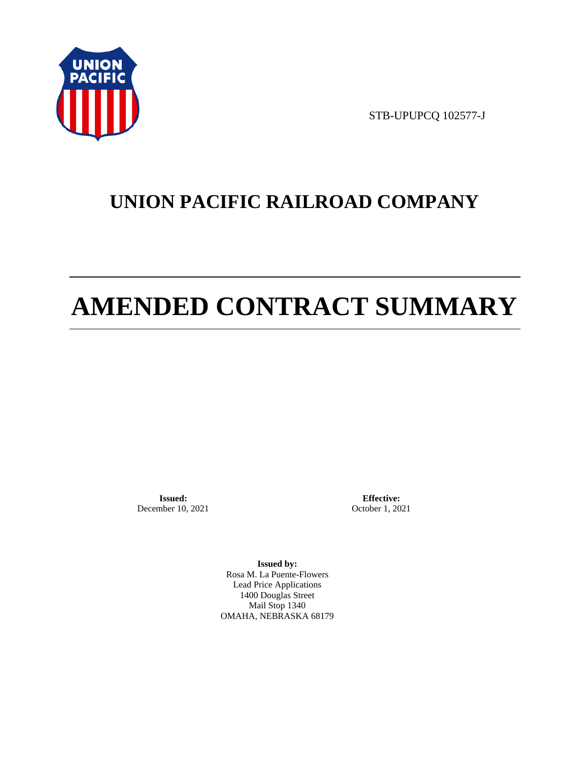STB-UPUPCQ 102577-J

# UNION PACIFIC RAILROAD COMPANY

# AMENDED CONTRACT SUMMARY

**Issued:**
December 10, 2021

**Effective:**
October 1, 2021

**Issued by:**
Rosa M. La Puente-Flowers
Lead Price Applications
1400 Douglas Street
Mail Stop 1340
OMAHA, NEBRASKA 68179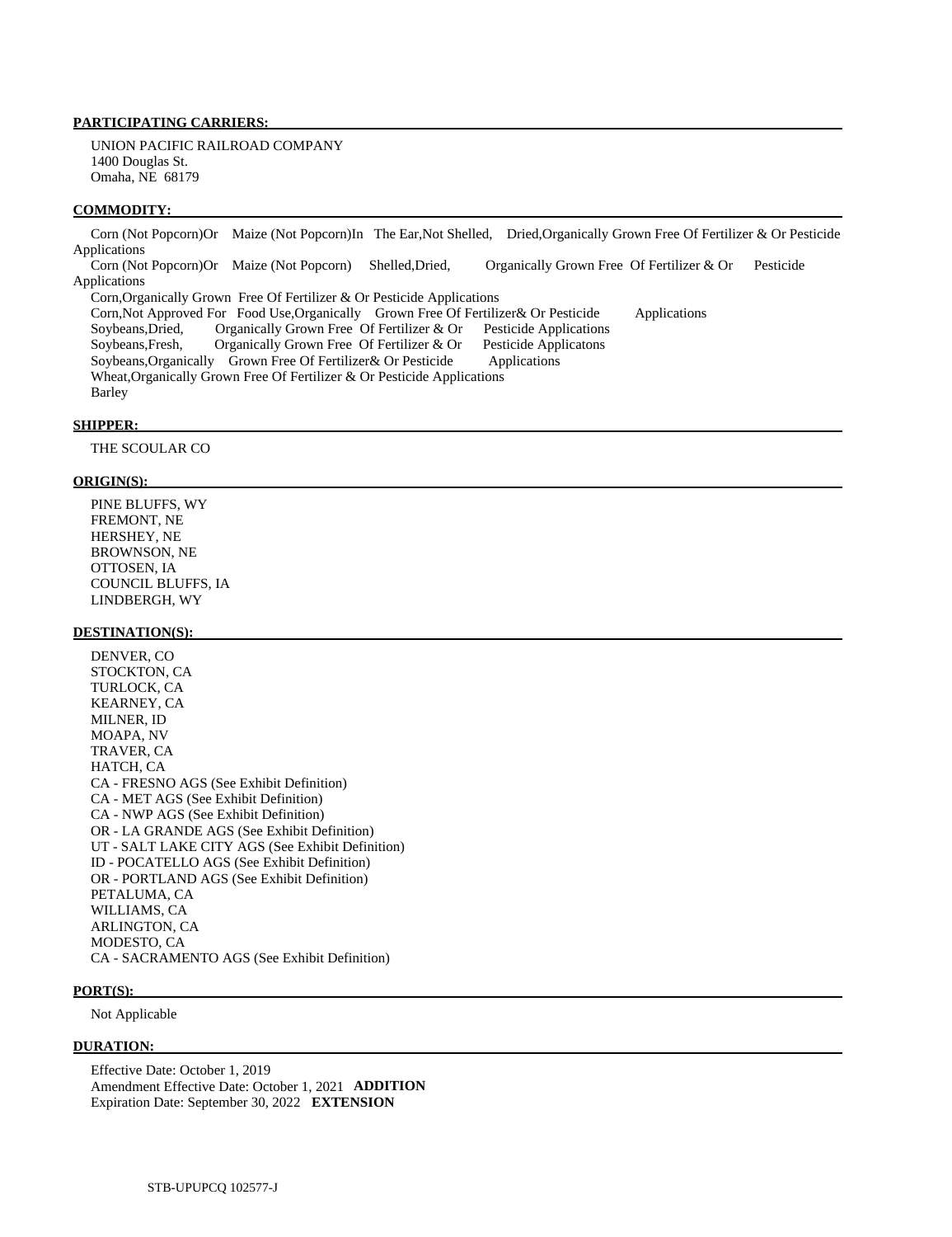**PARTICIPATING CARRIERS:**

UNION PACIFIC RAILROAD COMPANY
1400 Douglas St.
Omaha, NE 68179

**COMMODITY:**

Corn (Not Popcorn)Or Maize (Not Popcorn)In The Ear,Not Shelled, Dried,Organically Grown Free Of Fertilizer & Or Pesticide Applications
Corn (Not Popcorn)Or Maize (Not Popcorn) Shelled,Dried, Organically Grown Free Of Fertilizer & Or Pesticide Applications
Corn,Organically Grown Free Of Fertilizer & Or Pesticide Applications
Corn,Not Approved For Food Use,Organically Grown Free Of Fertilizer& Or Pesticide Applications
Soybeans,Dried, Organically Grown Free Of Fertilizer & Or Pesticide Applications
Soybeans,Fresh, Organically Grown Free Of Fertilizer & Or Pesticide Applicatons
Soybeans,Organically Grown Free Of Fertilizer& Or Pesticide Applications
Wheat,Organically Grown Free Of Fertilizer & Or Pesticide Applications
Barley

**SHIPPER:**

THE SCOULAR CO

**ORIGIN(S):**

PINE BLUFFS, WY
FREMONT, NE
HERSHEY, NE
BROWNSON, NE
OTTOSEN, IA
COUNCIL BLUFFS, IA
LINDBERGH, WY

**DESTINATION(S):**

DENVER, CO
STOCKTON, CA
TURLOCK, CA
KEARNEY, CA
MILNER, ID
MOAPA, NV
TRAVER, CA
HATCH, CA
CA - FRESNO AGS (See Exhibit Definition)
CA - MET AGS (See Exhibit Definition)
CA - NWP AGS (See Exhibit Definition)
OR - LA GRANDE AGS (See Exhibit Definition)
UT - SALT LAKE CITY AGS (See Exhibit Definition)
ID - POCATELLO AGS (See Exhibit Definition)
OR - PORTLAND AGS (See Exhibit Definition)
PETALUMA, CA
WILLIAMS, CA
ARLINGTON, CA
MODESTO, CA
CA - SACRAMENTO AGS (See Exhibit Definition)

**PORT(S):**

Not Applicable

**DURATION:**

Effective Date: October 1, 2019
Amendment Effective Date: October 1, 2021 **ADDITION**
Expiration Date: September 30, 2022 **EXTENSION**

STB-UPUPCQ 102577-J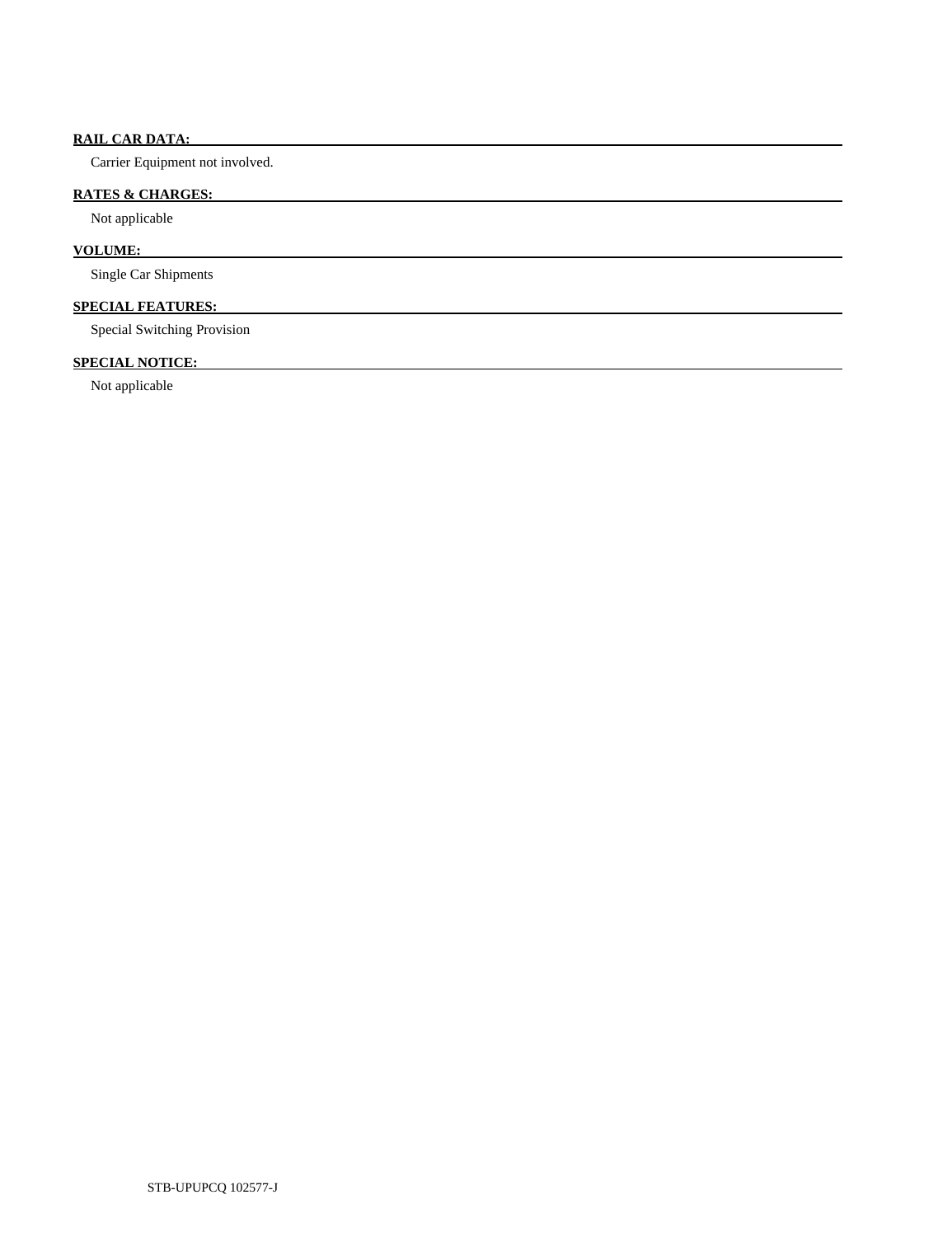**RAIL CAR DATA:**

Carrier Equipment not involved.

**RATES & CHARGES:**

Not applicable

**VOLUME:**

Single Car Shipments

**SPECIAL FEATURES:**

Special Switching Provision

**SPECIAL NOTICE:**

Not applicable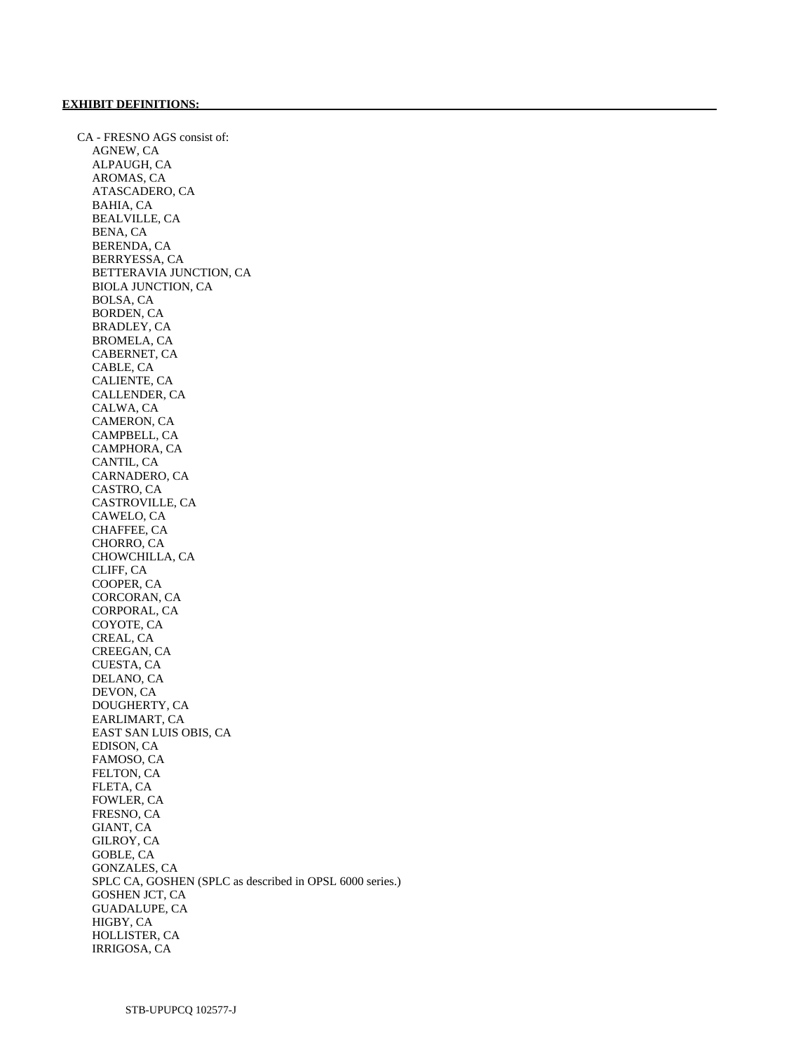**EXHIBIT DEFINITIONS:**

CA - FRESNO AGS consist of:

- AGNEW, CA
- ALPAUGH, CA
- AROMAS, CA
- ATASCADERO, CA
- BAHIA, CA
- BEALVILLE, CA
- BENA, CA
- BERENDA, CA
- BERRYESSA, CA
- BETTERAVIA JUNCTION, CA
- BIOLA JUNCTION, CA
- BOLSA, CA
- BORDEN, CA
- BRADLEY, CA
- BROMELA, CA
- CABERNET, CA
- CABLE, CA
- CALIENTE, CA
- CALLENDER, CA
- CALWA, CA
- CAMERON, CA
- CAMPBELL, CA
- CAMPHORA, CA
- CANTIL, CA
- CARNADERO, CA
- CASTRO, CA
- CASTROVILLE, CA
- CAWELO, CA
- CHAFFEE, CA
- CHORRO, CA
- CHOWCHILLA, CA
- CLIFF, CA
- COOPER, CA
- CORCORAN, CA
- CORPORAL, CA
- COYOTE, CA
- CREAL, CA
- CREEGAN, CA
- CUESTA, CA
- DELANO, CA
- DEVON, CA
- DOUGHERTY, CA
- EARLIMART, CA
- EAST SAN LUIS OBIS, CA
- EDISON, CA
- FAMOSO, CA
- FELTON, CA
- FLETA, CA
- FOWLER, CA
- FRESNO, CA
- GIANT, CA
- GILROY, CA
- GOBLE, CA
- GONZALES, CA
- SPLC CA, GOSHEN (SPLC as described in OPSL 6000 series.)
- GOSHEN JCT, CA
- GUADALUPE, CA
- HIGBY, CA
- HOLLISTER, CA
- IRRIGOSA, CA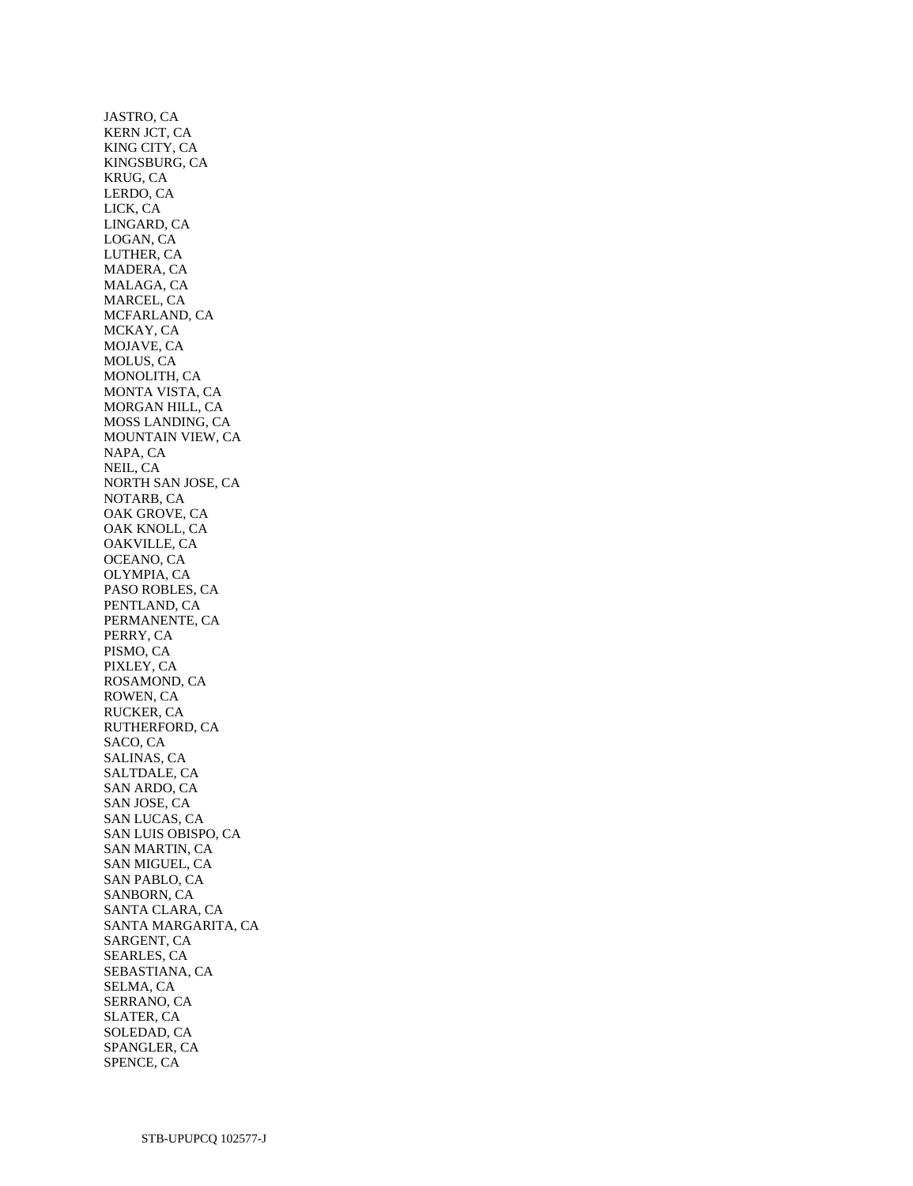JASTRO, CA
KERN JCT, CA
KING CITY, CA
KINGSBURG, CA
KRUG, CA
LERDO, CA
LICK, CA
LINGARD, CA
LOGAN, CA
LUTHER, CA
MADERA, CA
MALAGA, CA
MARCEL, CA
MCFARLAND, CA
MCKAY, CA
MOJAVE, CA
MOLUS, CA
MONOLITH, CA
MONTA VISTA, CA
MORGAN HILL, CA
MOSS LANDING, CA
MOUNTAIN VIEW, CA
NAPA, CA
NEIL, CA
NORTH SAN JOSE, CA
NOTARB, CA
OAK GROVE, CA
OAK KNOLL, CA
OAKVILLE, CA
OCEANO, CA
OLYMPIA, CA
PASO ROBLES, CA
PENTLAND, CA
PERMANENTE, CA
PERRY, CA
PISMO, CA
PIXLEY, CA
ROSAMOND, CA
ROWEN, CA
RUCKER, CA
RUTHERFORD, CA
SACO, CA
SALINAS, CA
SALTDALE, CA
SAN ARDO, CA
SAN JOSE, CA
SAN LUCAS, CA
SAN LUIS OBISPO, CA
SAN MARTIN, CA
SAN MIGUEL, CA
SAN PABLO, CA
SANBORN, CA
SANTA CLARA, CA
SANTA MARGARITA, CA
SARGENT, CA
SEARLES, CA
SEBASTIANA, CA
SELMA, CA
SERRANO, CA
SLATER, CA
SOLEDAD, CA
SPANGLER, CA
SPENCE, CA

STB-UPUPCQ 102577-J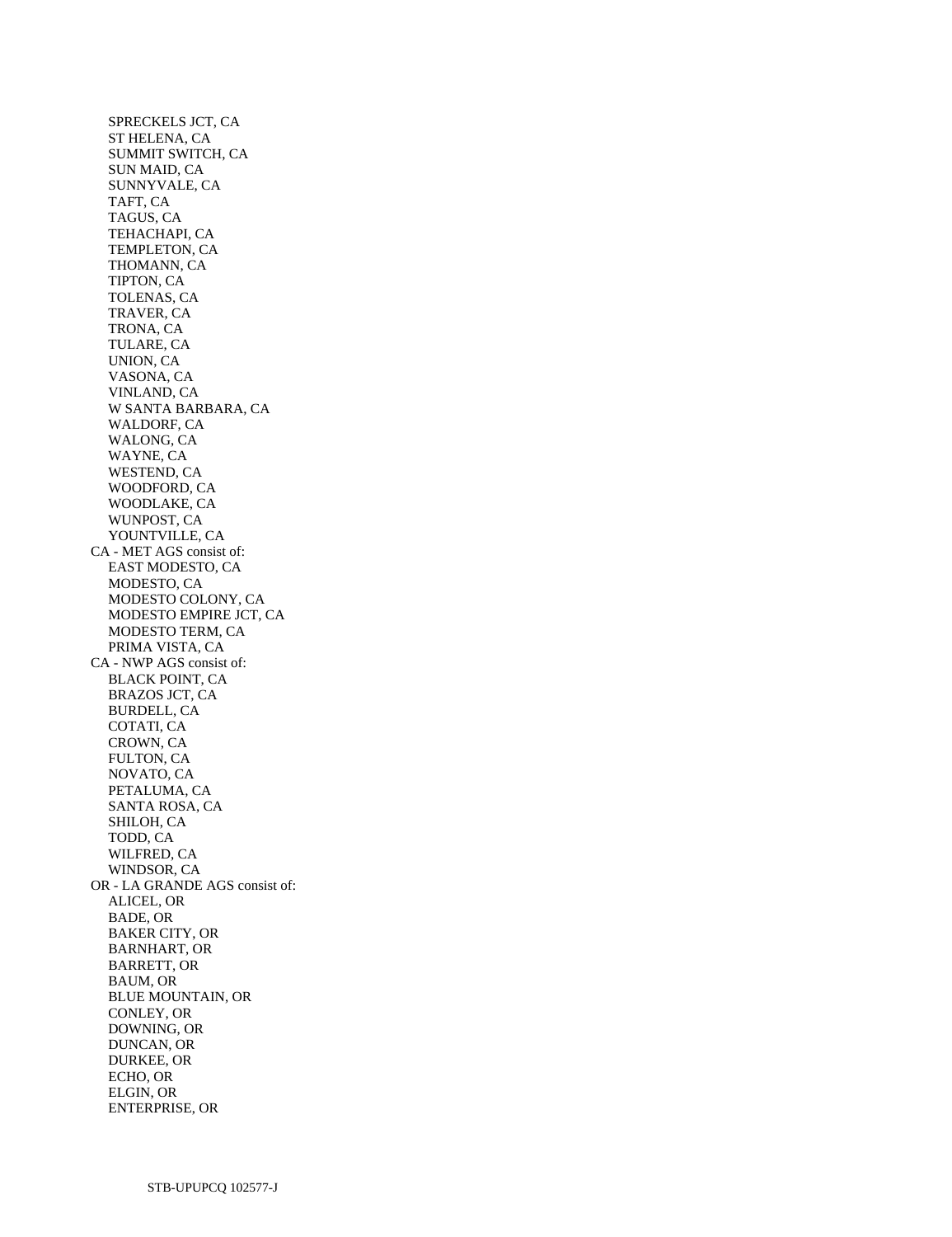SPRECKELS JCT, CA
ST HELENA, CA
SUMMIT SWITCH, CA
SUN MAID, CA
SUNNYVALE, CA
TAFT, CA
TAGUS, CA
TEHACHAPI, CA
TEMPLETON, CA
THOMANN, CA
TIPTON, CA
TOLENAS, CA
TRAVER, CA
TRONA, CA
TULARE, CA
UNION, CA
VASONA, CA
VINLAND, CA
W SANTA BARBARA, CA
WALDORF, CA
WALONG, CA
WAYNE, CA
WESTEND, CA
WOODFORD, CA
WOODLAKE, CA
WUNPOST, CA
YOUNTVILLE, CA

CA - MET AGS consist of:
EAST MODESTO, CA
MODESTO, CA
MODESTO COLONY, CA
MODESTO EMPIRE JCT, CA
MODESTO TERM, CA
PRIMA VISTA, CA

CA - NWP AGS consist of:
BLACK POINT, CA
BRAZOS JCT, CA
BURDELL, CA
COTATI, CA
CROWN, CA
FULTON, CA
NOVATO, CA
PETALUMA, CA
SANTA ROSA, CA
SHILOH, CA
TODD, CA
WILFRED, CA
WINDSOR, CA

OR - LA GRANDE AGS consist of:
ALICEL, OR
BADE, OR
BAKER CITY, OR
BARNHART, OR
BARRETT, OR
BAUM, OR
BLUE MOUNTAIN, OR
CONLEY, OR
DOWNING, OR
DUNCAN, OR
DURKEE, OR
ECHO, OR
ELGIN, OR
ENTERPRISE, OR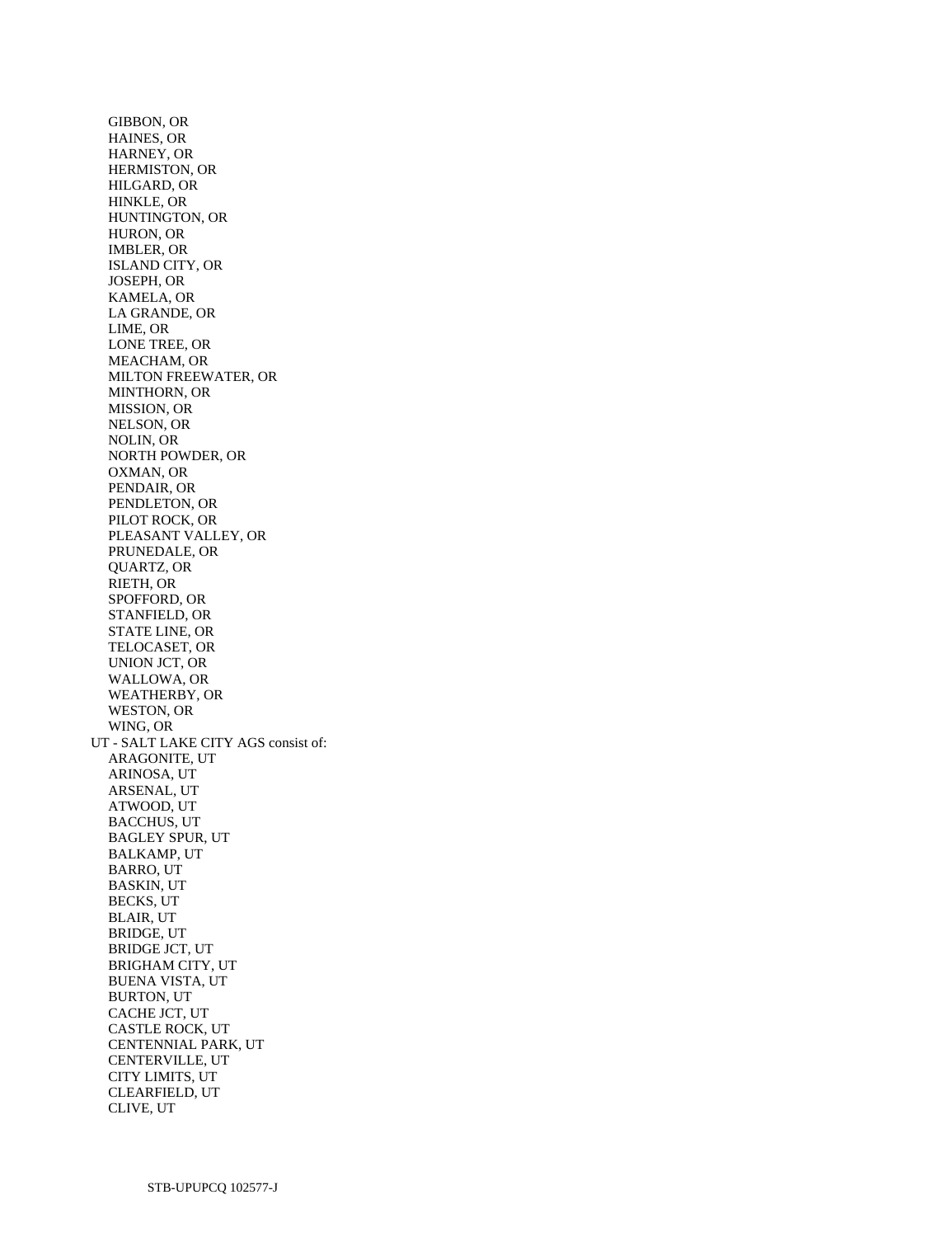GIBBON, OR
HAINES, OR
HARNEY, OR
HERMISTON, OR
HILGARD, OR
HINKLE, OR
HUNTINGTON, OR
HURON, OR
IMBLER, OR
ISLAND CITY, OR
JOSEPH, OR
KAMELA, OR
LA GRANDE, OR
LIME, OR
LONE TREE, OR
MEACHAM, OR
MILTON FREEWATER, OR
MINTHORN, OR
MISSION, OR
NELSON, OR
NOLIN, OR
NORTH POWDER, OR
OXMAN, OR
PENDAIR, OR
PENDLETON, OR
PILOT ROCK, OR
PLEASANT VALLEY, OR
PRUNEDALE, OR
QUARTZ, OR
RIETH, OR
SPOFFORD, OR
STANFIELD, OR
STATE LINE, OR
TELOCASET, OR
UNION JCT, OR
WALLOWA, OR
WEATHERBY, OR
WESTON, OR
WING, OR

UT - SALT LAKE CITY AGS consist of:

ARAGONITE, UT
ARINOSA, UT
ARSENAL, UT
ATWOOD, UT
BACCHUS, UT
BAGLEY SPUR, UT
BALKAMP, UT
BARRO, UT
BASKIN, UT
BECKS, UT
BLAIR, UT
BRIDGE, UT
BRIDGE JCT, UT
BRIGHAM CITY, UT
BUENA VISTA, UT
BURTON, UT
CACHE JCT, UT
CASTLE ROCK, UT
CENTENNIAL PARK, UT
CENTERVILLE, UT
CITY LIMITS, UT
CLEARFIELD, UT
CLIVE, UT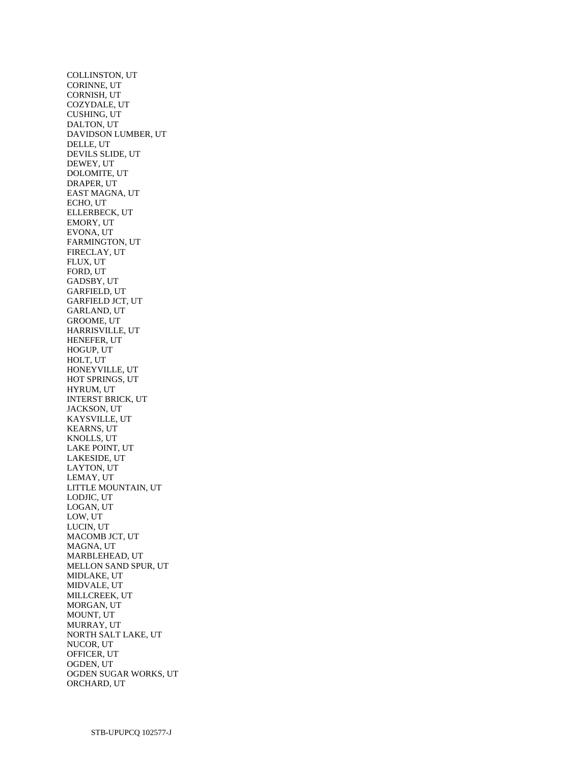COLLINSTON, UT
CORINNE, UT
CORNISH, UT
COZYDALE, UT
CUSHING, UT
DALTON, UT
DAVIDSON LUMBER, UT
DELLE, UT
DEVILS SLIDE, UT
DEWEY, UT
DOLOMITE, UT
DRAPER, UT
EAST MAGNA, UT
ECHO, UT
ELLERBECK, UT
EMORY, UT
EVONA, UT
FARMINGTON, UT
FIRECLAY, UT
FLUX, UT
FORD, UT
GADSBY, UT
GARFIELD, UT
GARFIELD JCT, UT
GARLAND, UT
GROOME, UT
HARRISVILLE, UT
HENEFER, UT
HOGUP, UT
HOLT, UT
HONEYVILLE, UT
HOT SPRINGS, UT
HYRUM, UT
INTERST BRICK, UT
JACKSON, UT
KAYSVILLE, UT
KEARNS, UT
KNOLLS, UT
LAKE POINT, UT
LAKESIDE, UT
LAYTON, UT
LEMAY, UT
LITTLE MOUNTAIN, UT
LODJIC, UT
LOGAN, UT
LOW, UT
LUCIN, UT
MACOMB JCT, UT
MAGNA, UT
MARBLEHEAD, UT
MELLON SAND SPUR, UT
MIDLAKE, UT
MIDVALE, UT
MILLCREEK, UT
MORGAN, UT
MOUNT, UT
MURRAY, UT
NORTH SALT LAKE, UT
NUCOR, UT
OFFICER, UT
OGDEN, UT
OGDEN SUGAR WORKS, UT
ORCHARD, UT

STB-UPUPCQ 102577-J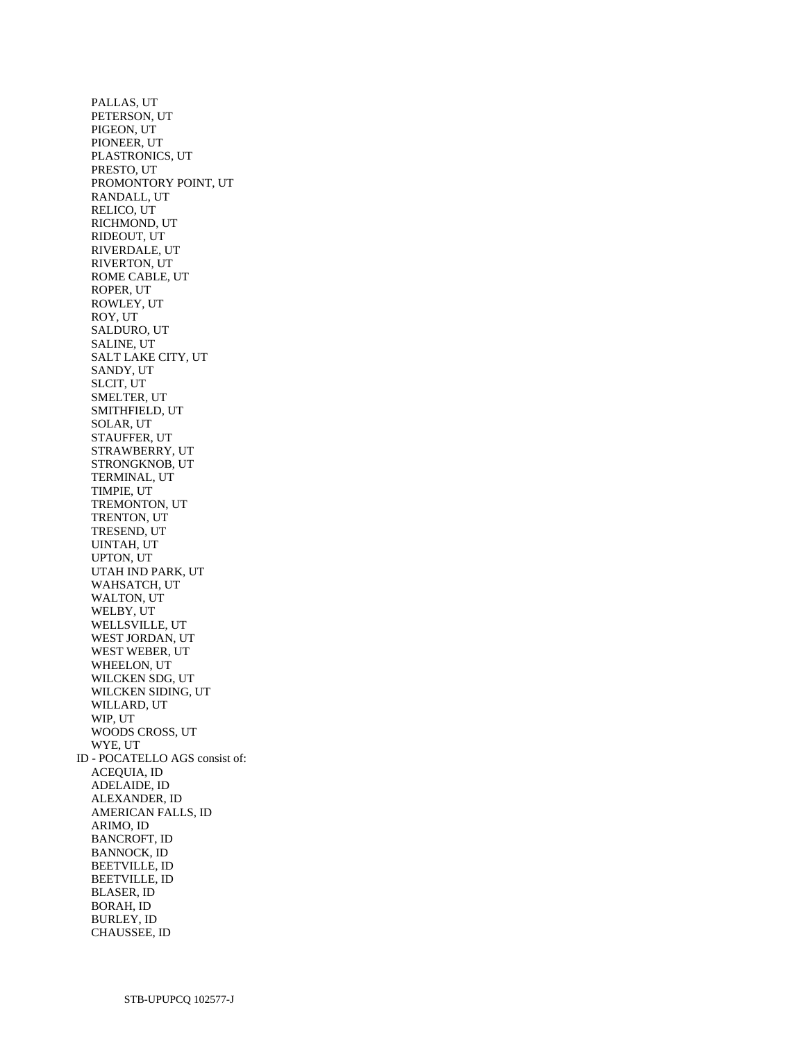PALLAS, UT
PETERSON, UT
PIGEON, UT
PIONEER, UT
PLASTRONICS, UT
PRESTO, UT
PROMONTORY POINT, UT
RANDALL, UT
RELICO, UT
RICHMOND, UT
RIDEOUT, UT
RIVERDALE, UT
RIVERTON, UT
ROME CABLE, UT
ROPER, UT
ROWLEY, UT
ROY, UT
SALDURO, UT
SALINE, UT
SALT LAKE CITY, UT
SANDY, UT
SLCIT, UT
SMELTER, UT
SMITHFIELD, UT
SOLAR, UT
STAUFFER, UT
STRAWBERRY, UT
STRONGKNOB, UT
TERMINAL, UT
TIMPIE, UT
TREMONTON, UT
TRENTON, UT
TRESEND, UT
UINTAH, UT
UPTON, UT
UTAH IND PARK, UT
WAHSATCH, UT
WALTON, UT
WELBY, UT
WELLSVILLE, UT
WEST JORDAN, UT
WEST WEBER, UT
WHEELON, UT
WILCKEN SDG, UT
WILCKEN SIDING, UT
WILLARD, UT
WIP, UT
WOODS CROSS, UT
WYE, UT

ID - POCATELLO AGS consist of:

ACEQUIA, ID
ADELAIDE, ID
ALEXANDER, ID
AMERICAN FALLS, ID
ARIMO, ID
BANCROFT, ID
BANNOCK, ID
BEETVILLE, ID
BEETVILLE, ID
BLASER, ID
BORAH, ID
BURLEY, ID
CHAUSSEE, ID

STB-UPUPCQ 102577-J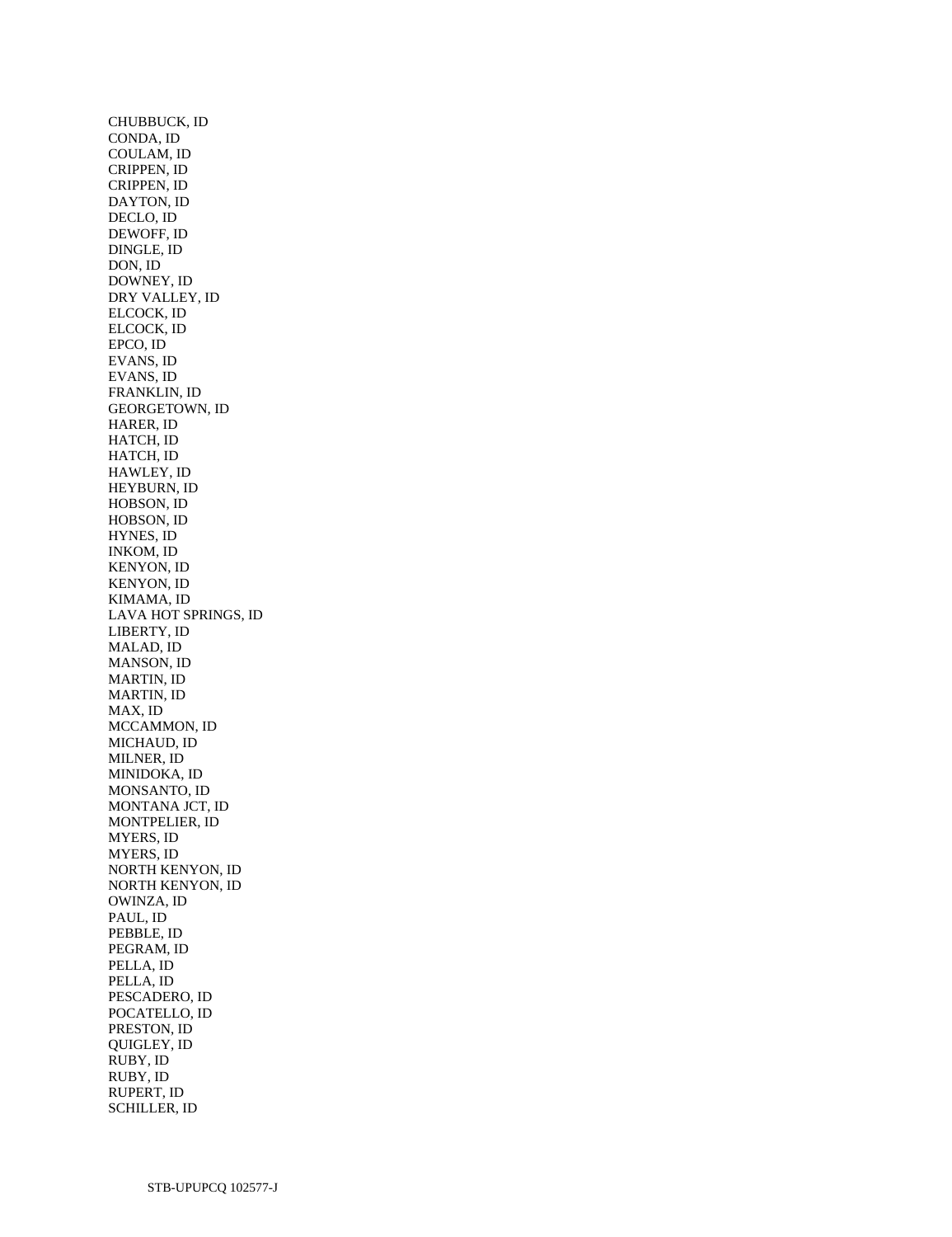CHUBBUCK, ID
CONDA, ID
COULAM, ID
CRIPPEN, ID
CRIPPEN, ID
DAYTON, ID
DECLO, ID
DEWOFF, ID
DINGLE, ID
DON, ID
DOWNEY, ID
DRY VALLEY, ID
ELCOCK, ID
ELCOCK, ID
EPCO, ID
EVANS, ID
EVANS, ID
FRANKLIN, ID
GEORGETOWN, ID
HARER, ID
HATCH, ID
HATCH, ID
HAWLEY, ID
HEYBURN, ID
HOBSON, ID
HOBSON, ID
HYNES, ID
INKOM, ID
KENYON, ID
KENYON, ID
KIMAMA, ID
LAVA HOT SPRINGS, ID
LIBERTY, ID
MALAD, ID
MANSON, ID
MARTIN, ID
MARTIN, ID
MAX, ID
MCCAMMON, ID
MICHAUD, ID
MILNER, ID
MINIDOKA, ID
MONSANTO, ID
MONTANA JCT, ID
MONTPELIER, ID
MYERS, ID
MYERS, ID
NORTH KENYON, ID
NORTH KENYON, ID
OWINZA, ID
PAUL, ID
PEBBLE, ID
PEGRAM, ID
PELLA, ID
PELLA, ID
PESCADERO, ID
POCATELLO, ID
PRESTON, ID
QUIGLEY, ID
RUBY, ID
RUBY, ID
RUPERT, ID
SCHILLER, ID

STB-UPUPCQ 102577-J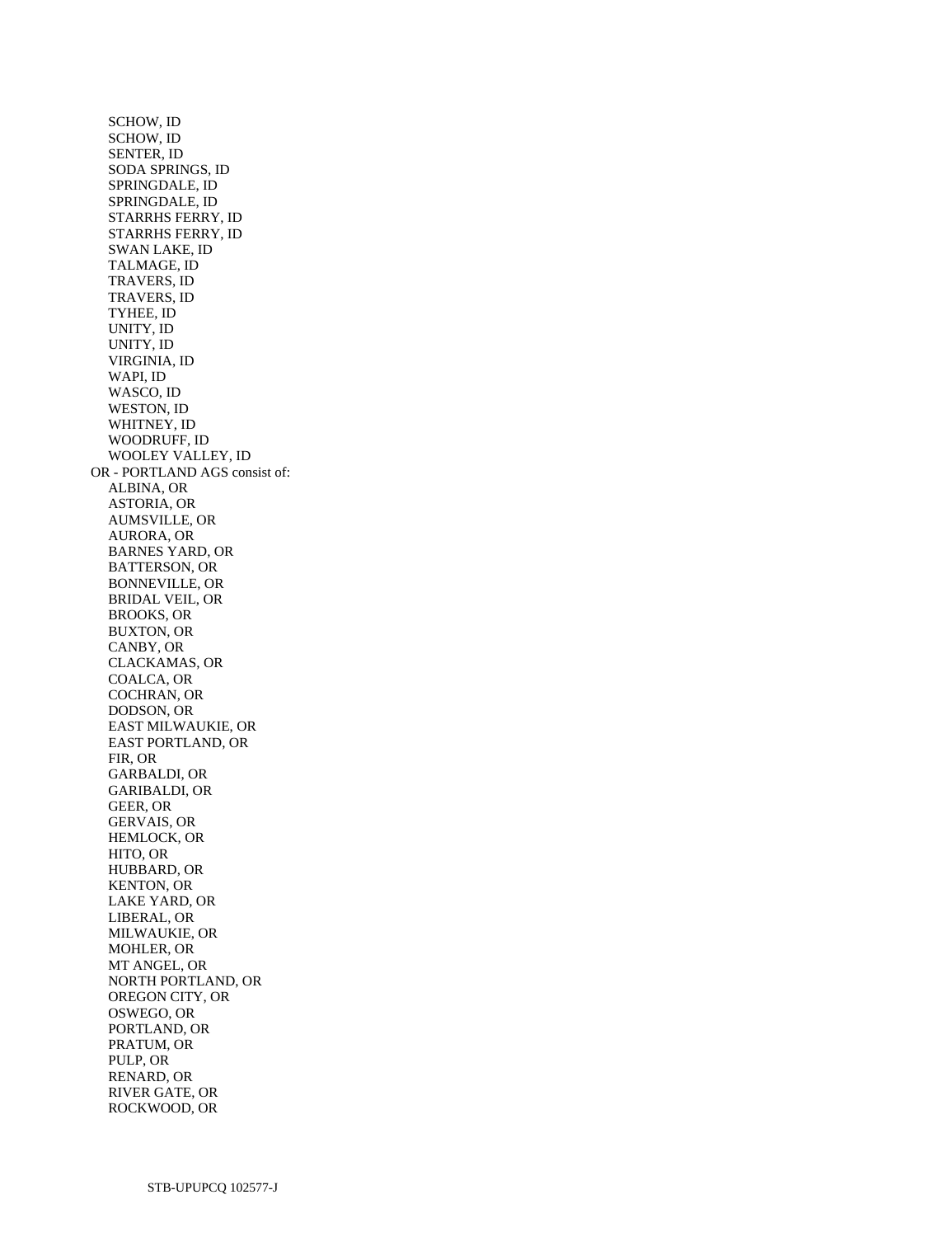SCHOW, ID
SCHOW, ID
SENTER, ID
SODA SPRINGS, ID
SPRINGDALE, ID
SPRINGDALE, ID
STARRHS FERRY, ID
STARRHS FERRY, ID
SWAN LAKE, ID
TALMAGE, ID
TRAVERS, ID
TRAVERS, ID
TYHEE, ID
UNITY, ID
UNITY, ID
VIRGINIA, ID
WAPI, ID
WASCO, ID
WESTON, ID
WHITNEY, ID
WOODRUFF, ID
WOOLEY VALLEY, ID

OR - PORTLAND AGS consist of:

ALBINA, OR
ASTORIA, OR
AUMSVILLE, OR
AURORA, OR
BARNES YARD, OR
BATTERSON, OR
BONNEVILLE, OR
BRIDAL VEIL, OR
BROOKS, OR
BUXTON, OR
CANBY, OR
CLACKAMAS, OR
COALCA, OR
COCHRAN, OR
DODSON, OR
EAST MILWAUKIE, OR
EAST PORTLAND, OR
FIR, OR
GARBALDI, OR
GARIBALDI, OR
GEER, OR
GERVAIS, OR
HEMLOCK, OR
HITO, OR
HUBBARD, OR
KENTON, OR
LAKE YARD, OR
LIBERAL, OR
MILWAUKIE, OR
MOHLER, OR
MT ANGEL, OR
NORTH PORTLAND, OR
OREGON CITY, OR
OSWEGO, OR
PORTLAND, OR
PRATUM, OR
PULP, OR
RENARD, OR
RIVER GATE, OR
ROCKWOOD, OR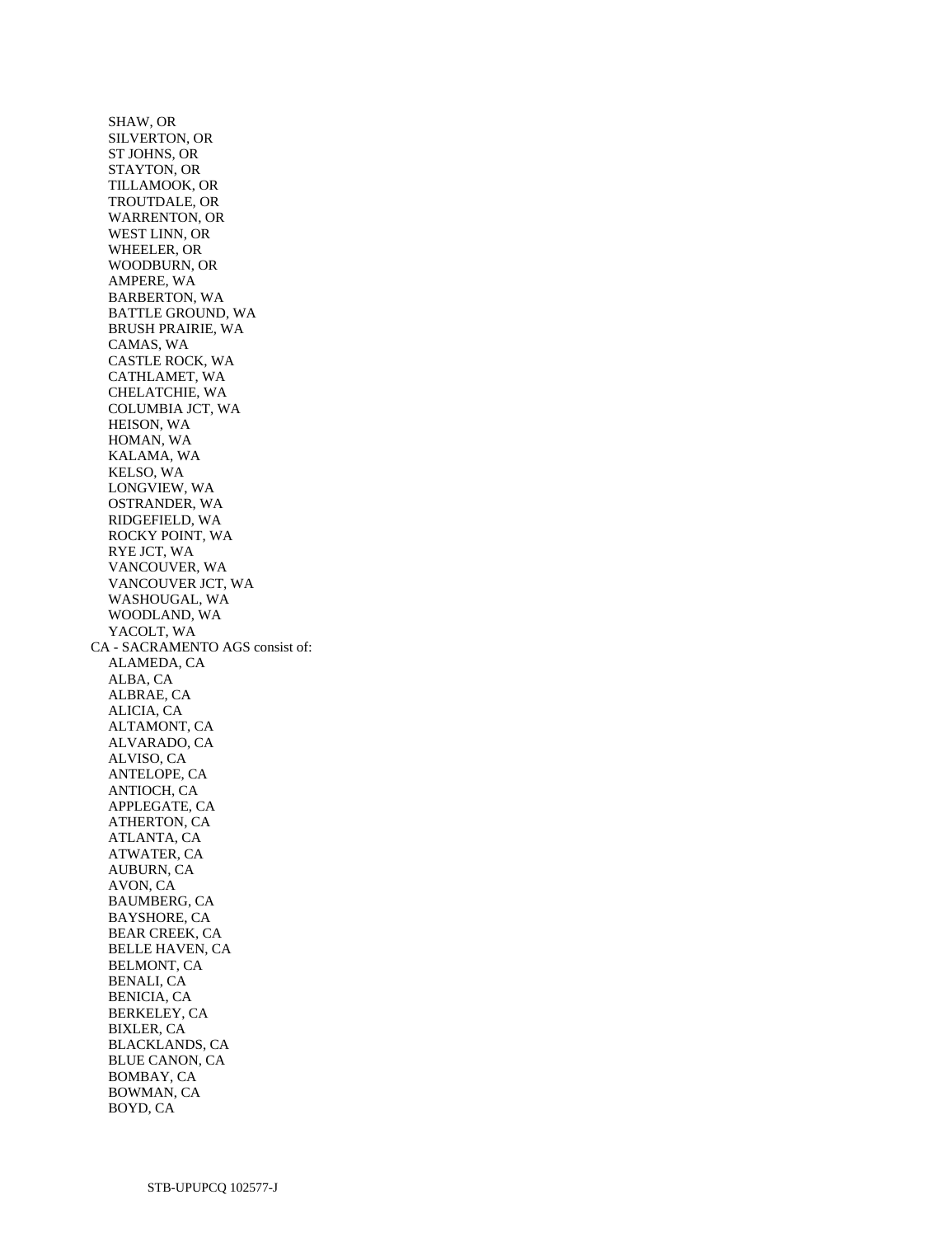SHAW, OR
SILVERTON, OR
ST JOHNS, OR
STAYTON, OR
TILLAMOOK, OR
TROUTDALE, OR
WARRENTON, OR
WEST LINN, OR
WHEELER, OR
WOODBURN, OR
AMPERE, WA
BARBERTON, WA
BATTLE GROUND, WA
BRUSH PRAIRIE, WA
CAMAS, WA
CASTLE ROCK, WA
CATHLAMET, WA
CHELATCHIE, WA
COLUMBIA JCT, WA
HEISON, WA
HOMAN, WA
KALAMA, WA
KELSO, WA
LONGVIEW, WA
OSTRANDER, WA
RIDGEFIELD, WA
ROCKY POINT, WA
RYE JCT, WA
VANCOUVER, WA
VANCOUVER JCT, WA
WASHOUGAL, WA
WOODLAND, WA
YACOLT, WA

CA - SACRAMENTO AGS consist of:

ALAMEDA, CA
ALBA, CA
ALBRAE, CA
ALICIA, CA
ALTAMONT, CA
ALVARADO, CA
ALVISO, CA
ANTELOPE, CA
ANTIOCH, CA
APPLEGATE, CA
ATHERTON, CA
ATLANTA, CA
ATWATER, CA
AUBURN, CA
AVON, CA
BAUMBERG, CA
BAYSHORE, CA
BEAR CREEK, CA
BELLE HAVEN, CA
BELMONT, CA
BENALI, CA
BENICIA, CA
BERKELEY, CA
BIXLER, CA
BLACKLANDS, CA
BLUE CANON, CA
BOMBAY, CA
BOWMAN, CA
BOYD, CA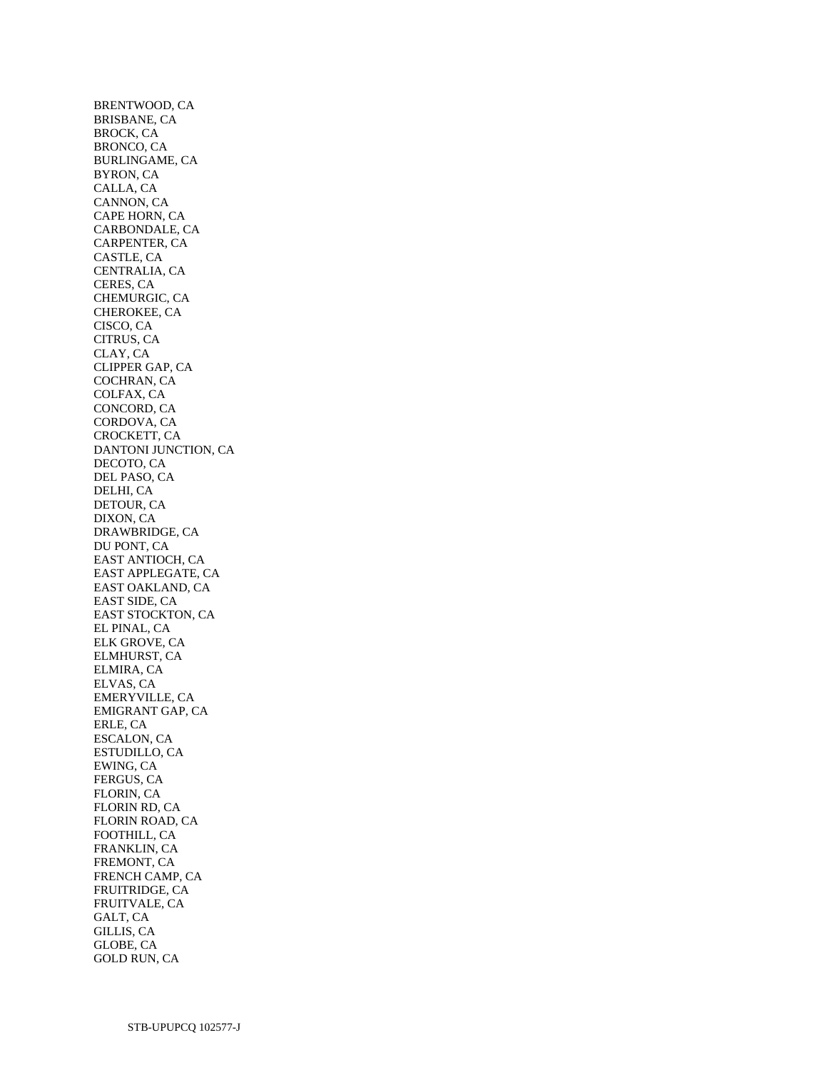BRENTWOOD, CA
BRISBANE, CA
BROCK, CA
BRONCO, CA
BURLINGAME, CA
BYRON, CA
CALLA, CA
CANNON, CA
CAPE HORN, CA
CARBONDALE, CA
CARPENTER, CA
CASTLE, CA
CENTRALIA, CA
CERES, CA
CHEMURGIC, CA
CHEROKEE, CA
CISCO, CA
CITRUS, CA
CLAY, CA
CLIPPER GAP, CA
COCHRAN, CA
COLFAX, CA
CONCORD, CA
CORDOVA, CA
CROCKETT, CA
DANTONI JUNCTION, CA
DECOTO, CA
DEL PASO, CA
DELHI, CA
DETOUR, CA
DIXON, CA
DRAWBRIDGE, CA
DU PONT, CA
EAST ANTIOCH, CA
EAST APPLEGATE, CA
EAST OAKLAND, CA
EAST SIDE, CA
EAST STOCKTON, CA
EL PINAL, CA
ELK GROVE, CA
ELMHURST, CA
ELMIRA, CA
ELVAS, CA
EMERYVILLE, CA
EMIGRANT GAP, CA
ERLE, CA
ESCALON, CA
ESTUDILLO, CA
EWING, CA
FERGUS, CA
FLORIN, CA
FLORIN RD, CA
FLORIN ROAD, CA
FOOTHILL, CA
FRANKLIN, CA
FREMONT, CA
FRENCH CAMP, CA
FRUITRIDGE, CA
FRUITVALE, CA
GALT, CA
GILLIS, CA
GLOBE, CA
GOLD RUN, CA

STB-UPUPCQ 102577-J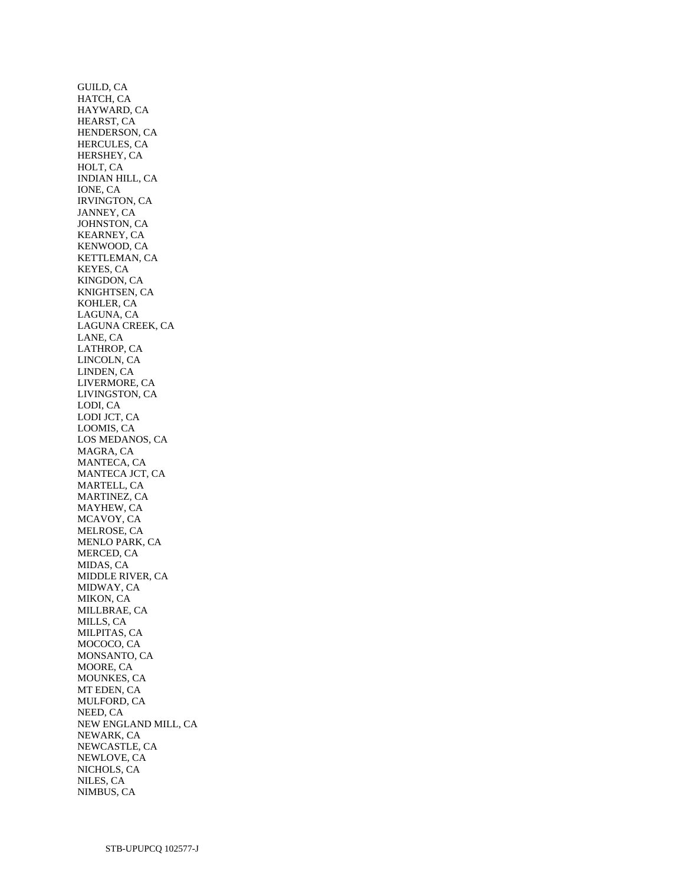GUILD, CA
HATCH, CA
HAYWARD, CA
HEARST, CA
HENDERSON, CA
HERCULES, CA
HERSHEY, CA
HOLT, CA
INDIAN HILL, CA
IONE, CA
IRVINGTON, CA
JANNEY, CA
JOHNSTON, CA
KEARNEY, CA
KENWOOD, CA
KETTLEMAN, CA
KEYES, CA
KINGDON, CA
KNIGHTSEN, CA
KOHLER, CA
LAGUNA, CA
LAGUNA CREEK, CA
LANE, CA
LATHROP, CA
LINCOLN, CA
LINDEN, CA
LIVERMORE, CA
LIVINGSTON, CA
LODI, CA
LODI JCT, CA
LOOMIS, CA
LOS MEDANOS, CA
MAGRA, CA
MANTECA, CA
MANTECA JCT, CA
MARTELL, CA
MARTINEZ, CA
MAYHEW, CA
MCAVOY, CA
MELROSE, CA
MENLO PARK, CA
MERCED, CA
MIDAS, CA
MIDDLE RIVER, CA
MIDWAY, CA
MIKON, CA
MILLBRAE, CA
MILLS, CA
MILPITAS, CA
MOCOCO, CA
MONSANTO, CA
MOORE, CA
MOUNKES, CA
MT EDEN, CA
MULFORD, CA
NEED, CA
NEW ENGLAND MILL, CA
NEWARK, CA
NEWCASTLE, CA
NEWLOVE, CA
NICHOLS, CA
NILES, CA
NIMBUS, CA

STB-UPUPCQ 102577-J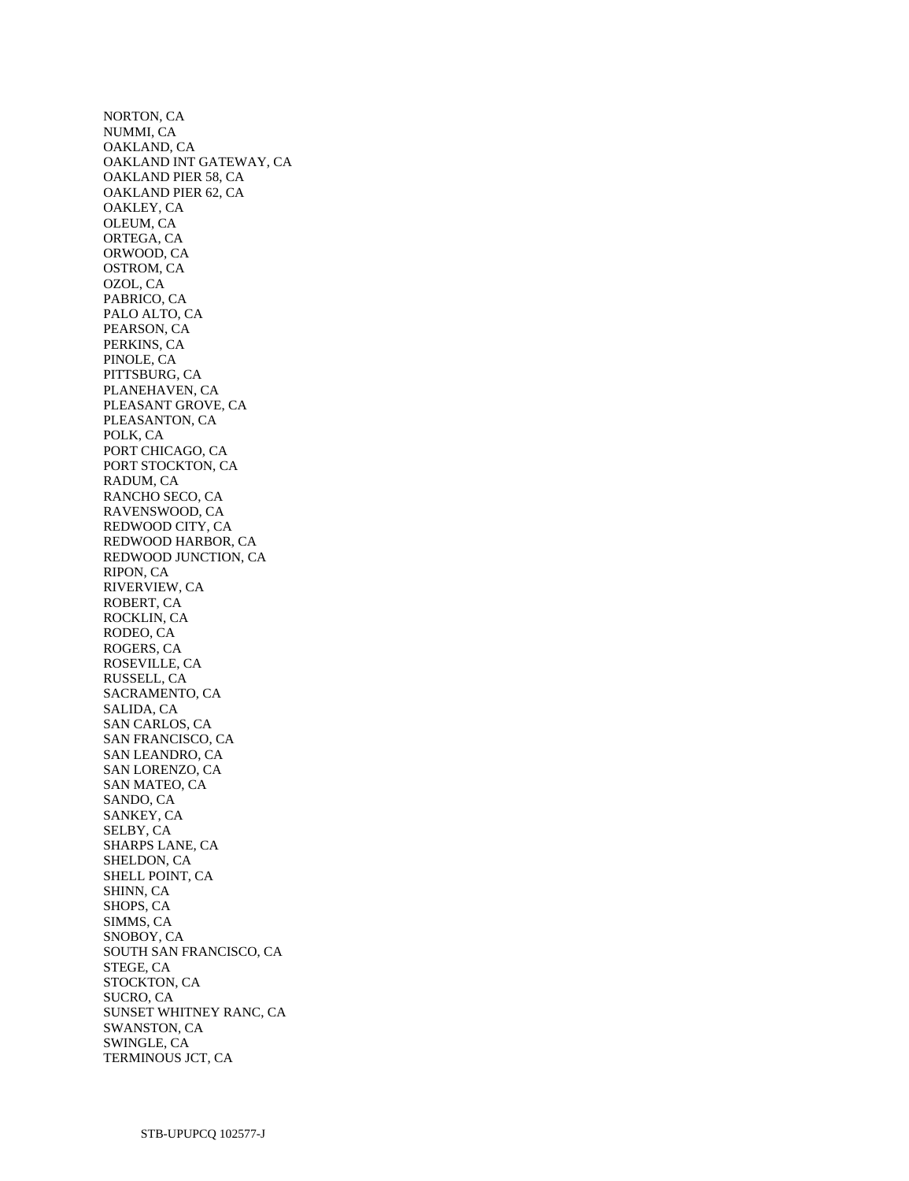NORTON, CA
NUMMI, CA
OAKLAND, CA
OAKLAND INT GATEWAY, CA
OAKLAND PIER 58, CA
OAKLAND PIER 62, CA
OAKLEY, CA
OLEUM, CA
ORTEGA, CA
ORWOOD, CA
OSTROM, CA
OZOL, CA
PABRICO, CA
PALO ALTO, CA
PEARSON, CA
PERKINS, CA
PINOLE, CA
PITTSBURG, CA
PLANEHAVEN, CA
PLEASANT GROVE, CA
PLEASANTON, CA
POLK, CA
PORT CHICAGO, CA
PORT STOCKTON, CA
RADUM, CA
RANCHO SECO, CA
RAVENSWOOD, CA
REDWOOD CITY, CA
REDWOOD HARBOR, CA
REDWOOD JUNCTION, CA
RIPON, CA
RIVERVIEW, CA
ROBERT, CA
ROCKLIN, CA
RODEO, CA
ROGERS, CA
ROSEVILLE, CA
RUSSELL, CA
SACRAMENTO, CA
SALIDA, CA
SAN CARLOS, CA
SAN FRANCISCO, CA
SAN LEANDRO, CA
SAN LORENZO, CA
SAN MATEO, CA
SANDO, CA
SANKEY, CA
SELBY, CA
SHARPS LANE, CA
SHELDON, CA
SHELL POINT, CA
SHINN, CA
SHOPS, CA
SIMMS, CA
SNOBOY, CA
SOUTH SAN FRANCISCO, CA
STEGE, CA
STOCKTON, CA
SUCRO, CA
SUNSET WHITNEY RANC, CA
SWANSTON, CA
SWINGLE, CA
TERMINOUS JCT, CA

STB-UPUPCQ 102577-J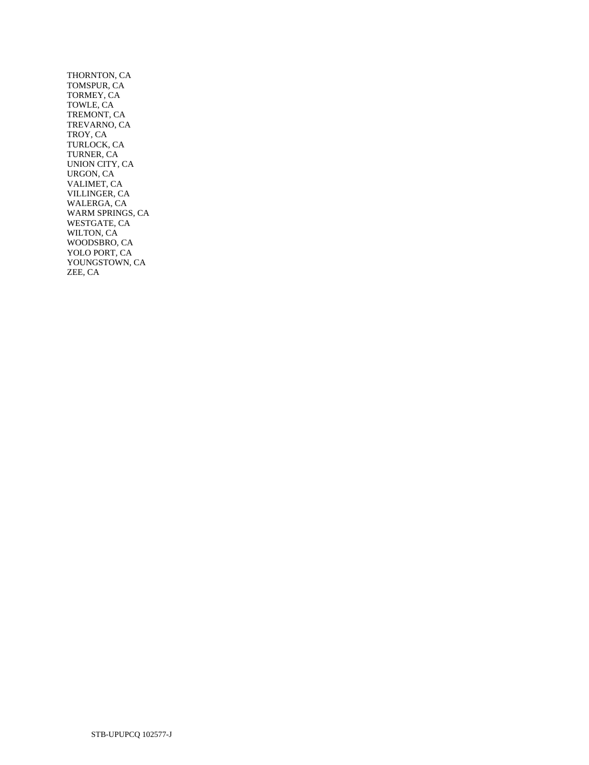THORNTON, CA
TOMSPUR, CA
TORMEY, CA
TOWLE, CA
TREMONT, CA
TREVARNO, CA
TROY, CA
TURLOCK, CA
TURNER, CA
UNION CITY, CA
URGON, CA
VALIMET, CA
VILLINGER, CA
WALERGA, CA
WARM SPRINGS, CA
WESTGATE, CA
WILTON, CA
WOODSBRO, CA
YOLO PORT, CA
YOUNGSTOWN, CA
ZEE, CA

STB-UPUPCQ 102577-J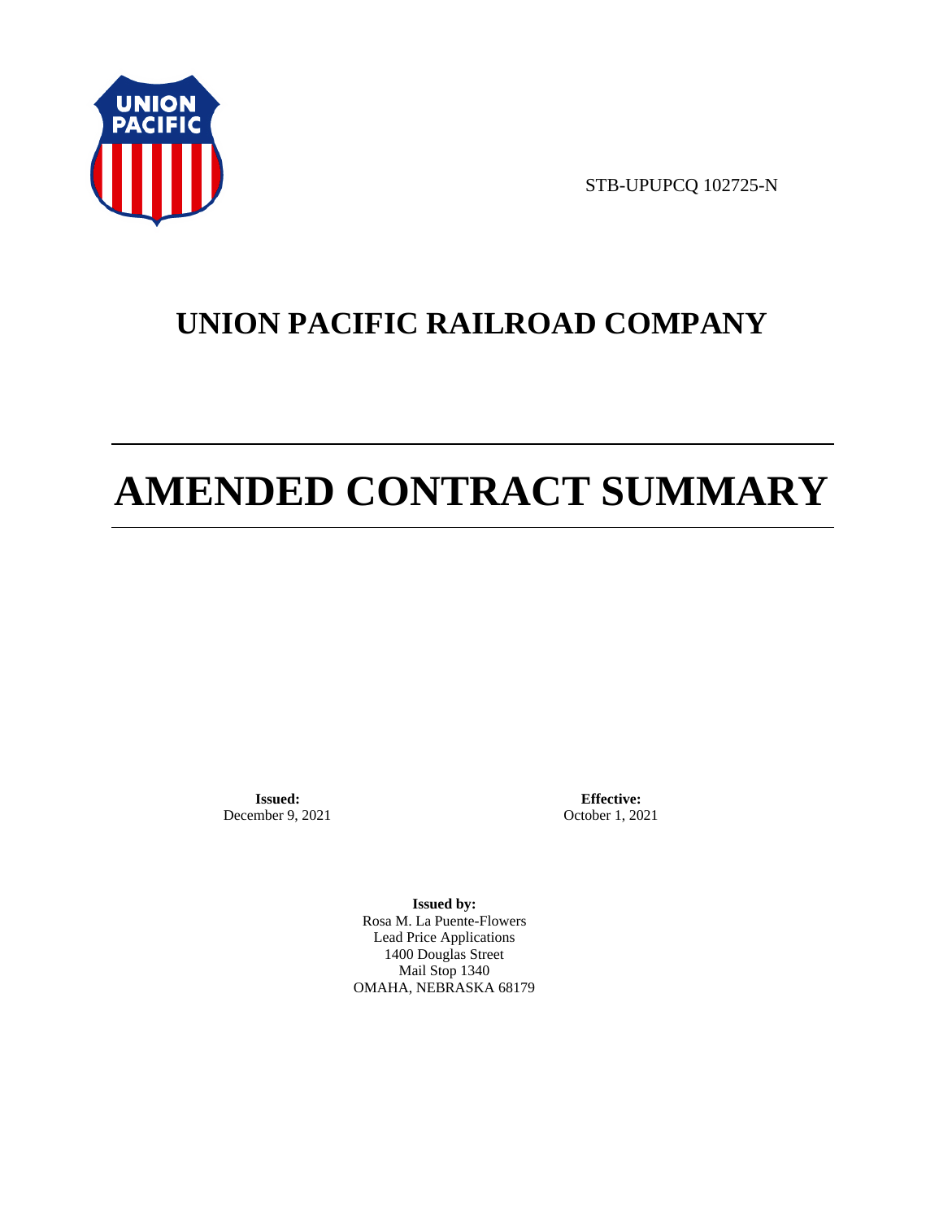STB-UPUPCQ 102725-N

# UNION PACIFIC RAILROAD COMPANY

# AMENDED CONTRACT SUMMARY

**Issued:**
December 9, 2021

**Effective:**
October 1, 2021

**Issued by:**
Rosa M. La Puente-Flowers
Lead Price Applications
1400 Douglas Street
Mail Stop 1340
OMAHA, NEBRASKA 68179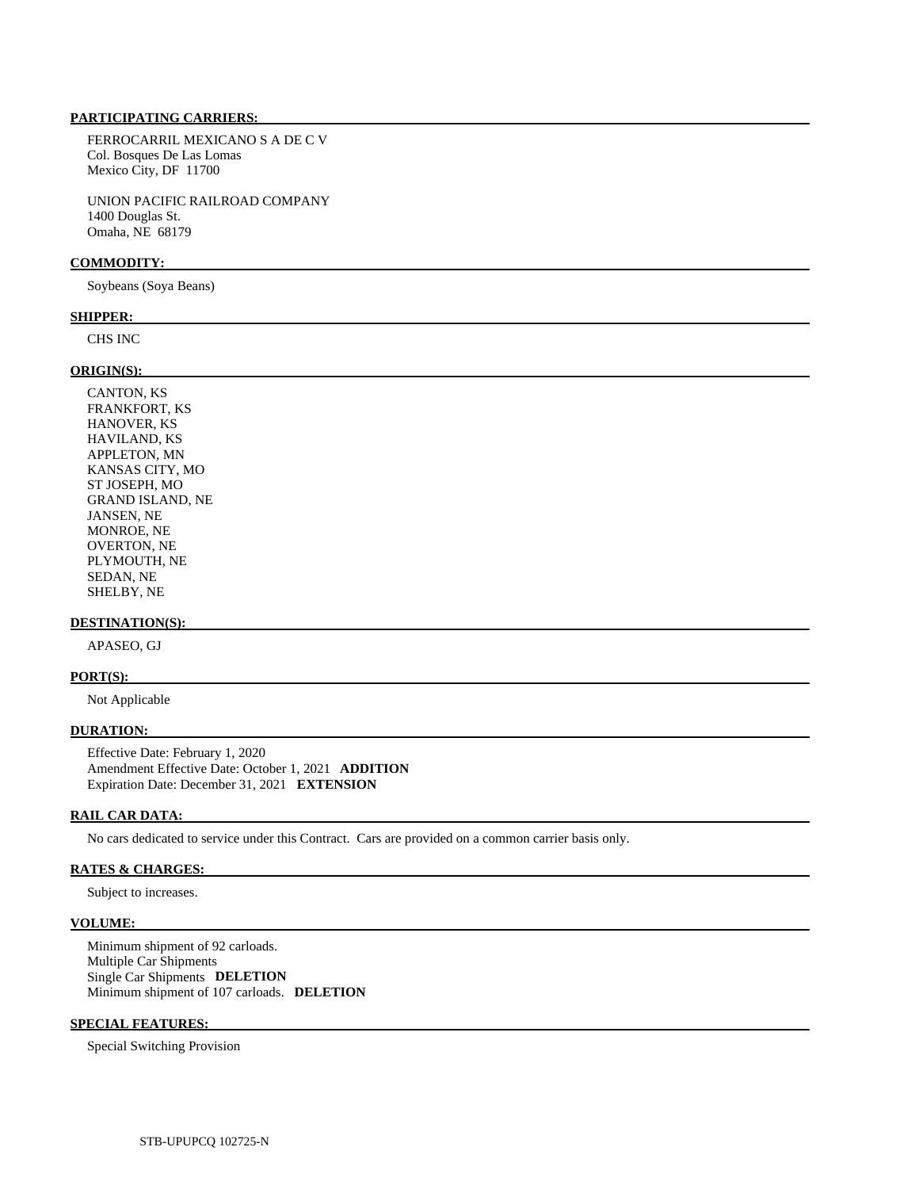**PARTICIPATING CARRIERS:**

FERROCARRIL MEXICANO S A DE C V
Col. Bosques De Las Lomas
Mexico City, DF 11700

UNION PACIFIC RAILROAD COMPANY
1400 Douglas St.
Omaha, NE 68179

**COMMODITY:**

Soybeans (Soya Beans)

**SHIPPER:**

CHS INC

**ORIGIN(S):**

CANTON, KS
FRANKFORT, KS
HANOVER, KS
HAVILAND, KS
APPLETON, MN
KANSAS CITY, MO
ST JOSEPH, MO
GRAND ISLAND, NE
JANSEN, NE
MONROE, NE
OVERTON, NE
PLYMOUTH, NE
SEDAN, NE
SHELBY, NE

**DESTINATION(S):**

APASEO, GJ

**PORT(S):**

Not Applicable

**DURATION:**

Effective Date: February 1, 2020
Amendment Effective Date: October 1, 2021 **ADDITION**
Expiration Date: December 31, 2021 **EXTENSION**

**RAIL CAR DATA:**

No cars dedicated to service under this Contract. Cars are provided on a common carrier basis only.

**RATES & CHARGES:**

Subject to increases.

**VOLUME:**

Minimum shipment of 92 carloads.
Multiple Car Shipments
Single Car Shipments **DELETION**
Minimum shipment of 107 carloads. **DELETION**

**SPECIAL FEATURES:**

Special Switching Provision

STB-UPUPCQ 102725-N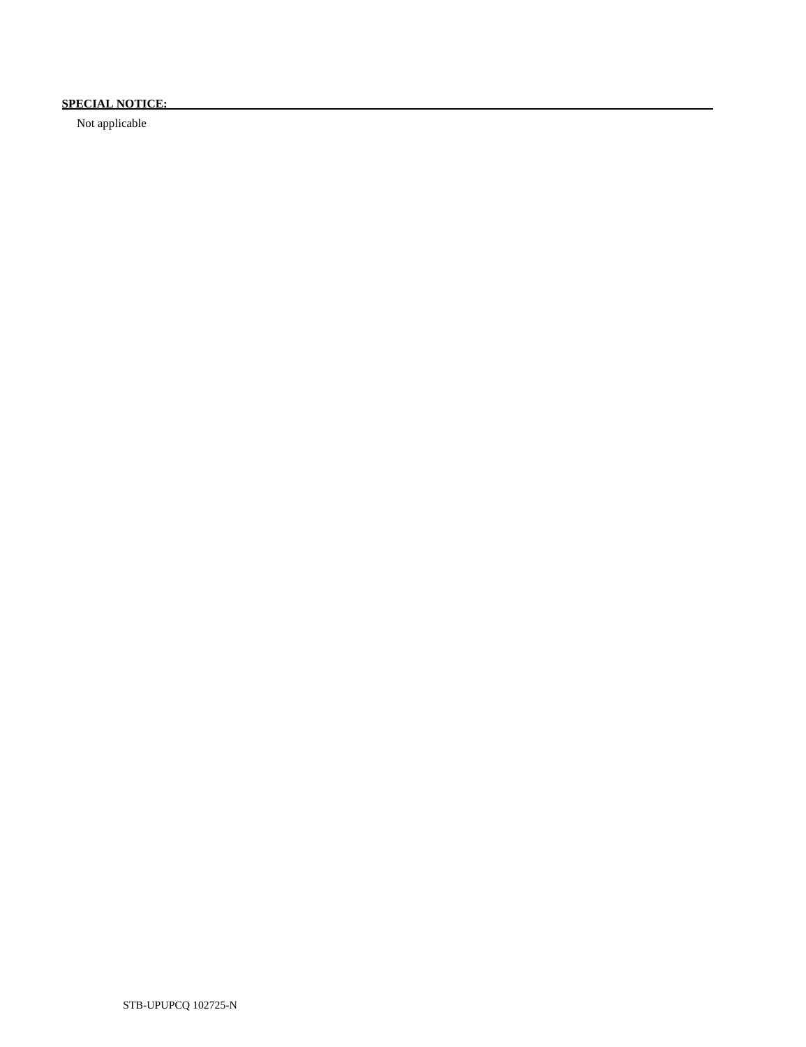**SPECIAL NOTICE:**

Not applicable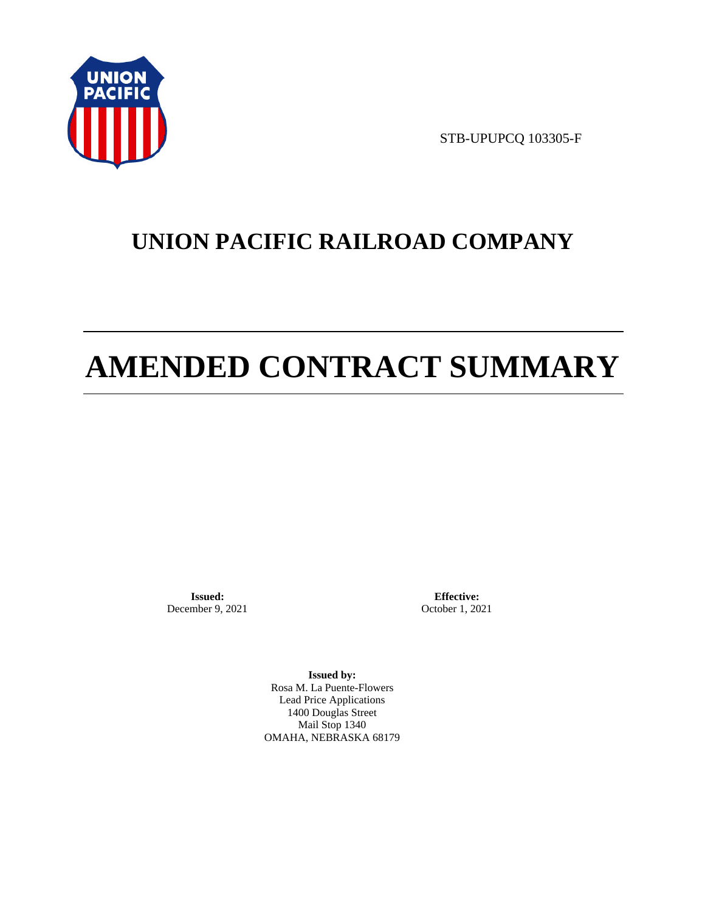STB-UPUPCQ 103305-F

# UNION PACIFIC RAILROAD COMPANY

# AMENDED CONTRACT SUMMARY

**Issued:**
December 9, 2021

**Effective:**
October 1, 2021

**Issued by:**
Rosa M. La Puente-Flowers
Lead Price Applications
1400 Douglas Street
Mail Stop 1340
OMAHA, NEBRASKA 68179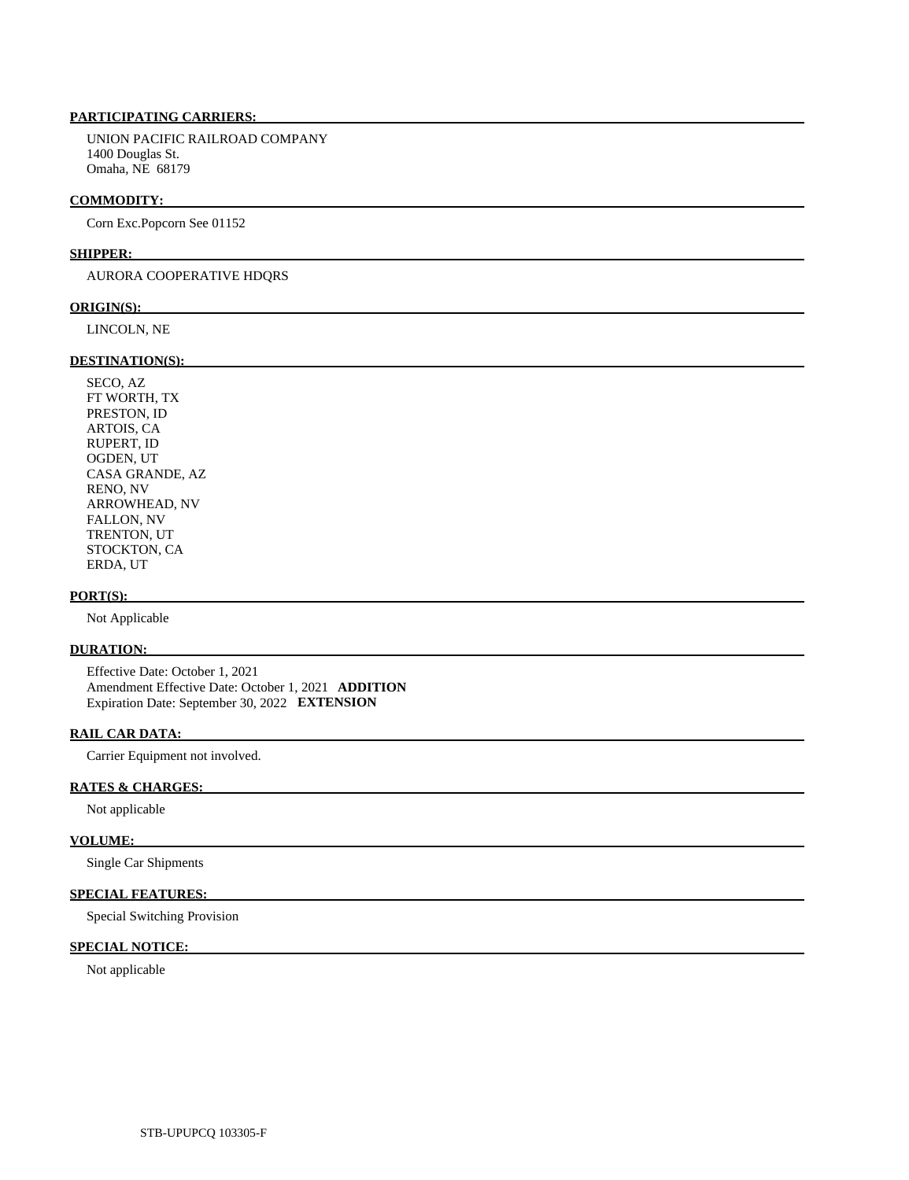**PARTICIPATING CARRIERS:**

UNION PACIFIC RAILROAD COMPANY
1400 Douglas St.
Omaha, NE 68179

**COMMODITY:**

Corn Exc.Popcorn See 01152

**SHIPPER:**

AURORA COOPERATIVE HDQRS

**ORIGIN(S):**

LINCOLN, NE

**DESTINATION(S):**

SECO, AZ
FT WORTH, TX
PRESTON, ID
ARTOIS, CA
RUPERT, ID
OGDEN, UT
CASA GRANDE, AZ
RENO, NV
ARROWHEAD, NV
FALLON, NV
TRENTON, UT
STOCKTON, CA
ERDA, UT

**PORT(S):**

Not Applicable

**DURATION:**

Effective Date: October 1, 2021
Amendment Effective Date: October 1, 2021 **ADDITION**
Expiration Date: September 30, 2022 **EXTENSION**

**RAIL CAR DATA:**

Carrier Equipment not involved.

**RATES & CHARGES:**

Not applicable

**VOLUME:**

Single Car Shipments

**SPECIAL FEATURES:**

Special Switching Provision

**SPECIAL NOTICE:**

Not applicable

STB-UPUPCQ 103305-F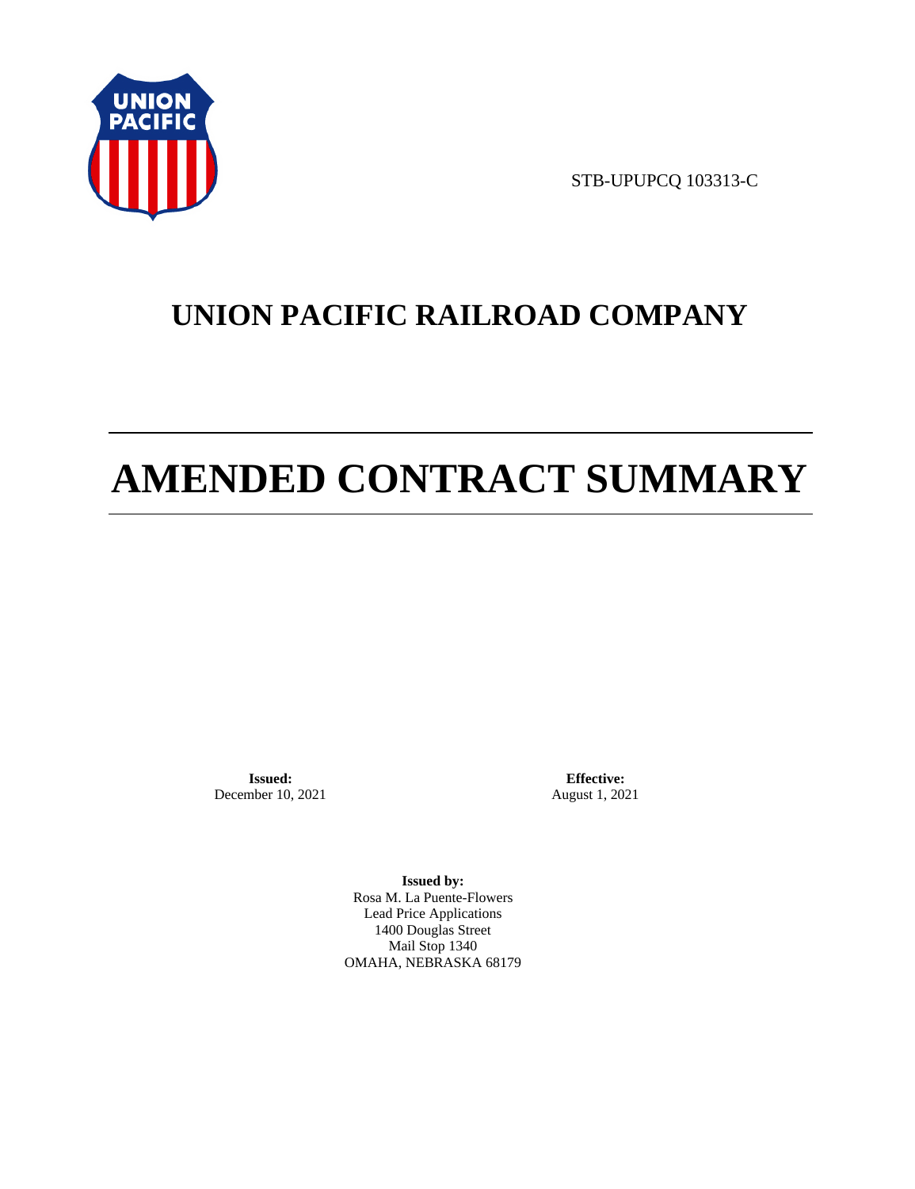STB-UPUPCQ 103313-C

# UNION PACIFIC RAILROAD COMPANY

# AMENDED CONTRACT SUMMARY

**Issued:**
December 10, 2021

**Effective:**
August 1, 2021

**Issued by:**
Rosa M. La Puente-Flowers
Lead Price Applications
1400 Douglas Street
Mail Stop 1340
OMAHA, NEBRASKA 68179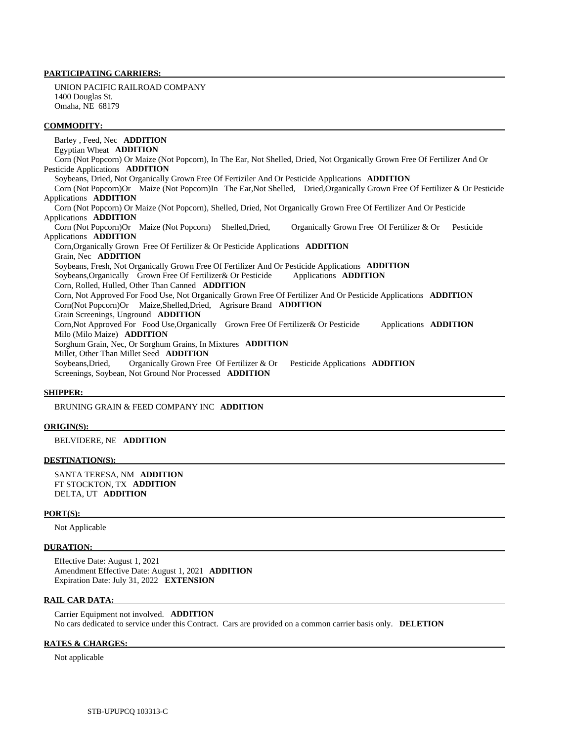**PARTICIPATING CARRIERS:**

UNION PACIFIC RAILROAD COMPANY
1400 Douglas St.
Omaha, NE 68179

**COMMODITY:**

Barley , Feed, Nec **ADDITION**
Egyptian Wheat **ADDITION**
Corn (Not Popcorn) Or Maize (Not Popcorn), In The Ear, Not Shelled, Dried, Not Organically Grown Free Of Fertilizer And Or Pesticide Applications **ADDITION**
Soybeans, Dried, Not Organically Grown Free Of Fertiziler And Or Pesticide Applications **ADDITION**
Corn (Not Popcorn)Or Maize (Not Popcorn)In The Ear,Not Shelled, Dried,Organically Grown Free Of Fertilizer & Or Pesticide Applications **ADDITION**
Corn (Not Popcorn) Or Maize (Not Popcorn), Shelled, Dried, Not Organically Grown Free Of Fertilizer And Or Pesticide Applications **ADDITION**
Corn (Not Popcorn)Or Maize (Not Popcorn) Shelled,Dried, Organically Grown Free Of Fertilizer & Or Pesticide Applications **ADDITION**
Corn,Organically Grown Free Of Fertilizer & Or Pesticide Applications **ADDITION**
Grain, Nec **ADDITION**
Soybeans, Fresh, Not Organically Grown Free Of Fertilizer And Or Pesticide Applications **ADDITION**
Soybeans,Organically Grown Free Of Fertilizer& Or Pesticide Applications **ADDITION**
Corn, Rolled, Hulled, Other Than Canned **ADDITION**
Corn, Not Approved For Food Use, Not Organically Grown Free Of Fertilizer And Or Pesticide Applications **ADDITION**
Corn(Not Popcorn)Or Maize,Shelled,Dried, Agrisure Brand **ADDITION**
Grain Screenings, Unground **ADDITION**
Corn,Not Approved For Food Use,Organically Grown Free Of Fertilizer& Or Pesticide Applications **ADDITION**
Milo (Milo Maize) **ADDITION**
Sorghum Grain, Nec, Or Sorghum Grains, In Mixtures **ADDITION**
Millet, Other Than Millet Seed **ADDITION**
Soybeans,Dried, Organically Grown Free Of Fertilizer & Or Pesticide Applications **ADDITION**
Screenings, Soybean, Not Ground Nor Processed **ADDITION**

**SHIPPER:**

BRUNING GRAIN & FEED COMPANY INC **ADDITION**

**ORIGIN(S):**

BELVIDERE, NE **ADDITION**

**DESTINATION(S):**

SANTA TERESA, NM **ADDITION**
FT STOCKTON, TX **ADDITION**
DELTA, UT **ADDITION**

**PORT(S):**

Not Applicable

**DURATION:**

Effective Date: August 1, 2021
Amendment Effective Date: August 1, 2021 **ADDITION**
Expiration Date: July 31, 2022 **EXTENSION**

**RAIL CAR DATA:**

Carrier Equipment not involved. **ADDITION**
No cars dedicated to service under this Contract. Cars are provided on a common carrier basis only. **DELETION**

**RATES & CHARGES:**

Not applicable

STB-UPUPCQ 103313-C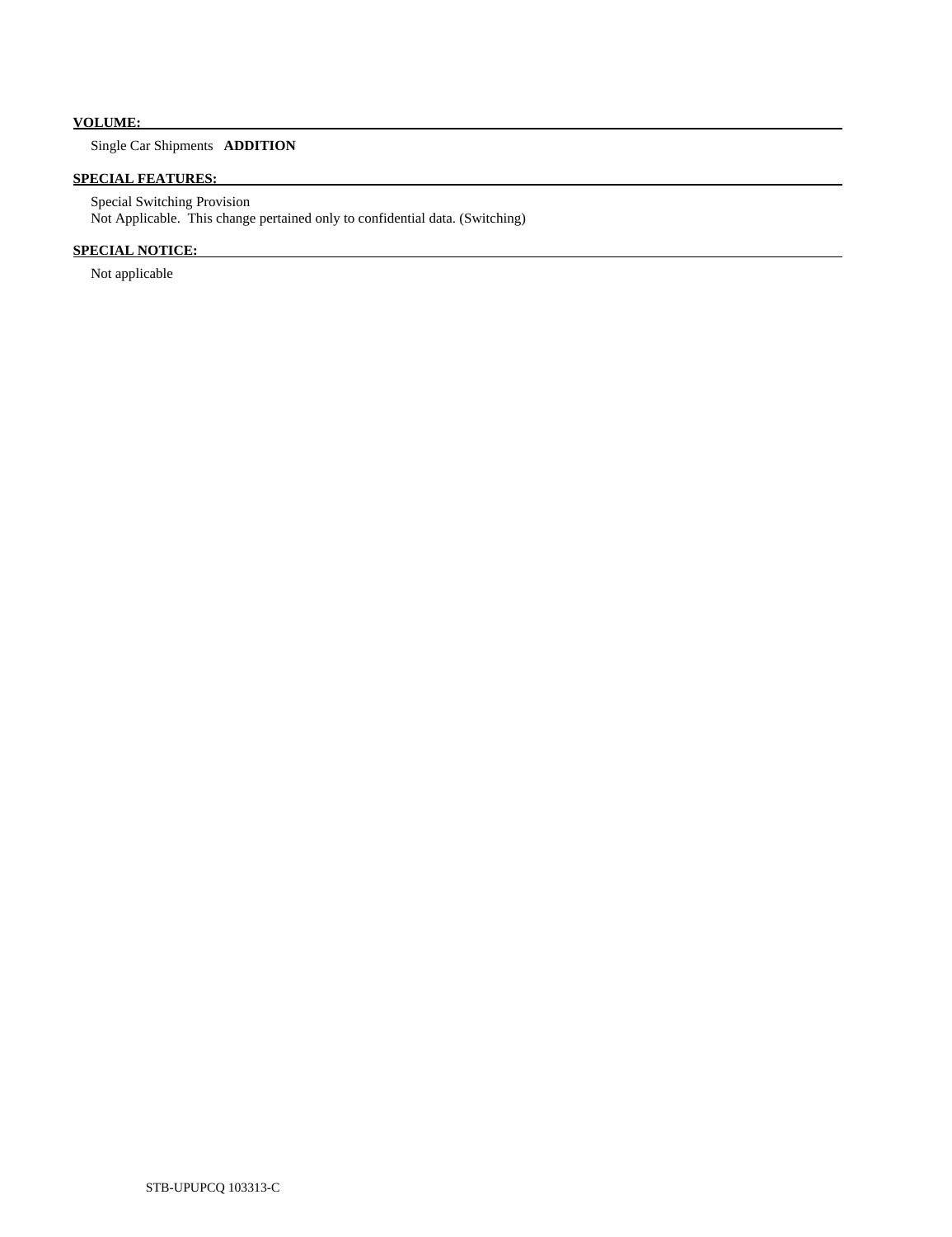**VOLUME:**

Single Car Shipments **ADDITION**

**SPECIAL FEATURES:**

Special Switching Provision
Not Applicable. This change pertained only to confidential data. (Switching)

**SPECIAL NOTICE:**

Not applicable

STB-UPUPCQ 103313-C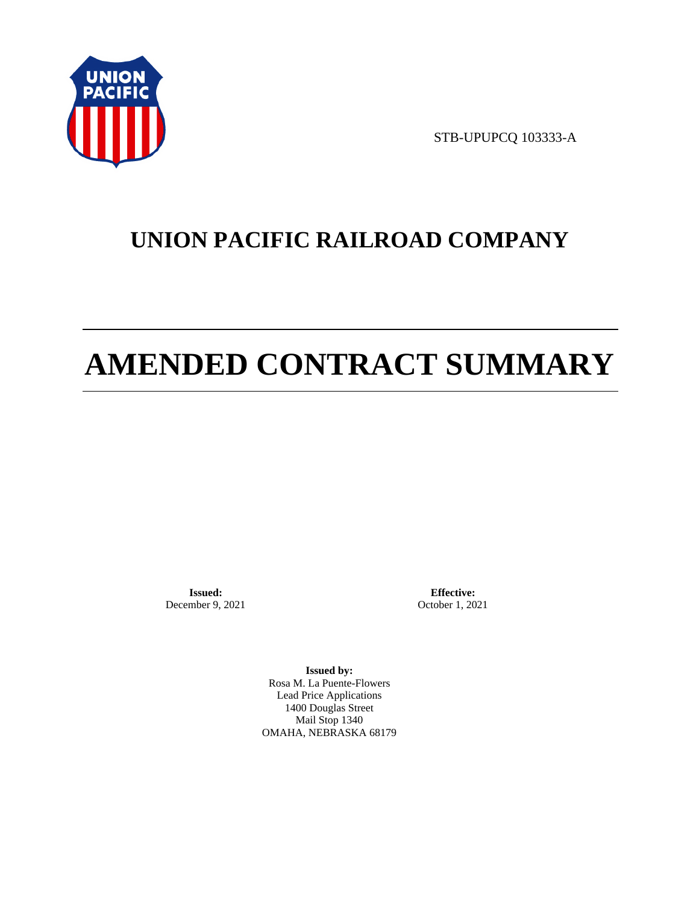STB-UPUPCQ 103333-A

# UNION PACIFIC RAILROAD COMPANY

# AMENDED CONTRACT SUMMARY

**Issued:**
December 9, 2021

**Effective:**
October 1, 2021

**Issued by:**
Rosa M. La Puente-Flowers
Lead Price Applications
1400 Douglas Street
Mail Stop 1340
OMAHA, NEBRASKA 68179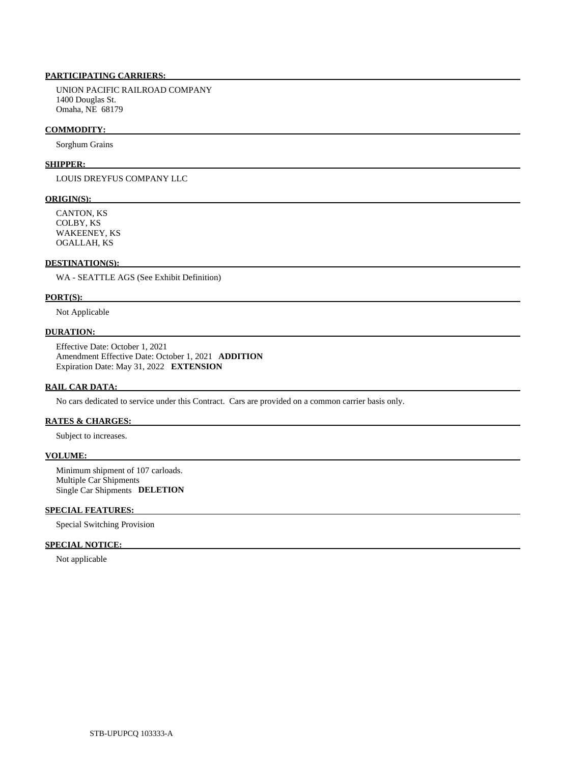**PARTICIPATING CARRIERS:**

UNION PACIFIC RAILROAD COMPANY
1400 Douglas St.
Omaha, NE 68179

**COMMODITY:**

Sorghum Grains

**SHIPPER:**

LOUIS DREYFUS COMPANY LLC

**ORIGIN(S):**

CANTON, KS
COLBY, KS
WAKEENEY, KS
OGALLAH, KS

**DESTINATION(S):**

WA - SEATTLE AGS (See Exhibit Definition)

**PORT(S):**

Not Applicable

**DURATION:**

Effective Date: October 1, 2021
Amendment Effective Date: October 1, 2021 **ADDITION**
Expiration Date: May 31, 2022 **EXTENSION**

**RAIL CAR DATA:**

No cars dedicated to service under this Contract. Cars are provided on a common carrier basis only.

**RATES & CHARGES:**

Subject to increases.

**VOLUME:**

Minimum shipment of 107 carloads.
Multiple Car Shipments
Single Car Shipments **DELETION**

**SPECIAL FEATURES:**

Special Switching Provision

**SPECIAL NOTICE:**

Not applicable

STB-UPUPCQ 103333-A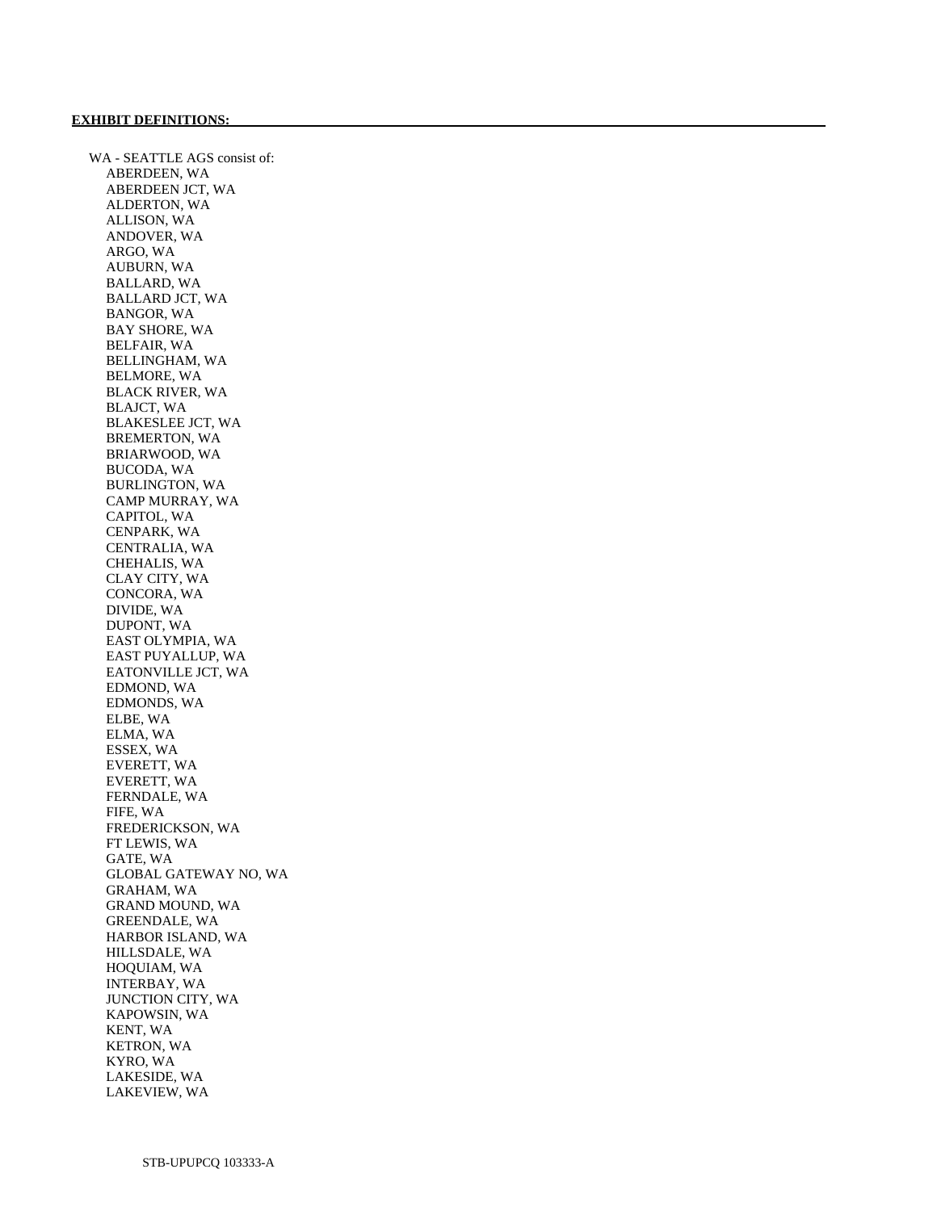**EXHIBIT DEFINITIONS:**

WA - SEATTLE AGS consist of:

- ABERDEEN, WA
- ABERDEEN JCT, WA
- ALDERTON, WA
- ALLISON, WA
- ANDOVER, WA
- ARGO, WA
- AUBURN, WA
- BALLARD, WA
- BALLARD JCT, WA
- BANGOR, WA
- BAY SHORE, WA
- BELFAIR, WA
- BELLINGHAM, WA
- BELMORE, WA
- BLACK RIVER, WA
- BLAJCT, WA
- BLAKESLEE JCT, WA
- BREMERTON, WA
- BRIARWOOD, WA
- BUCODA, WA
- BURLINGTON, WA
- CAMP MURRAY, WA
- CAPITOL, WA
- CENPARK, WA
- CENTRALIA, WA
- CHEHALIS, WA
- CLAY CITY, WA
- CONCORA, WA
- DIVIDE, WA
- DUPONT, WA
- EAST OLYMPIA, WA
- EAST PUYALLUP, WA
- EATONVILLE JCT, WA
- EDMOND, WA
- EDMONDS, WA
- ELBE, WA
- ELMA, WA
- ESSEX, WA
- EVERETT, WA
- EVERETT, WA
- FERNDALE, WA
- FIFE, WA
- FREDERICKSON, WA
- FT LEWIS, WA
- GATE, WA
- GLOBAL GATEWAY NO, WA
- GRAHAM, WA
- GRAND MOUND, WA
- GREENDALE, WA
- HARBOR ISLAND, WA
- HILLSDALE, WA
- HOQUIAM, WA
- INTERBAY, WA
- JUNCTION CITY, WA
- KAPOWSIN, WA
- KENT, WA
- KETRON, WA
- KYRO, WA
- LAKESIDE, WA
- LAKEVIEW, WA

STB-UPUPCQ 103333-A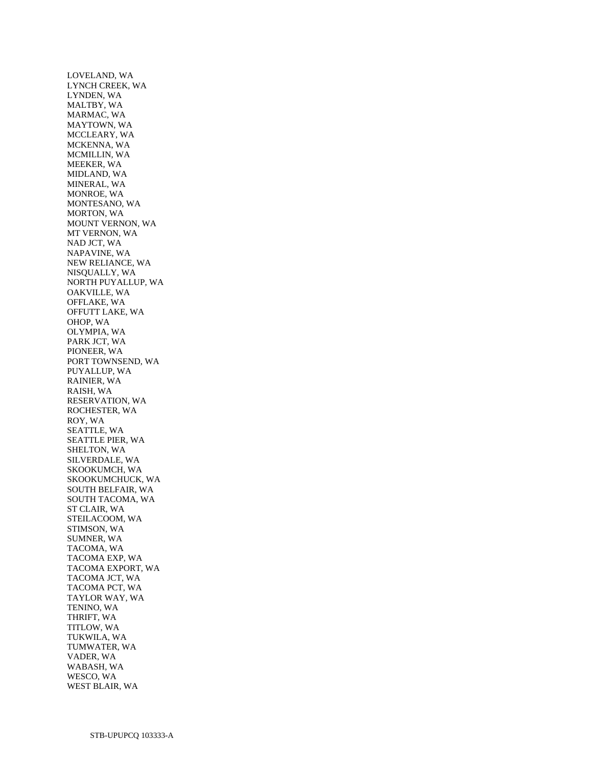LOVELAND, WA
LYNCH CREEK, WA
LYNDEN, WA
MALTBY, WA
MARMAC, WA
MAYTOWN, WA
MCCLEARY, WA
MCKENNA, WA
MCMILLIN, WA
MEEKER, WA
MIDLAND, WA
MINERAL, WA
MONROE, WA
MONTESANO, WA
MORTON, WA
MOUNT VERNON, WA
MT VERNON, WA
NAD JCT, WA
NAPAVINE, WA
NEW RELIANCE, WA
NISQUALLY, WA
NORTH PUYALLUP, WA
OAKVILLE, WA
OFFLAKE, WA
OFFUTT LAKE, WA
OHOP, WA
OLYMPIA, WA
PARK JCT, WA
PIONEER, WA
PORT TOWNSEND, WA
PUYALLUP, WA
RAINIER, WA
RAISH, WA
RESERVATION, WA
ROCHESTER, WA
ROY, WA
SEATTLE, WA
SEATTLE PIER, WA
SHELTON, WA
SILVERDALE, WA
SKOOKUMCH, WA
SKOOKUMCHUCK, WA
SOUTH BELFAIR, WA
SOUTH TACOMA, WA
ST CLAIR, WA
STEILACOOM, WA
STIMSON, WA
SUMNER, WA
TACOMA, WA
TACOMA EXP, WA
TACOMA EXPORT, WA
TACOMA JCT, WA
TACOMA PCT, WA
TAYLOR WAY, WA
TENINO, WA
THRIFT, WA
TITLOW, WA
TUKWILA, WA
TUMWATER, WA
VADER, WA
WABASH, WA
WESCO, WA
WEST BLAIR, WA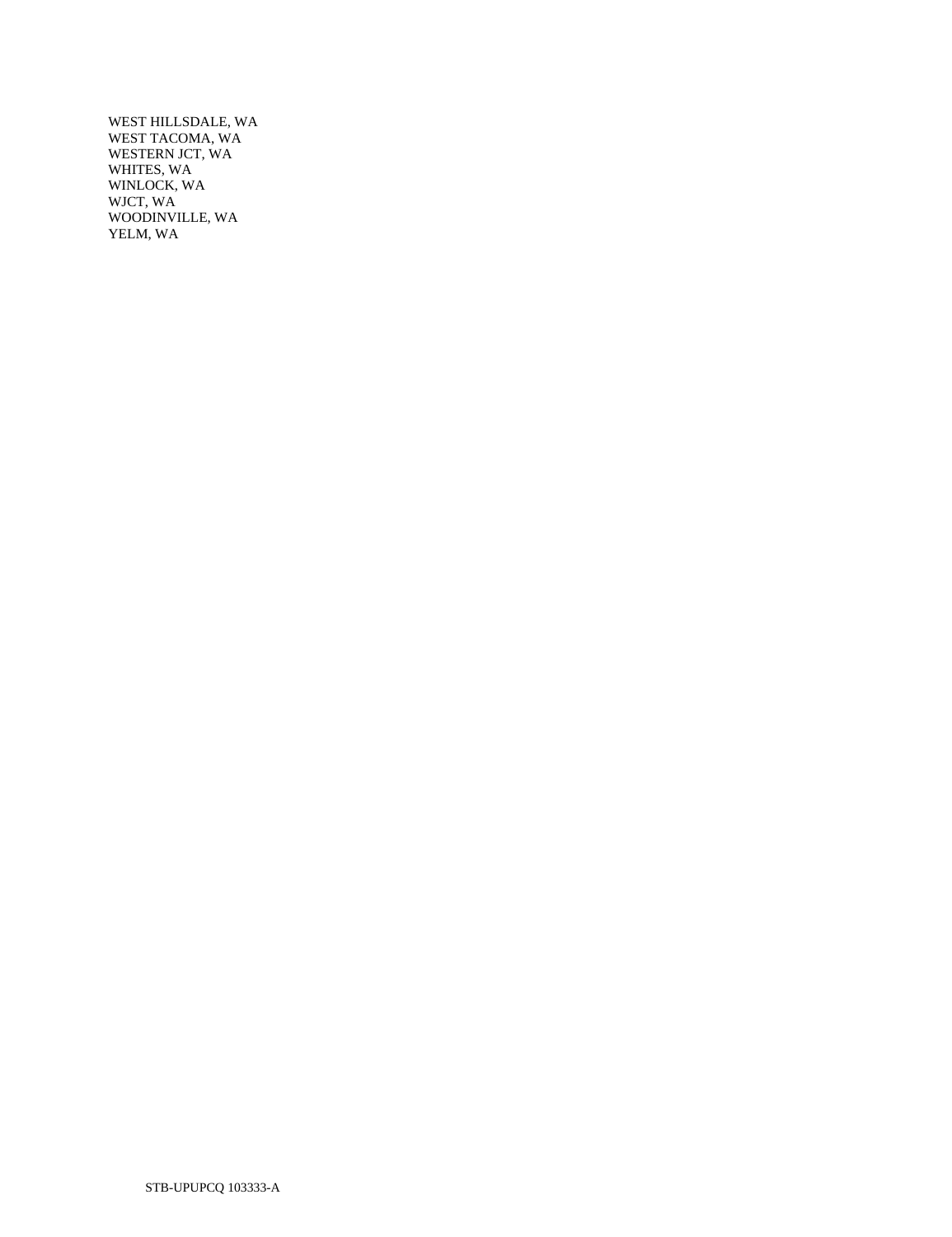WEST HILLSDALE, WA
WEST TACOMA, WA
WESTERN JCT, WA
WHITES, WA
WINLOCK, WA
WJCT, WA
WOODINVILLE, WA
YELM, WA

STB-UPUPCQ 103333-A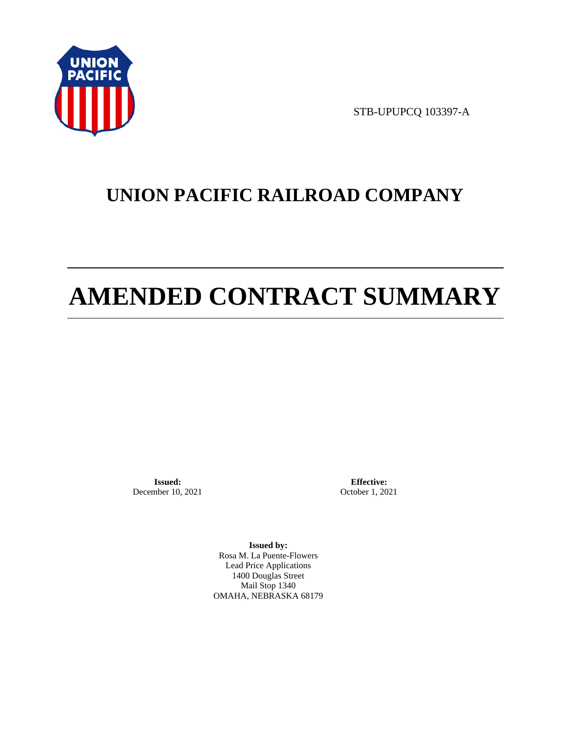STB-UPUPCQ 103397-A

# UNION PACIFIC RAILROAD COMPANY

# AMENDED CONTRACT SUMMARY

**Issued:**
December 10, 2021

**Effective:**
October 1, 2021

**Issued by:**
Rosa M. La Puente-Flowers
Lead Price Applications
1400 Douglas Street
Mail Stop 1340
OMAHA, NEBRASKA 68179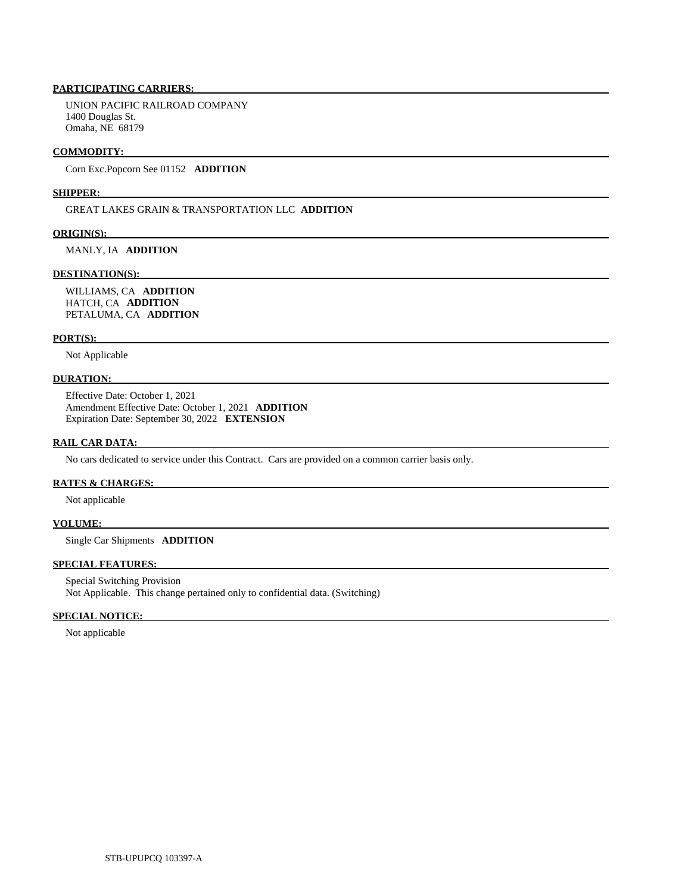**PARTICIPATING CARRIERS:**

UNION PACIFIC RAILROAD COMPANY
1400 Douglas St.
Omaha, NE 68179

**COMMODITY:**

Corn Exc.Popcorn See 01152 **ADDITION**

**SHIPPER:**

GREAT LAKES GRAIN & TRANSPORTATION LLC **ADDITION**

**ORIGIN(S):**

MANLY, IA **ADDITION**

**DESTINATION(S):**

WILLIAMS, CA **ADDITION**
HATCH, CA **ADDITION**
PETALUMA, CA **ADDITION**

**PORT(S):**

Not Applicable

**DURATION:**

Effective Date: October 1, 2021
Amendment Effective Date: October 1, 2021 **ADDITION**
Expiration Date: September 30, 2022 **EXTENSION**

**RAIL CAR DATA:**

No cars dedicated to service under this Contract. Cars are provided on a common carrier basis only.

**RATES & CHARGES:**

Not applicable

**VOLUME:**

Single Car Shipments **ADDITION**

**SPECIAL FEATURES:**

Special Switching Provision
Not Applicable. This change pertained only to confidential data. (Switching)

**SPECIAL NOTICE:**

Not applicable

STB-UPUPCQ 103397-A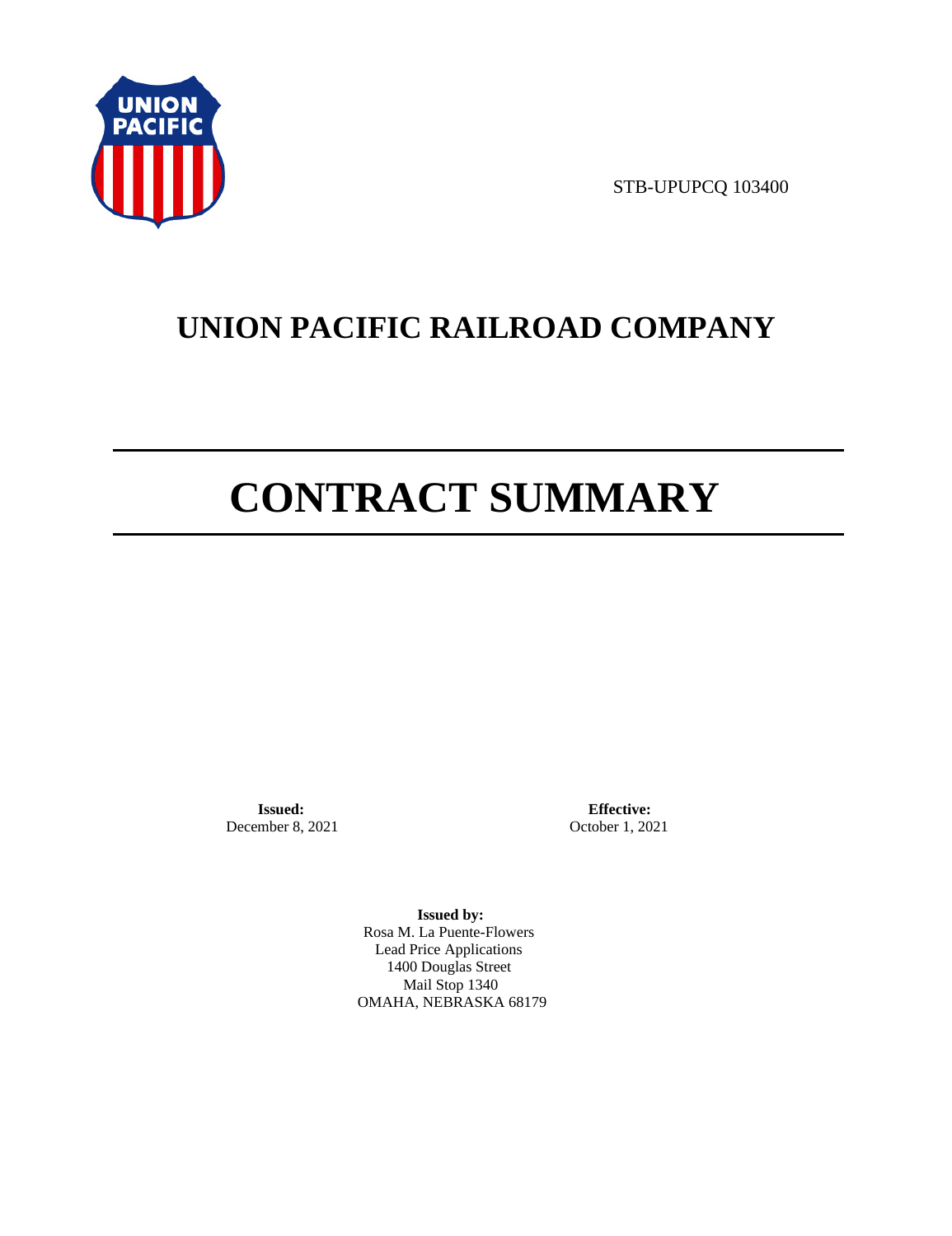STB-UPUPCQ 103400

# UNION PACIFIC RAILROAD COMPANY

# CONTRACT SUMMARY

**Issued:**
December 8, 2021

**Effective:**
October 1, 2021

**Issued by:**
Rosa M. La Puente-Flowers
Lead Price Applications
1400 Douglas Street
Mail Stop 1340
OMAHA, NEBRASKA 68179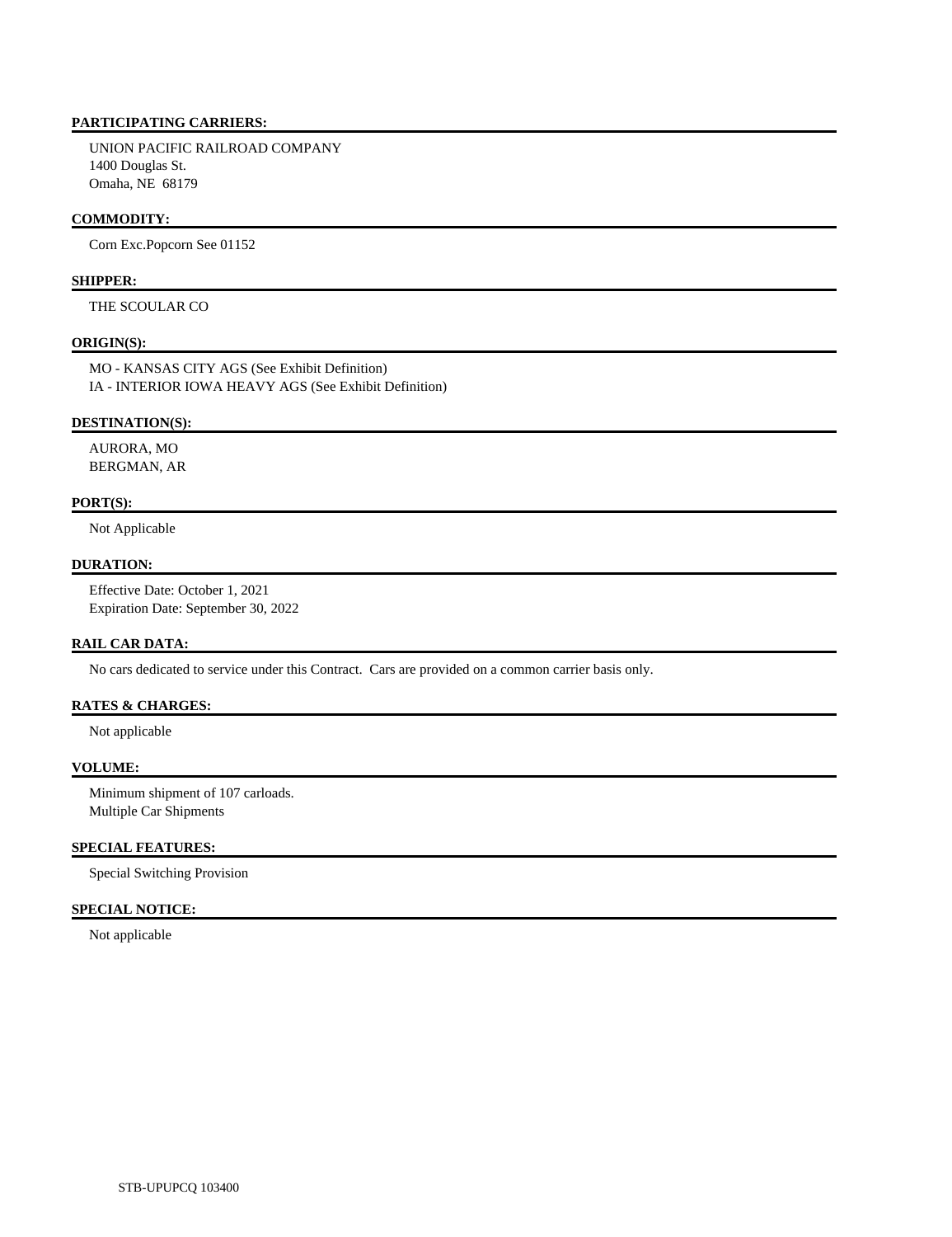**PARTICIPATING CARRIERS:**

UNION PACIFIC RAILROAD COMPANY
1400 Douglas St.
Omaha, NE 68179

**COMMODITY:**

Corn Exc.Popcorn See 01152

**SHIPPER:**

THE SCOULAR CO

**ORIGIN(S):**

MO - KANSAS CITY AGS (See Exhibit Definition)
IA - INTERIOR IOWA HEAVY AGS (See Exhibit Definition)

**DESTINATION(S):**

AURORA, MO
BERGMAN, AR

**PORT(S):**

Not Applicable

**DURATION:**

Effective Date: October 1, 2021
Expiration Date: September 30, 2022

**RAIL CAR DATA:**

No cars dedicated to service under this Contract. Cars are provided on a common carrier basis only.

**RATES & CHARGES:**

Not applicable

**VOLUME:**

Minimum shipment of 107 carloads.
Multiple Car Shipments

**SPECIAL FEATURES:**

Special Switching Provision

**SPECIAL NOTICE:**

Not applicable

STB-UPUPCQ 103400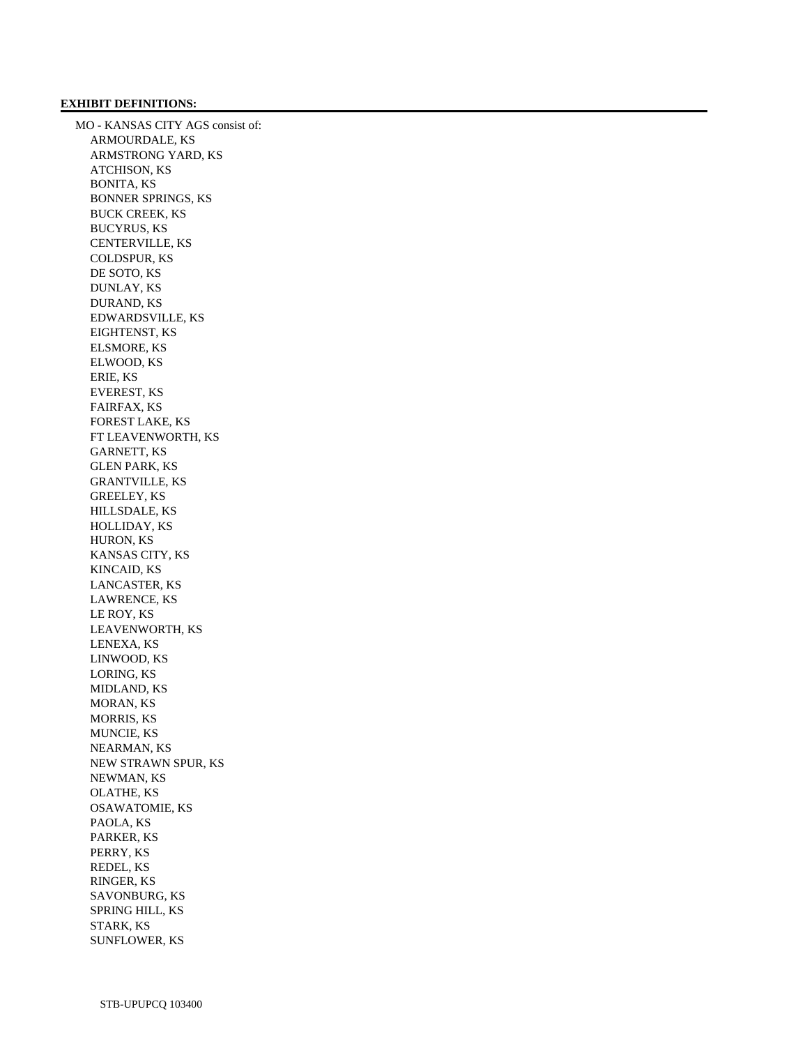**EXHIBIT DEFINITIONS:**

MO - KANSAS CITY AGS consist of:

- ARMOURDALE, KS
- ARMSTRONG YARD, KS
- ATCHISON, KS
- BONITA, KS
- BONNER SPRINGS, KS
- BUCK CREEK, KS
- BUCYRUS, KS
- CENTERVILLE, KS
- COLDSPUR, KS
- DE SOTO, KS
- DUNLAY, KS
- DURAND, KS
- EDWARDSVILLE, KS
- EIGHTENST, KS
- ELSMORE, KS
- ELWOOD, KS
- ERIE, KS
- EVEREST, KS
- FAIRFAX, KS
- FOREST LAKE, KS
- FT LEAVENWORTH, KS
- GARNETT, KS
- GLEN PARK, KS
- GRANTVILLE, KS
- GREELEY, KS
- HILLSDALE, KS
- HOLLIDAY, KS
- HURON, KS
- KANSAS CITY, KS
- KINCAID, KS
- LANCASTER, KS
- LAWRENCE, KS
- LE ROY, KS
- LEAVENWORTH, KS
- LENEXA, KS
- LINWOOD, KS
- LORING, KS
- MIDLAND, KS
- MORAN, KS
- MORRIS, KS
- MUNCIE, KS
- NEARMAN, KS
- NEW STRAWN SPUR, KS
- NEWMAN, KS
- OLATHE, KS
- OSAWATOMIE, KS
- PAOLA, KS
- PARKER, KS
- PERRY, KS
- REDEL, KS
- RINGER, KS
- SAVONBURG, KS
- SPRING HILL, KS
- STARK, KS
- SUNFLOWER, KS

STB-UPUPCQ 103400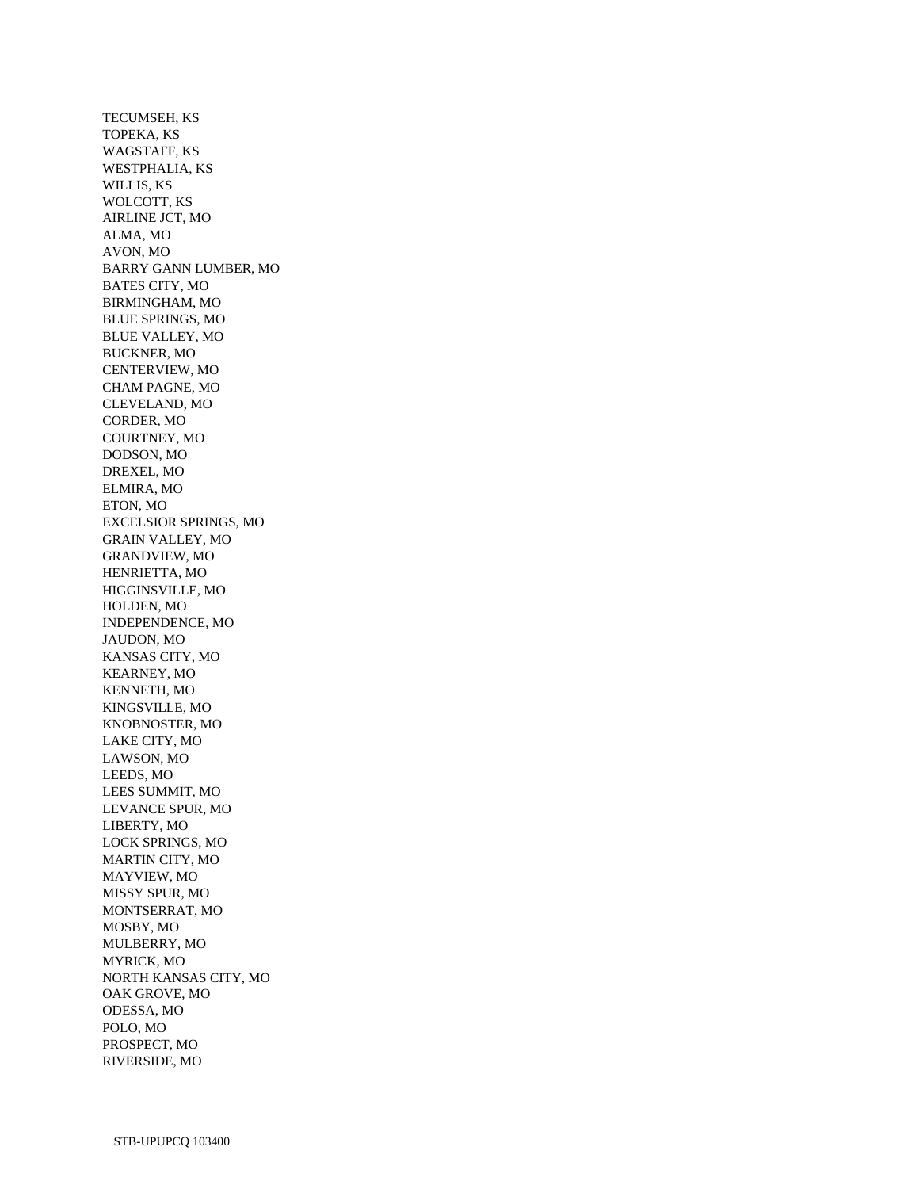TECUMSEH, KS
TOPEKA, KS
WAGSTAFF, KS
WESTPHALIA, KS
WILLIS, KS
WOLCOTT, KS
AIRLINE JCT, MO
ALMA, MO
AVON, MO
BARRY GANN LUMBER, MO
BATES CITY, MO
BIRMINGHAM, MO
BLUE SPRINGS, MO
BLUE VALLEY, MO
BUCKNER, MO
CENTERVIEW, MO
CHAM PAGNE, MO
CLEVELAND, MO
CORDER, MO
COURTNEY, MO
DODSON, MO
DREXEL, MO
ELMIRA, MO
ETON, MO
EXCELSIOR SPRINGS, MO
GRAIN VALLEY, MO
GRANDVIEW, MO
HENRIETTA, MO
HIGGINSVILLE, MO
HOLDEN, MO
INDEPENDENCE, MO
JAUDON, MO
KANSAS CITY, MO
KEARNEY, MO
KENNETH, MO
KINGSVILLE, MO
KNOBNOSTER, MO
LAKE CITY, MO
LAWSON, MO
LEEDS, MO
LEES SUMMIT, MO
LEVANCE SPUR, MO
LIBERTY, MO
LOCK SPRINGS, MO
MARTIN CITY, MO
MAYVIEW, MO
MISSY SPUR, MO
MONTSERRAT, MO
MOSBY, MO
MULBERRY, MO
MYRICK, MO
NORTH KANSAS CITY, MO
OAK GROVE, MO
ODESSA, MO
POLO, MO
PROSPECT, MO
RIVERSIDE, MO

STB-UPUPCQ 103400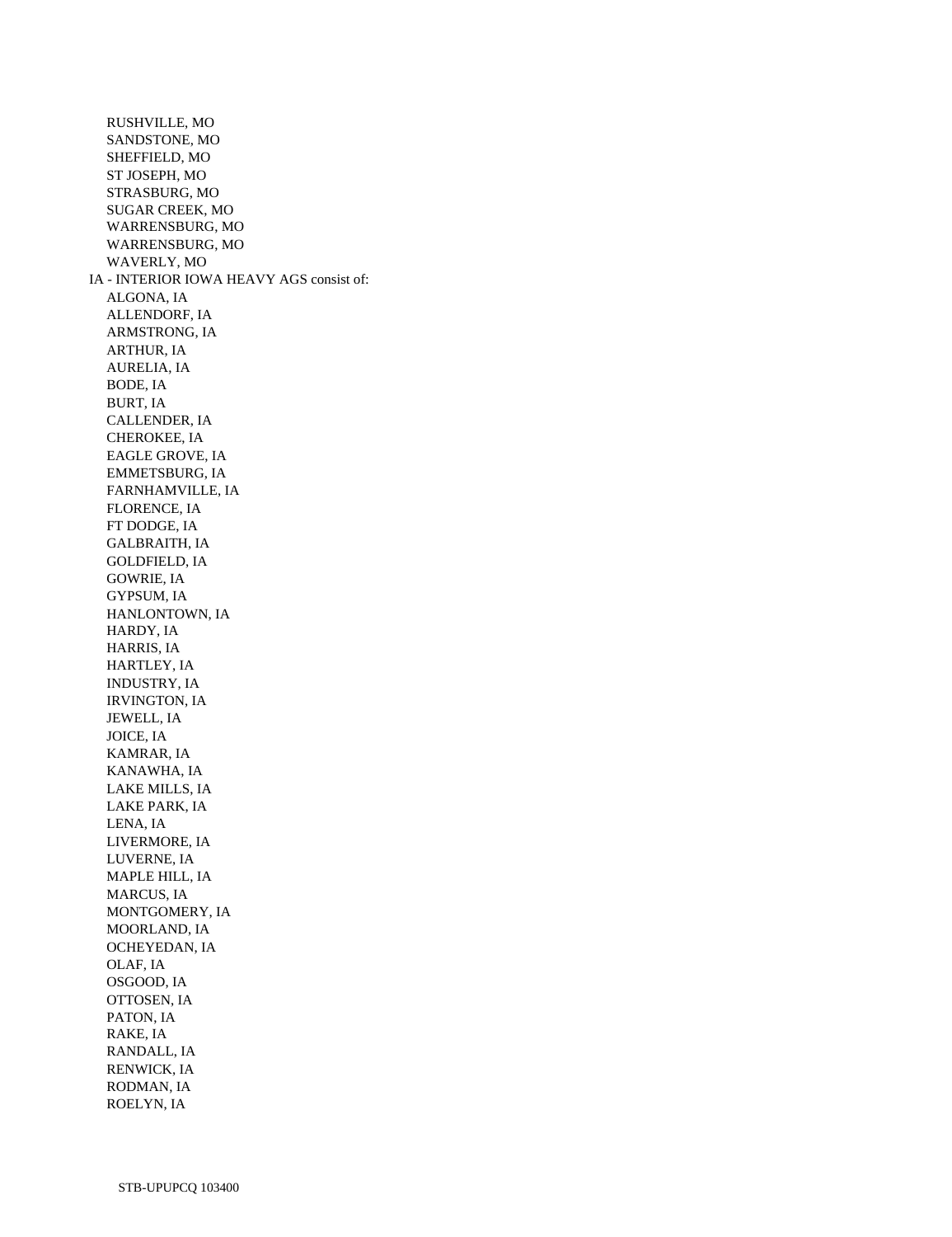- RUSHVILLE, MO
- SANDSTONE, MO
- SHEFFIELD, MO
- ST JOSEPH, MO
- STRASBURG, MO
- SUGAR CREEK, MO
- WARRENSBURG, MO
- WARRENSBURG, MO
- WAVERLY, MO

IA - INTERIOR IOWA HEAVY AGS consist of:

- ALGONA, IA
- ALLENDORF, IA
- ARMSTRONG, IA
- ARTHUR, IA
- AURELIA, IA
- BODE, IA
- BURT, IA
- CALLENDER, IA
- CHEROKEE, IA
- EAGLE GROVE, IA
- EMMETSBURG, IA
- FARNHAMVILLE, IA
- FLORENCE, IA
- FT DODGE, IA
- GALBRAITH, IA
- GOLDFIELD, IA
- GOWRIE, IA
- GYPSUM, IA
- HANLONTOWN, IA
- HARDY, IA
- HARRIS, IA
- HARTLEY, IA
- INDUSTRY, IA
- IRVINGTON, IA
- JEWELL, IA
- JOICE, IA
- KAMRAR, IA
- KANAWHA, IA
- LAKE MILLS, IA
- LAKE PARK, IA
- LENA, IA
- LIVERMORE, IA
- LUVERNE, IA
- MAPLE HILL, IA
- MARCUS, IA
- MONTGOMERY, IA
- MOORLAND, IA
- OCHEYEDAN, IA
- OLAF, IA
- OSGOOD, IA
- OTTOSEN, IA
- PATON, IA
- RAKE, IA
- RANDALL, IA
- RENWICK, IA
- RODMAN, IA
- ROELYN, IA

STB-UPUPCQ 103400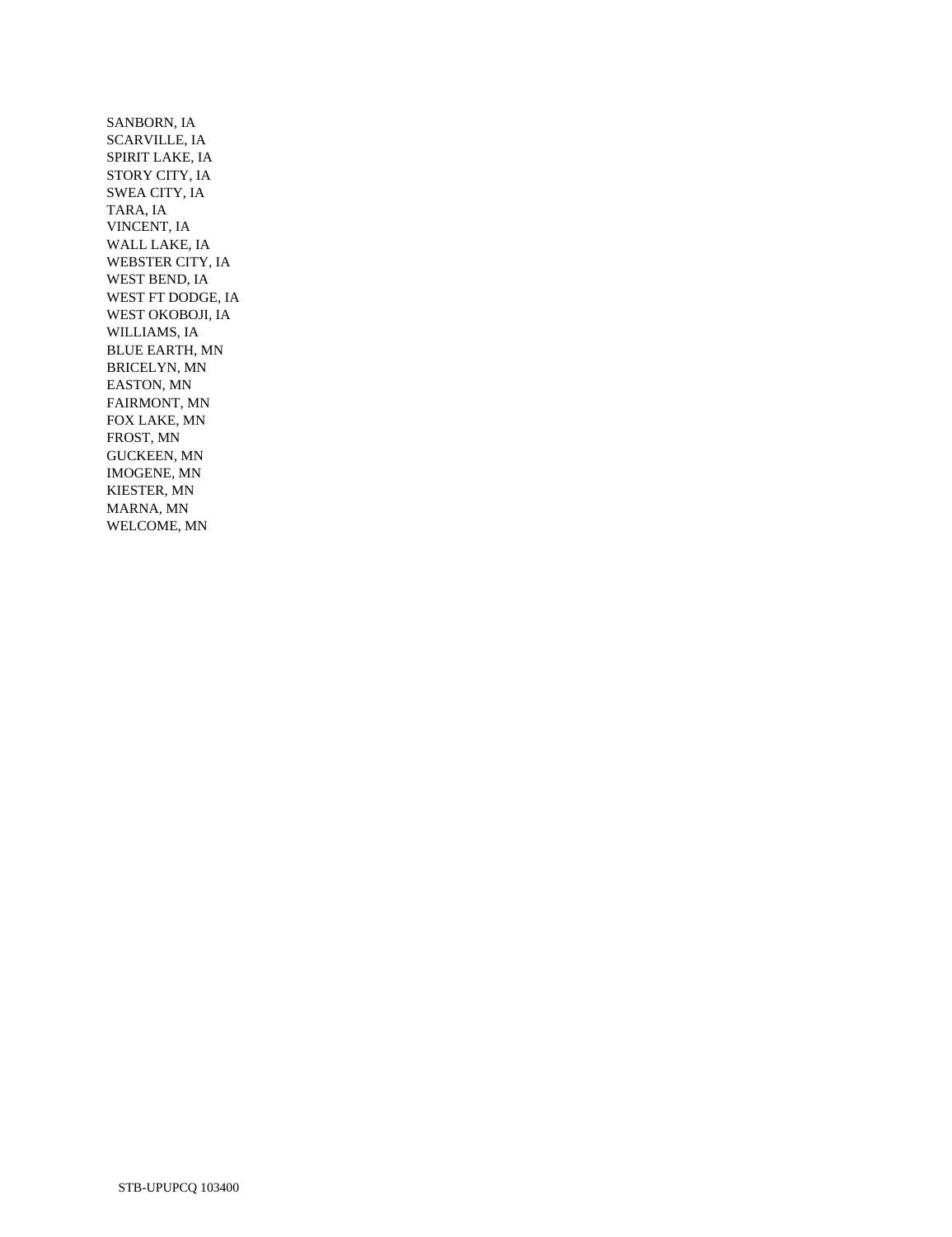SANBORN, IA
SCARVILLE, IA
SPIRIT LAKE, IA
STORY CITY, IA
SWEA CITY, IA
TARA, IA
VINCENT, IA
WALL LAKE, IA
WEBSTER CITY, IA
WEST BEND, IA
WEST FT DODGE, IA
WEST OKOBOJI, IA
WILLIAMS, IA
BLUE EARTH, MN
BRICELYN, MN
EASTON, MN
FAIRMONT, MN
FOX LAKE, MN
FROST, MN
GUCKEEN, MN
IMOGENE, MN
KIESTER, MN
MARNA, MN
WELCOME, MN

STB-UPUPCQ 103400